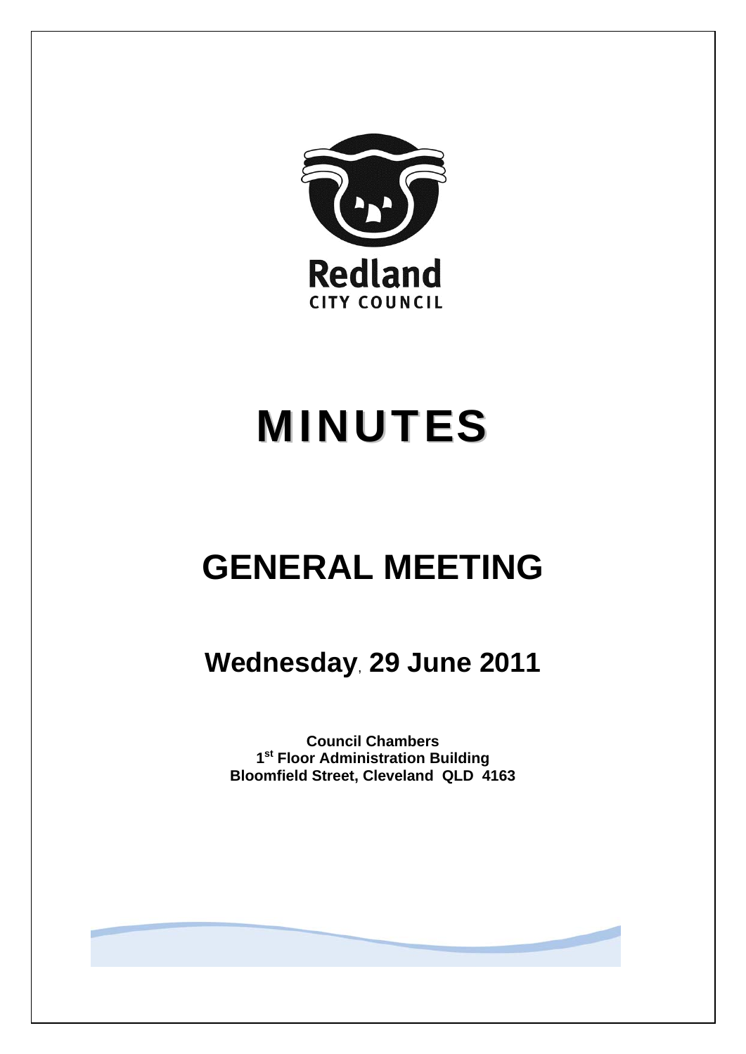Redland
CITY COUNCIL

# MINUTES

# GENERAL MEETING

## Wednesday, 29 June 2011

**Council Chambers**
**1st Floor Administration Building**
**Bloomfield Street, Cleveland QLD 4163**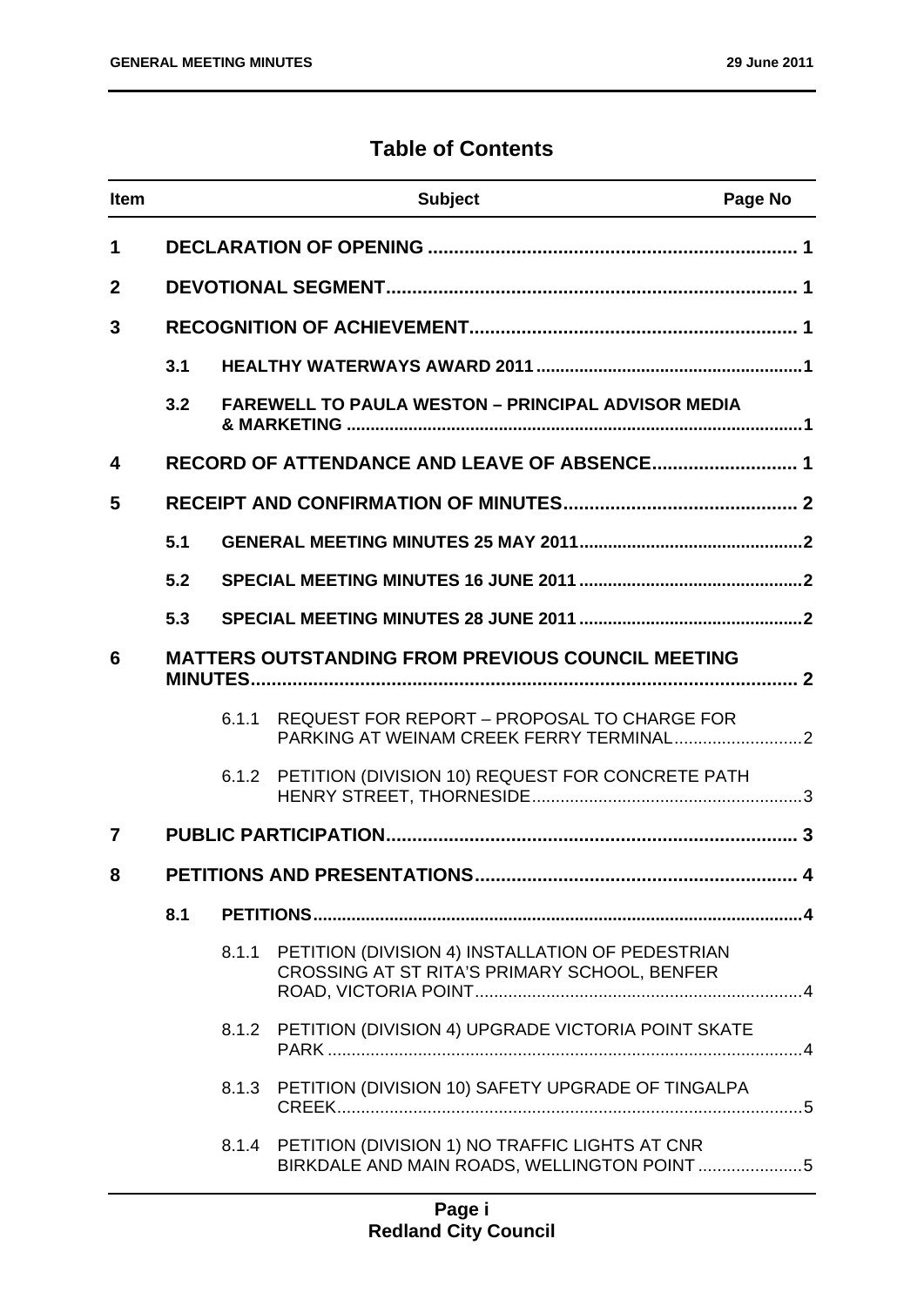# Table of Contents

| Item | | | Subject | Page No |
|---|---|---|---|---|
| **1** | | | **DECLARATION OF OPENING** | **1** |
| **2** | | | **DEVOTIONAL SEGMENT** | **1** |
| **3** | | | **RECOGNITION OF ACHIEVEMENT** | **1** |
| | **3.1** | | **HEALTHY WATERWAYS AWARD 2011** | **1** |
| | **3.2** | | **FAREWELL TO PAULA WESTON – PRINCIPAL ADVISOR MEDIA & MARKETING** | **1** |
| **4** | | | **RECORD OF ATTENDANCE AND LEAVE OF ABSENCE** | **1** |
| **5** | | | **RECEIPT AND CONFIRMATION OF MINUTES** | **2** |
| | **5.1** | | **GENERAL MEETING MINUTES 25 MAY 2011** | **2** |
| | **5.2** | | **SPECIAL MEETING MINUTES 16 JUNE 2011** | **2** |
| | **5.3** | | **SPECIAL MEETING MINUTES 28 JUNE 2011** | **2** |
| **6** | | | **MATTERS OUTSTANDING FROM PREVIOUS COUNCIL MEETING MINUTES** | **2** |
| | | 6.1.1 | REQUEST FOR REPORT – PROPOSAL TO CHARGE FOR PARKING AT WEINAM CREEK FERRY TERMINAL | 2 |
| | | 6.1.2 | PETITION (DIVISION 10) REQUEST FOR CONCRETE PATH HENRY STREET, THORNESIDE | 3 |
| **7** | | | **PUBLIC PARTICIPATION** | **3** |
| **8** | | | **PETITIONS AND PRESENTATIONS** | **4** |
| | **8.1** | | **PETITIONS** | **4** |
| | | 8.1.1 | PETITION (DIVISION 4) INSTALLATION OF PEDESTRIAN CROSSING AT ST RITA'S PRIMARY SCHOOL, BENFER ROAD, VICTORIA POINT | 4 |
| | | 8.1.2 | PETITION (DIVISION 4) UPGRADE VICTORIA POINT SKATE PARK | 4 |
| | | 8.1.3 | PETITION (DIVISION 10) SAFETY UPGRADE OF TINGALPA CREEK | 5 |
| | | 8.1.4 | PETITION (DIVISION 1) NO TRAFFIC LIGHTS AT CNR BIRKDALE AND MAIN ROADS, WELLINGTON POINT | 5 |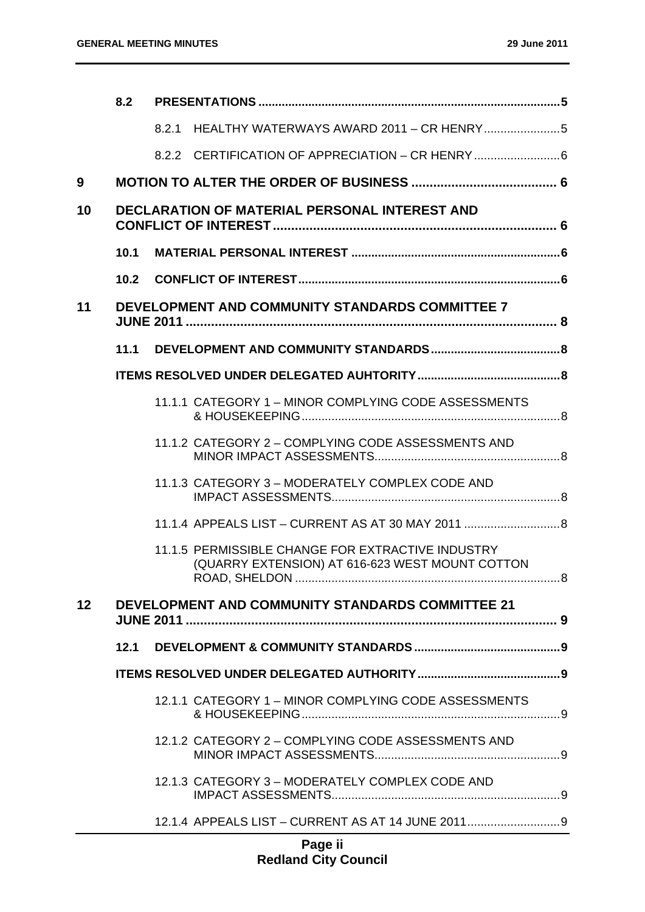| | | | |
|---|---|---|---|
| | **8.2** | **PRESENTATIONS** | **5** |
| | | 8.2.1 HEALTHY WATERWAYS AWARD 2011 – CR HENRY | 5 |
| | | 8.2.2 CERTIFICATION OF APPRECIATION – CR HENRY | 6 |
| **9** | | **MOTION TO ALTER THE ORDER OF BUSINESS** | **6** |
| **10** | | **DECLARATION OF MATERIAL PERSONAL INTEREST AND CONFLICT OF INTEREST** | **6** |
| | **10.1** | **MATERIAL PERSONAL INTEREST** | **6** |
| | **10.2** | **CONFLICT OF INTEREST** | **6** |
| **11** | | **DEVELOPMENT AND COMMUNITY STANDARDS COMMITTEE 7 JUNE 2011** | **8** |
| | **11.1** | **DEVELOPMENT AND COMMUNITY STANDARDS** | **8** |
| | | **ITEMS RESOLVED UNDER DELEGATED AUHTORITY** | **8** |
| | | 11.1.1 CATEGORY 1 – MINOR COMPLYING CODE ASSESSMENTS & HOUSEKEEPING | 8 |
| | | 11.1.2 CATEGORY 2 – COMPLYING CODE ASSESSMENTS AND MINOR IMPACT ASSESSMENTS | 8 |
| | | 11.1.3 CATEGORY 3 – MODERATELY COMPLEX CODE AND IMPACT ASSESSMENTS | 8 |
| | | 11.1.4 APPEALS LIST – CURRENT AS AT 30 MAY 2011 | 8 |
| | | 11.1.5 PERMISSIBLE CHANGE FOR EXTRACTIVE INDUSTRY (QUARRY EXTENSION) AT 616-623 WEST MOUNT COTTON ROAD, SHELDON | 8 |
| **12** | | **DEVELOPMENT AND COMMUNITY STANDARDS COMMITTEE 21 JUNE 2011** | **9** |
| | **12.1** | **DEVELOPMENT & COMMUNITY STANDARDS** | **9** |
| | | **ITEMS RESOLVED UNDER DELEGATED AUTHORITY** | **9** |
| | | 12.1.1 CATEGORY 1 – MINOR COMPLYING CODE ASSESSMENTS & HOUSEKEEPING | 9 |
| | | 12.1.2 CATEGORY 2 – COMPLYING CODE ASSESSMENTS AND MINOR IMPACT ASSESSMENTS | 9 |
| | | 12.1.3 CATEGORY 3 – MODERATELY COMPLEX CODE AND IMPACT ASSESSMENTS | 9 |
| | | 12.1.4 APPEALS LIST – CURRENT AS AT 14 JUNE 2011 | 9 |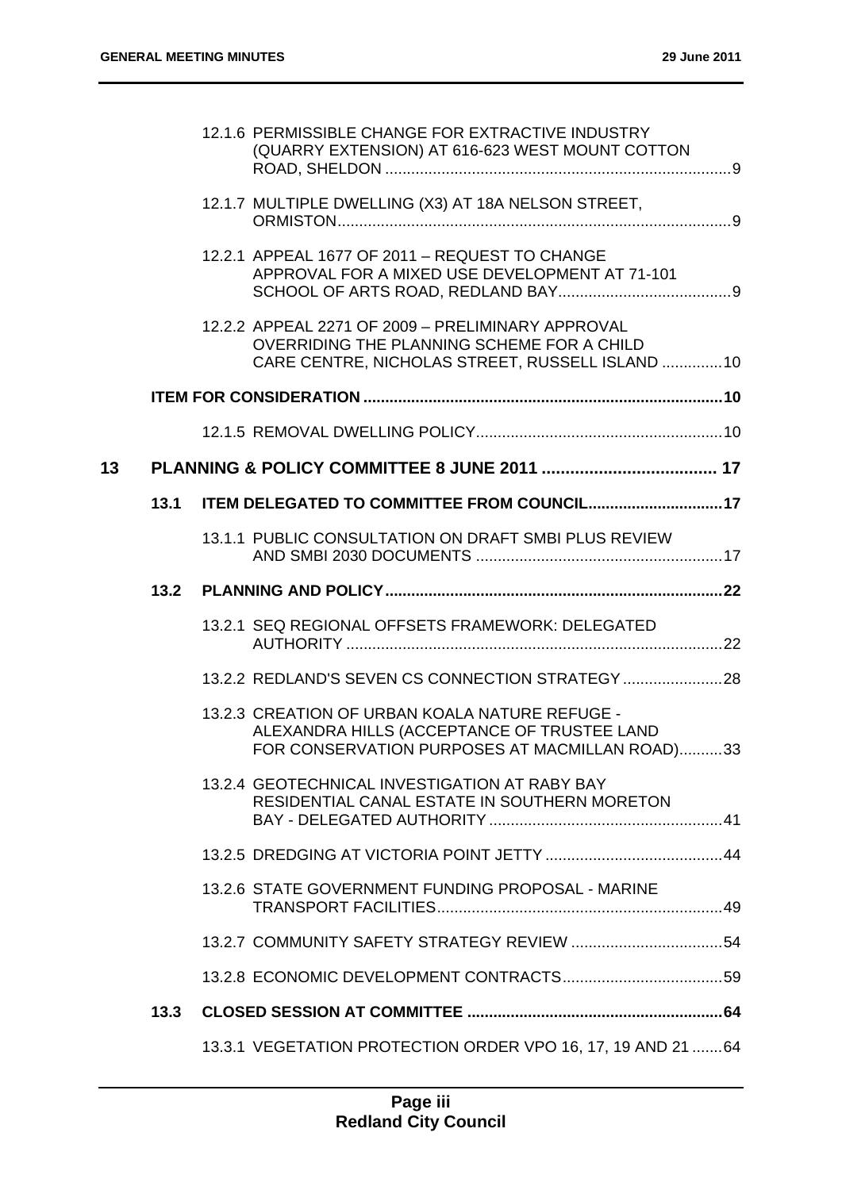12.1.6 PERMISSIBLE CHANGE FOR EXTRACTIVE INDUSTRY (QUARRY EXTENSION) AT 616-623 WEST MOUNT COTTON ROAD, SHELDON ....... 9

12.1.7 MULTIPLE DWELLING (X3) AT 18A NELSON STREET, ORMISTON ....... 9

12.2.1 APPEAL 1677 OF 2011 – REQUEST TO CHANGE APPROVAL FOR A MIXED USE DEVELOPMENT AT 71-101 SCHOOL OF ARTS ROAD, REDLAND BAY ....... 9

12.2.2 APPEAL 2271 OF 2009 – PRELIMINARY APPROVAL OVERRIDING THE PLANNING SCHEME FOR A CHILD CARE CENTRE, NICHOLAS STREET, RUSSELL ISLAND ....... 10

**ITEM FOR CONSIDERATION ....... 10**

12.1.5 REMOVAL DWELLING POLICY ....... 10

**13 PLANNING & POLICY COMMITTEE 8 JUNE 2011 ....... 17**

**13.1 ITEM DELEGATED TO COMMITTEE FROM COUNCIL ....... 17**

13.1.1 PUBLIC CONSULTATION ON DRAFT SMBI PLUS REVIEW AND SMBI 2030 DOCUMENTS ....... 17

**13.2 PLANNING AND POLICY ....... 22**

13.2.1 SEQ REGIONAL OFFSETS FRAMEWORK: DELEGATED AUTHORITY ....... 22

13.2.2 REDLAND'S SEVEN CS CONNECTION STRATEGY ....... 28

13.2.3 CREATION OF URBAN KOALA NATURE REFUGE - ALEXANDRA HILLS (ACCEPTANCE OF TRUSTEE LAND FOR CONSERVATION PURPOSES AT MACMILLAN ROAD) ....... 33

13.2.4 GEOTECHNICAL INVESTIGATION AT RABY BAY RESIDENTIAL CANAL ESTATE IN SOUTHERN MORETON BAY - DELEGATED AUTHORITY ....... 41

13.2.5 DREDGING AT VICTORIA POINT JETTY ....... 44

13.2.6 STATE GOVERNMENT FUNDING PROPOSAL - MARINE TRANSPORT FACILITIES ....... 49

13.2.7 COMMUNITY SAFETY STRATEGY REVIEW ....... 54

13.2.8 ECONOMIC DEVELOPMENT CONTRACTS ....... 59

**13.3 CLOSED SESSION AT COMMITTEE ....... 64**

13.3.1 VEGETATION PROTECTION ORDER VPO 16, 17, 19 AND 21 ....... 64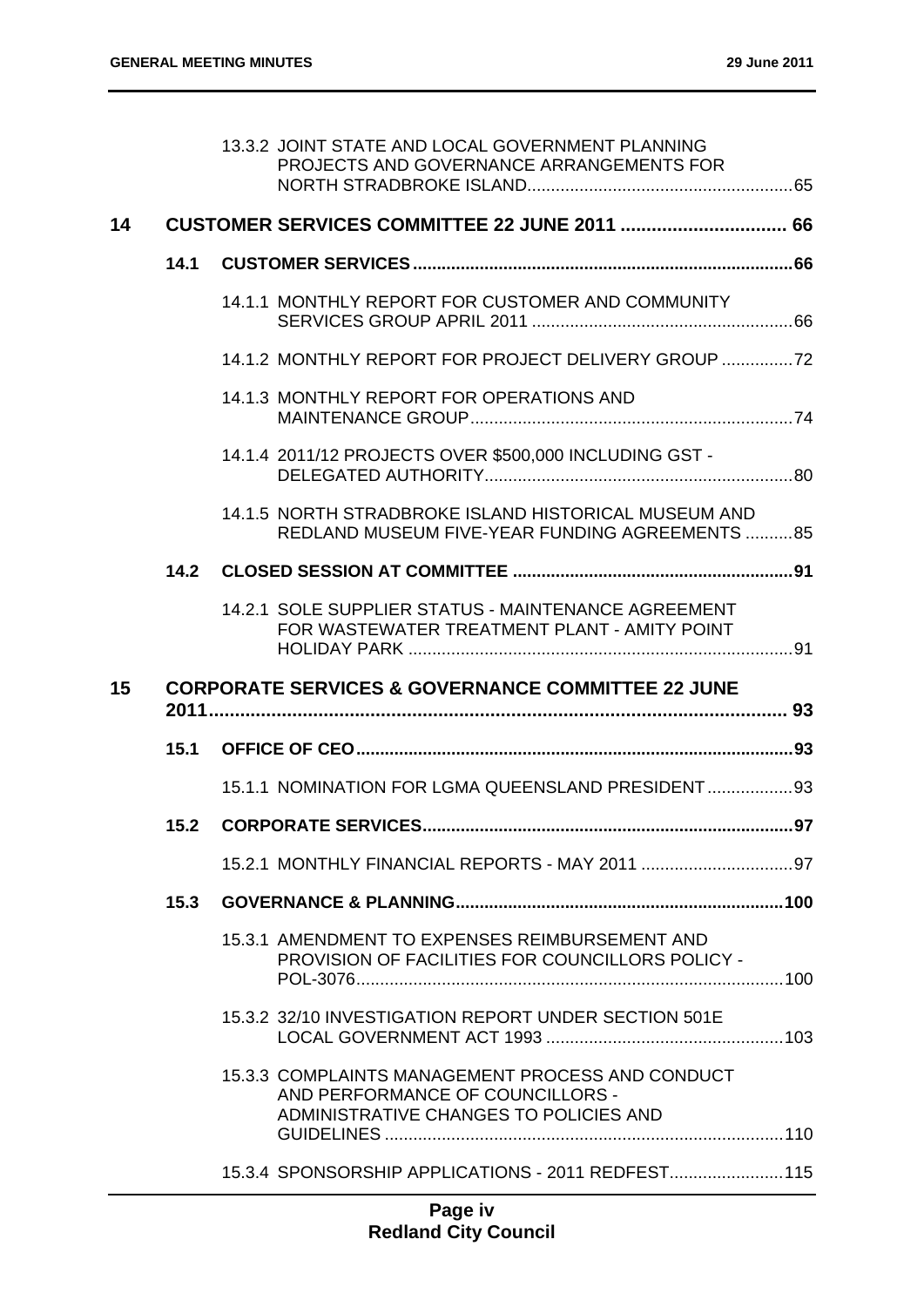13.3.2 JOINT STATE AND LOCAL GOVERNMENT PLANNING PROJECTS AND GOVERNANCE ARRANGEMENTS FOR NORTH STRADBROKE ISLAND ....... 65

**14 CUSTOMER SERVICES COMMITTEE 22 JUNE 2011 ....... 66**

**14.1 CUSTOMER SERVICES ....... 66**

14.1.1 MONTHLY REPORT FOR CUSTOMER AND COMMUNITY SERVICES GROUP APRIL 2011 ....... 66

14.1.2 MONTHLY REPORT FOR PROJECT DELIVERY GROUP ....... 72

14.1.3 MONTHLY REPORT FOR OPERATIONS AND MAINTENANCE GROUP ....... 74

14.1.4 2011/12 PROJECTS OVER $500,000 INCLUDING GST - DELEGATED AUTHORITY ....... 80

14.1.5 NORTH STRADBROKE ISLAND HISTORICAL MUSEUM AND REDLAND MUSEUM FIVE-YEAR FUNDING AGREEMENTS ....... 85

**14.2 CLOSED SESSION AT COMMITTEE ....... 91**

14.2.1 SOLE SUPPLIER STATUS - MAINTENANCE AGREEMENT FOR WASTEWATER TREATMENT PLANT - AMITY POINT HOLIDAY PARK ....... 91

**15 CORPORATE SERVICES & GOVERNANCE COMMITTEE 22 JUNE 2011 ....... 93**

**15.1 OFFICE OF CEO ....... 93**

15.1.1 NOMINATION FOR LGMA QUEENSLAND PRESIDENT ....... 93

**15.2 CORPORATE SERVICES ....... 97**

15.2.1 MONTHLY FINANCIAL REPORTS - MAY 2011 ....... 97

**15.3 GOVERNANCE & PLANNING ....... 100**

15.3.1 AMENDMENT TO EXPENSES REIMBURSEMENT AND PROVISION OF FACILITIES FOR COUNCILLORS POLICY - POL-3076 ....... 100

15.3.2 32/10 INVESTIGATION REPORT UNDER SECTION 501E LOCAL GOVERNMENT ACT 1993 ....... 103

15.3.3 COMPLAINTS MANAGEMENT PROCESS AND CONDUCT AND PERFORMANCE OF COUNCILLORS - ADMINISTRATIVE CHANGES TO POLICIES AND GUIDELINES ....... 110

15.3.4 SPONSORSHIP APPLICATIONS - 2011 REDFEST ....... 115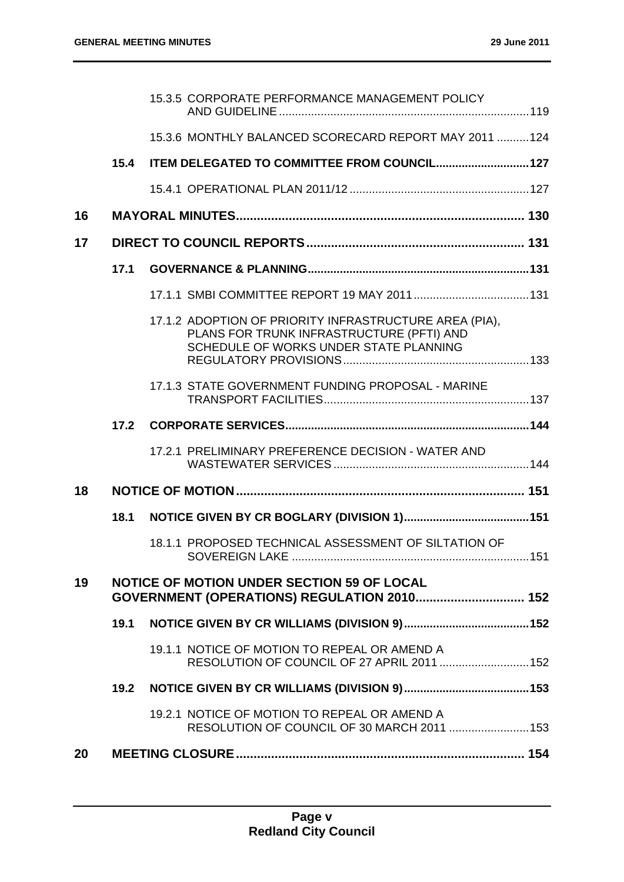| | | | |
|---|---|---|---|
| | | 15.3.5 CORPORATE PERFORMANCE MANAGEMENT POLICY AND GUIDELINE | 119 |
| | | 15.3.6 MONTHLY BALANCED SCORECARD REPORT MAY 2011 | 124 |
| | **15.4** | **ITEM DELEGATED TO COMMITTEE FROM COUNCIL** | **127** |
| | | 15.4.1 OPERATIONAL PLAN 2011/12 | 127 |
| **16** | **MAYORAL MINUTES** | | **130** |
| **17** | **DIRECT TO COUNCIL REPORTS** | | **131** |
| | **17.1** | **GOVERNANCE & PLANNING** | **131** |
| | | 17.1.1 SMBI COMMITTEE REPORT 19 MAY 2011 | 131 |
| | | 17.1.2 ADOPTION OF PRIORITY INFRASTRUCTURE AREA (PIA), PLANS FOR TRUNK INFRASTRUCTURE (PFTI) AND SCHEDULE OF WORKS UNDER STATE PLANNING REGULATORY PROVISIONS | 133 |
| | | 17.1.3 STATE GOVERNMENT FUNDING PROPOSAL - MARINE TRANSPORT FACILITIES | 137 |
| | **17.2** | **CORPORATE SERVICES** | **144** |
| | | 17.2.1 PRELIMINARY PREFERENCE DECISION - WATER AND WASTEWATER SERVICES | 144 |
| **18** | **NOTICE OF MOTION** | | **151** |
| | **18.1** | **NOTICE GIVEN BY CR BOGLARY (DIVISION 1)** | **151** |
| | | 18.1.1 PROPOSED TECHNICAL ASSESSMENT OF SILTATION OF SOVEREIGN LAKE | 151 |
| **19** | **NOTICE OF MOTION UNDER SECTION 59 OF LOCAL GOVERNMENT (OPERATIONS) REGULATION 2010** | | **152** |
| | **19.1** | **NOTICE GIVEN BY CR WILLIAMS (DIVISION 9)** | **152** |
| | | 19.1.1 NOTICE OF MOTION TO REPEAL OR AMEND A RESOLUTION OF COUNCIL OF 27 APRIL 2011 | 152 |
| | **19.2** | **NOTICE GIVEN BY CR WILLIAMS (DIVISION 9)** | **153** |
| | | 19.2.1 NOTICE OF MOTION TO REPEAL OR AMEND A RESOLUTION OF COUNCIL OF 30 MARCH 2011 | 153 |
| **20** | **MEETING CLOSURE** | | **154** |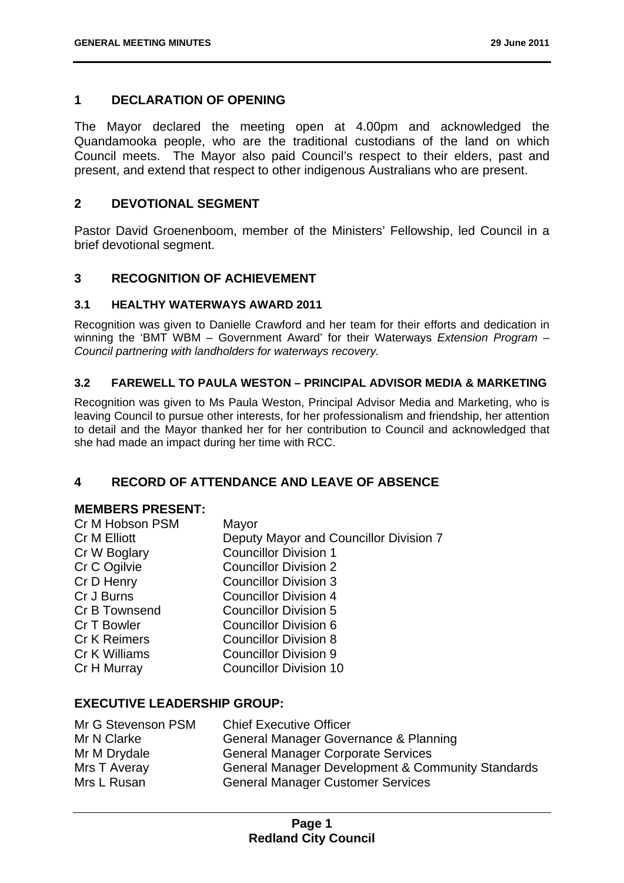## 1 DECLARATION OF OPENING

The Mayor declared the meeting open at 4.00pm and acknowledged the Quandamooka people, who are the traditional custodians of the land on which Council meets. The Mayor also paid Council's respect to their elders, past and present, and extend that respect to other indigenous Australians who are present.

## 2 DEVOTIONAL SEGMENT

Pastor David Groenenboom, member of the Ministers' Fellowship, led Council in a brief devotional segment.

## 3 RECOGNITION OF ACHIEVEMENT

### 3.1 HEALTHY WATERWAYS AWARD 2011

Recognition was given to Danielle Crawford and her team for their efforts and dedication in winning the 'BMT WBM – Government Award' for their Waterways *Extension Program – Council partnering with landholders for waterways recovery.*

### 3.2 FAREWELL TO PAULA WESTON – PRINCIPAL ADVISOR MEDIA & MARKETING

Recognition was given to Ms Paula Weston, Principal Advisor Media and Marketing, who is leaving Council to pursue other interests, for her professionalism and friendship, her attention to detail and the Mayor thanked her for her contribution to Council and acknowledged that she had made an impact during her time with RCC.

## 4 RECORD OF ATTENDANCE AND LEAVE OF ABSENCE

**MEMBERS PRESENT:**

| | |
|---|---|
| Cr M Hobson PSM | Mayor |
| Cr M Elliott | Deputy Mayor and Councillor Division 7 |
| Cr W Boglary | Councillor Division 1 |
| Cr C Ogilvie | Councillor Division 2 |
| Cr D Henry | Councillor Division 3 |
| Cr J Burns | Councillor Division 4 |
| Cr B Townsend | Councillor Division 5 |
| Cr T Bowler | Councillor Division 6 |
| Cr K Reimers | Councillor Division 8 |
| Cr K Williams | Councillor Division 9 |
| Cr H Murray | Councillor Division 10 |

**EXECUTIVE LEADERSHIP GROUP:**

| | |
|---|---|
| Mr G Stevenson PSM | Chief Executive Officer |
| Mr N Clarke | General Manager Governance & Planning |
| Mr M Drydale | General Manager Corporate Services |
| Mrs T Averay | General Manager Development & Community Standards |
| Mrs L Rusan | General Manager Customer Services |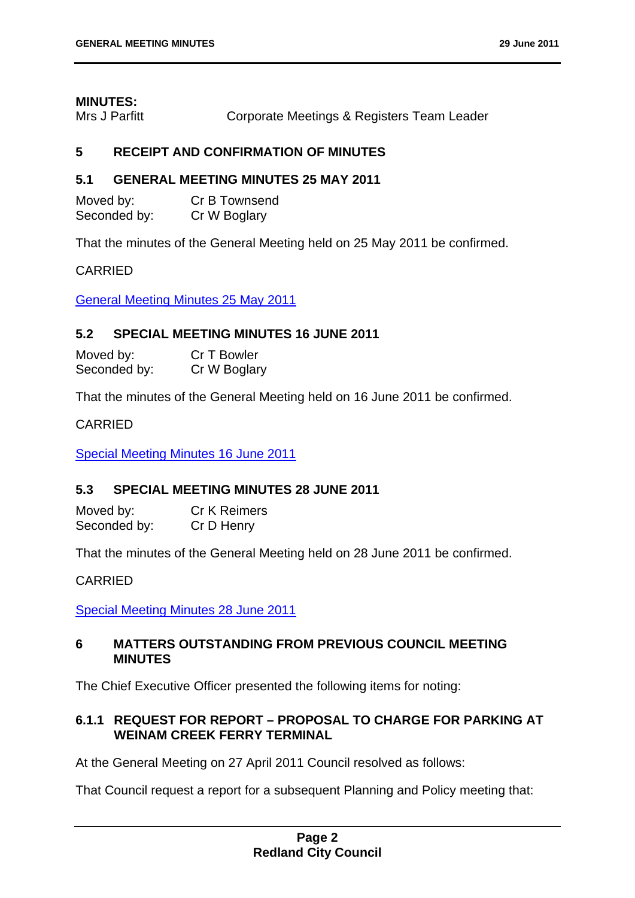**MINUTES:**

Mrs J Parfitt Corporate Meetings & Registers Team Leader

## 5 RECEIPT AND CONFIRMATION OF MINUTES

### 5.1 GENERAL MEETING MINUTES 25 MAY 2011

Moved by: Cr B Townsend
Seconded by: Cr W Boglary

That the minutes of the General Meeting held on 25 May 2011 be confirmed.

CARRIED

General Meeting Minutes 25 May 2011

### 5.2 SPECIAL MEETING MINUTES 16 JUNE 2011

Moved by: Cr T Bowler
Seconded by: Cr W Boglary

That the minutes of the General Meeting held on 16 June 2011 be confirmed.

CARRIED

Special Meeting Minutes 16 June 2011

### 5.3 SPECIAL MEETING MINUTES 28 JUNE 2011

Moved by: Cr K Reimers
Seconded by: Cr D Henry

That the minutes of the General Meeting held on 28 June 2011 be confirmed.

CARRIED

Special Meeting Minutes 28 June 2011

## 6 MATTERS OUTSTANDING FROM PREVIOUS COUNCIL MEETING MINUTES

The Chief Executive Officer presented the following items for noting:

### 6.1.1 REQUEST FOR REPORT – PROPOSAL TO CHARGE FOR PARKING AT WEINAM CREEK FERRY TERMINAL

At the General Meeting on 27 April 2011 Council resolved as follows:

That Council request a report for a subsequent Planning and Policy meeting that: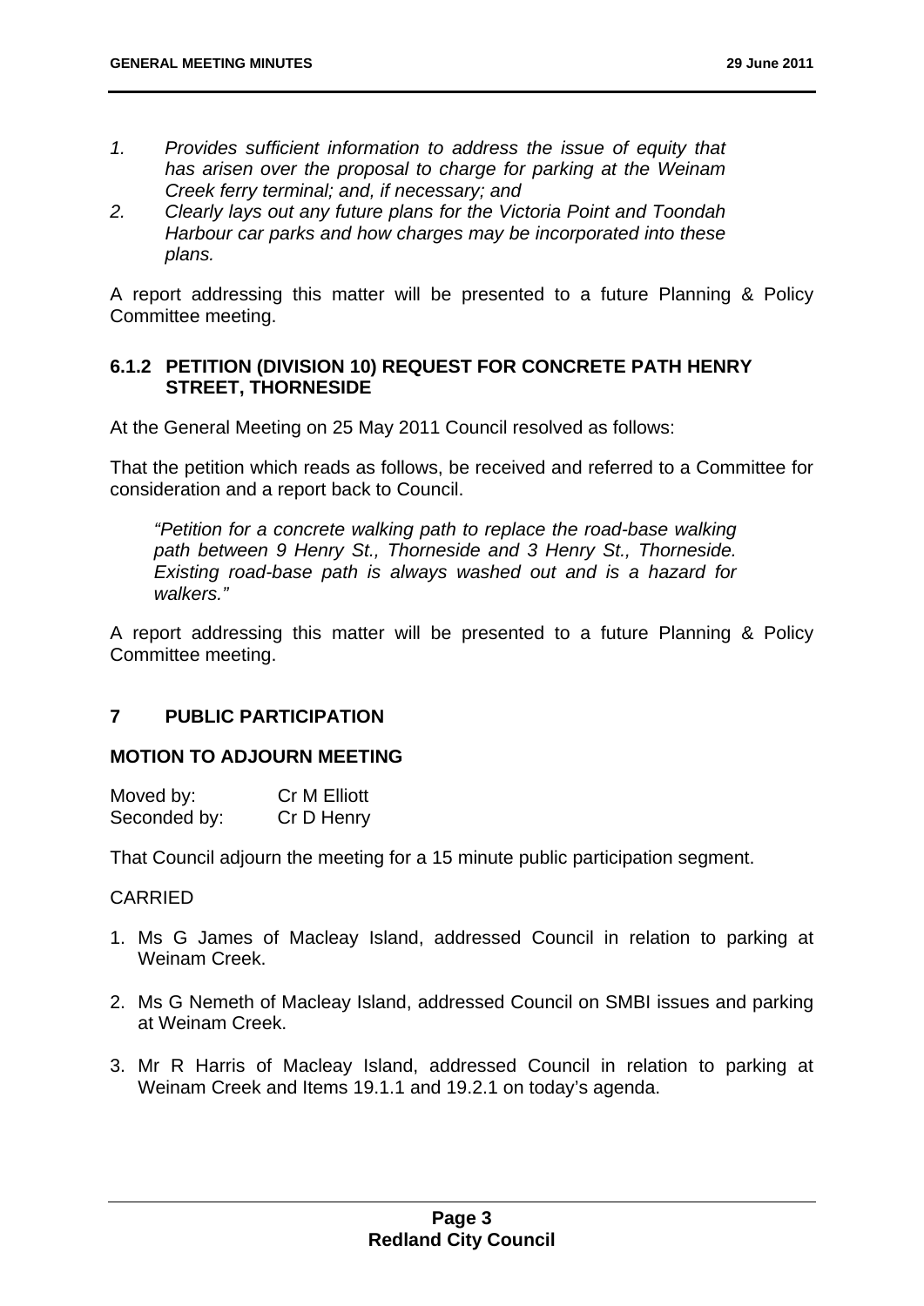*1. Provides sufficient information to address the issue of equity that has arisen over the proposal to charge for parking at the Weinam Creek ferry terminal; and, if necessary; and*

*2. Clearly lays out any future plans for the Victoria Point and Toondah Harbour car parks and how charges may be incorporated into these plans.*

A report addressing this matter will be presented to a future Planning & Policy Committee meeting.

### 6.1.2 PETITION (DIVISION 10) REQUEST FOR CONCRETE PATH HENRY STREET, THORNESIDE

At the General Meeting on 25 May 2011 Council resolved as follows:

That the petition which reads as follows, be received and referred to a Committee for consideration and a report back to Council.

> *"Petition for a concrete walking path to replace the road-base walking path between 9 Henry St., Thorneside and 3 Henry St., Thorneside. Existing road-base path is always washed out and is a hazard for walkers."*

A report addressing this matter will be presented to a future Planning & Policy Committee meeting.

## 7 PUBLIC PARTICIPATION

### MOTION TO ADJOURN MEETING

Moved by: Cr M Elliott
Seconded by: Cr D Henry

That Council adjourn the meeting for a 15 minute public participation segment.

CARRIED

1. Ms G James of Macleay Island, addressed Council in relation to parking at Weinam Creek.
2. Ms G Nemeth of Macleay Island, addressed Council on SMBI issues and parking at Weinam Creek.
3. Mr R Harris of Macleay Island, addressed Council in relation to parking at Weinam Creek and Items 19.1.1 and 19.2.1 on today's agenda.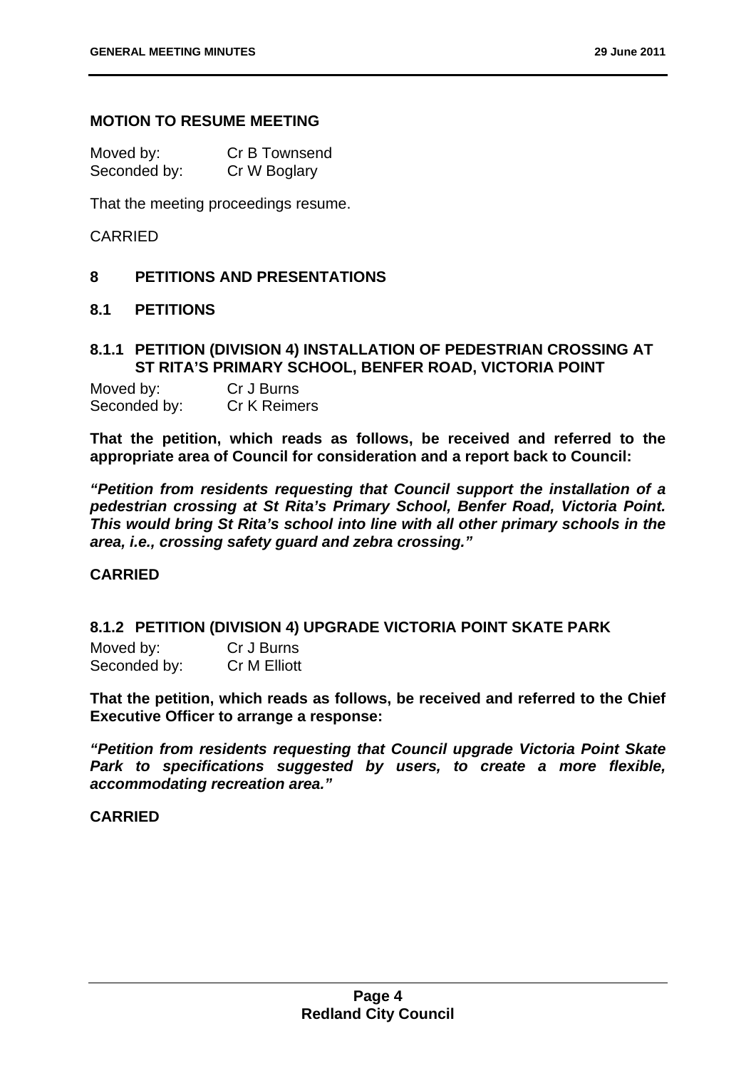### MOTION TO RESUME MEETING

Moved by: Cr B Townsend
Seconded by: Cr W Boglary

That the meeting proceedings resume.

CARRIED

## 8 PETITIONS AND PRESENTATIONS

### 8.1 PETITIONS

#### 8.1.1 PETITION (DIVISION 4) INSTALLATION OF PEDESTRIAN CROSSING AT ST RITA'S PRIMARY SCHOOL, BENFER ROAD, VICTORIA POINT

Moved by: Cr J Burns
Seconded by: Cr K Reimers

**That the petition, which reads as follows, be received and referred to the appropriate area of Council for consideration and a report back to Council:**

***"Petition from residents requesting that Council support the installation of a pedestrian crossing at St Rita's Primary School, Benfer Road, Victoria Point. This would bring St Rita's school into line with all other primary schools in the area, i.e., crossing safety guard and zebra crossing."***

**CARRIED**

#### 8.1.2 PETITION (DIVISION 4) UPGRADE VICTORIA POINT SKATE PARK

Moved by: Cr J Burns
Seconded by: Cr M Elliott

**That the petition, which reads as follows, be received and referred to the Chief Executive Officer to arrange a response:**

***"Petition from residents requesting that Council upgrade Victoria Point Skate Park to specifications suggested by users, to create a more flexible, accommodating recreation area."***

**CARRIED**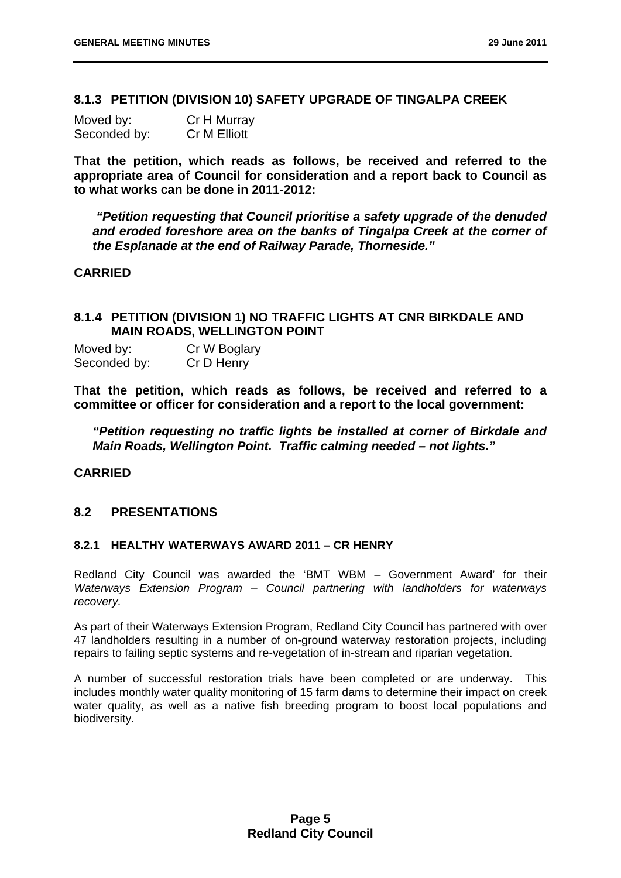### 8.1.3 PETITION (DIVISION 10) SAFETY UPGRADE OF TINGALPA CREEK

Moved by: Cr H Murray
Seconded by: Cr M Elliott

**That the petition, which reads as follows, be received and referred to the appropriate area of Council for consideration and a report back to Council as to what works can be done in 2011-2012:**

> ***"Petition requesting that Council prioritise a safety upgrade of the denuded and eroded foreshore area on the banks of Tingalpa Creek at the corner of the Esplanade at the end of Railway Parade, Thorneside."***

**CARRIED**

### 8.1.4 PETITION (DIVISION 1) NO TRAFFIC LIGHTS AT CNR BIRKDALE AND MAIN ROADS, WELLINGTON POINT

Moved by: Cr W Boglary
Seconded by: Cr D Henry

**That the petition, which reads as follows, be received and referred to a committee or officer for consideration and a report to the local government:**

> ***"Petition requesting no traffic lights be installed at corner of Birkdale and Main Roads, Wellington Point. Traffic calming needed – not lights."***

**CARRIED**

## 8.2 PRESENTATIONS

### 8.2.1 HEALTHY WATERWAYS AWARD 2011 – CR HENRY

Redland City Council was awarded the 'BMT WBM – Government Award' for their *Waterways Extension Program – Council partnering with landholders for waterways recovery.*

As part of their Waterways Extension Program, Redland City Council has partnered with over 47 landholders resulting in a number of on-ground waterway restoration projects, including repairs to failing septic systems and re-vegetation of in-stream and riparian vegetation.

A number of successful restoration trials have been completed or are underway. This includes monthly water quality monitoring of 15 farm dams to determine their impact on creek water quality, as well as a native fish breeding program to boost local populations and biodiversity.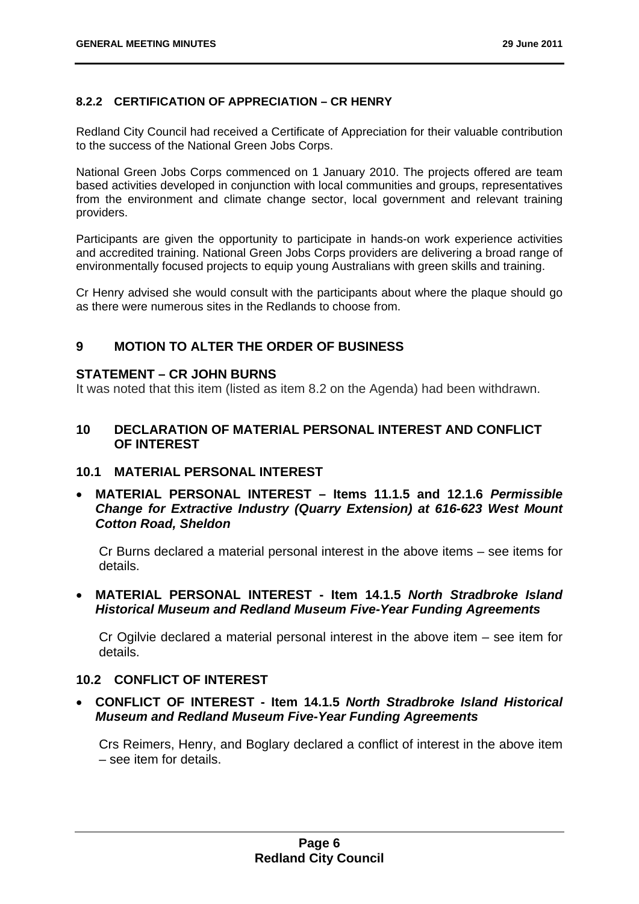### 8.2.2 CERTIFICATION OF APPRECIATION – CR HENRY

Redland City Council had received a Certificate of Appreciation for their valuable contribution to the success of the National Green Jobs Corps.

National Green Jobs Corps commenced on 1 January 2010. The projects offered are team based activities developed in conjunction with local communities and groups, representatives from the environment and climate change sector, local government and relevant training providers.

Participants are given the opportunity to participate in hands-on work experience activities and accredited training. National Green Jobs Corps providers are delivering a broad range of environmentally focused projects to equip young Australians with green skills and training.

Cr Henry advised she would consult with the participants about where the plaque should go as there were numerous sites in the Redlands to choose from.

## 9 MOTION TO ALTER THE ORDER OF BUSINESS

### STATEMENT – CR JOHN BURNS

It was noted that this item (listed as item 8.2 on the Agenda) had been withdrawn.

## 10 DECLARATION OF MATERIAL PERSONAL INTEREST AND CONFLICT OF INTEREST

### 10.1 MATERIAL PERSONAL INTEREST

- **MATERIAL PERSONAL INTEREST – Items 11.1.5 and 12.1.6 *Permissible Change for Extractive Industry (Quarry Extension) at 616-623 West Mount Cotton Road, Sheldon***

  Cr Burns declared a material personal interest in the above items – see items for details.

- **MATERIAL PERSONAL INTEREST - Item 14.1.5 *North Stradbroke Island Historical Museum and Redland Museum Five-Year Funding Agreements***

  Cr Ogilvie declared a material personal interest in the above item – see item for details.

### 10.2 CONFLICT OF INTEREST

- **CONFLICT OF INTEREST - Item 14.1.5 *North Stradbroke Island Historical Museum and Redland Museum Five-Year Funding Agreements***

  Crs Reimers, Henry, and Boglary declared a conflict of interest in the above item – see item for details.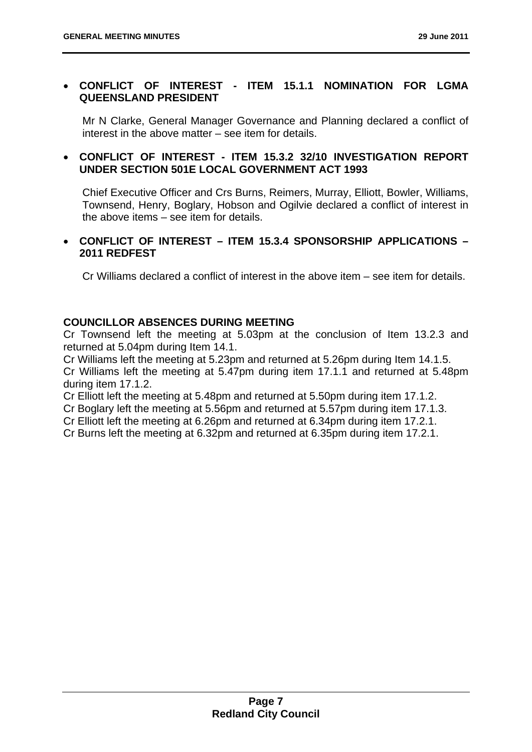- **CONFLICT OF INTEREST - ITEM 15.1.1 NOMINATION FOR LGMA QUEENSLAND PRESIDENT**

  Mr N Clarke, General Manager Governance and Planning declared a conflict of interest in the above matter – see item for details.

- **CONFLICT OF INTEREST - ITEM 15.3.2 32/10 INVESTIGATION REPORT UNDER SECTION 501E LOCAL GOVERNMENT ACT 1993**

  Chief Executive Officer and Crs Burns, Reimers, Murray, Elliott, Bowler, Williams, Townsend, Henry, Boglary, Hobson and Ogilvie declared a conflict of interest in the above items – see item for details.

- **CONFLICT OF INTEREST – ITEM 15.3.4 SPONSORSHIP APPLICATIONS – 2011 REDFEST**

  Cr Williams declared a conflict of interest in the above item – see item for details.

**COUNCILLOR ABSENCES DURING MEETING**

Cr Townsend left the meeting at 5.03pm at the conclusion of Item 13.2.3 and returned at 5.04pm during Item 14.1.

Cr Williams left the meeting at 5.23pm and returned at 5.26pm during Item 14.1.5.

Cr Williams left the meeting at 5.47pm during item 17.1.1 and returned at 5.48pm during item 17.1.2.

Cr Elliott left the meeting at 5.48pm and returned at 5.50pm during item 17.1.2.

Cr Boglary left the meeting at 5.56pm and returned at 5.57pm during item 17.1.3.

Cr Elliott left the meeting at 6.26pm and returned at 6.34pm during item 17.2.1.

Cr Burns left the meeting at 6.32pm and returned at 6.35pm during item 17.2.1.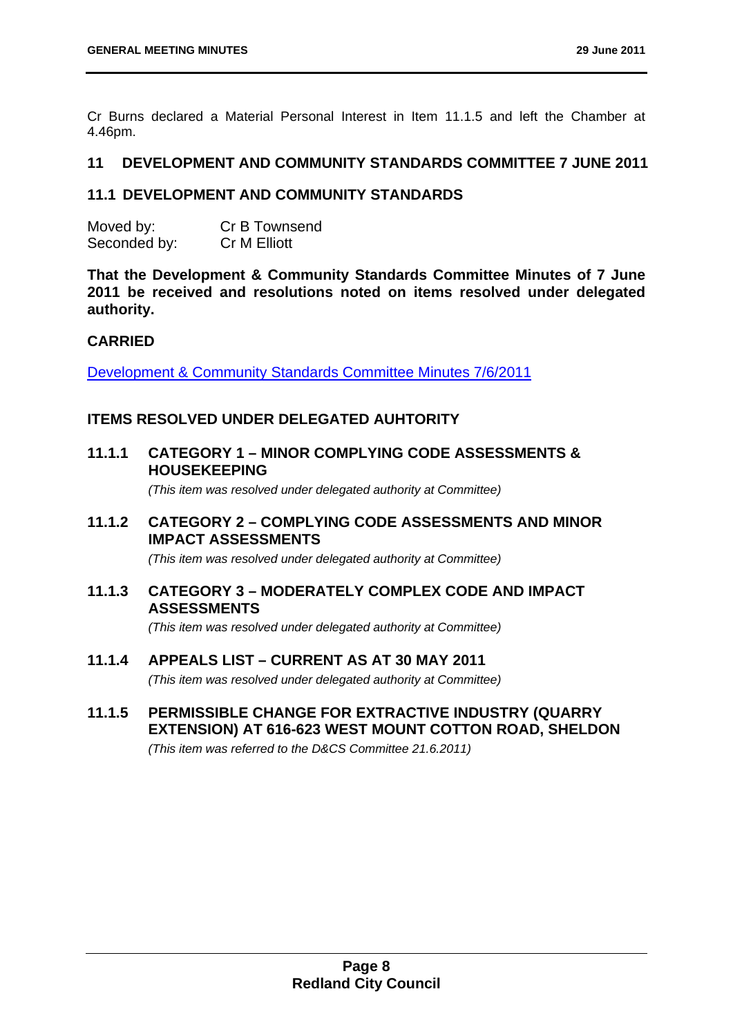Cr Burns declared a Material Personal Interest in Item 11.1.5 and left the Chamber at 4.46pm.

## 11 DEVELOPMENT AND COMMUNITY STANDARDS COMMITTEE 7 JUNE 2011

### 11.1 DEVELOPMENT AND COMMUNITY STANDARDS

Moved by: Cr B Townsend
Seconded by: Cr M Elliott

**That the Development & Community Standards Committee Minutes of 7 June 2011 be received and resolutions noted on items resolved under delegated authority.**

**CARRIED**

Development & Community Standards Committee Minutes 7/6/2011

### ITEMS RESOLVED UNDER DELEGATED AUHTORITY

#### 11.1.1 CATEGORY 1 – MINOR COMPLYING CODE ASSESSMENTS & HOUSEKEEPING

*(This item was resolved under delegated authority at Committee)*

#### 11.1.2 CATEGORY 2 – COMPLYING CODE ASSESSMENTS AND MINOR IMPACT ASSESSMENTS

*(This item was resolved under delegated authority at Committee)*

#### 11.1.3 CATEGORY 3 – MODERATELY COMPLEX CODE AND IMPACT ASSESSMENTS

*(This item was resolved under delegated authority at Committee)*

#### 11.1.4 APPEALS LIST – CURRENT AS AT 30 MAY 2011

*(This item was resolved under delegated authority at Committee)*

#### 11.1.5 PERMISSIBLE CHANGE FOR EXTRACTIVE INDUSTRY (QUARRY EXTENSION) AT 616-623 WEST MOUNT COTTON ROAD, SHELDON

*(This item was referred to the D&CS Committee 21.6.2011)*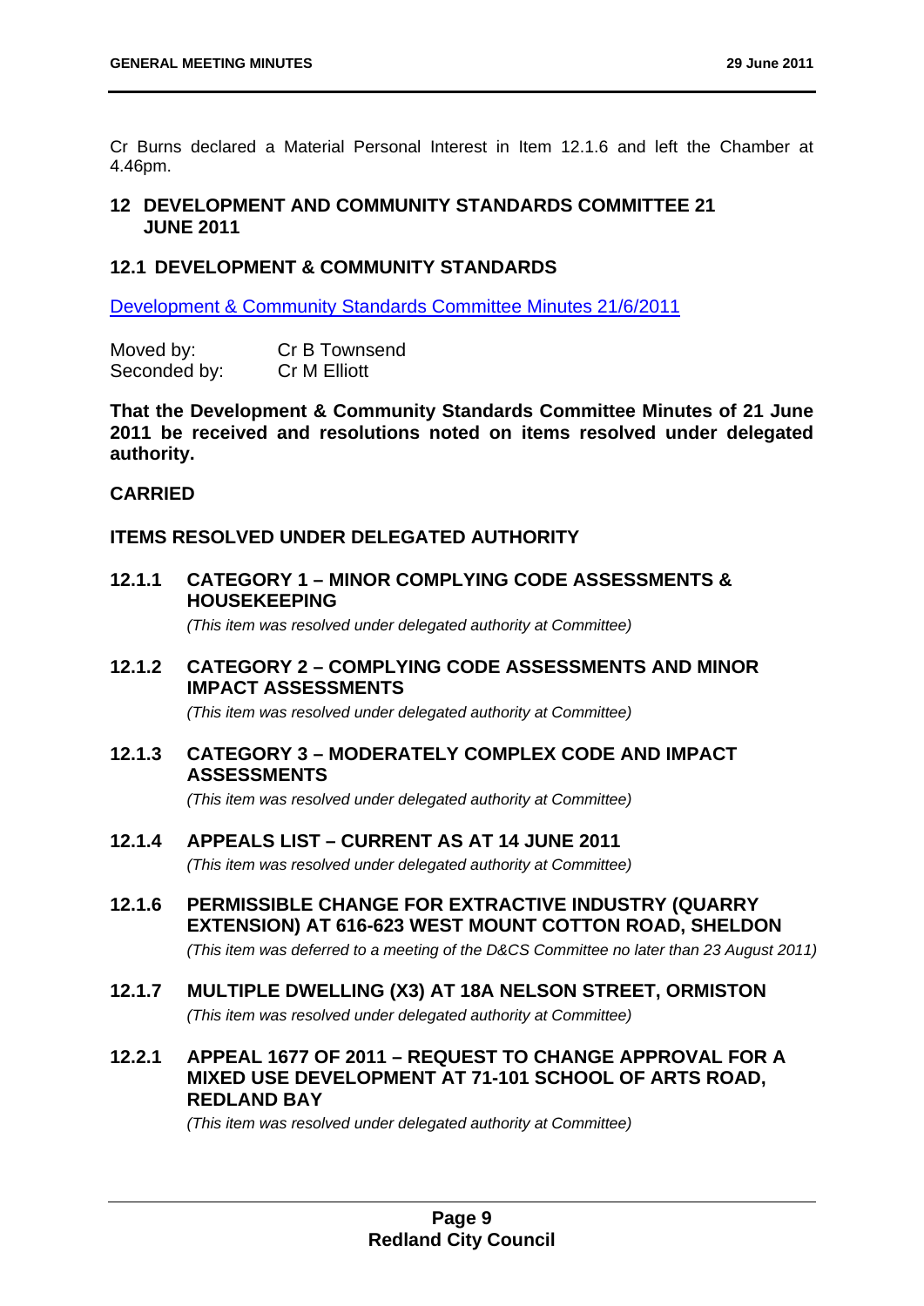Cr Burns declared a Material Personal Interest in Item 12.1.6 and left the Chamber at 4.46pm.

## 12 DEVELOPMENT AND COMMUNITY STANDARDS COMMITTEE 21 JUNE 2011

## 12.1 DEVELOPMENT & COMMUNITY STANDARDS

Development & Community Standards Committee Minutes 21/6/2011

| Moved by: | Cr B Townsend |
| --- | --- |
| Seconded by: | Cr M Elliott |

**That the Development & Community Standards Committee Minutes of 21 June 2011 be received and resolutions noted on items resolved under delegated authority.**

**CARRIED**

**ITEMS RESOLVED UNDER DELEGATED AUTHORITY**

### 12.1.1 CATEGORY 1 – MINOR COMPLYING CODE ASSESSMENTS & HOUSEKEEPING

*(This item was resolved under delegated authority at Committee)*

### 12.1.2 CATEGORY 2 – COMPLYING CODE ASSESSMENTS AND MINOR IMPACT ASSESSMENTS

*(This item was resolved under delegated authority at Committee)*

### 12.1.3 CATEGORY 3 – MODERATELY COMPLEX CODE AND IMPACT ASSESSMENTS

*(This item was resolved under delegated authority at Committee)*

### 12.1.4 APPEALS LIST – CURRENT AS AT 14 JUNE 2011

*(This item was resolved under delegated authority at Committee)*

### 12.1.6 PERMISSIBLE CHANGE FOR EXTRACTIVE INDUSTRY (QUARRY EXTENSION) AT 616-623 WEST MOUNT COTTON ROAD, SHELDON

*(This item was deferred to a meeting of the D&CS Committee no later than 23 August 2011)*

### 12.1.7 MULTIPLE DWELLING (X3) AT 18A NELSON STREET, ORMISTON

*(This item was resolved under delegated authority at Committee)*

### 12.2.1 APPEAL 1677 OF 2011 – REQUEST TO CHANGE APPROVAL FOR A MIXED USE DEVELOPMENT AT 71-101 SCHOOL OF ARTS ROAD, REDLAND BAY

*(This item was resolved under delegated authority at Committee)*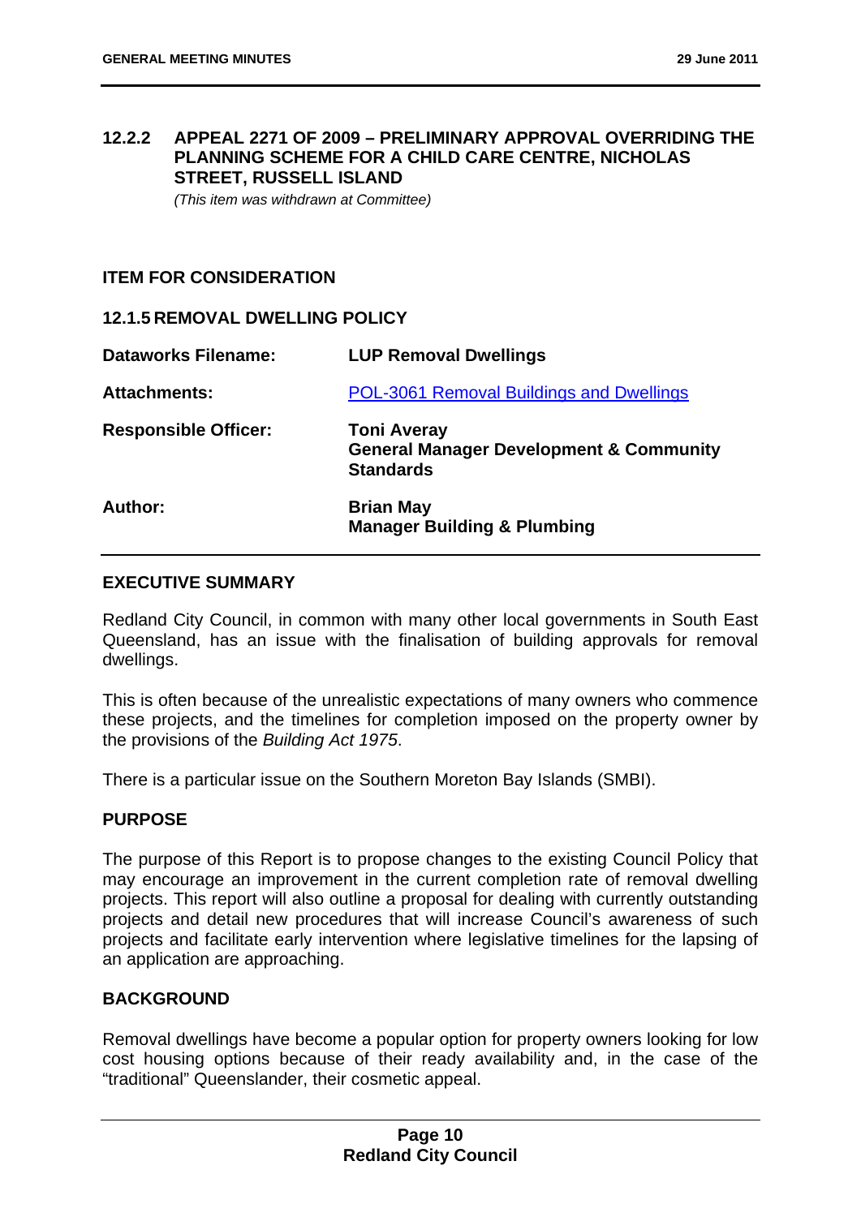### 12.2.2 APPEAL 2271 OF 2009 – PRELIMINARY APPROVAL OVERRIDING THE PLANNING SCHEME FOR A CHILD CARE CENTRE, NICHOLAS STREET, RUSSELL ISLAND

*(This item was withdrawn at Committee)*

## ITEM FOR CONSIDERATION

### 12.1.5 REMOVAL DWELLING POLICY

| | |
|---|---|
| **Dataworks Filename:** | **LUP Removal Dwellings** |
| **Attachments:** | POL-3061 Removal Buildings and Dwellings |
| **Responsible Officer:** | **Toni Averay**<br>**General Manager Development & Community Standards** |
| **Author:** | **Brian May**<br>**Manager Building & Plumbing** |

### EXECUTIVE SUMMARY

Redland City Council, in common with many other local governments in South East Queensland, has an issue with the finalisation of building approvals for removal dwellings.

This is often because of the unrealistic expectations of many owners who commence these projects, and the timelines for completion imposed on the property owner by the provisions of the *Building Act 1975*.

There is a particular issue on the Southern Moreton Bay Islands (SMBI).

### PURPOSE

The purpose of this Report is to propose changes to the existing Council Policy that may encourage an improvement in the current completion rate of removal dwelling projects. This report will also outline a proposal for dealing with currently outstanding projects and detail new procedures that will increase Council's awareness of such projects and facilitate early intervention where legislative timelines for the lapsing of an application are approaching.

### BACKGROUND

Removal dwellings have become a popular option for property owners looking for low cost housing options because of their ready availability and, in the case of the "traditional" Queenslander, their cosmetic appeal.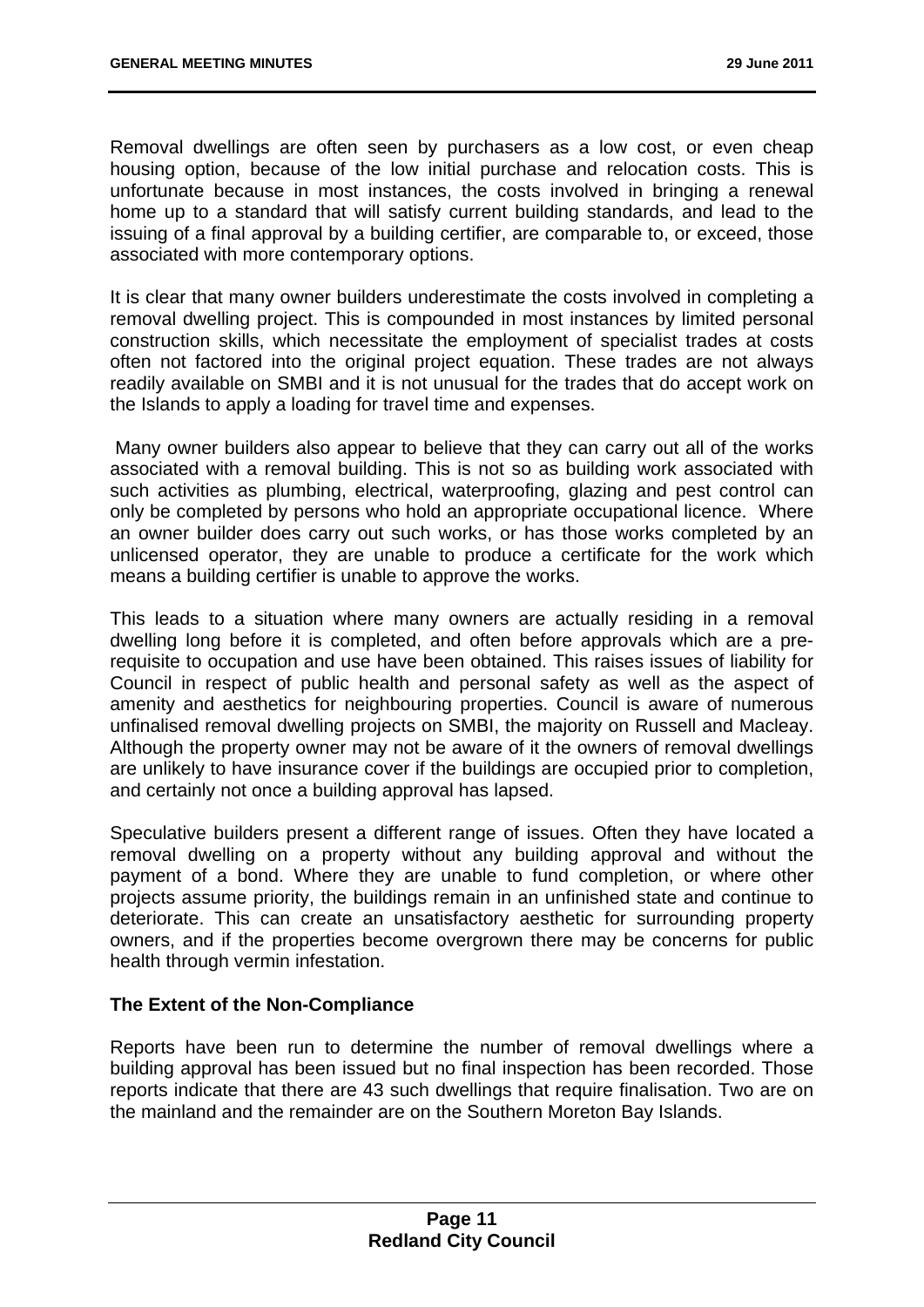Removal dwellings are often seen by purchasers as a low cost, or even cheap housing option, because of the low initial purchase and relocation costs. This is unfortunate because in most instances, the costs involved in bringing a renewal home up to a standard that will satisfy current building standards, and lead to the issuing of a final approval by a building certifier, are comparable to, or exceed, those associated with more contemporary options.

It is clear that many owner builders underestimate the costs involved in completing a removal dwelling project. This is compounded in most instances by limited personal construction skills, which necessitate the employment of specialist trades at costs often not factored into the original project equation. These trades are not always readily available on SMBI and it is not unusual for the trades that do accept work on the Islands to apply a loading for travel time and expenses.

Many owner builders also appear to believe that they can carry out all of the works associated with a removal building. This is not so as building work associated with such activities as plumbing, electrical, waterproofing, glazing and pest control can only be completed by persons who hold an appropriate occupational licence. Where an owner builder does carry out such works, or has those works completed by an unlicensed operator, they are unable to produce a certificate for the work which means a building certifier is unable to approve the works.

This leads to a situation where many owners are actually residing in a removal dwelling long before it is completed, and often before approvals which are a pre-requisite to occupation and use have been obtained. This raises issues of liability for Council in respect of public health and personal safety as well as the aspect of amenity and aesthetics for neighbouring properties. Council is aware of numerous unfinalised removal dwelling projects on SMBI, the majority on Russell and Macleay. Although the property owner may not be aware of it the owners of removal dwellings are unlikely to have insurance cover if the buildings are occupied prior to completion, and certainly not once a building approval has lapsed.

Speculative builders present a different range of issues. Often they have located a removal dwelling on a property without any building approval and without the payment of a bond. Where they are unable to fund completion, or where other projects assume priority, the buildings remain in an unfinished state and continue to deteriorate. This can create an unsatisfactory aesthetic for surrounding property owners, and if the properties become overgrown there may be concerns for public health through vermin infestation.

**The Extent of the Non-Compliance**

Reports have been run to determine the number of removal dwellings where a building approval has been issued but no final inspection has been recorded. Those reports indicate that there are 43 such dwellings that require finalisation. Two are on the mainland and the remainder are on the Southern Moreton Bay Islands.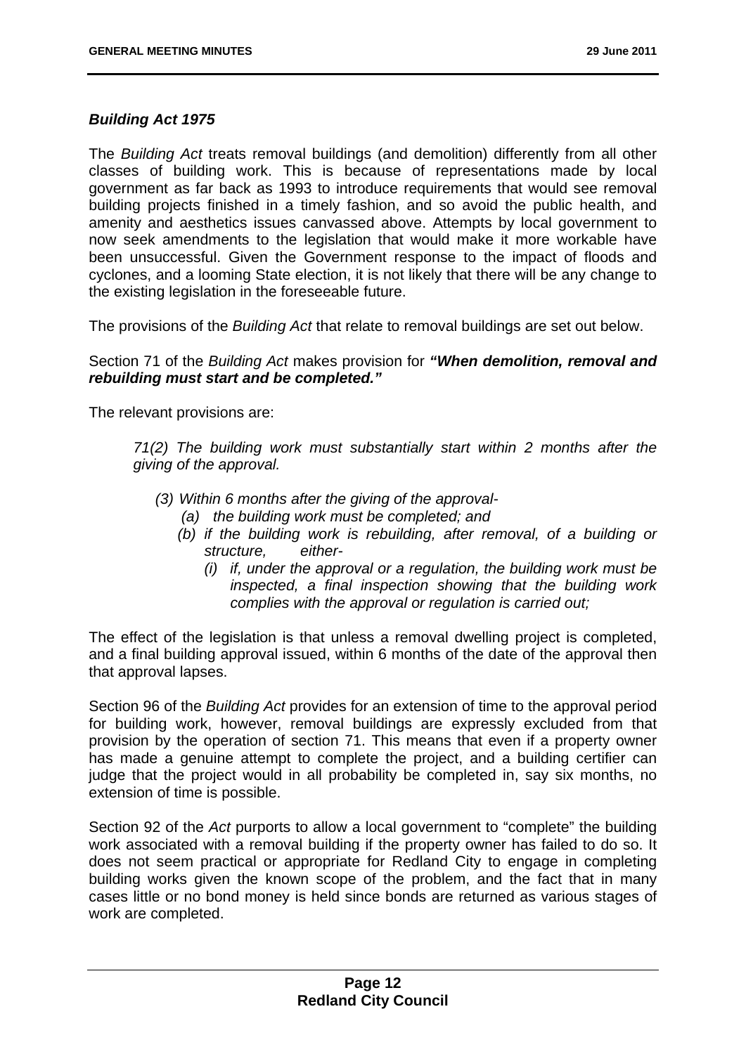### *Building Act 1975*

The *Building Act* treats removal buildings (and demolition) differently from all other classes of building work. This is because of representations made by local government as far back as 1993 to introduce requirements that would see removal building projects finished in a timely fashion, and so avoid the public health, and amenity and aesthetics issues canvassed above. Attempts by local government to now seek amendments to the legislation that would make it more workable have been unsuccessful. Given the Government response to the impact of floods and cyclones, and a looming State election, it is not likely that there will be any change to the existing legislation in the foreseeable future.

The provisions of the *Building Act* that relate to removal buildings are set out below.

Section 71 of the *Building Act* makes provision for ***"When demolition, removal and rebuilding must start and be completed."***

The relevant provisions are:

> *71(2) The building work must substantially start within 2 months after the giving of the approval.*
>
> *(3) Within 6 months after the giving of the approval-*
> - *(a) the building work must be completed; and*
> - *(b) if the building work is rebuilding, after removal, of a building or structure, either-*
>   - *(i) if, under the approval or a regulation, the building work must be inspected, a final inspection showing that the building work complies with the approval or regulation is carried out;*

The effect of the legislation is that unless a removal dwelling project is completed, and a final building approval issued, within 6 months of the date of the approval then that approval lapses.

Section 96 of the *Building Act* provides for an extension of time to the approval period for building work, however, removal buildings are expressly excluded from that provision by the operation of section 71. This means that even if a property owner has made a genuine attempt to complete the project, and a building certifier can judge that the project would in all probability be completed in, say six months, no extension of time is possible.

Section 92 of the *Act* purports to allow a local government to "complete" the building work associated with a removal building if the property owner has failed to do so. It does not seem practical or appropriate for Redland City to engage in completing building works given the known scope of the problem, and the fact that in many cases little or no bond money is held since bonds are returned as various stages of work are completed.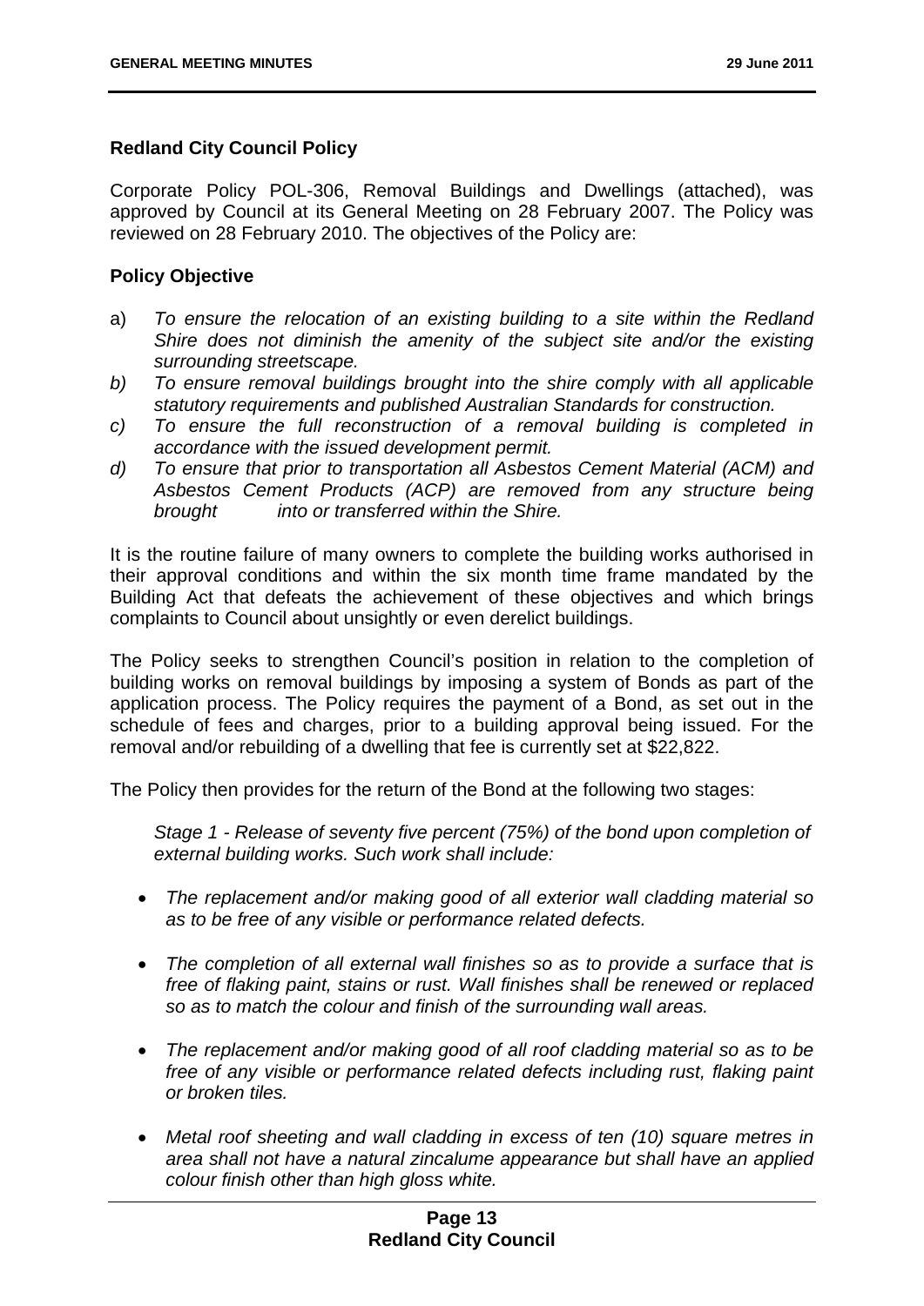**Redland City Council Policy**

Corporate Policy POL-306, Removal Buildings and Dwellings (attached), was approved by Council at its General Meeting on 28 February 2007. The Policy was reviewed on 28 February 2010. The objectives of the Policy are:

**Policy Objective**

a) *To ensure the relocation of an existing building to a site within the Redland Shire does not diminish the amenity of the subject site and/or the existing surrounding streetscape.*
*b) To ensure removal buildings brought into the shire comply with all applicable statutory requirements and published Australian Standards for construction.*
*c) To ensure the full reconstruction of a removal building is completed in accordance with the issued development permit.*
*d) To ensure that prior to transportation all Asbestos Cement Material (ACM) and Asbestos Cement Products (ACP) are removed from any structure being brought into or transferred within the Shire.*

It is the routine failure of many owners to complete the building works authorised in their approval conditions and within the six month time frame mandated by the Building Act that defeats the achievement of these objectives and which brings complaints to Council about unsightly or even derelict buildings.

The Policy seeks to strengthen Council's position in relation to the completion of building works on removal buildings by imposing a system of Bonds as part of the application process. The Policy requires the payment of a Bond, as set out in the schedule of fees and charges, prior to a building approval being issued. For the removal and/or rebuilding of a dwelling that fee is currently set at $22,822.

The Policy then provides for the return of the Bond at the following two stages:

*Stage 1 - Release of seventy five percent (75%) of the bond upon completion of external building works. Such work shall include:*

- *The replacement and/or making good of all exterior wall cladding material so as to be free of any visible or performance related defects.*
- *The completion of all external wall finishes so as to provide a surface that is free of flaking paint, stains or rust. Wall finishes shall be renewed or replaced so as to match the colour and finish of the surrounding wall areas.*
- *The replacement and/or making good of all roof cladding material so as to be free of any visible or performance related defects including rust, flaking paint or broken tiles.*
- *Metal roof sheeting and wall cladding in excess of ten (10) square metres in area shall not have a natural zincalume appearance but shall have an applied colour finish other than high gloss white.*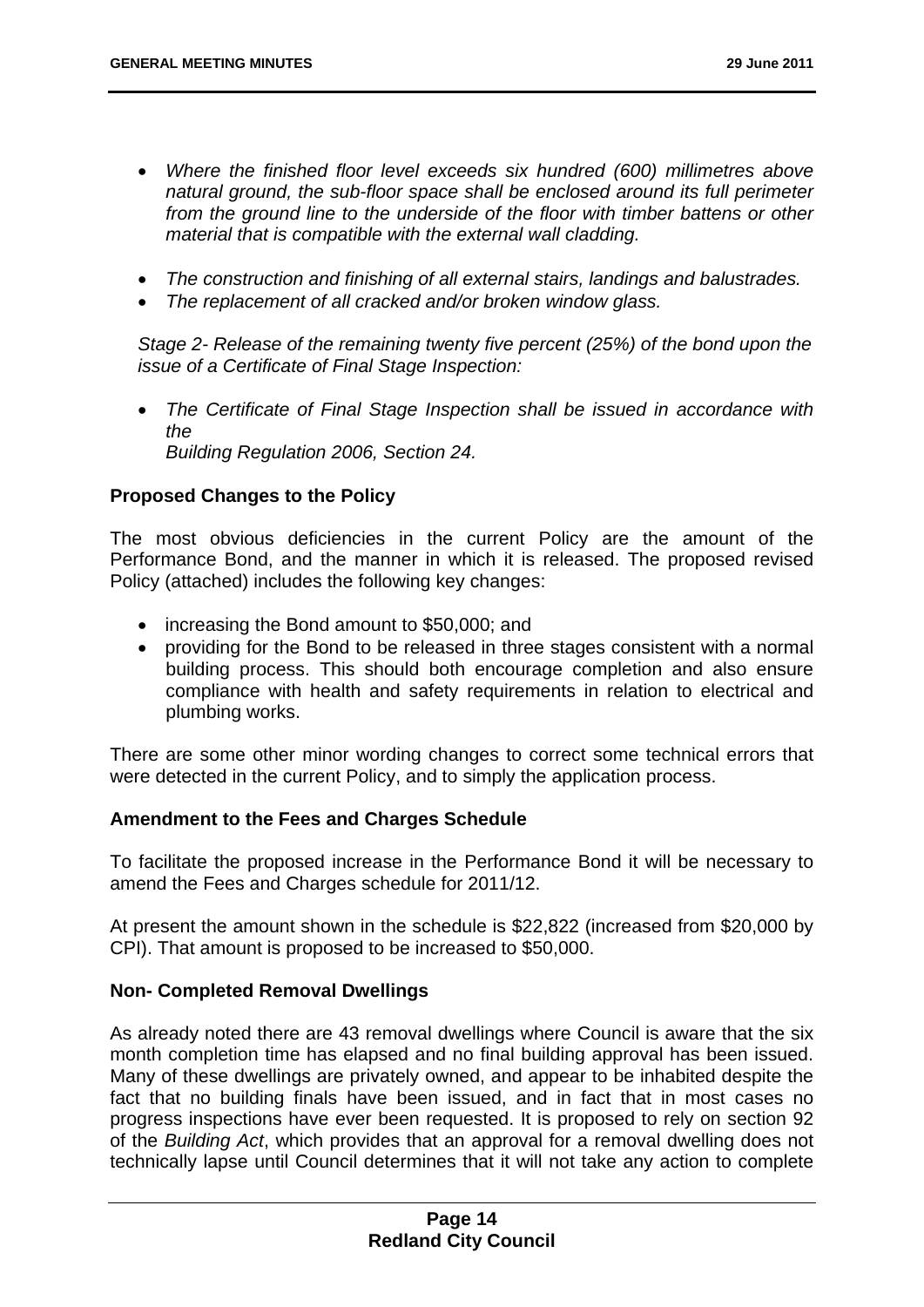- *Where the finished floor level exceeds six hundred (600) millimetres above natural ground, the sub-floor space shall be enclosed around its full perimeter from the ground line to the underside of the floor with timber battens or other material that is compatible with the external wall cladding.*

- *The construction and finishing of all external stairs, landings and balustrades.*
- *The replacement of all cracked and/or broken window glass.*

*Stage 2- Release of the remaining twenty five percent (25%) of the bond upon the issue of a Certificate of Final Stage Inspection:*

- *The Certificate of Final Stage Inspection shall be issued in accordance with the*
  *Building Regulation 2006, Section 24.*

**Proposed Changes to the Policy**

The most obvious deficiencies in the current Policy are the amount of the Performance Bond, and the manner in which it is released. The proposed revised Policy (attached) includes the following key changes:

- increasing the Bond amount to $50,000; and
- providing for the Bond to be released in three stages consistent with a normal building process. This should both encourage completion and also ensure compliance with health and safety requirements in relation to electrical and plumbing works.

There are some other minor wording changes to correct some technical errors that were detected in the current Policy, and to simply the application process.

**Amendment to the Fees and Charges Schedule**

To facilitate the proposed increase in the Performance Bond it will be necessary to amend the Fees and Charges schedule for 2011/12.

At present the amount shown in the schedule is $22,822 (increased from $20,000 by CPI). That amount is proposed to be increased to $50,000.

**Non- Completed Removal Dwellings**

As already noted there are 43 removal dwellings where Council is aware that the six month completion time has elapsed and no final building approval has been issued. Many of these dwellings are privately owned, and appear to be inhabited despite the fact that no building finals have been issued, and in fact that in most cases no progress inspections have ever been requested. It is proposed to rely on section 92 of the *Building Act*, which provides that an approval for a removal dwelling does not technically lapse until Council determines that it will not take any action to complete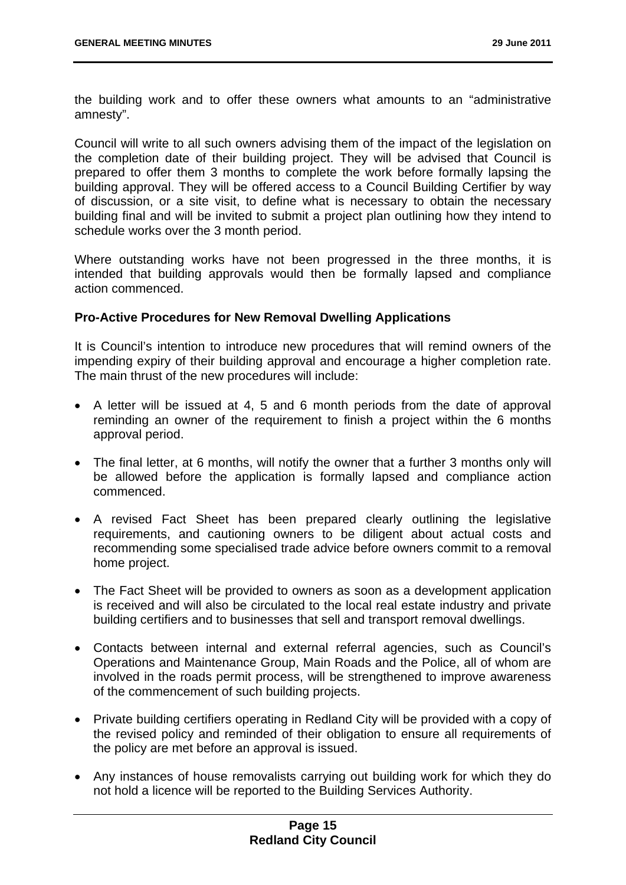the building work and to offer these owners what amounts to an "administrative amnesty".

Council will write to all such owners advising them of the impact of the legislation on the completion date of their building project. They will be advised that Council is prepared to offer them 3 months to complete the work before formally lapsing the building approval. They will be offered access to a Council Building Certifier by way of discussion, or a site visit, to define what is necessary to obtain the necessary building final and will be invited to submit a project plan outlining how they intend to schedule works over the 3 month period.

Where outstanding works have not been progressed in the three months, it is intended that building approvals would then be formally lapsed and compliance action commenced.

**Pro-Active Procedures for New Removal Dwelling Applications**

It is Council's intention to introduce new procedures that will remind owners of the impending expiry of their building approval and encourage a higher completion rate. The main thrust of the new procedures will include:

- A letter will be issued at 4, 5 and 6 month periods from the date of approval reminding an owner of the requirement to finish a project within the 6 months approval period.
- The final letter, at 6 months, will notify the owner that a further 3 months only will be allowed before the application is formally lapsed and compliance action commenced.
- A revised Fact Sheet has been prepared clearly outlining the legislative requirements, and cautioning owners to be diligent about actual costs and recommending some specialised trade advice before owners commit to a removal home project.
- The Fact Sheet will be provided to owners as soon as a development application is received and will also be circulated to the local real estate industry and private building certifiers and to businesses that sell and transport removal dwellings.
- Contacts between internal and external referral agencies, such as Council's Operations and Maintenance Group, Main Roads and the Police, all of whom are involved in the roads permit process, will be strengthened to improve awareness of the commencement of such building projects.
- Private building certifiers operating in Redland City will be provided with a copy of the revised policy and reminded of their obligation to ensure all requirements of the policy are met before an approval is issued.
- Any instances of house removalists carrying out building work for which they do not hold a licence will be reported to the Building Services Authority.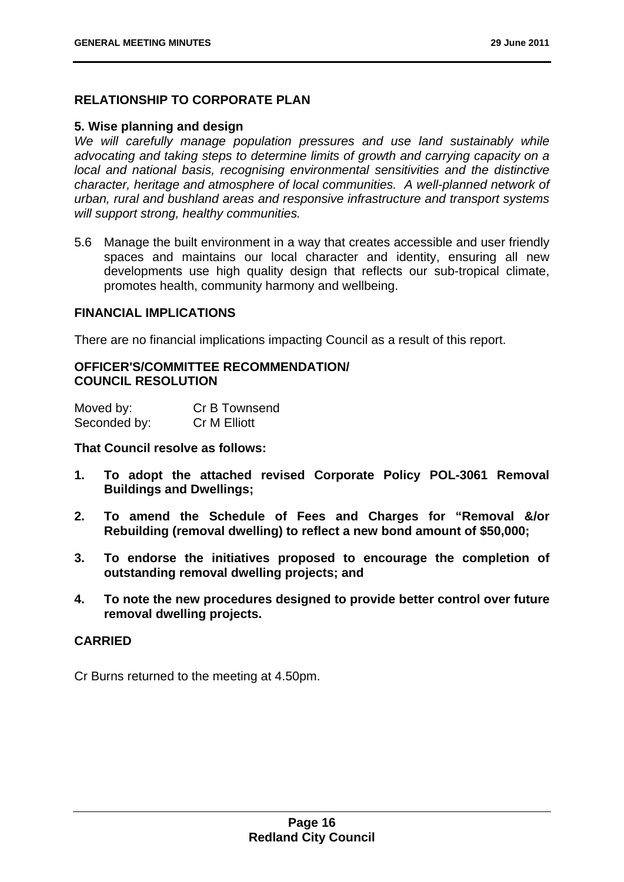## RELATIONSHIP TO CORPORATE PLAN

### 5. Wise planning and design

*We will carefully manage population pressures and use land sustainably while advocating and taking steps to determine limits of growth and carrying capacity on a local and national basis, recognising environmental sensitivities and the distinctive character, heritage and atmosphere of local communities. A well-planned network of urban, rural and bushland areas and responsive infrastructure and transport systems will support strong, healthy communities.*

5.6 Manage the built environment in a way that creates accessible and user friendly spaces and maintains our local character and identity, ensuring all new developments use high quality design that reflects our sub-tropical climate, promotes health, community harmony and wellbeing.

## FINANCIAL IMPLICATIONS

There are no financial implications impacting Council as a result of this report.

## OFFICER'S/COMMITTEE RECOMMENDATION/ COUNCIL RESOLUTION

| Moved by: | Cr B Townsend |
| --- | --- |
| Seconded by: | Cr M Elliott |

**That Council resolve as follows:**

1. **To adopt the attached revised Corporate Policy POL-3061 Removal Buildings and Dwellings;**
2. **To amend the Schedule of Fees and Charges for "Removal &/or Rebuilding (removal dwelling) to reflect a new bond amount of $50,000;**
3. **To endorse the initiatives proposed to encourage the completion of outstanding removal dwelling projects; and**
4. **To note the new procedures designed to provide better control over future removal dwelling projects.**

**CARRIED**

Cr Burns returned to the meeting at 4.50pm.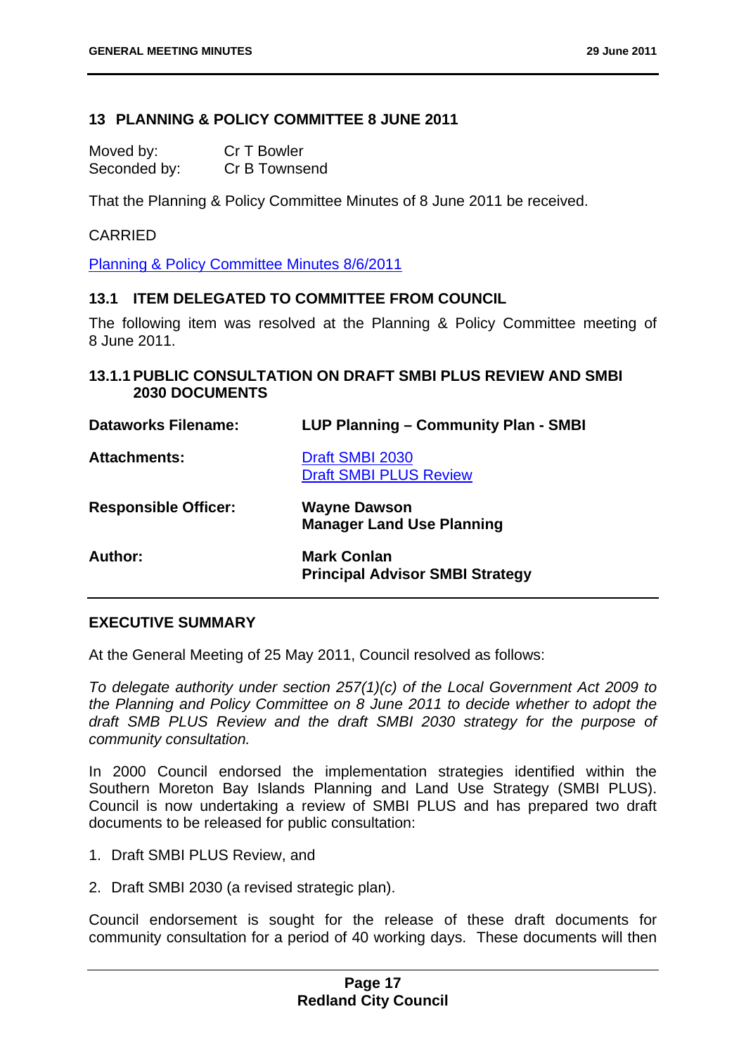## 13 PLANNING & POLICY COMMITTEE 8 JUNE 2011

Moved by: Cr T Bowler
Seconded by: Cr B Townsend

That the Planning & Policy Committee Minutes of 8 June 2011 be received.

CARRIED

Planning & Policy Committee Minutes 8/6/2011

### 13.1 ITEM DELEGATED TO COMMITTEE FROM COUNCIL

The following item was resolved at the Planning & Policy Committee meeting of 8 June 2011.

#### 13.1.1 PUBLIC CONSULTATION ON DRAFT SMBI PLUS REVIEW AND SMBI 2030 DOCUMENTS

| | |
|---|---|
| **Dataworks Filename:** | **LUP Planning – Community Plan - SMBI** |
| **Attachments:** | Draft SMBI 2030<br>Draft SMBI PLUS Review |
| **Responsible Officer:** | **Wayne Dawson**<br>**Manager Land Use Planning** |
| **Author:** | **Mark Conlan**<br>**Principal Advisor SMBI Strategy** |

**EXECUTIVE SUMMARY**

At the General Meeting of 25 May 2011, Council resolved as follows:

*To delegate authority under section 257(1)(c) of the Local Government Act 2009 to the Planning and Policy Committee on 8 June 2011 to decide whether to adopt the draft SMB PLUS Review and the draft SMBI 2030 strategy for the purpose of community consultation.*

In 2000 Council endorsed the implementation strategies identified within the Southern Moreton Bay Islands Planning and Land Use Strategy (SMBI PLUS). Council is now undertaking a review of SMBI PLUS and has prepared two draft documents to be released for public consultation:

1. Draft SMBI PLUS Review, and

2. Draft SMBI 2030 (a revised strategic plan).

Council endorsement is sought for the release of these draft documents for community consultation for a period of 40 working days. These documents will then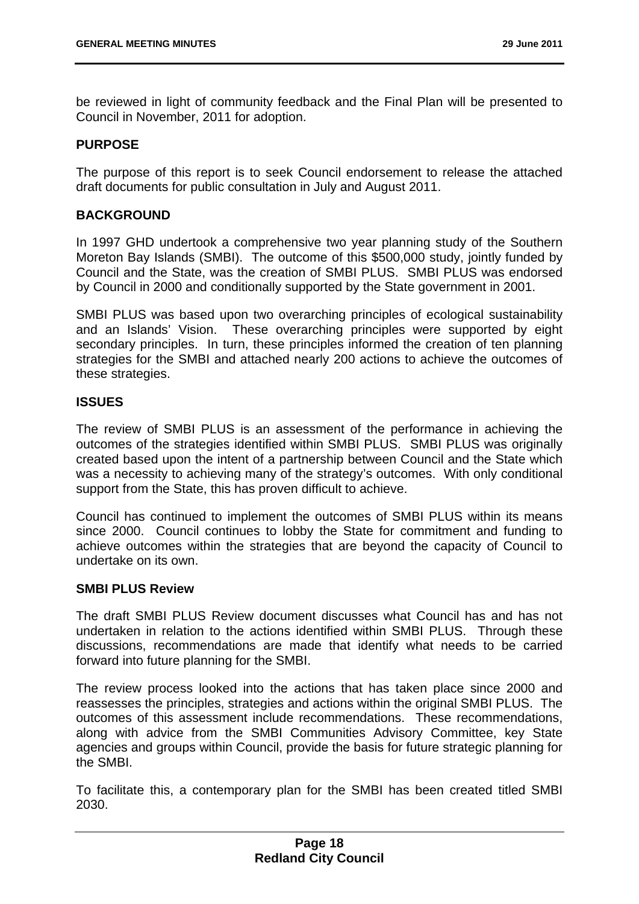be reviewed in light of community feedback and the Final Plan will be presented to Council in November, 2011 for adoption.

**PURPOSE**

The purpose of this report is to seek Council endorsement to release the attached draft documents for public consultation in July and August 2011.

**BACKGROUND**

In 1997 GHD undertook a comprehensive two year planning study of the Southern Moreton Bay Islands (SMBI). The outcome of this $500,000 study, jointly funded by Council and the State, was the creation of SMBI PLUS. SMBI PLUS was endorsed by Council in 2000 and conditionally supported by the State government in 2001.

SMBI PLUS was based upon two overarching principles of ecological sustainability and an Islands' Vision. These overarching principles were supported by eight secondary principles. In turn, these principles informed the creation of ten planning strategies for the SMBI and attached nearly 200 actions to achieve the outcomes of these strategies.

**ISSUES**

The review of SMBI PLUS is an assessment of the performance in achieving the outcomes of the strategies identified within SMBI PLUS. SMBI PLUS was originally created based upon the intent of a partnership between Council and the State which was a necessity to achieving many of the strategy's outcomes. With only conditional support from the State, this has proven difficult to achieve.

Council has continued to implement the outcomes of SMBI PLUS within its means since 2000. Council continues to lobby the State for commitment and funding to achieve outcomes within the strategies that are beyond the capacity of Council to undertake on its own.

**SMBI PLUS Review**

The draft SMBI PLUS Review document discusses what Council has and has not undertaken in relation to the actions identified within SMBI PLUS. Through these discussions, recommendations are made that identify what needs to be carried forward into future planning for the SMBI.

The review process looked into the actions that has taken place since 2000 and reassesses the principles, strategies and actions within the original SMBI PLUS. The outcomes of this assessment include recommendations. These recommendations, along with advice from the SMBI Communities Advisory Committee, key State agencies and groups within Council, provide the basis for future strategic planning for the SMBI.

To facilitate this, a contemporary plan for the SMBI has been created titled SMBI 2030.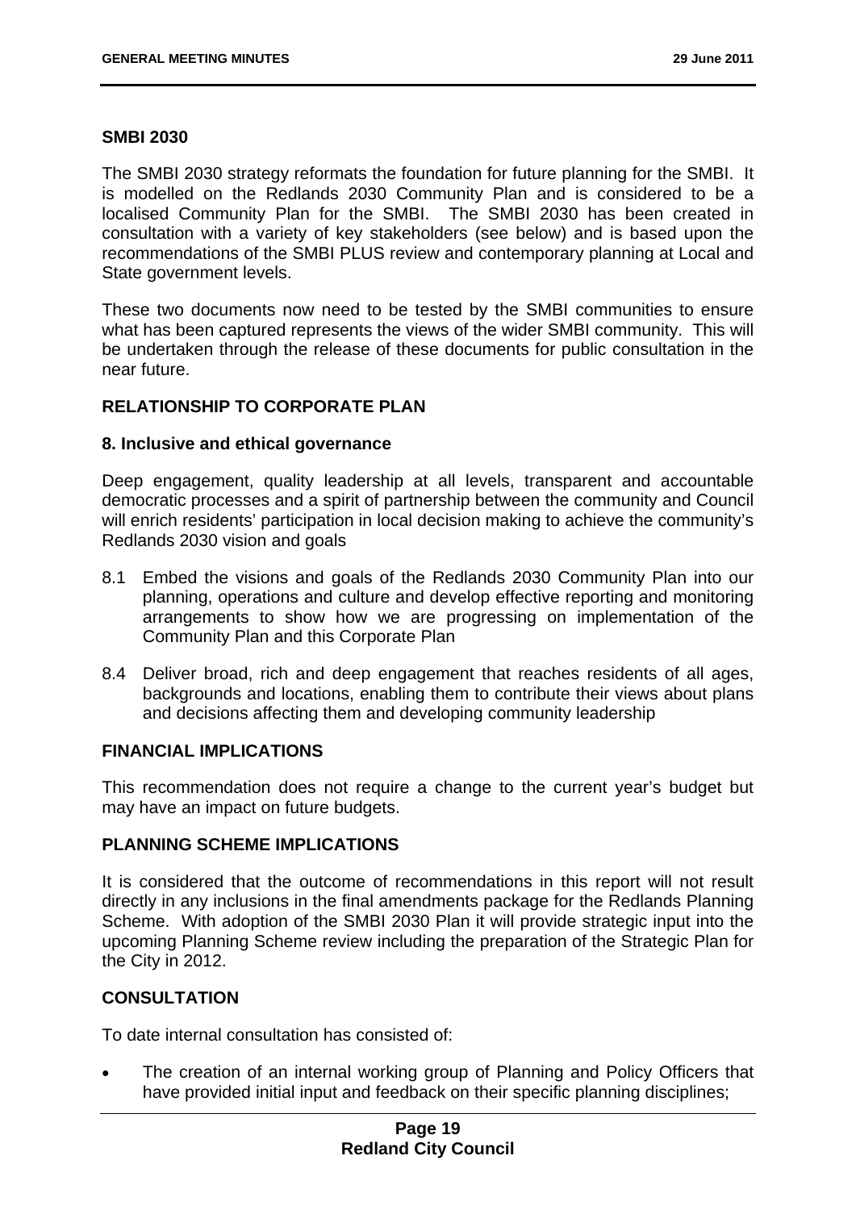**SMBI 2030**

The SMBI 2030 strategy reformats the foundation for future planning for the SMBI. It is modelled on the Redlands 2030 Community Plan and is considered to be a localised Community Plan for the SMBI. The SMBI 2030 has been created in consultation with a variety of key stakeholders (see below) and is based upon the recommendations of the SMBI PLUS review and contemporary planning at Local and State government levels.

These two documents now need to be tested by the SMBI communities to ensure what has been captured represents the views of the wider SMBI community. This will be undertaken through the release of these documents for public consultation in the near future.

## RELATIONSHIP TO CORPORATE PLAN

**8. Inclusive and ethical governance**

Deep engagement, quality leadership at all levels, transparent and accountable democratic processes and a spirit of partnership between the community and Council will enrich residents' participation in local decision making to achieve the community's Redlands 2030 vision and goals

8.1 Embed the visions and goals of the Redlands 2030 Community Plan into our planning, operations and culture and develop effective reporting and monitoring arrangements to show how we are progressing on implementation of the Community Plan and this Corporate Plan

8.4 Deliver broad, rich and deep engagement that reaches residents of all ages, backgrounds and locations, enabling them to contribute their views about plans and decisions affecting them and developing community leadership

## FINANCIAL IMPLICATIONS

This recommendation does not require a change to the current year's budget but may have an impact on future budgets.

## PLANNING SCHEME IMPLICATIONS

It is considered that the outcome of recommendations in this report will not result directly in any inclusions in the final amendments package for the Redlands Planning Scheme. With adoption of the SMBI 2030 Plan it will provide strategic input into the upcoming Planning Scheme review including the preparation of the Strategic Plan for the City in 2012.

## CONSULTATION

To date internal consultation has consisted of:

- The creation of an internal working group of Planning and Policy Officers that have provided initial input and feedback on their specific planning disciplines;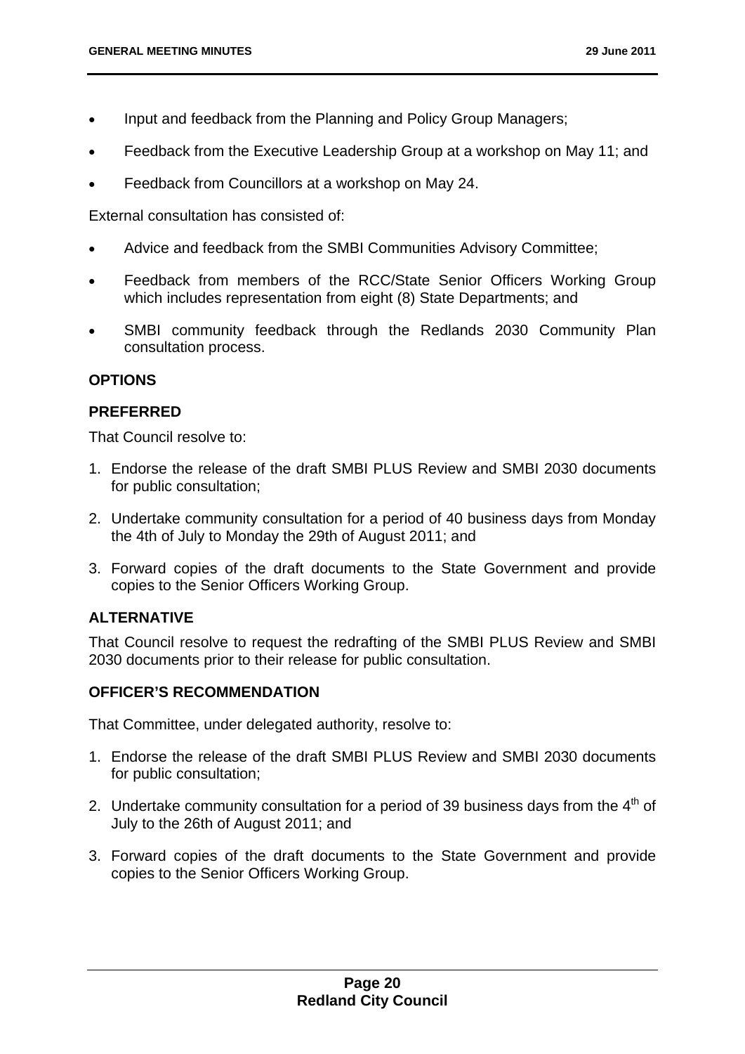- Input and feedback from the Planning and Policy Group Managers;
- Feedback from the Executive Leadership Group at a workshop on May 11; and
- Feedback from Councillors at a workshop on May 24.

External consultation has consisted of:

- Advice and feedback from the SMBI Communities Advisory Committee;
- Feedback from members of the RCC/State Senior Officers Working Group which includes representation from eight (8) State Departments; and
- SMBI community feedback through the Redlands 2030 Community Plan consultation process.

### OPTIONS

### PREFERRED

That Council resolve to:

1. Endorse the release of the draft SMBI PLUS Review and SMBI 2030 documents for public consultation;
2. Undertake community consultation for a period of 40 business days from Monday the 4th of July to Monday the 29th of August 2011; and
3. Forward copies of the draft documents to the State Government and provide copies to the Senior Officers Working Group.

### ALTERNATIVE

That Council resolve to request the redrafting of the SMBI PLUS Review and SMBI 2030 documents prior to their release for public consultation.

### OFFICER'S RECOMMENDATION

That Committee, under delegated authority, resolve to:

1. Endorse the release of the draft SMBI PLUS Review and SMBI 2030 documents for public consultation;
2. Undertake community consultation for a period of 39 business days from the 4th of July to the 26th of August 2011; and
3. Forward copies of the draft documents to the State Government and provide copies to the Senior Officers Working Group.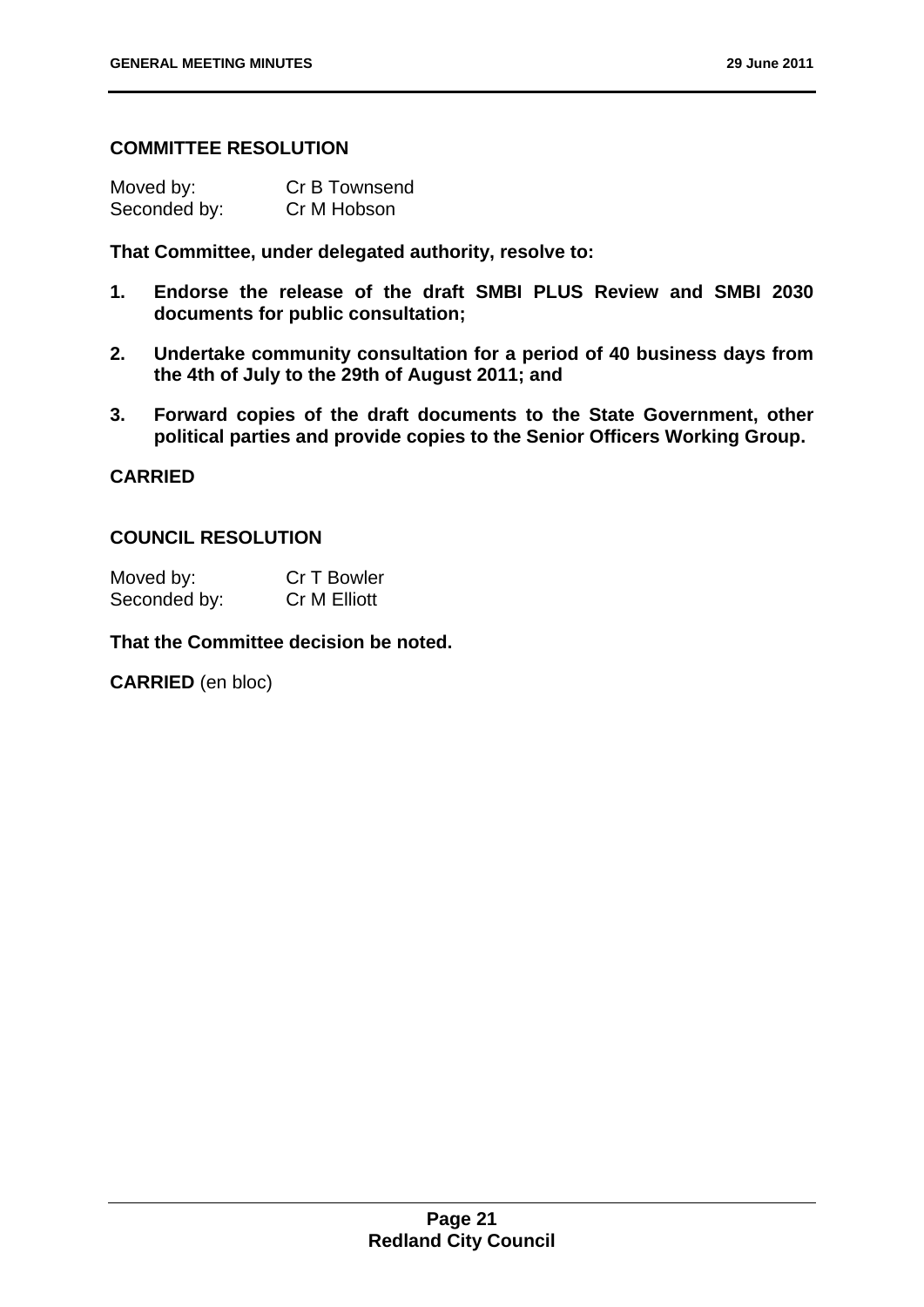**COMMITTEE RESOLUTION**

| Moved by: | Cr B Townsend |
|---|---|
| Seconded by: | Cr M Hobson |

**That Committee, under delegated authority, resolve to:**

1. **Endorse the release of the draft SMBI PLUS Review and SMBI 2030 documents for public consultation;**

2. **Undertake community consultation for a period of 40 business days from the 4th of July to the 29th of August 2011; and**

3. **Forward copies of the draft documents to the State Government, other political parties and provide copies to the Senior Officers Working Group.**

**CARRIED**

**COUNCIL RESOLUTION**

| Moved by: | Cr T Bowler |
|---|---|
| Seconded by: | Cr M Elliott |

**That the Committee decision be noted.**

**CARRIED** (en bloc)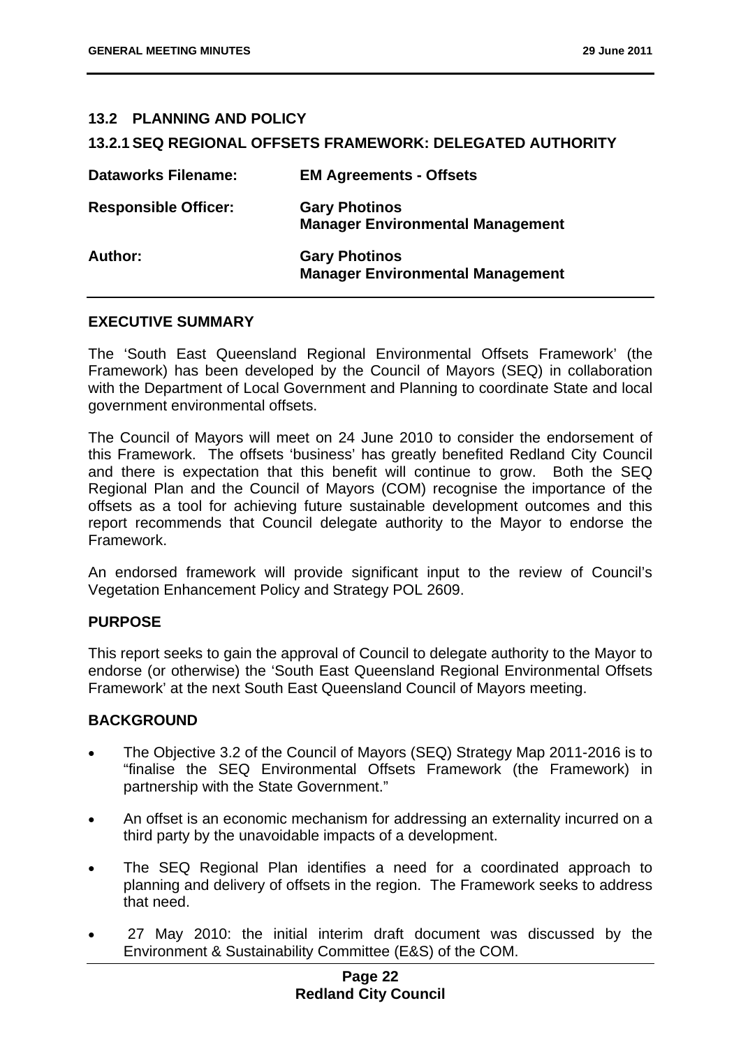## 13.2 PLANNING AND POLICY

### 13.2.1 SEQ REGIONAL OFFSETS FRAMEWORK: DELEGATED AUTHORITY

| | |
|---|---|
| **Dataworks Filename:** | **EM Agreements - Offsets** |
| **Responsible Officer:** | **Gary Photinos**<br>**Manager Environmental Management** |
| **Author:** | **Gary Photinos**<br>**Manager Environmental Management** |

**EXECUTIVE SUMMARY**

The 'South East Queensland Regional Environmental Offsets Framework' (the Framework) has been developed by the Council of Mayors (SEQ) in collaboration with the Department of Local Government and Planning to coordinate State and local government environmental offsets.

The Council of Mayors will meet on 24 June 2010 to consider the endorsement of this Framework. The offsets 'business' has greatly benefited Redland City Council and there is expectation that this benefit will continue to grow. Both the SEQ Regional Plan and the Council of Mayors (COM) recognise the importance of the offsets as a tool for achieving future sustainable development outcomes and this report recommends that Council delegate authority to the Mayor to endorse the Framework.

An endorsed framework will provide significant input to the review of Council's Vegetation Enhancement Policy and Strategy POL 2609.

**PURPOSE**

This report seeks to gain the approval of Council to delegate authority to the Mayor to endorse (or otherwise) the 'South East Queensland Regional Environmental Offsets Framework' at the next South East Queensland Council of Mayors meeting.

**BACKGROUND**

- The Objective 3.2 of the Council of Mayors (SEQ) Strategy Map 2011-2016 is to "finalise the SEQ Environmental Offsets Framework (the Framework) in partnership with the State Government."
- An offset is an economic mechanism for addressing an externality incurred on a third party by the unavoidable impacts of a development.
- The SEQ Regional Plan identifies a need for a coordinated approach to planning and delivery of offsets in the region. The Framework seeks to address that need.
- 27 May 2010: the initial interim draft document was discussed by the Environment & Sustainability Committee (E&S) of the COM.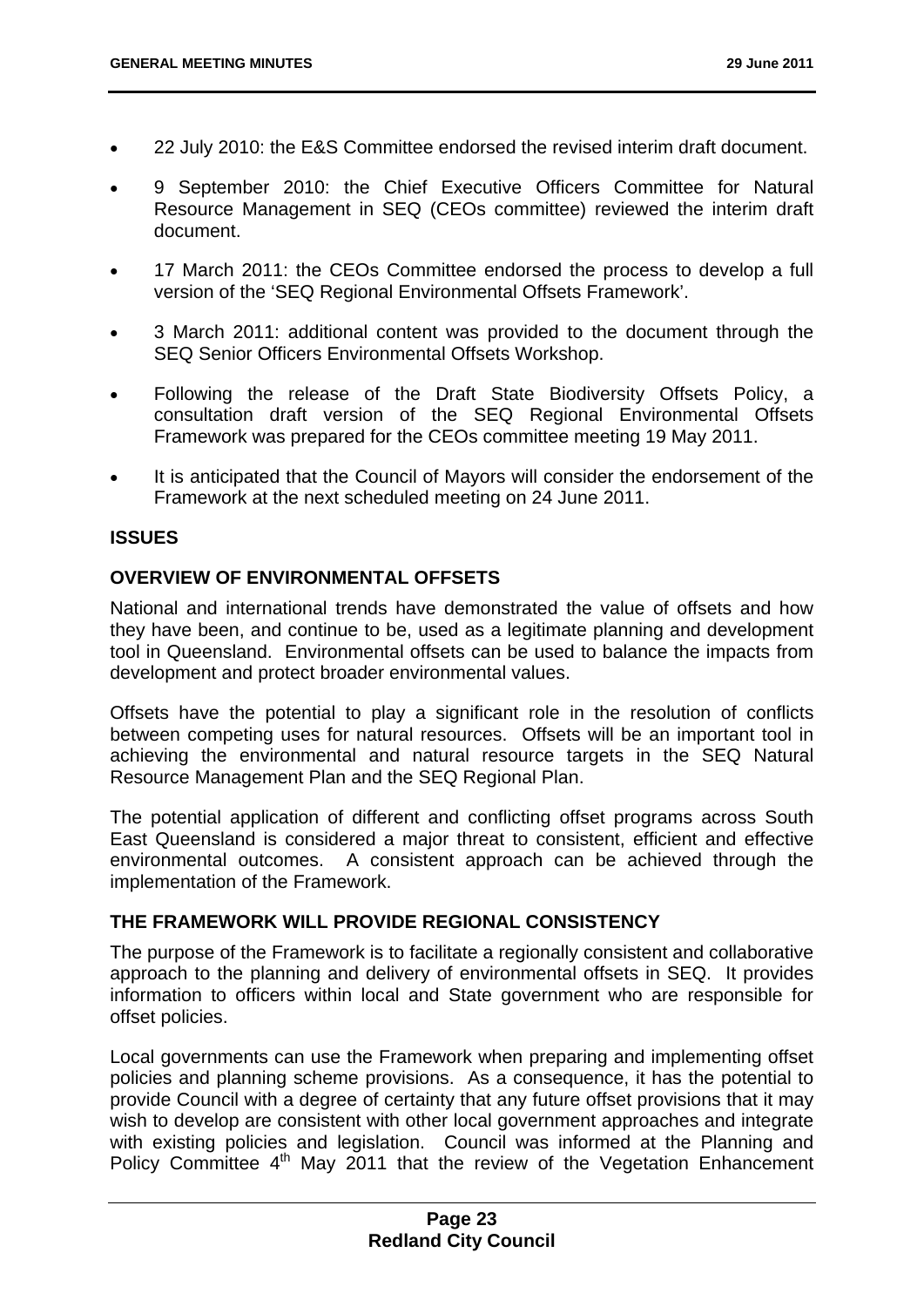- 22 July 2010: the E&S Committee endorsed the revised interim draft document.
- 9 September 2010: the Chief Executive Officers Committee for Natural Resource Management in SEQ (CEOs committee) reviewed the interim draft document.
- 17 March 2011: the CEOs Committee endorsed the process to develop a full version of the 'SEQ Regional Environmental Offsets Framework'.
- 3 March 2011: additional content was provided to the document through the SEQ Senior Officers Environmental Offsets Workshop.
- Following the release of the Draft State Biodiversity Offsets Policy, a consultation draft version of the SEQ Regional Environmental Offsets Framework was prepared for the CEOs committee meeting 19 May 2011.
- It is anticipated that the Council of Mayors will consider the endorsement of the Framework at the next scheduled meeting on 24 June 2011.

**ISSUES**

**OVERVIEW OF ENVIRONMENTAL OFFSETS**

National and international trends have demonstrated the value of offsets and how they have been, and continue to be, used as a legitimate planning and development tool in Queensland. Environmental offsets can be used to balance the impacts from development and protect broader environmental values.

Offsets have the potential to play a significant role in the resolution of conflicts between competing uses for natural resources. Offsets will be an important tool in achieving the environmental and natural resource targets in the SEQ Natural Resource Management Plan and the SEQ Regional Plan.

The potential application of different and conflicting offset programs across South East Queensland is considered a major threat to consistent, efficient and effective environmental outcomes. A consistent approach can be achieved through the implementation of the Framework.

**THE FRAMEWORK WILL PROVIDE REGIONAL CONSISTENCY**

The purpose of the Framework is to facilitate a regionally consistent and collaborative approach to the planning and delivery of environmental offsets in SEQ. It provides information to officers within local and State government who are responsible for offset policies.

Local governments can use the Framework when preparing and implementing offset policies and planning scheme provisions. As a consequence, it has the potential to provide Council with a degree of certainty that any future offset provisions that it may wish to develop are consistent with other local government approaches and integrate with existing policies and legislation. Council was informed at the Planning and Policy Committee 4th May 2011 that the review of the Vegetation Enhancement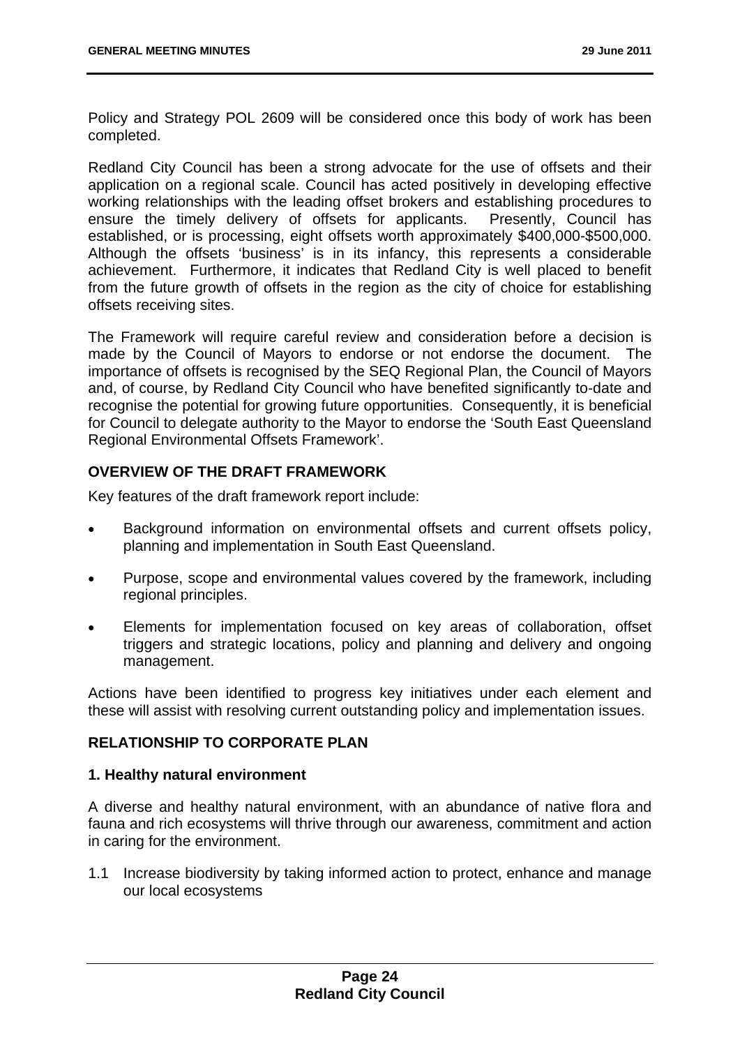Policy and Strategy POL 2609 will be considered once this body of work has been completed.

Redland City Council has been a strong advocate for the use of offsets and their application on a regional scale. Council has acted positively in developing effective working relationships with the leading offset brokers and establishing procedures to ensure the timely delivery of offsets for applicants. Presently, Council has established, or is processing, eight offsets worth approximately $400,000-$500,000. Although the offsets 'business' is in its infancy, this represents a considerable achievement. Furthermore, it indicates that Redland City is well placed to benefit from the future growth of offsets in the region as the city of choice for establishing offsets receiving sites.

The Framework will require careful review and consideration before a decision is made by the Council of Mayors to endorse or not endorse the document. The importance of offsets is recognised by the SEQ Regional Plan, the Council of Mayors and, of course, by Redland City Council who have benefited significantly to-date and recognise the potential for growing future opportunities. Consequently, it is beneficial for Council to delegate authority to the Mayor to endorse the 'South East Queensland Regional Environmental Offsets Framework'.

## OVERVIEW OF THE DRAFT FRAMEWORK

Key features of the draft framework report include:

- Background information on environmental offsets and current offsets policy, planning and implementation in South East Queensland.
- Purpose, scope and environmental values covered by the framework, including regional principles.
- Elements for implementation focused on key areas of collaboration, offset triggers and strategic locations, policy and planning and delivery and ongoing management.

Actions have been identified to progress key initiatives under each element and these will assist with resolving current outstanding policy and implementation issues.

## RELATIONSHIP TO CORPORATE PLAN

### 1. Healthy natural environment

A diverse and healthy natural environment, with an abundance of native flora and fauna and rich ecosystems will thrive through our awareness, commitment and action in caring for the environment.

1.1 Increase biodiversity by taking informed action to protect, enhance and manage our local ecosystems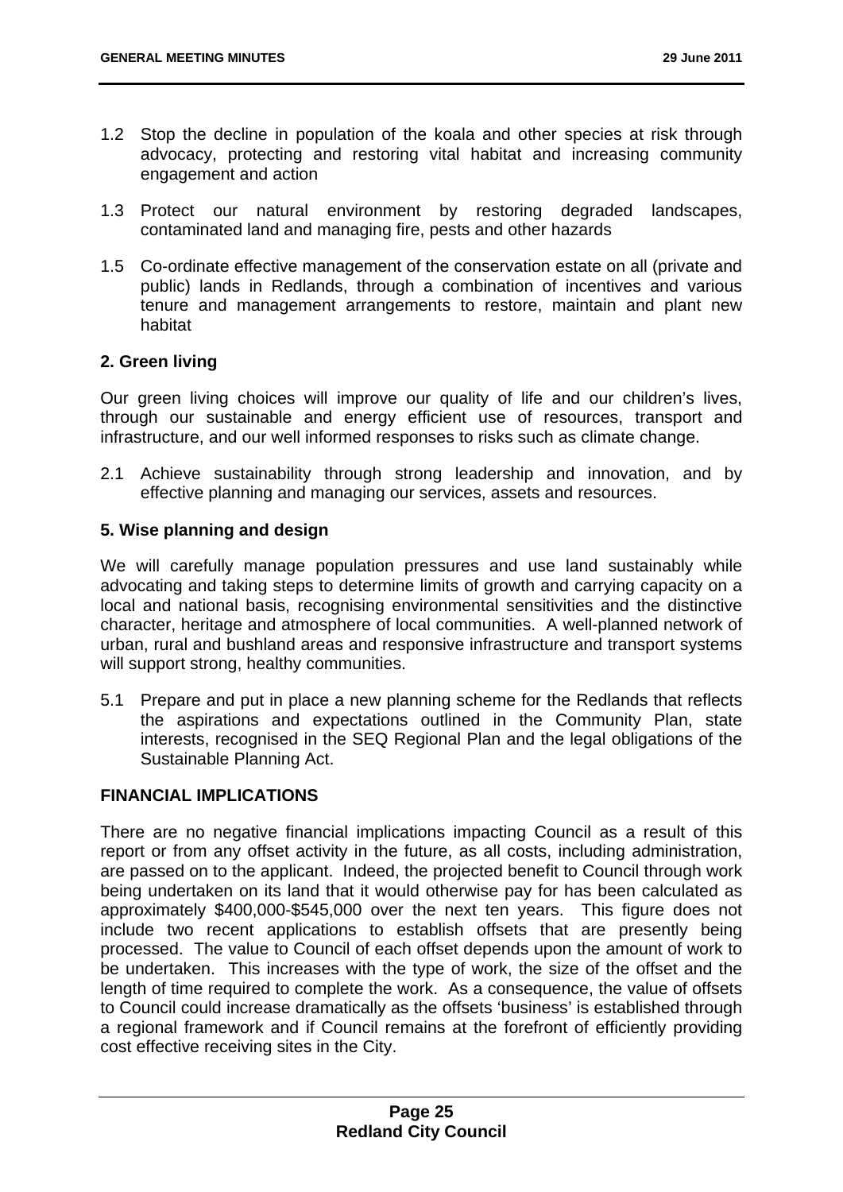1.2 Stop the decline in population of the koala and other species at risk through advocacy, protecting and restoring vital habitat and increasing community engagement and action

1.3 Protect our natural environment by restoring degraded landscapes, contaminated land and managing fire, pests and other hazards

1.5 Co-ordinate effective management of the conservation estate on all (private and public) lands in Redlands, through a combination of incentives and various tenure and management arrangements to restore, maintain and plant new habitat

**2. Green living**

Our green living choices will improve our quality of life and our children's lives, through our sustainable and energy efficient use of resources, transport and infrastructure, and our well informed responses to risks such as climate change.

2.1 Achieve sustainability through strong leadership and innovation, and by effective planning and managing our services, assets and resources.

**5. Wise planning and design**

We will carefully manage population pressures and use land sustainably while advocating and taking steps to determine limits of growth and carrying capacity on a local and national basis, recognising environmental sensitivities and the distinctive character, heritage and atmosphere of local communities. A well-planned network of urban, rural and bushland areas and responsive infrastructure and transport systems will support strong, healthy communities.

5.1 Prepare and put in place a new planning scheme for the Redlands that reflects the aspirations and expectations outlined in the Community Plan, state interests, recognised in the SEQ Regional Plan and the legal obligations of the Sustainable Planning Act.

**FINANCIAL IMPLICATIONS**

There are no negative financial implications impacting Council as a result of this report or from any offset activity in the future, as all costs, including administration, are passed on to the applicant. Indeed, the projected benefit to Council through work being undertaken on its land that it would otherwise pay for has been calculated as approximately $400,000-$545,000 over the next ten years. This figure does not include two recent applications to establish offsets that are presently being processed. The value to Council of each offset depends upon the amount of work to be undertaken. This increases with the type of work, the size of the offset and the length of time required to complete the work. As a consequence, the value of offsets to Council could increase dramatically as the offsets 'business' is established through a regional framework and if Council remains at the forefront of efficiently providing cost effective receiving sites in the City.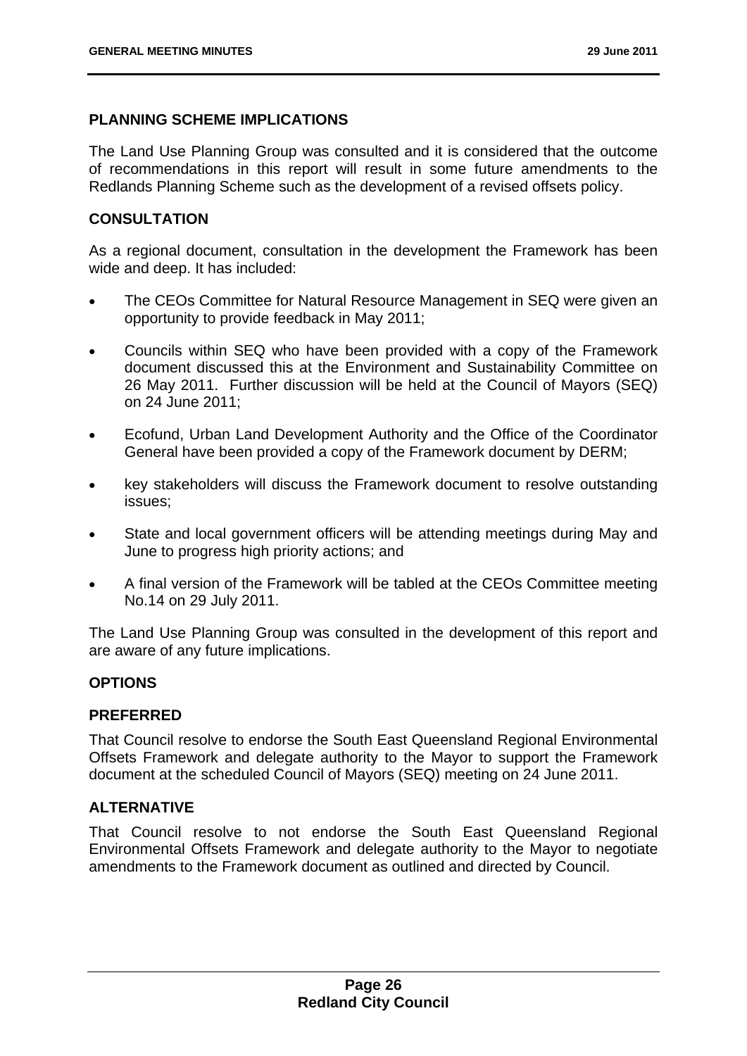## PLANNING SCHEME IMPLICATIONS

The Land Use Planning Group was consulted and it is considered that the outcome of recommendations in this report will result in some future amendments to the Redlands Planning Scheme such as the development of a revised offsets policy.

## CONSULTATION

As a regional document, consultation in the development the Framework has been wide and deep. It has included:

- The CEOs Committee for Natural Resource Management in SEQ were given an opportunity to provide feedback in May 2011;
- Councils within SEQ who have been provided with a copy of the Framework document discussed this at the Environment and Sustainability Committee on 26 May 2011. Further discussion will be held at the Council of Mayors (SEQ) on 24 June 2011;
- Ecofund, Urban Land Development Authority and the Office of the Coordinator General have been provided a copy of the Framework document by DERM;
- key stakeholders will discuss the Framework document to resolve outstanding issues;
- State and local government officers will be attending meetings during May and June to progress high priority actions; and
- A final version of the Framework will be tabled at the CEOs Committee meeting No.14 on 29 July 2011.

The Land Use Planning Group was consulted in the development of this report and are aware of any future implications.

## OPTIONS

### PREFERRED

That Council resolve to endorse the South East Queensland Regional Environmental Offsets Framework and delegate authority to the Mayor to support the Framework document at the scheduled Council of Mayors (SEQ) meeting on 24 June 2011.

### ALTERNATIVE

That Council resolve to not endorse the South East Queensland Regional Environmental Offsets Framework and delegate authority to the Mayor to negotiate amendments to the Framework document as outlined and directed by Council.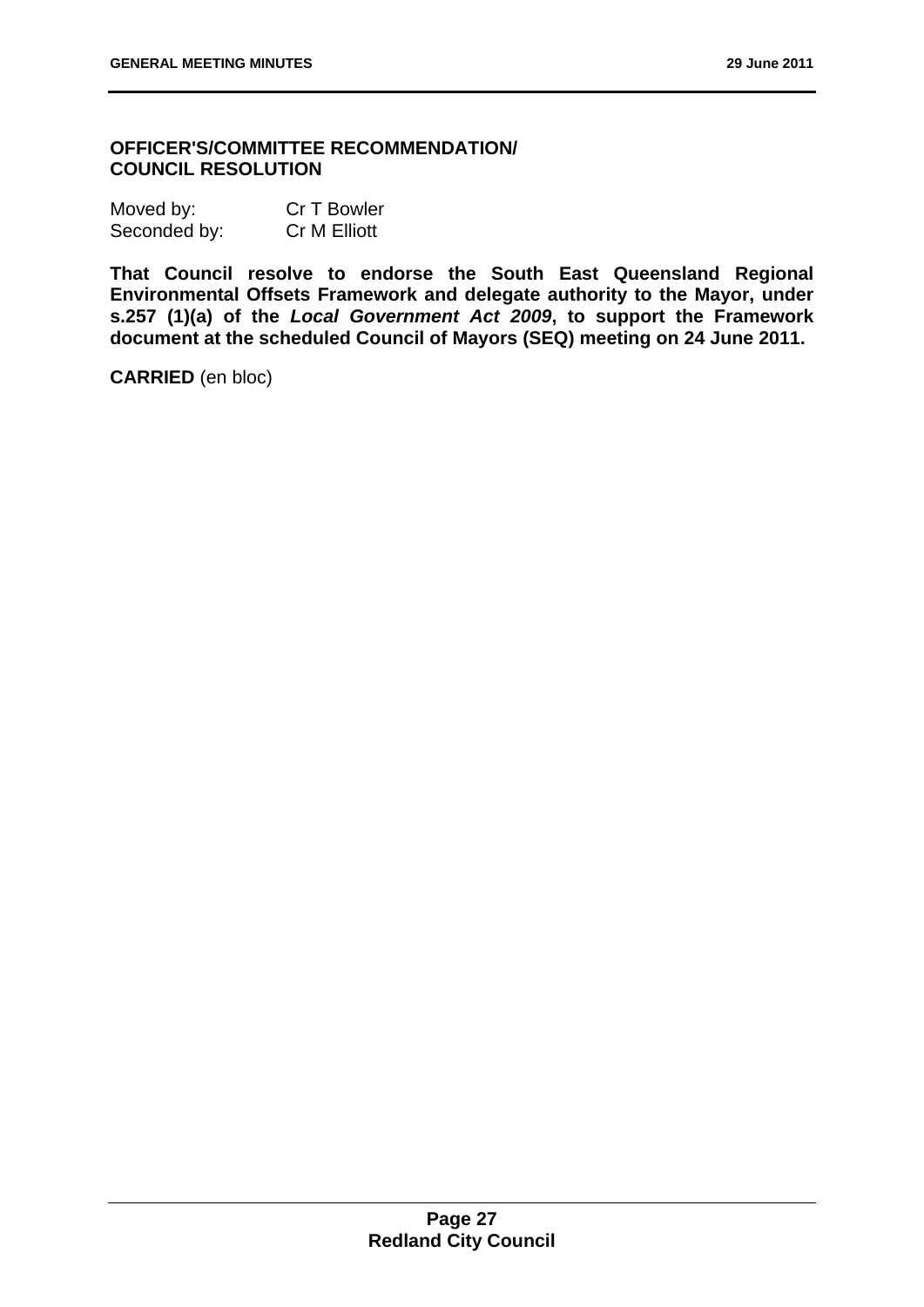**OFFICER'S/COMMITTEE RECOMMENDATION/ COUNCIL RESOLUTION**

Moved by: Cr T Bowler
Seconded by: Cr M Elliott

**That Council resolve to endorse the South East Queensland Regional Environmental Offsets Framework and delegate authority to the Mayor, under s.257 (1)(a) of the *Local Government Act 2009*, to support the Framework document at the scheduled Council of Mayors (SEQ) meeting on 24 June 2011.**

**CARRIED** (en bloc)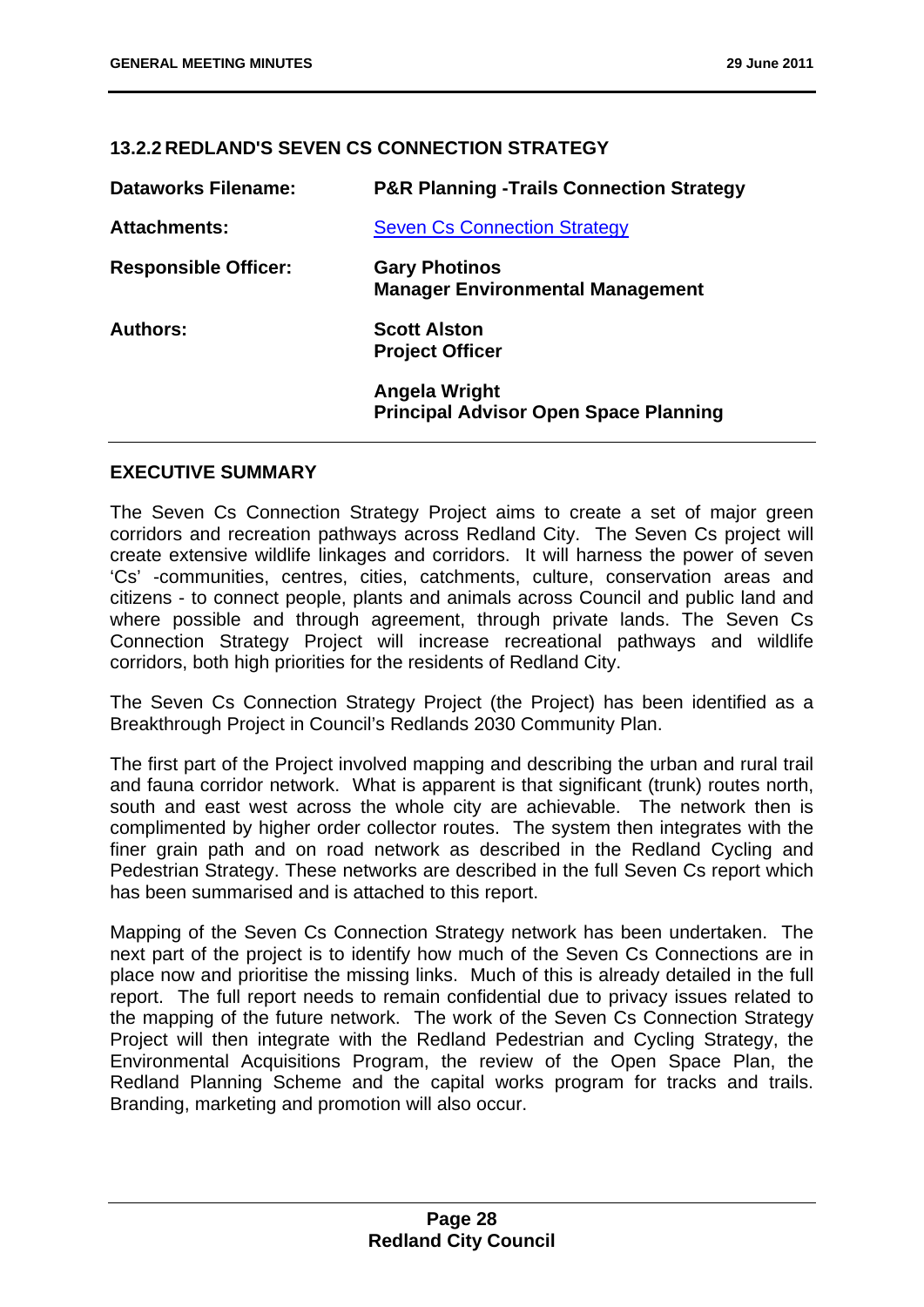### 13.2.2 REDLAND'S SEVEN CS CONNECTION STRATEGY

| | |
|---|---|
| **Dataworks Filename:** | **P&R Planning -Trails Connection Strategy** |
| **Attachments:** | Seven Cs Connection Strategy |
| **Responsible Officer:** | **Gary Photinos**<br>**Manager Environmental Management** |
| **Authors:** | **Scott Alston**<br>**Project Officer** |
| | **Angela Wright**<br>**Principal Advisor Open Space Planning** |

## EXECUTIVE SUMMARY

The Seven Cs Connection Strategy Project aims to create a set of major green corridors and recreation pathways across Redland City. The Seven Cs project will create extensive wildlife linkages and corridors. It will harness the power of seven 'Cs' -communities, centres, cities, catchments, culture, conservation areas and citizens - to connect people, plants and animals across Council and public land and where possible and through agreement, through private lands. The Seven Cs Connection Strategy Project will increase recreational pathways and wildlife corridors, both high priorities for the residents of Redland City.

The Seven Cs Connection Strategy Project (the Project) has been identified as a Breakthrough Project in Council's Redlands 2030 Community Plan.

The first part of the Project involved mapping and describing the urban and rural trail and fauna corridor network. What is apparent is that significant (trunk) routes north, south and east west across the whole city are achievable. The network then is complimented by higher order collector routes. The system then integrates with the finer grain path and on road network as described in the Redland Cycling and Pedestrian Strategy. These networks are described in the full Seven Cs report which has been summarised and is attached to this report.

Mapping of the Seven Cs Connection Strategy network has been undertaken. The next part of the project is to identify how much of the Seven Cs Connections are in place now and prioritise the missing links. Much of this is already detailed in the full report. The full report needs to remain confidential due to privacy issues related to the mapping of the future network. The work of the Seven Cs Connection Strategy Project will then integrate with the Redland Pedestrian and Cycling Strategy, the Environmental Acquisitions Program, the review of the Open Space Plan, the Redland Planning Scheme and the capital works program for tracks and trails. Branding, marketing and promotion will also occur.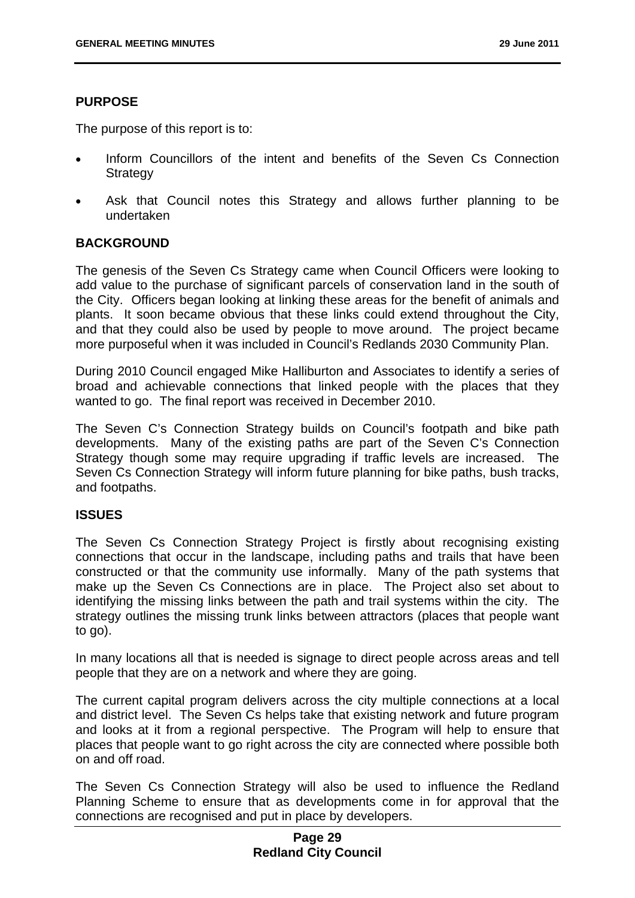## PURPOSE

The purpose of this report is to:

- Inform Councillors of the intent and benefits of the Seven Cs Connection Strategy
- Ask that Council notes this Strategy and allows further planning to be undertaken

## BACKGROUND

The genesis of the Seven Cs Strategy came when Council Officers were looking to add value to the purchase of significant parcels of conservation land in the south of the City. Officers began looking at linking these areas for the benefit of animals and plants. It soon became obvious that these links could extend throughout the City, and that they could also be used by people to move around. The project became more purposeful when it was included in Council's Redlands 2030 Community Plan.

During 2010 Council engaged Mike Halliburton and Associates to identify a series of broad and achievable connections that linked people with the places that they wanted to go. The final report was received in December 2010.

The Seven C's Connection Strategy builds on Council's footpath and bike path developments. Many of the existing paths are part of the Seven C's Connection Strategy though some may require upgrading if traffic levels are increased. The Seven Cs Connection Strategy will inform future planning for bike paths, bush tracks, and footpaths.

## ISSUES

The Seven Cs Connection Strategy Project is firstly about recognising existing connections that occur in the landscape, including paths and trails that have been constructed or that the community use informally. Many of the path systems that make up the Seven Cs Connections are in place. The Project also set about to identifying the missing links between the path and trail systems within the city. The strategy outlines the missing trunk links between attractors (places that people want to go).

In many locations all that is needed is signage to direct people across areas and tell people that they are on a network and where they are going.

The current capital program delivers across the city multiple connections at a local and district level. The Seven Cs helps take that existing network and future program and looks at it from a regional perspective. The Program will help to ensure that places that people want to go right across the city are connected where possible both on and off road.

The Seven Cs Connection Strategy will also be used to influence the Redland Planning Scheme to ensure that as developments come in for approval that the connections are recognised and put in place by developers.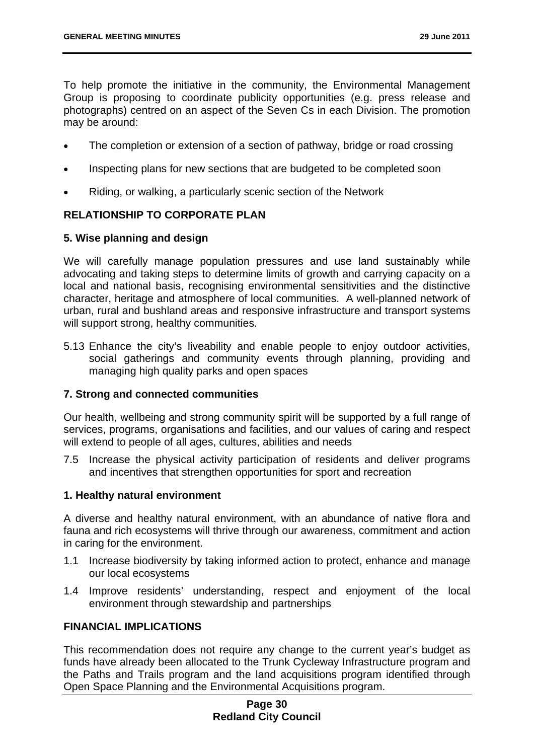To help promote the initiative in the community, the Environmental Management Group is proposing to coordinate publicity opportunities (e.g. press release and photographs) centred on an aspect of the Seven Cs in each Division. The promotion may be around:

- The completion or extension of a section of pathway, bridge or road crossing
- Inspecting plans for new sections that are budgeted to be completed soon
- Riding, or walking, a particularly scenic section of the Network

## RELATIONSHIP TO CORPORATE PLAN

### 5. Wise planning and design

We will carefully manage population pressures and use land sustainably while advocating and taking steps to determine limits of growth and carrying capacity on a local and national basis, recognising environmental sensitivities and the distinctive character, heritage and atmosphere of local communities. A well-planned network of urban, rural and bushland areas and responsive infrastructure and transport systems will support strong, healthy communities.

5.13 Enhance the city's liveability and enable people to enjoy outdoor activities, social gatherings and community events through planning, providing and managing high quality parks and open spaces

### 7. Strong and connected communities

Our health, wellbeing and strong community spirit will be supported by a full range of services, programs, organisations and facilities, and our values of caring and respect will extend to people of all ages, cultures, abilities and needs

7.5 Increase the physical activity participation of residents and deliver programs and incentives that strengthen opportunities for sport and recreation

### 1. Healthy natural environment

A diverse and healthy natural environment, with an abundance of native flora and fauna and rich ecosystems will thrive through our awareness, commitment and action in caring for the environment.

1.1 Increase biodiversity by taking informed action to protect, enhance and manage our local ecosystems

1.4 Improve residents' understanding, respect and enjoyment of the local environment through stewardship and partnerships

## FINANCIAL IMPLICATIONS

This recommendation does not require any change to the current year's budget as funds have already been allocated to the Trunk Cycleway Infrastructure program and the Paths and Trails program and the land acquisitions program identified through Open Space Planning and the Environmental Acquisitions program.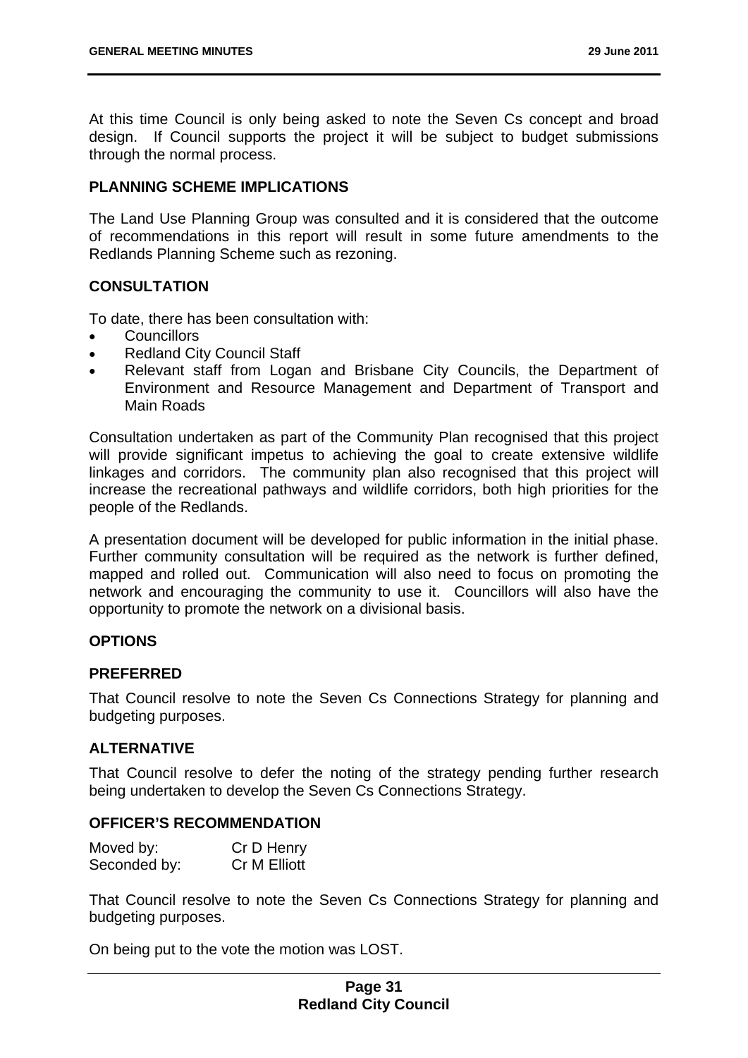At this time Council is only being asked to note the Seven Cs concept and broad design. If Council supports the project it will be subject to budget submissions through the normal process.

## PLANNING SCHEME IMPLICATIONS

The Land Use Planning Group was consulted and it is considered that the outcome of recommendations in this report will result in some future amendments to the Redlands Planning Scheme such as rezoning.

## CONSULTATION

To date, there has been consultation with:

- Councillors
- Redland City Council Staff
- Relevant staff from Logan and Brisbane City Councils, the Department of Environment and Resource Management and Department of Transport and Main Roads

Consultation undertaken as part of the Community Plan recognised that this project will provide significant impetus to achieving the goal to create extensive wildlife linkages and corridors. The community plan also recognised that this project will increase the recreational pathways and wildlife corridors, both high priorities for the people of the Redlands.

A presentation document will be developed for public information in the initial phase. Further community consultation will be required as the network is further defined, mapped and rolled out. Communication will also need to focus on promoting the network and encouraging the community to use it. Councillors will also have the opportunity to promote the network on a divisional basis.

## OPTIONS

### PREFERRED

That Council resolve to note the Seven Cs Connections Strategy for planning and budgeting purposes.

### ALTERNATIVE

That Council resolve to defer the noting of the strategy pending further research being undertaken to develop the Seven Cs Connections Strategy.

## OFFICER'S RECOMMENDATION

Moved by: Cr D Henry
Seconded by: Cr M Elliott

That Council resolve to note the Seven Cs Connections Strategy for planning and budgeting purposes.

On being put to the vote the motion was LOST.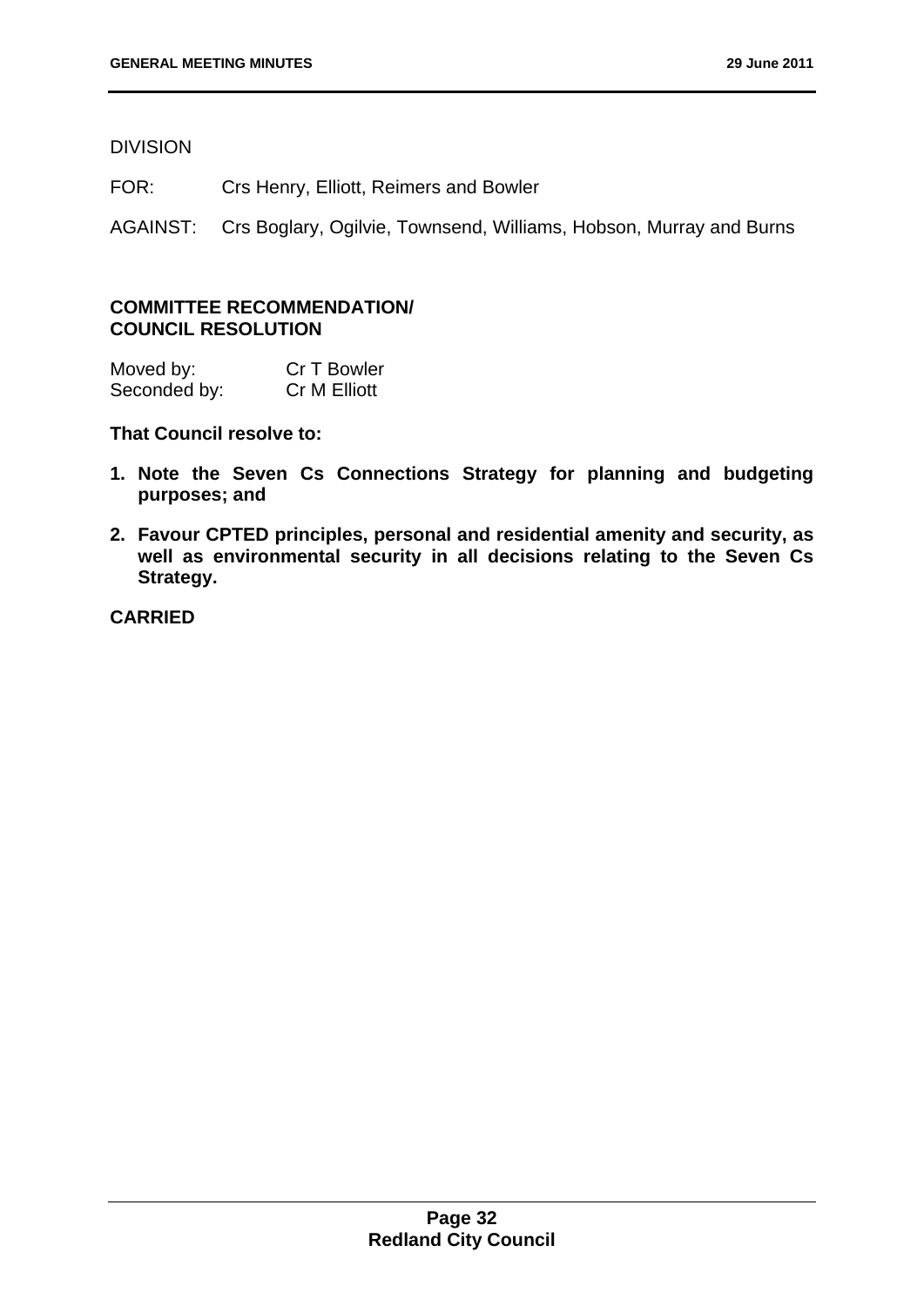DIVISION

FOR: Crs Henry, Elliott, Reimers and Bowler

AGAINST: Crs Boglary, Ogilvie, Townsend, Williams, Hobson, Murray and Burns

**COMMITTEE RECOMMENDATION/ COUNCIL RESOLUTION**

Moved by: Cr T Bowler
Seconded by: Cr M Elliott

**That Council resolve to:**

1. **Note the Seven Cs Connections Strategy for planning and budgeting purposes; and**
2. **Favour CPTED principles, personal and residential amenity and security, as well as environmental security in all decisions relating to the Seven Cs Strategy.**

**CARRIED**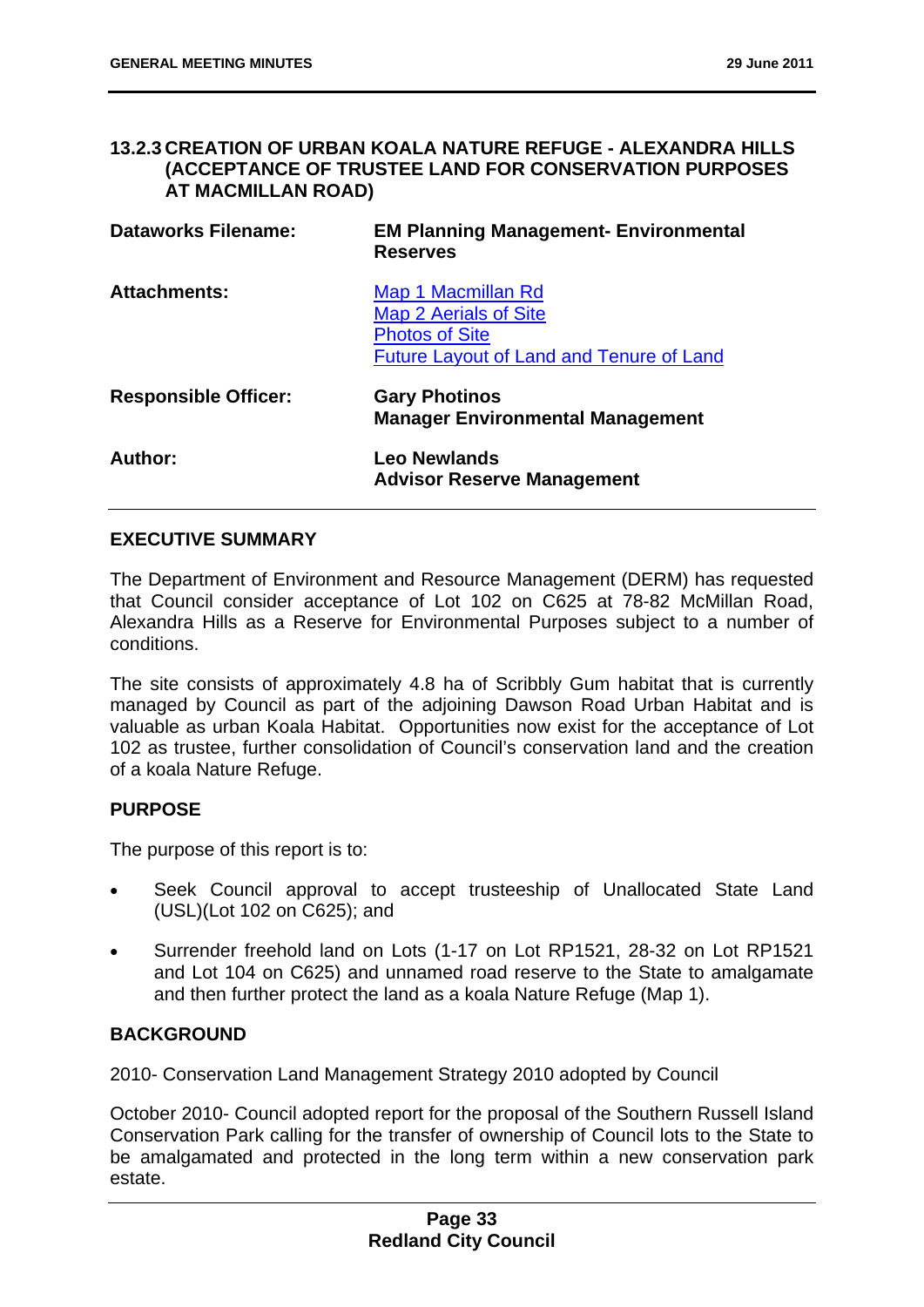### 13.2.3 CREATION OF URBAN KOALA NATURE REFUGE - ALEXANDRA HILLS (ACCEPTANCE OF TRUSTEE LAND FOR CONSERVATION PURPOSES AT MACMILLAN ROAD)

| | |
|---|---|
| **Dataworks Filename:** | **EM Planning Management- Environmental Reserves** |
| **Attachments:** | Map 1 Macmillan Rd<br>Map 2 Aerials of Site<br>Photos of Site<br>Future Layout of Land and Tenure of Land |
| **Responsible Officer:** | **Gary Photinos**<br>**Manager Environmental Management** |
| **Author:** | **Leo Newlands**<br>**Advisor Reserve Management** |

#### EXECUTIVE SUMMARY

The Department of Environment and Resource Management (DERM) has requested that Council consider acceptance of Lot 102 on C625 at 78-82 McMillan Road, Alexandra Hills as a Reserve for Environmental Purposes subject to a number of conditions.

The site consists of approximately 4.8 ha of Scribbly Gum habitat that is currently managed by Council as part of the adjoining Dawson Road Urban Habitat and is valuable as urban Koala Habitat. Opportunities now exist for the acceptance of Lot 102 as trustee, further consolidation of Council's conservation land and the creation of a koala Nature Refuge.

#### PURPOSE

The purpose of this report is to:

- Seek Council approval to accept trusteeship of Unallocated State Land (USL)(Lot 102 on C625); and
- Surrender freehold land on Lots (1-17 on Lot RP1521, 28-32 on Lot RP1521 and Lot 104 on C625) and unnamed road reserve to the State to amalgamate and then further protect the land as a koala Nature Refuge (Map 1).

#### BACKGROUND

2010- Conservation Land Management Strategy 2010 adopted by Council

October 2010- Council adopted report for the proposal of the Southern Russell Island Conservation Park calling for the transfer of ownership of Council lots to the State to be amalgamated and protected in the long term within a new conservation park estate.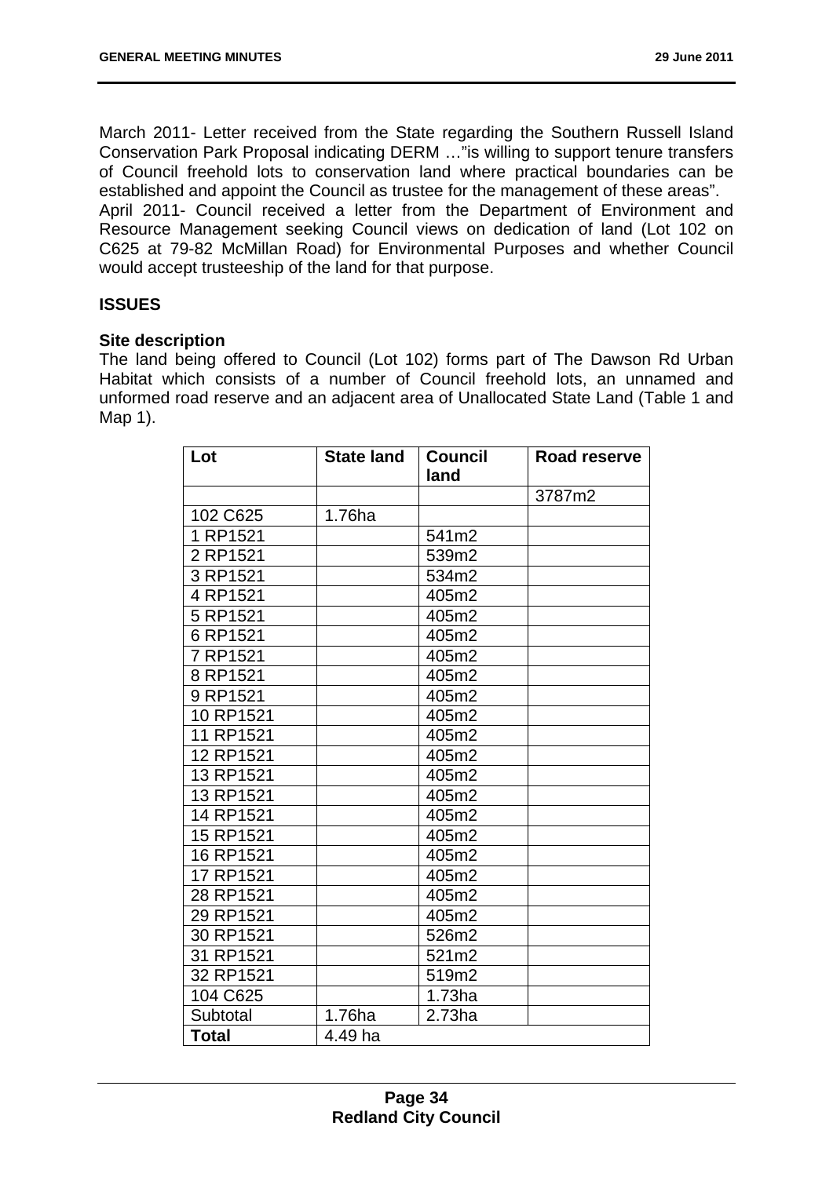March 2011- Letter received from the State regarding the Southern Russell Island Conservation Park Proposal indicating DERM …"is willing to support tenure transfers of Council freehold lots to conservation land where practical boundaries can be established and appoint the Council as trustee for the management of these areas".
April 2011- Council received a letter from the Department of Environment and Resource Management seeking Council views on dedication of land (Lot 102 on C625 at 79-82 McMillan Road) for Environmental Purposes and whether Council would accept trusteeship of the land for that purpose.

**ISSUES**

**Site description**

The land being offered to Council (Lot 102) forms part of The Dawson Rd Urban Habitat which consists of a number of Council freehold lots, an unnamed and unformed road reserve and an adjacent area of Unallocated State Land (Table 1 and Map 1).

| Lot | State land | Council land | Road reserve |
|---|---|---|---|
| | | | 3787m2 |
| 102 C625 | 1.76ha | | |
| 1 RP1521 | | 541m2 | |
| 2 RP1521 | | 539m2 | |
| 3 RP1521 | | 534m2 | |
| 4 RP1521 | | 405m2 | |
| 5 RP1521 | | 405m2 | |
| 6 RP1521 | | 405m2 | |
| 7 RP1521 | | 405m2 | |
| 8 RP1521 | | 405m2 | |
| 9 RP1521 | | 405m2 | |
| 10 RP1521 | | 405m2 | |
| 11 RP1521 | | 405m2 | |
| 12 RP1521 | | 405m2 | |
| 13 RP1521 | | 405m2 | |
| 13 RP1521 | | 405m2 | |
| 14 RP1521 | | 405m2 | |
| 15 RP1521 | | 405m2 | |
| 16 RP1521 | | 405m2 | |
| 17 RP1521 | | 405m2 | |
| 28 RP1521 | | 405m2 | |
| 29 RP1521 | | 405m2 | |
| 30 RP1521 | | 526m2 | |
| 31 RP1521 | | 521m2 | |
| 32 RP1521 | | 519m2 | |
| 104 C625 | | 1.73ha | |
| Subtotal | 1.76ha | 2.73ha | |
| **Total** | 4.49 ha | | |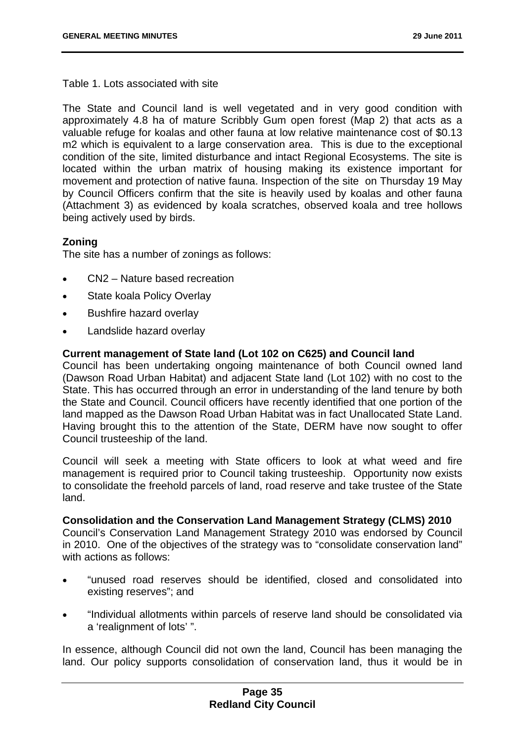Table 1. Lots associated with site

The State and Council land is well vegetated and in very good condition with approximately 4.8 ha of mature Scribbly Gum open forest (Map 2) that acts as a valuable refuge for koalas and other fauna at low relative maintenance cost of $0.13 m2 which is equivalent to a large conservation area. This is due to the exceptional condition of the site, limited disturbance and intact Regional Ecosystems. The site is located within the urban matrix of housing making its existence important for movement and protection of native fauna. Inspection of the site on Thursday 19 May by Council Officers confirm that the site is heavily used by koalas and other fauna (Attachment 3) as evidenced by koala scratches, observed koala and tree hollows being actively used by birds.

**Zoning**

The site has a number of zonings as follows:

- CN2 – Nature based recreation
- State koala Policy Overlay
- Bushfire hazard overlay
- Landslide hazard overlay

**Current management of State land (Lot 102 on C625) and Council land**

Council has been undertaking ongoing maintenance of both Council owned land (Dawson Road Urban Habitat) and adjacent State land (Lot 102) with no cost to the State. This has occurred through an error in understanding of the land tenure by both the State and Council. Council officers have recently identified that one portion of the land mapped as the Dawson Road Urban Habitat was in fact Unallocated State Land. Having brought this to the attention of the State, DERM have now sought to offer Council trusteeship of the land.

Council will seek a meeting with State officers to look at what weed and fire management is required prior to Council taking trusteeship. Opportunity now exists to consolidate the freehold parcels of land, road reserve and take trustee of the State land.

**Consolidation and the Conservation Land Management Strategy (CLMS) 2010**

Council's Conservation Land Management Strategy 2010 was endorsed by Council in 2010. One of the objectives of the strategy was to "consolidate conservation land" with actions as follows:

- "unused road reserves should be identified, closed and consolidated into existing reserves"; and
- "Individual allotments within parcels of reserve land should be consolidated via a 'realignment of lots' ".

In essence, although Council did not own the land, Council has been managing the land. Our policy supports consolidation of conservation land, thus it would be in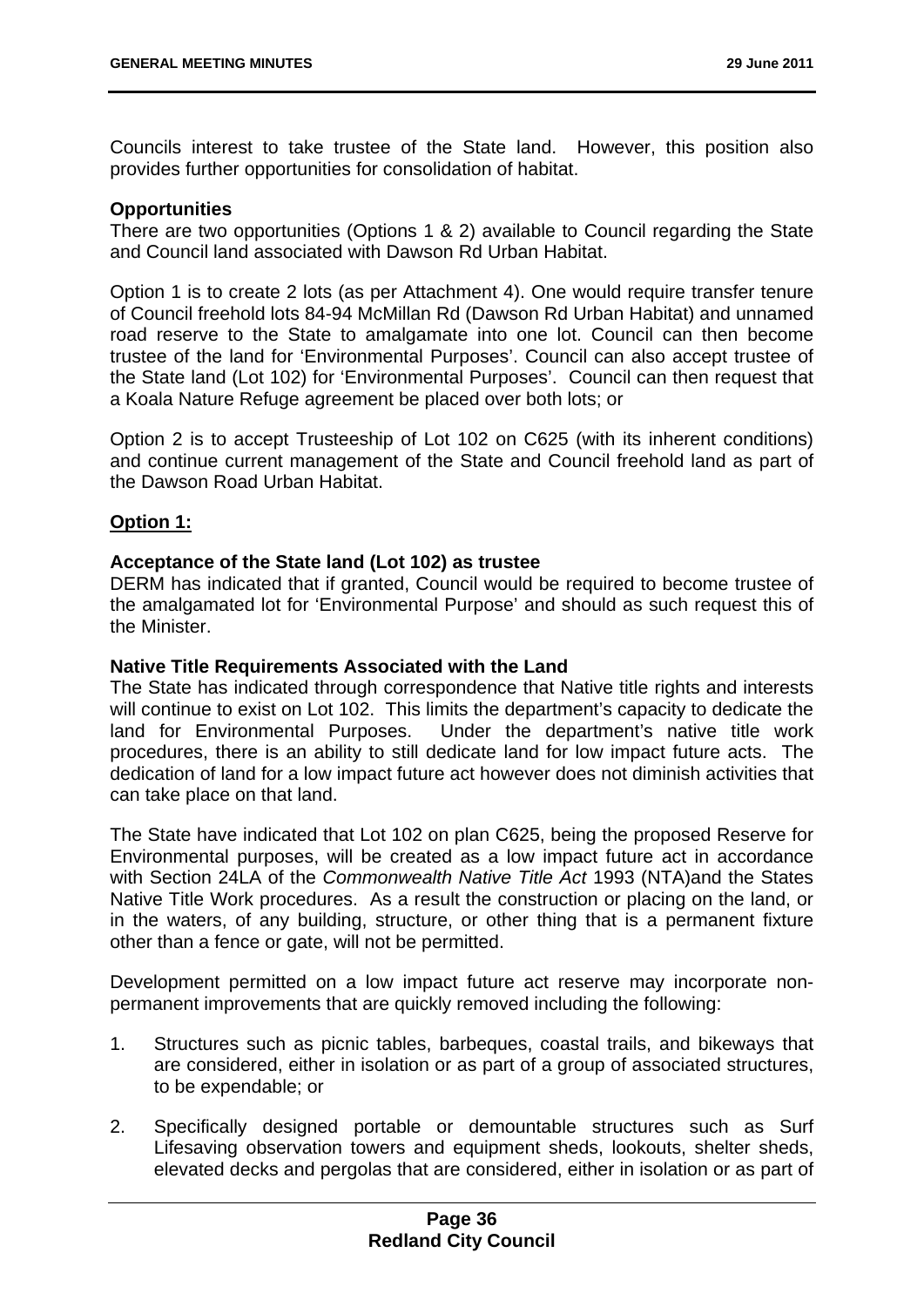Councils interest to take trustee of the State land. However, this position also provides further opportunities for consolidation of habitat.

**Opportunities**

There are two opportunities (Options 1 & 2) available to Council regarding the State and Council land associated with Dawson Rd Urban Habitat.

Option 1 is to create 2 lots (as per Attachment 4). One would require transfer tenure of Council freehold lots 84-94 McMillan Rd (Dawson Rd Urban Habitat) and unnamed road reserve to the State to amalgamate into one lot. Council can then become trustee of the land for 'Environmental Purposes'. Council can also accept trustee of the State land (Lot 102) for 'Environmental Purposes'. Council can then request that a Koala Nature Refuge agreement be placed over both lots; or

Option 2 is to accept Trusteeship of Lot 102 on C625 (with its inherent conditions) and continue current management of the State and Council freehold land as part of the Dawson Road Urban Habitat.

**Option 1:**

**Acceptance of the State land (Lot 102) as trustee**

DERM has indicated that if granted, Council would be required to become trustee of the amalgamated lot for 'Environmental Purpose' and should as such request this of the Minister.

**Native Title Requirements Associated with the Land**

The State has indicated through correspondence that Native title rights and interests will continue to exist on Lot 102. This limits the department's capacity to dedicate the land for Environmental Purposes. Under the department's native title work procedures, there is an ability to still dedicate land for low impact future acts. The dedication of land for a low impact future act however does not diminish activities that can take place on that land.

The State have indicated that Lot 102 on plan C625, being the proposed Reserve for Environmental purposes, will be created as a low impact future act in accordance with Section 24LA of the *Commonwealth Native Title Act* 1993 (NTA)and the States Native Title Work procedures. As a result the construction or placing on the land, or in the waters, of any building, structure, or other thing that is a permanent fixture other than a fence or gate, will not be permitted.

Development permitted on a low impact future act reserve may incorporate non-permanent improvements that are quickly removed including the following:

1. Structures such as picnic tables, barbeques, coastal trails, and bikeways that are considered, either in isolation or as part of a group of associated structures, to be expendable; or

2. Specifically designed portable or demountable structures such as Surf Lifesaving observation towers and equipment sheds, lookouts, shelter sheds, elevated decks and pergolas that are considered, either in isolation or as part of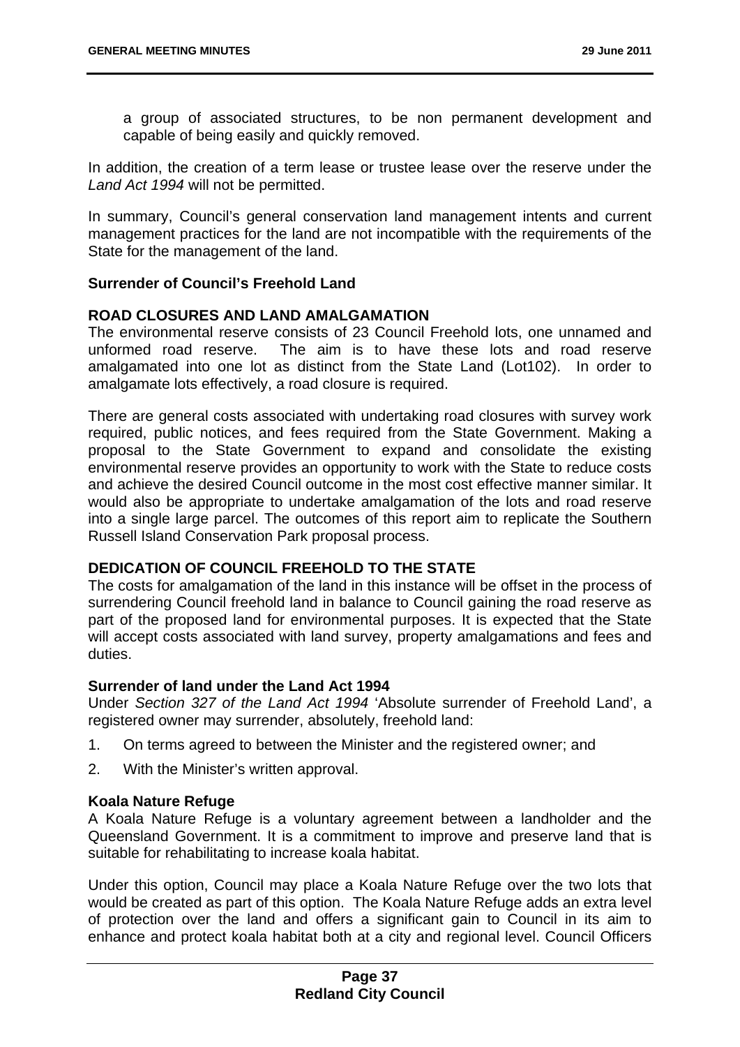a group of associated structures, to be non permanent development and capable of being easily and quickly removed.

In addition, the creation of a term lease or trustee lease over the reserve under the *Land Act 1994* will not be permitted.

In summary, Council's general conservation land management intents and current management practices for the land are not incompatible with the requirements of the State for the management of the land.

**Surrender of Council's Freehold Land**

**ROAD CLOSURES AND LAND AMALGAMATION**

The environmental reserve consists of 23 Council Freehold lots, one unnamed and unformed road reserve. The aim is to have these lots and road reserve amalgamated into one lot as distinct from the State Land (Lot102). In order to amalgamate lots effectively, a road closure is required.

There are general costs associated with undertaking road closures with survey work required, public notices, and fees required from the State Government. Making a proposal to the State Government to expand and consolidate the existing environmental reserve provides an opportunity to work with the State to reduce costs and achieve the desired Council outcome in the most cost effective manner similar. It would also be appropriate to undertake amalgamation of the lots and road reserve into a single large parcel. The outcomes of this report aim to replicate the Southern Russell Island Conservation Park proposal process.

**DEDICATION OF COUNCIL FREEHOLD TO THE STATE**

The costs for amalgamation of the land in this instance will be offset in the process of surrendering Council freehold land in balance to Council gaining the road reserve as part of the proposed land for environmental purposes. It is expected that the State will accept costs associated with land survey, property amalgamations and fees and duties.

**Surrender of land under the Land Act 1994**

Under *Section 327 of the Land Act 1994* 'Absolute surrender of Freehold Land', a registered owner may surrender, absolutely, freehold land:

1. On terms agreed to between the Minister and the registered owner; and
2. With the Minister's written approval.

**Koala Nature Refuge**

A Koala Nature Refuge is a voluntary agreement between a landholder and the Queensland Government. It is a commitment to improve and preserve land that is suitable for rehabilitating to increase koala habitat.

Under this option, Council may place a Koala Nature Refuge over the two lots that would be created as part of this option. The Koala Nature Refuge adds an extra level of protection over the land and offers a significant gain to Council in its aim to enhance and protect koala habitat both at a city and regional level. Council Officers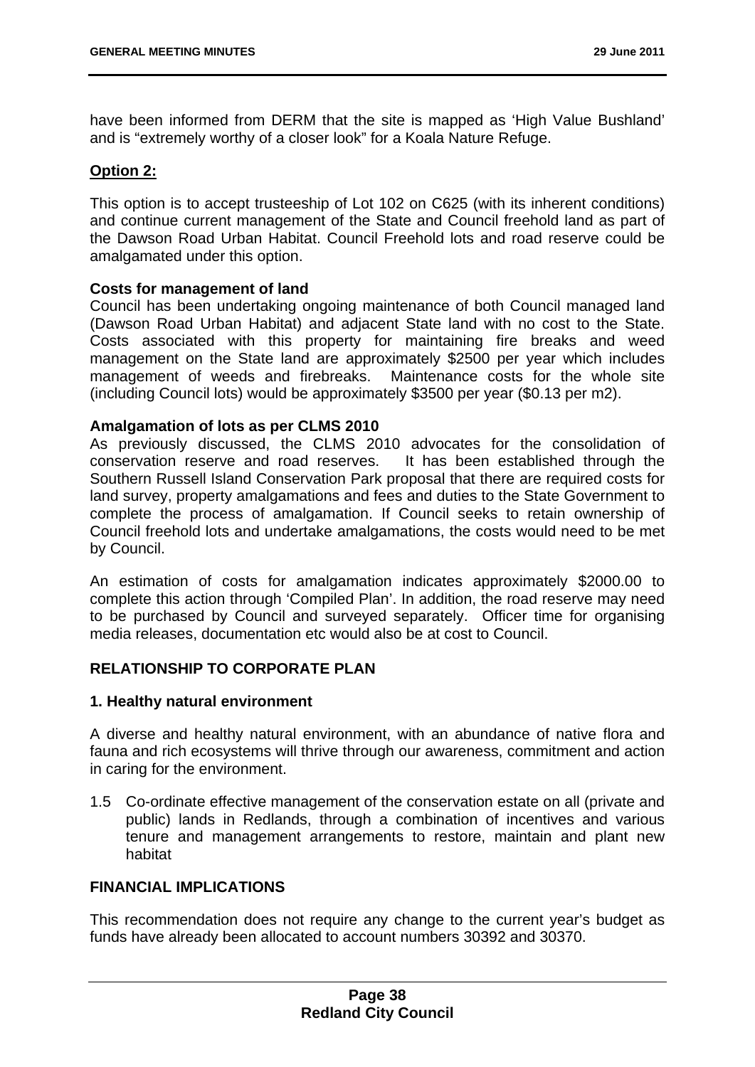have been informed from DERM that the site is mapped as 'High Value Bushland' and is "extremely worthy of a closer look" for a Koala Nature Refuge.

**Option 2:**

This option is to accept trusteeship of Lot 102 on C625 (with its inherent conditions) and continue current management of the State and Council freehold land as part of the Dawson Road Urban Habitat. Council Freehold lots and road reserve could be amalgamated under this option.

**Costs for management of land**

Council has been undertaking ongoing maintenance of both Council managed land (Dawson Road Urban Habitat) and adjacent State land with no cost to the State. Costs associated with this property for maintaining fire breaks and weed management on the State land are approximately $2500 per year which includes management of weeds and firebreaks. Maintenance costs for the whole site (including Council lots) would be approximately $3500 per year ($0.13 per m2).

**Amalgamation of lots as per CLMS 2010**

As previously discussed, the CLMS 2010 advocates for the consolidation of conservation reserve and road reserves. It has been established through the Southern Russell Island Conservation Park proposal that there are required costs for land survey, property amalgamations and fees and duties to the State Government to complete the process of amalgamation. If Council seeks to retain ownership of Council freehold lots and undertake amalgamations, the costs would need to be met by Council.

An estimation of costs for amalgamation indicates approximately $2000.00 to complete this action through 'Compiled Plan'. In addition, the road reserve may need to be purchased by Council and surveyed separately. Officer time for organising media releases, documentation etc would also be at cost to Council.

## RELATIONSHIP TO CORPORATE PLAN

**1. Healthy natural environment**

A diverse and healthy natural environment, with an abundance of native flora and fauna and rich ecosystems will thrive through our awareness, commitment and action in caring for the environment.

1.5 Co-ordinate effective management of the conservation estate on all (private and public) lands in Redlands, through a combination of incentives and various tenure and management arrangements to restore, maintain and plant new habitat

## FINANCIAL IMPLICATIONS

This recommendation does not require any change to the current year's budget as funds have already been allocated to account numbers 30392 and 30370.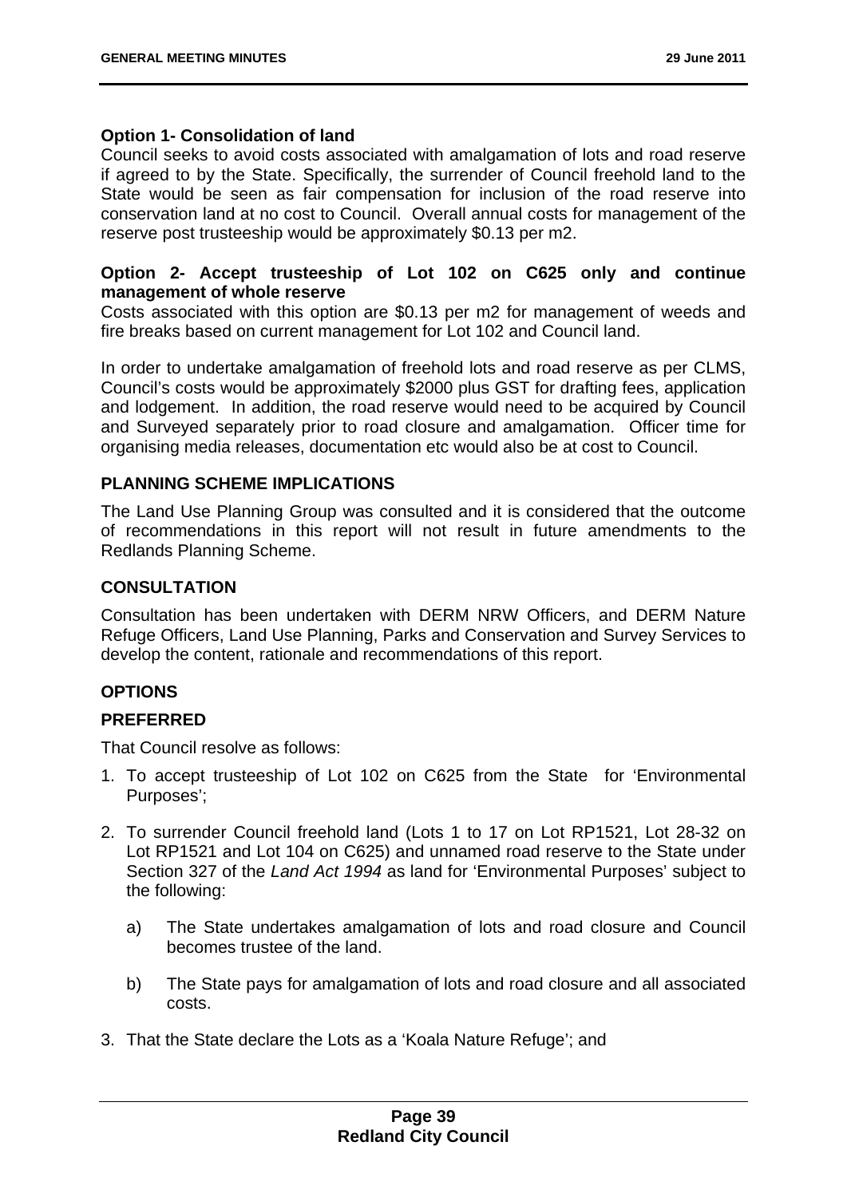**Option 1- Consolidation of land**

Council seeks to avoid costs associated with amalgamation of lots and road reserve if agreed to by the State. Specifically, the surrender of Council freehold land to the State would be seen as fair compensation for inclusion of the road reserve into conservation land at no cost to Council. Overall annual costs for management of the reserve post trusteeship would be approximately $0.13 per m2.

**Option 2- Accept trusteeship of Lot 102 on C625 only and continue management of whole reserve**

Costs associated with this option are $0.13 per m2 for management of weeds and fire breaks based on current management for Lot 102 and Council land.

In order to undertake amalgamation of freehold lots and road reserve as per CLMS, Council's costs would be approximately $2000 plus GST for drafting fees, application and lodgement. In addition, the road reserve would need to be acquired by Council and Surveyed separately prior to road closure and amalgamation. Officer time for organising media releases, documentation etc would also be at cost to Council.

## PLANNING SCHEME IMPLICATIONS

The Land Use Planning Group was consulted and it is considered that the outcome of recommendations in this report will not result in future amendments to the Redlands Planning Scheme.

## CONSULTATION

Consultation has been undertaken with DERM NRW Officers, and DERM Nature Refuge Officers, Land Use Planning, Parks and Conservation and Survey Services to develop the content, rationale and recommendations of this report.

## OPTIONS

### PREFERRED

That Council resolve as follows:

1. To accept trusteeship of Lot 102 on C625 from the State for 'Environmental Purposes';
2. To surrender Council freehold land (Lots 1 to 17 on Lot RP1521, Lot 28-32 on Lot RP1521 and Lot 104 on C625) and unnamed road reserve to the State under Section 327 of the *Land Act 1994* as land for 'Environmental Purposes' subject to the following:
   a) The State undertakes amalgamation of lots and road closure and Council becomes trustee of the land.
   b) The State pays for amalgamation of lots and road closure and all associated costs.
3. That the State declare the Lots as a 'Koala Nature Refuge'; and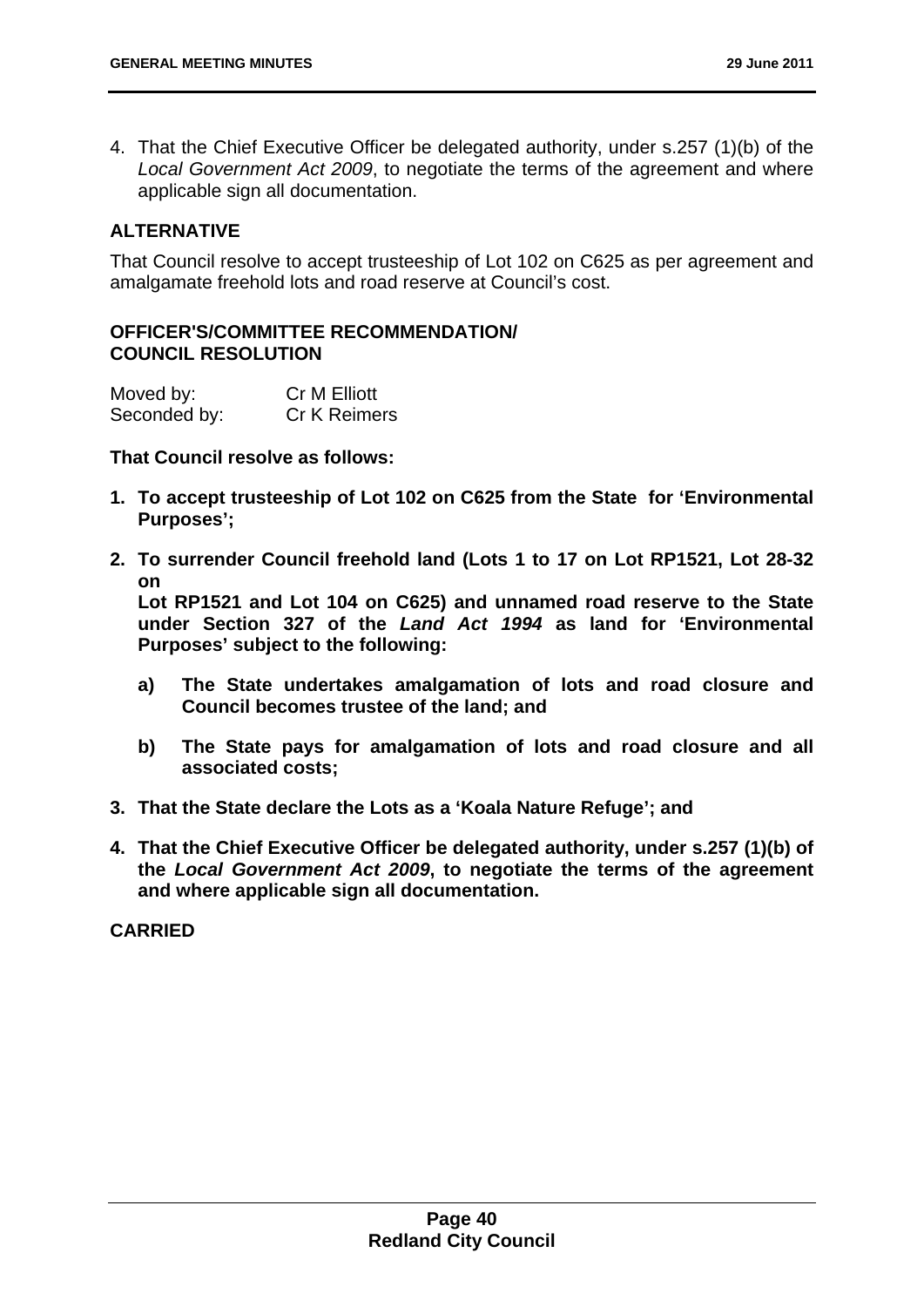4. That the Chief Executive Officer be delegated authority, under s.257 (1)(b) of the *Local Government Act 2009*, to negotiate the terms of the agreement and where applicable sign all documentation.

## ALTERNATIVE

That Council resolve to accept trusteeship of Lot 102 on C625 as per agreement and amalgamate freehold lots and road reserve at Council's cost.

## OFFICER'S/COMMITTEE RECOMMENDATION/ COUNCIL RESOLUTION

| Moved by: | Cr M Elliott |
| --- | --- |
| Seconded by: | Cr K Reimers |

**That Council resolve as follows:**

1. **To accept trusteeship of Lot 102 on C625 from the State for 'Environmental Purposes';**
2. **To surrender Council freehold land (Lots 1 to 17 on Lot RP1521, Lot 28-32 on Lot RP1521 and Lot 104 on C625) and unnamed road reserve to the State under Section 327 of the *Land Act 1994* as land for 'Environmental Purposes' subject to the following:**
   - **a) The State undertakes amalgamation of lots and road closure and Council becomes trustee of the land; and**
   - **b) The State pays for amalgamation of lots and road closure and all associated costs;**
3. **That the State declare the Lots as a 'Koala Nature Refuge'; and**
4. **That the Chief Executive Officer be delegated authority, under s.257 (1)(b) of the *Local Government Act 2009*, to negotiate the terms of the agreement and where applicable sign all documentation.**

**CARRIED**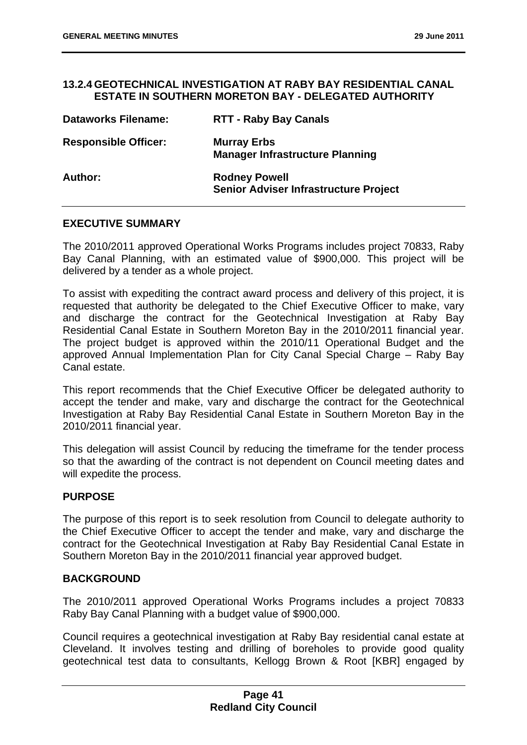## 13.2.4 GEOTECHNICAL INVESTIGATION AT RABY BAY RESIDENTIAL CANAL ESTATE IN SOUTHERN MORETON BAY - DELEGATED AUTHORITY

| | |
|---|---|
| **Dataworks Filename:** | **RTT - Raby Bay Canals** |
| **Responsible Officer:** | **Murray Erbs**<br>**Manager Infrastructure Planning** |
| **Author:** | **Rodney Powell**<br>**Senior Adviser Infrastructure Project** |

### EXECUTIVE SUMMARY

The 2010/2011 approved Operational Works Programs includes project 70833, Raby Bay Canal Planning, with an estimated value of $900,000. This project will be delivered by a tender as a whole project.

To assist with expediting the contract award process and delivery of this project, it is requested that authority be delegated to the Chief Executive Officer to make, vary and discharge the contract for the Geotechnical Investigation at Raby Bay Residential Canal Estate in Southern Moreton Bay in the 2010/2011 financial year. The project budget is approved within the 2010/11 Operational Budget and the approved Annual Implementation Plan for City Canal Special Charge – Raby Bay Canal estate.

This report recommends that the Chief Executive Officer be delegated authority to accept the tender and make, vary and discharge the contract for the Geotechnical Investigation at Raby Bay Residential Canal Estate in Southern Moreton Bay in the 2010/2011 financial year.

This delegation will assist Council by reducing the timeframe for the tender process so that the awarding of the contract is not dependent on Council meeting dates and will expedite the process.

### PURPOSE

The purpose of this report is to seek resolution from Council to delegate authority to the Chief Executive Officer to accept the tender and make, vary and discharge the contract for the Geotechnical Investigation at Raby Bay Residential Canal Estate in Southern Moreton Bay in the 2010/2011 financial year approved budget.

### BACKGROUND

The 2010/2011 approved Operational Works Programs includes a project 70833 Raby Bay Canal Planning with a budget value of $900,000.

Council requires a geotechnical investigation at Raby Bay residential canal estate at Cleveland. It involves testing and drilling of boreholes to provide good quality geotechnical test data to consultants, Kellogg Brown & Root [KBR] engaged by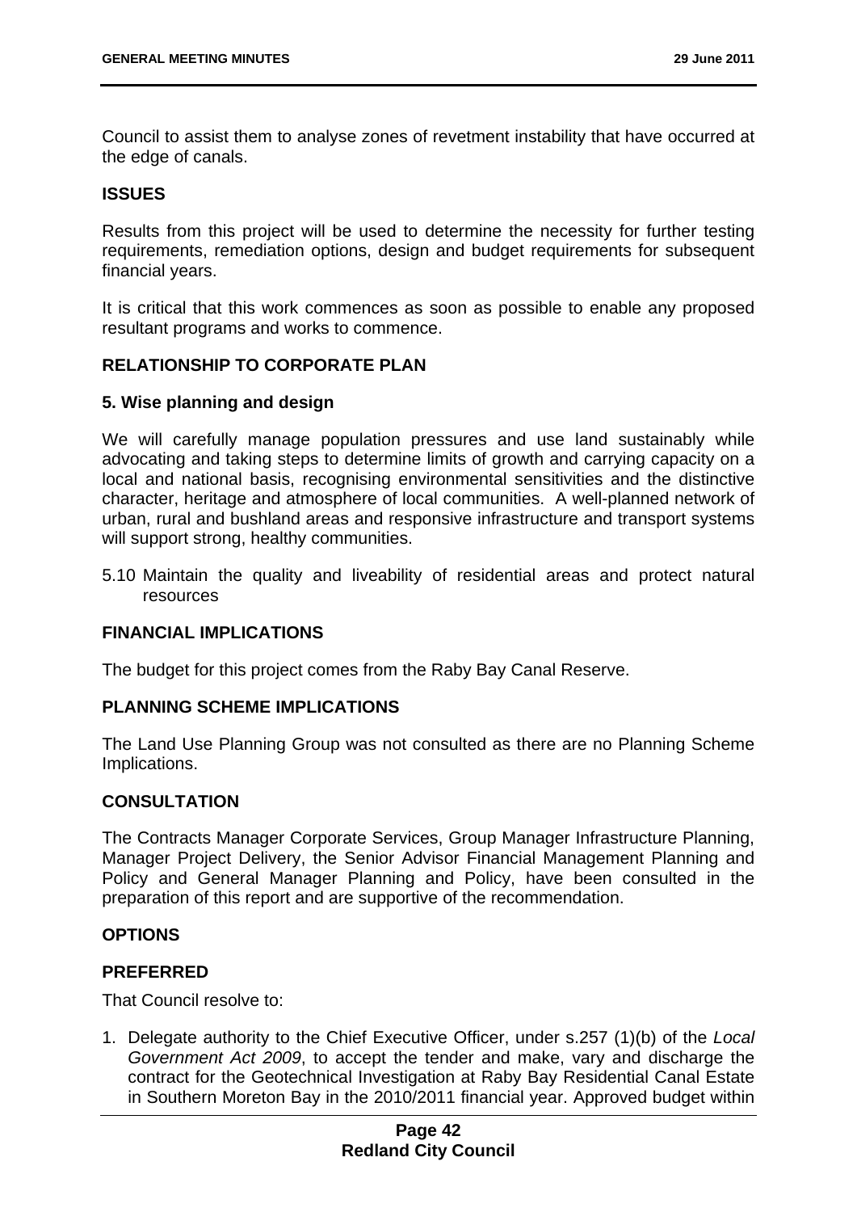Council to assist them to analyse zones of revetment instability that have occurred at the edge of canals.

**ISSUES**

Results from this project will be used to determine the necessity for further testing requirements, remediation options, design and budget requirements for subsequent financial years.

It is critical that this work commences as soon as possible to enable any proposed resultant programs and works to commence.

**RELATIONSHIP TO CORPORATE PLAN**

**5. Wise planning and design**

We will carefully manage population pressures and use land sustainably while advocating and taking steps to determine limits of growth and carrying capacity on a local and national basis, recognising environmental sensitivities and the distinctive character, heritage and atmosphere of local communities. A well-planned network of urban, rural and bushland areas and responsive infrastructure and transport systems will support strong, healthy communities.

5.10 Maintain the quality and liveability of residential areas and protect natural resources

**FINANCIAL IMPLICATIONS**

The budget for this project comes from the Raby Bay Canal Reserve.

**PLANNING SCHEME IMPLICATIONS**

The Land Use Planning Group was not consulted as there are no Planning Scheme Implications.

**CONSULTATION**

The Contracts Manager Corporate Services, Group Manager Infrastructure Planning, Manager Project Delivery, the Senior Advisor Financial Management Planning and Policy and General Manager Planning and Policy, have been consulted in the preparation of this report and are supportive of the recommendation.

**OPTIONS**

**PREFERRED**

That Council resolve to:

1. Delegate authority to the Chief Executive Officer, under s.257 (1)(b) of the *Local Government Act 2009*, to accept the tender and make, vary and discharge the contract for the Geotechnical Investigation at Raby Bay Residential Canal Estate in Southern Moreton Bay in the 2010/2011 financial year. Approved budget within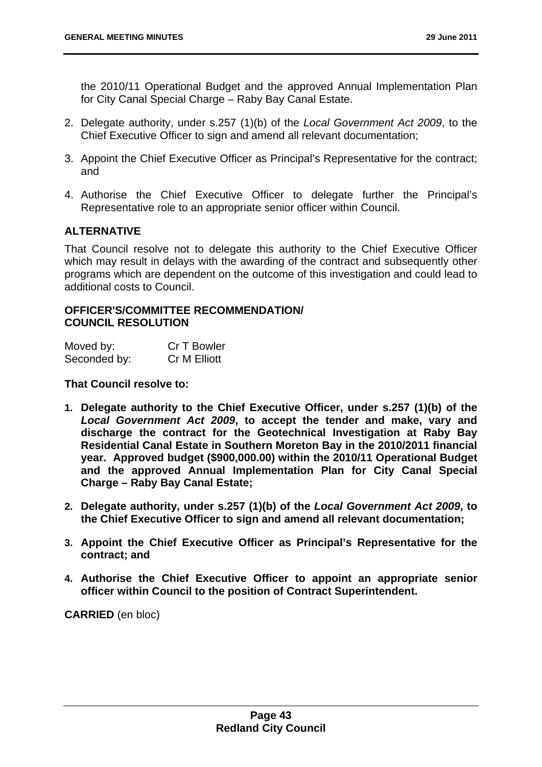the 2010/11 Operational Budget and the approved Annual Implementation Plan for City Canal Special Charge – Raby Bay Canal Estate.

2. Delegate authority, under s.257 (1)(b) of the *Local Government Act 2009*, to the Chief Executive Officer to sign and amend all relevant documentation;
3. Appoint the Chief Executive Officer as Principal's Representative for the contract; and
4. Authorise the Chief Executive Officer to delegate further the Principal's Representative role to an appropriate senior officer within Council.

**ALTERNATIVE**

That Council resolve not to delegate this authority to the Chief Executive Officer which may result in delays with the awarding of the contract and subsequently other programs which are dependent on the outcome of this investigation and could lead to additional costs to Council.

**OFFICER'S/COMMITTEE RECOMMENDATION/ COUNCIL RESOLUTION**

Moved by: Cr T Bowler
Seconded by: Cr M Elliott

**That Council resolve to:**

1. **Delegate authority to the Chief Executive Officer, under s.257 (1)(b) of the *Local Government Act 2009*, to accept the tender and make, vary and discharge the contract for the Geotechnical Investigation at Raby Bay Residential Canal Estate in Southern Moreton Bay in the 2010/2011 financial year. Approved budget ($900,000.00) within the 2010/11 Operational Budget and the approved Annual Implementation Plan for City Canal Special Charge – Raby Bay Canal Estate;**
2. **Delegate authority, under s.257 (1)(b) of the *Local Government Act 2009*, to the Chief Executive Officer to sign and amend all relevant documentation;**
3. **Appoint the Chief Executive Officer as Principal's Representative for the contract; and**
4. **Authorise the Chief Executive Officer to appoint an appropriate senior officer within Council to the position of Contract Superintendent.**

**CARRIED** (en bloc)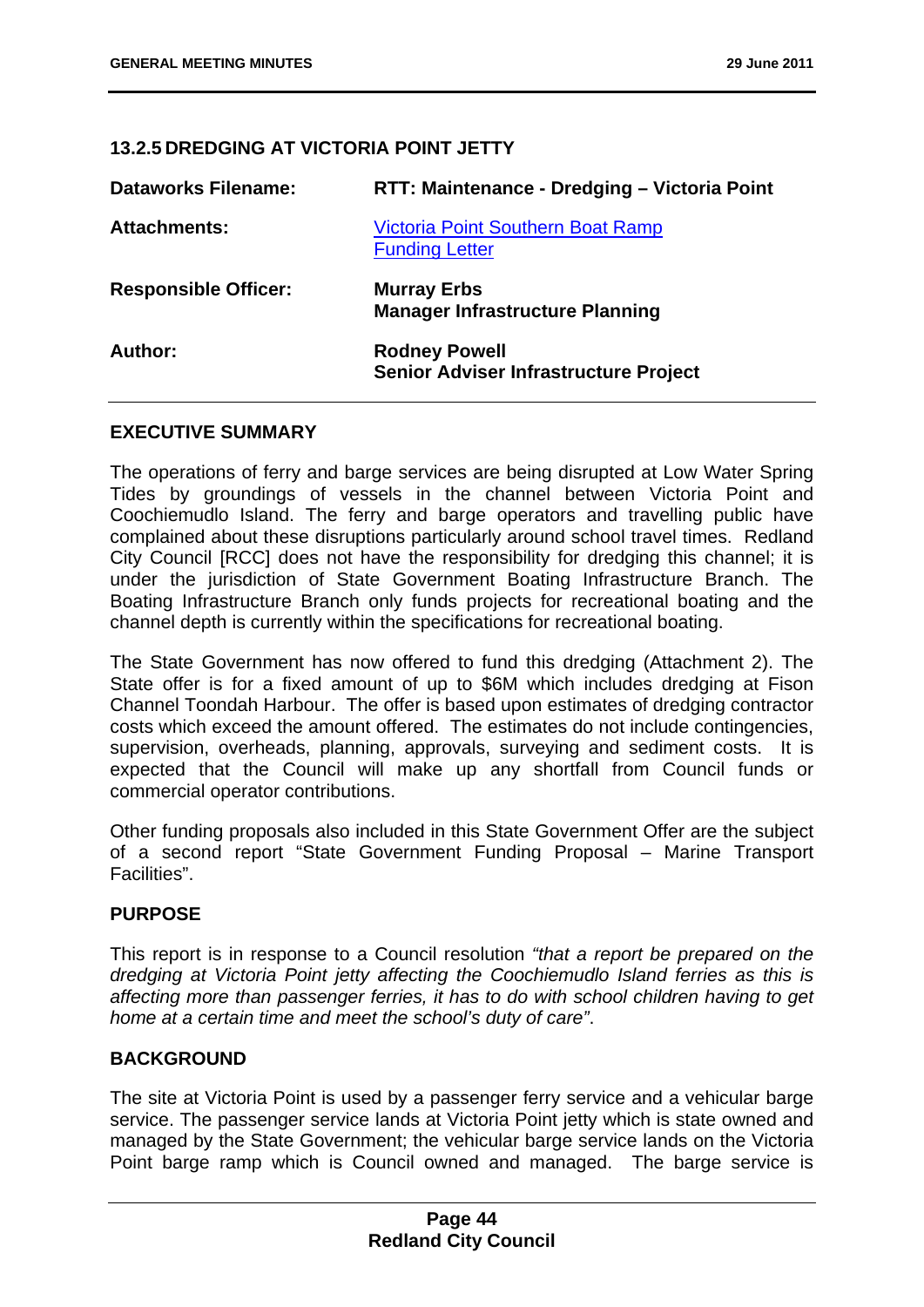### 13.2.5 DREDGING AT VICTORIA POINT JETTY

| | |
|---|---|
| **Dataworks Filename:** | **RTT: Maintenance - Dredging – Victoria Point** |
| **Attachments:** | Victoria Point Southern Boat Ramp Funding Letter |
| **Responsible Officer:** | **Murray Erbs**<br>**Manager Infrastructure Planning** |
| **Author:** | **Rodney Powell**<br>**Senior Adviser Infrastructure Project** |

#### EXECUTIVE SUMMARY

The operations of ferry and barge services are being disrupted at Low Water Spring Tides by groundings of vessels in the channel between Victoria Point and Coochiemudlo Island. The ferry and barge operators and travelling public have complained about these disruptions particularly around school travel times. Redland City Council [RCC] does not have the responsibility for dredging this channel; it is under the jurisdiction of State Government Boating Infrastructure Branch. The Boating Infrastructure Branch only funds projects for recreational boating and the channel depth is currently within the specifications for recreational boating.

The State Government has now offered to fund this dredging (Attachment 2). The State offer is for a fixed amount of up to $6M which includes dredging at Fison Channel Toondah Harbour. The offer is based upon estimates of dredging contractor costs which exceed the amount offered. The estimates do not include contingencies, supervision, overheads, planning, approvals, surveying and sediment costs. It is expected that the Council will make up any shortfall from Council funds or commercial operator contributions.

Other funding proposals also included in this State Government Offer are the subject of a second report "State Government Funding Proposal – Marine Transport Facilities".

#### PURPOSE

This report is in response to a Council resolution *"that a report be prepared on the dredging at Victoria Point jetty affecting the Coochiemudlo Island ferries as this is affecting more than passenger ferries, it has to do with school children having to get home at a certain time and meet the school's duty of care"*.

#### BACKGROUND

The site at Victoria Point is used by a passenger ferry service and a vehicular barge service. The passenger service lands at Victoria Point jetty which is state owned and managed by the State Government; the vehicular barge service lands on the Victoria Point barge ramp which is Council owned and managed. The barge service is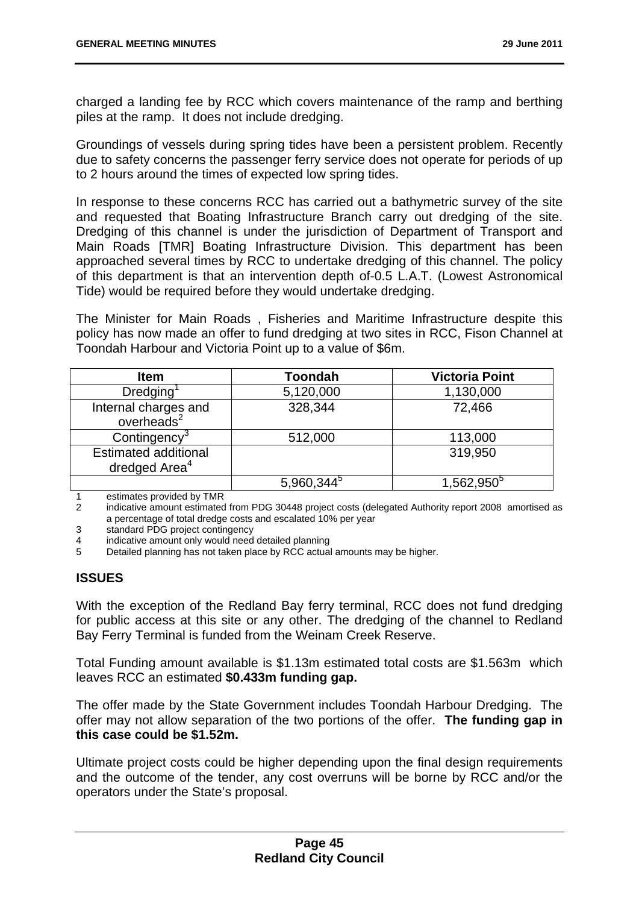charged a landing fee by RCC which covers maintenance of the ramp and berthing piles at the ramp. It does not include dredging.

Groundings of vessels during spring tides have been a persistent problem. Recently due to safety concerns the passenger ferry service does not operate for periods of up to 2 hours around the times of expected low spring tides.

In response to these concerns RCC has carried out a bathymetric survey of the site and requested that Boating Infrastructure Branch carry out dredging of the site. Dredging of this channel is under the jurisdiction of Department of Transport and Main Roads [TMR] Boating Infrastructure Division. This department has been approached several times by RCC to undertake dredging of this channel. The policy of this department is that an intervention depth of-0.5 L.A.T. (Lowest Astronomical Tide) would be required before they would undertake dredging.

The Minister for Main Roads , Fisheries and Maritime Infrastructure despite this policy has now made an offer to fund dredging at two sites in RCC, Fison Channel at Toondah Harbour and Victoria Point up to a value of $6m.

| Item | Toondah | Victoria Point |
|---|---|---|
| Dredging[1] | 5,120,000 | 1,130,000 |
| Internal charges and overheads[2] | 328,344 | 72,466 |
| Contingency[3] | 512,000 | 113,000 |
| Estimated additional dredged Area[4] | | 319,950 |
| | 5,960,344[5] | 1,562,950[5] |

1 estimates provided by TMR
2 indicative amount estimated from PDG 30448 project costs (delegated Authority report 2008 amortised as a percentage of total dredge costs and escalated 10% per year
3 standard PDG project contingency
4 indicative amount only would need detailed planning
5 Detailed planning has not taken place by RCC actual amounts may be higher.

## ISSUES

With the exception of the Redland Bay ferry terminal, RCC does not fund dredging for public access at this site or any other. The dredging of the channel to Redland Bay Ferry Terminal is funded from the Weinam Creek Reserve.

Total Funding amount available is $1.13m estimated total costs are $1.563m which leaves RCC an estimated **$0.433m funding gap.**

The offer made by the State Government includes Toondah Harbour Dredging. The offer may not allow separation of the two portions of the offer. **The funding gap in this case could be $1.52m.**

Ultimate project costs could be higher depending upon the final design requirements and the outcome of the tender, any cost overruns will be borne by RCC and/or the operators under the State's proposal.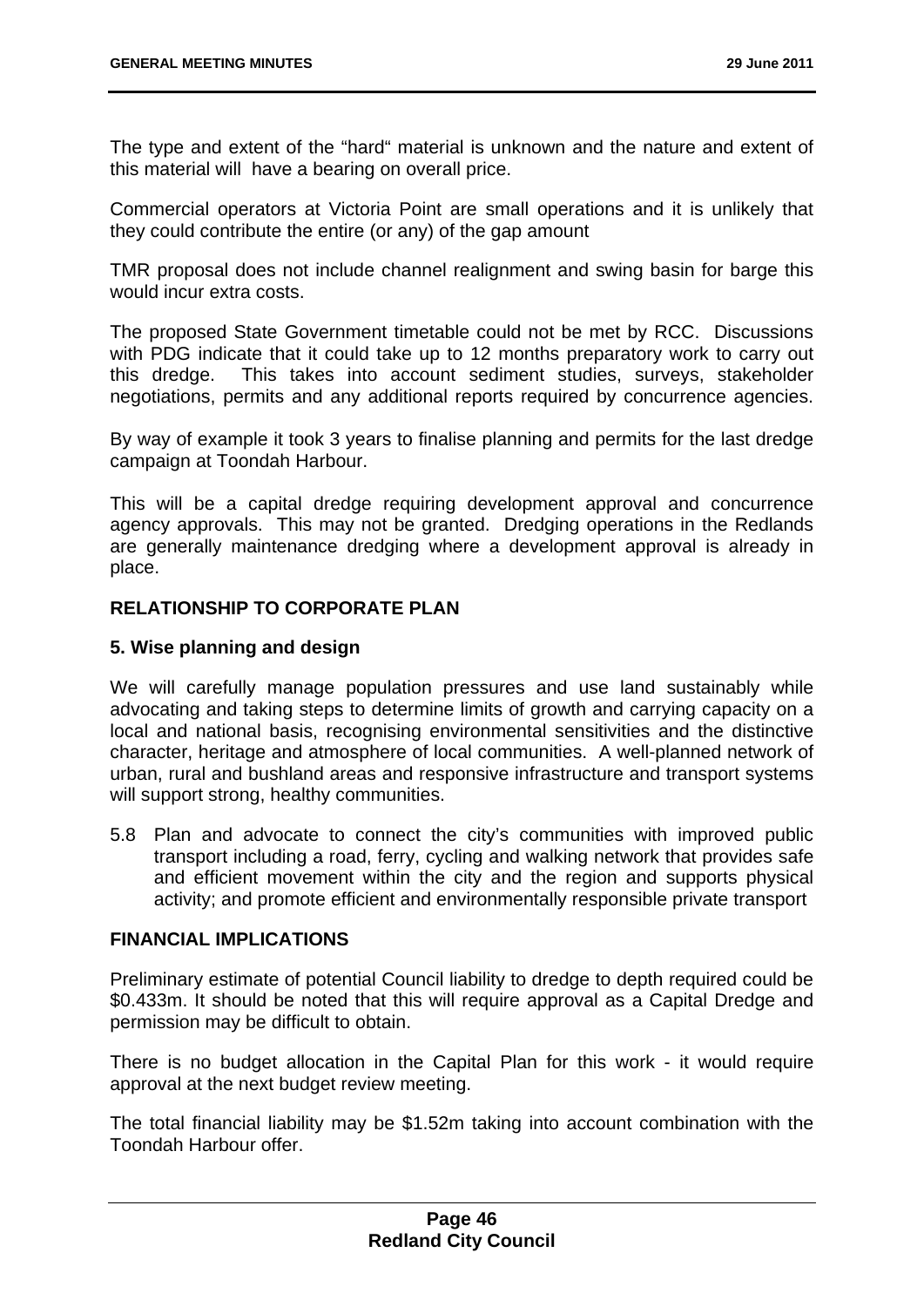The type and extent of the "hard" material is unknown and the nature and extent of this material will have a bearing on overall price.

Commercial operators at Victoria Point are small operations and it is unlikely that they could contribute the entire (or any) of the gap amount

TMR proposal does not include channel realignment and swing basin for barge this would incur extra costs.

The proposed State Government timetable could not be met by RCC. Discussions with PDG indicate that it could take up to 12 months preparatory work to carry out this dredge. This takes into account sediment studies, surveys, stakeholder negotiations, permits and any additional reports required by concurrence agencies.

By way of example it took 3 years to finalise planning and permits for the last dredge campaign at Toondah Harbour.

This will be a capital dredge requiring development approval and concurrence agency approvals. This may not be granted. Dredging operations in the Redlands are generally maintenance dredging where a development approval is already in place.

## RELATIONSHIP TO CORPORATE PLAN

### 5. Wise planning and design

We will carefully manage population pressures and use land sustainably while advocating and taking steps to determine limits of growth and carrying capacity on a local and national basis, recognising environmental sensitivities and the distinctive character, heritage and atmosphere of local communities. A well-planned network of urban, rural and bushland areas and responsive infrastructure and transport systems will support strong, healthy communities.

5.8 Plan and advocate to connect the city's communities with improved public transport including a road, ferry, cycling and walking network that provides safe and efficient movement within the city and the region and supports physical activity; and promote efficient and environmentally responsible private transport

## FINANCIAL IMPLICATIONS

Preliminary estimate of potential Council liability to dredge to depth required could be $0.433m. It should be noted that this will require approval as a Capital Dredge and permission may be difficult to obtain.

There is no budget allocation in the Capital Plan for this work - it would require approval at the next budget review meeting.

The total financial liability may be $1.52m taking into account combination with the Toondah Harbour offer.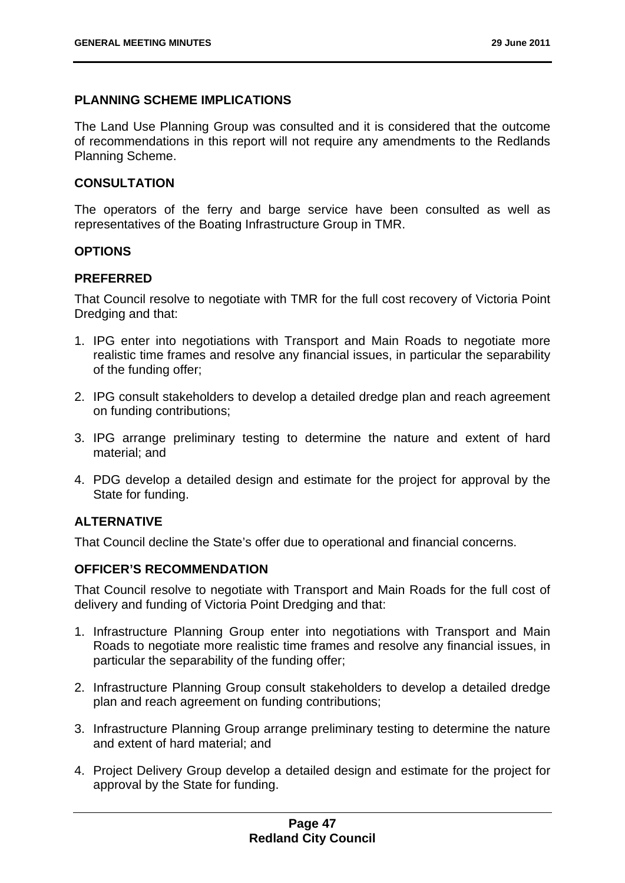### PLANNING SCHEME IMPLICATIONS

The Land Use Planning Group was consulted and it is considered that the outcome of recommendations in this report will not require any amendments to the Redlands Planning Scheme.

### CONSULTATION

The operators of the ferry and barge service have been consulted as well as representatives of the Boating Infrastructure Group in TMR.

### OPTIONS

### PREFERRED

That Council resolve to negotiate with TMR for the full cost recovery of Victoria Point Dredging and that:

1. IPG enter into negotiations with Transport and Main Roads to negotiate more realistic time frames and resolve any financial issues, in particular the separability of the funding offer;

2. IPG consult stakeholders to develop a detailed dredge plan and reach agreement on funding contributions;

3. IPG arrange preliminary testing to determine the nature and extent of hard material; and

4. PDG develop a detailed design and estimate for the project for approval by the State for funding.

### ALTERNATIVE

That Council decline the State's offer due to operational and financial concerns.

### OFFICER'S RECOMMENDATION

That Council resolve to negotiate with Transport and Main Roads for the full cost of delivery and funding of Victoria Point Dredging and that:

1. Infrastructure Planning Group enter into negotiations with Transport and Main Roads to negotiate more realistic time frames and resolve any financial issues, in particular the separability of the funding offer;

2. Infrastructure Planning Group consult stakeholders to develop a detailed dredge plan and reach agreement on funding contributions;

3. Infrastructure Planning Group arrange preliminary testing to determine the nature and extent of hard material; and

4. Project Delivery Group develop a detailed design and estimate for the project for approval by the State for funding.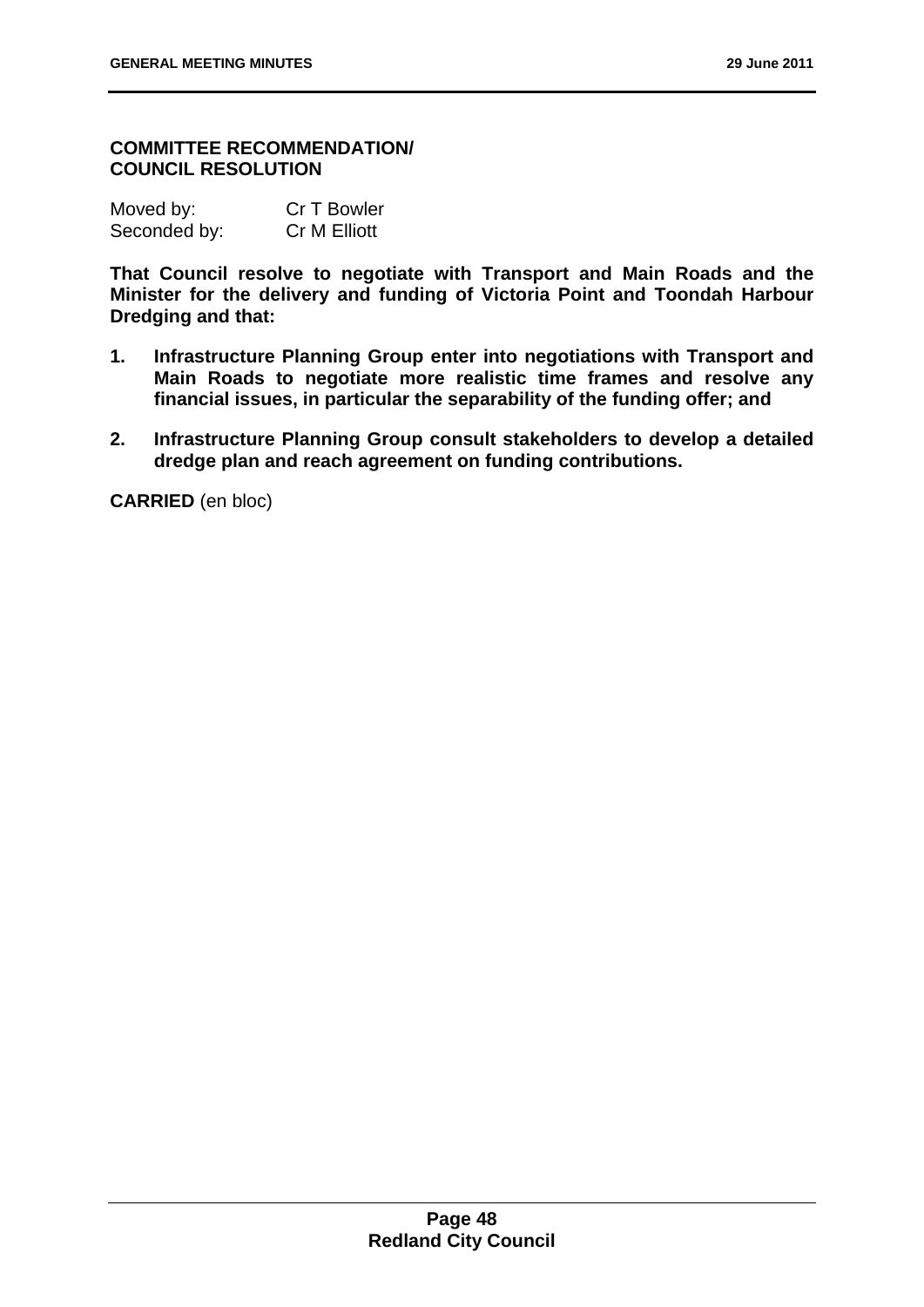**COMMITTEE RECOMMENDATION/ COUNCIL RESOLUTION**

| Moved by: | Cr T Bowler |
|---|---|
| Seconded by: | Cr M Elliott |

**That Council resolve to negotiate with Transport and Main Roads and the Minister for the delivery and funding of Victoria Point and Toondah Harbour Dredging and that:**

1. **Infrastructure Planning Group enter into negotiations with Transport and Main Roads to negotiate more realistic time frames and resolve any financial issues, in particular the separability of the funding offer; and**
2. **Infrastructure Planning Group consult stakeholders to develop a detailed dredge plan and reach agreement on funding contributions.**

**CARRIED** (en bloc)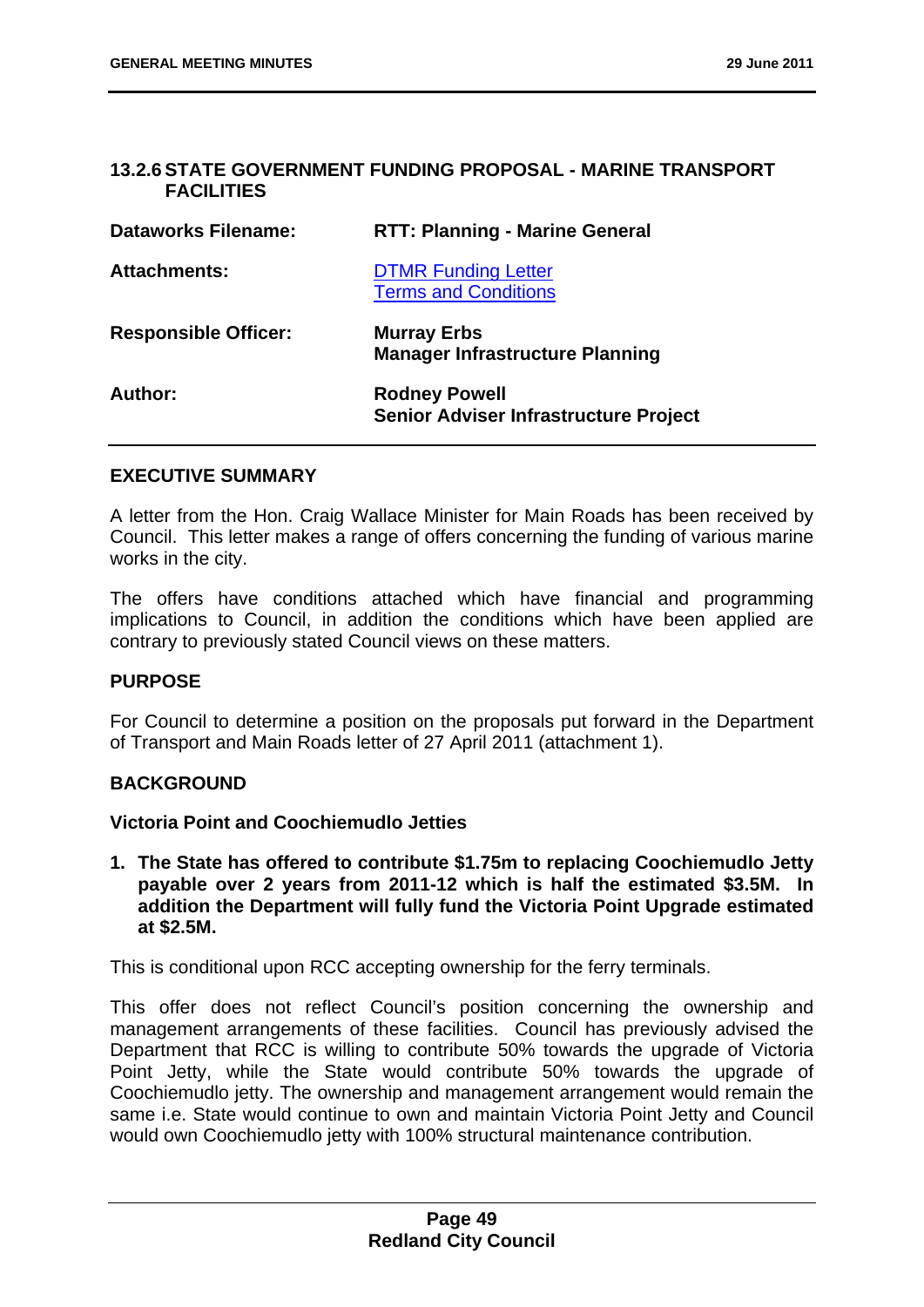### 13.2.6 STATE GOVERNMENT FUNDING PROPOSAL - MARINE TRANSPORT FACILITIES

| | |
|---|---|
| **Dataworks Filename:** | **RTT: Planning - Marine General** |
| **Attachments:** | DTMR Funding Letter<br>Terms and Conditions |
| **Responsible Officer:** | **Murray Erbs**<br>**Manager Infrastructure Planning** |
| **Author:** | **Rodney Powell**<br>**Senior Adviser Infrastructure Project** |

#### EXECUTIVE SUMMARY

A letter from the Hon. Craig Wallace Minister for Main Roads has been received by Council. This letter makes a range of offers concerning the funding of various marine works in the city.

The offers have conditions attached which have financial and programming implications to Council, in addition the conditions which have been applied are contrary to previously stated Council views on these matters.

#### PURPOSE

For Council to determine a position on the proposals put forward in the Department of Transport and Main Roads letter of 27 April 2011 (attachment 1).

#### BACKGROUND

**Victoria Point and Coochiemudlo Jetties**

1. **The State has offered to contribute $1.75m to replacing Coochiemudlo Jetty payable over 2 years from 2011-12 which is half the estimated $3.5M. In addition the Department will fully fund the Victoria Point Upgrade estimated at $2.5M.**

This is conditional upon RCC accepting ownership for the ferry terminals.

This offer does not reflect Council's position concerning the ownership and management arrangements of these facilities. Council has previously advised the Department that RCC is willing to contribute 50% towards the upgrade of Victoria Point Jetty, while the State would contribute 50% towards the upgrade of Coochiemudlo jetty. The ownership and management arrangement would remain the same i.e. State would continue to own and maintain Victoria Point Jetty and Council would own Coochiemudlo jetty with 100% structural maintenance contribution.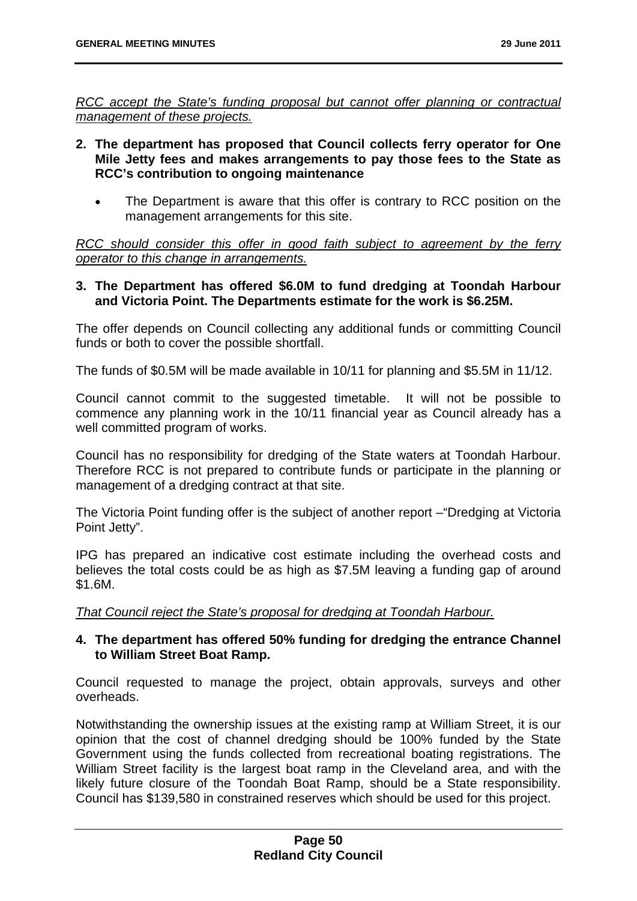*RCC accept the State's funding proposal but cannot offer planning or contractual management of these projects.*

**2. The department has proposed that Council collects ferry operator for One Mile Jetty fees and makes arrangements to pay those fees to the State as RCC's contribution to ongoing maintenance**

- The Department is aware that this offer is contrary to RCC position on the management arrangements for this site.

*RCC should consider this offer in good faith subject to agreement by the ferry operator to this change in arrangements.*

**3. The Department has offered \$6.0M to fund dredging at Toondah Harbour and Victoria Point. The Departments estimate for the work is \$6.25M.**

The offer depends on Council collecting any additional funds or committing Council funds or both to cover the possible shortfall.

The funds of \$0.5M will be made available in 10/11 for planning and \$5.5M in 11/12.

Council cannot commit to the suggested timetable. It will not be possible to commence any planning work in the 10/11 financial year as Council already has a well committed program of works.

Council has no responsibility for dredging of the State waters at Toondah Harbour. Therefore RCC is not prepared to contribute funds or participate in the planning or management of a dredging contract at that site.

The Victoria Point funding offer is the subject of another report –"Dredging at Victoria Point Jetty".

IPG has prepared an indicative cost estimate including the overhead costs and believes the total costs could be as high as \$7.5M leaving a funding gap of around \$1.6M.

*That Council reject the State's proposal for dredging at Toondah Harbour.*

**4. The department has offered 50% funding for dredging the entrance Channel to William Street Boat Ramp.**

Council requested to manage the project, obtain approvals, surveys and other overheads.

Notwithstanding the ownership issues at the existing ramp at William Street, it is our opinion that the cost of channel dredging should be 100% funded by the State Government using the funds collected from recreational boating registrations. The William Street facility is the largest boat ramp in the Cleveland area, and with the likely future closure of the Toondah Boat Ramp, should be a State responsibility. Council has \$139,580 in constrained reserves which should be used for this project.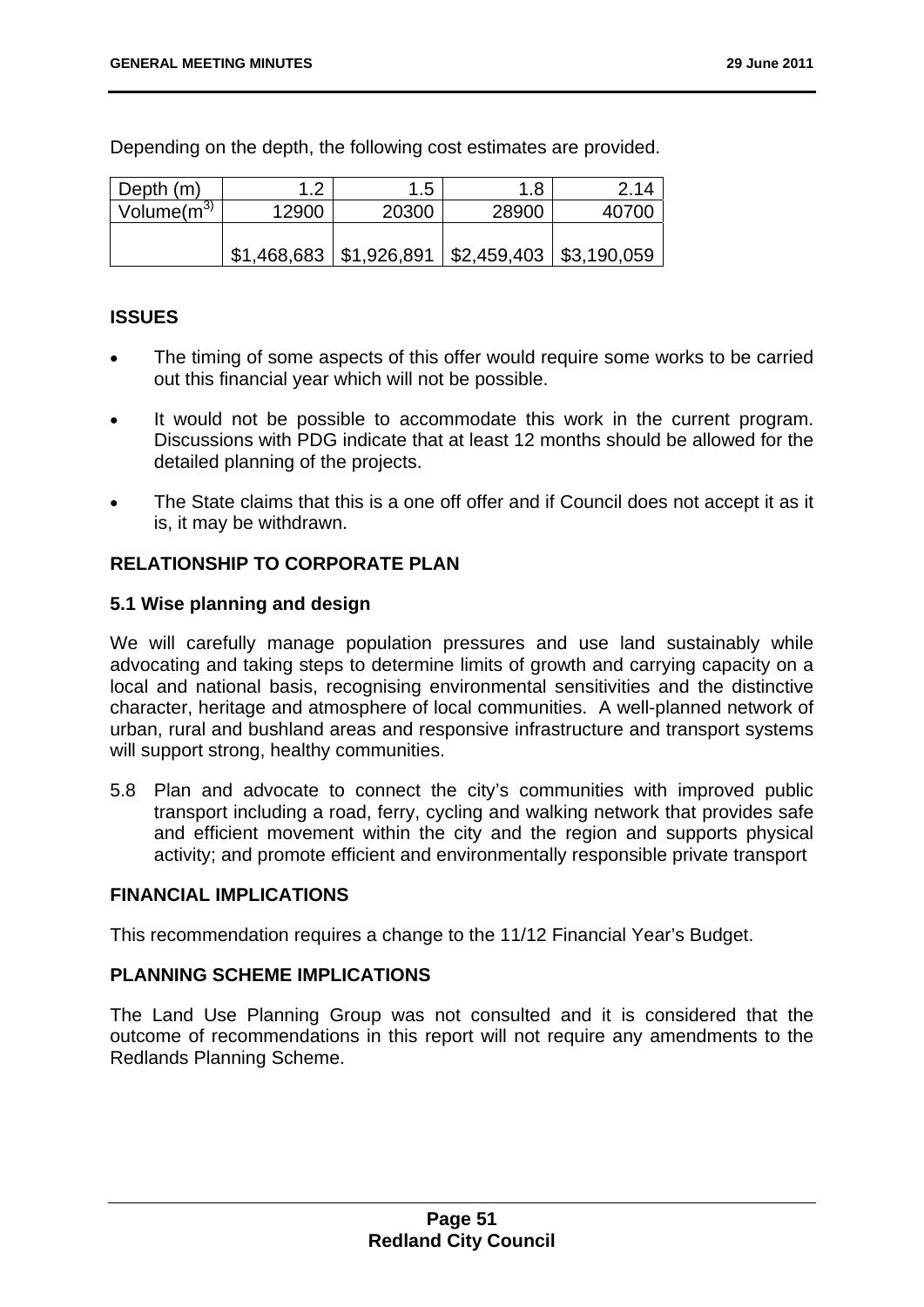Depending on the depth, the following cost estimates are provided.

| Depth (m) | 1.2 | 1.5 | 1.8 | 2.14 |
|---|---|---|---|---|
| Volume($m^3$) | 12900 | 20300 | 28900 | 40700 |
| | \$1,468,683 | \$1,926,891 | \$2,459,403 | \$3,190,059 |

## ISSUES

- The timing of some aspects of this offer would require some works to be carried out this financial year which will not be possible.
- It would not be possible to accommodate this work in the current program. Discussions with PDG indicate that at least 12 months should be allowed for the detailed planning of the projects.
- The State claims that this is a one off offer and if Council does not accept it as it is, it may be withdrawn.

## RELATIONSHIP TO CORPORATE PLAN

### 5.1 Wise planning and design

We will carefully manage population pressures and use land sustainably while advocating and taking steps to determine limits of growth and carrying capacity on a local and national basis, recognising environmental sensitivities and the distinctive character, heritage and atmosphere of local communities. A well-planned network of urban, rural and bushland areas and responsive infrastructure and transport systems will support strong, healthy communities.

5.8 Plan and advocate to connect the city's communities with improved public transport including a road, ferry, cycling and walking network that provides safe and efficient movement within the city and the region and supports physical activity; and promote efficient and environmentally responsible private transport

## FINANCIAL IMPLICATIONS

This recommendation requires a change to the 11/12 Financial Year's Budget.

## PLANNING SCHEME IMPLICATIONS

The Land Use Planning Group was not consulted and it is considered that the outcome of recommendations in this report will not require any amendments to the Redlands Planning Scheme.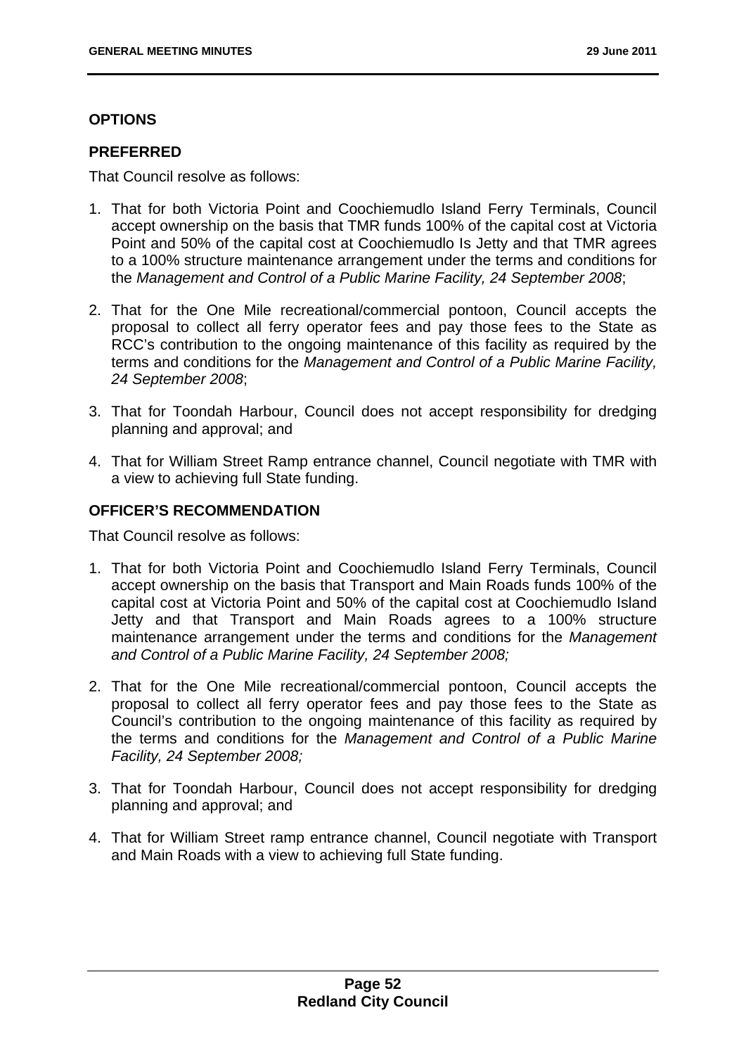## OPTIONS

### PREFERRED

That Council resolve as follows:

1. That for both Victoria Point and Coochiemudlo Island Ferry Terminals, Council accept ownership on the basis that TMR funds 100% of the capital cost at Victoria Point and 50% of the capital cost at Coochiemudlo Is Jetty and that TMR agrees to a 100% structure maintenance arrangement under the terms and conditions for the *Management and Control of a Public Marine Facility, 24 September 2008*;

2. That for the One Mile recreational/commercial pontoon, Council accepts the proposal to collect all ferry operator fees and pay those fees to the State as RCC's contribution to the ongoing maintenance of this facility as required by the terms and conditions for the *Management and Control of a Public Marine Facility, 24 September 2008*;

3. That for Toondah Harbour, Council does not accept responsibility for dredging planning and approval; and

4. That for William Street Ramp entrance channel, Council negotiate with TMR with a view to achieving full State funding.

## OFFICER'S RECOMMENDATION

That Council resolve as follows:

1. That for both Victoria Point and Coochiemudlo Island Ferry Terminals, Council accept ownership on the basis that Transport and Main Roads funds 100% of the capital cost at Victoria Point and 50% of the capital cost at Coochiemudlo Island Jetty and that Transport and Main Roads agrees to a 100% structure maintenance arrangement under the terms and conditions for the *Management and Control of a Public Marine Facility, 24 September 2008;*

2. That for the One Mile recreational/commercial pontoon, Council accepts the proposal to collect all ferry operator fees and pay those fees to the State as Council's contribution to the ongoing maintenance of this facility as required by the terms and conditions for the *Management and Control of a Public Marine Facility, 24 September 2008;*

3. That for Toondah Harbour, Council does not accept responsibility for dredging planning and approval; and

4. That for William Street ramp entrance channel, Council negotiate with Transport and Main Roads with a view to achieving full State funding.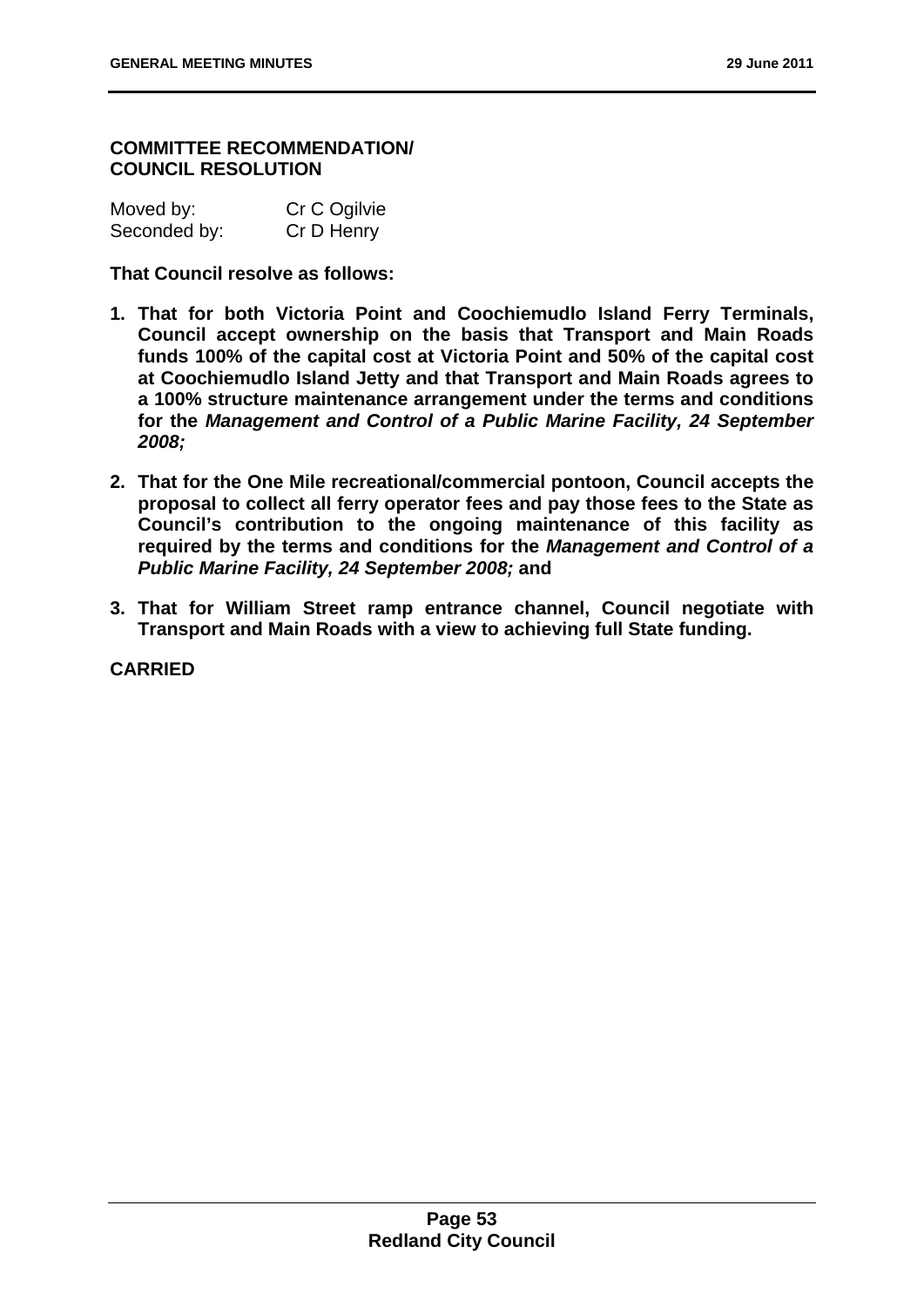**COMMITTEE RECOMMENDATION/ COUNCIL RESOLUTION**

| Moved by: | Cr C Ogilvie |
|---|---|
| Seconded by: | Cr D Henry |

**That Council resolve as follows:**

1. **That for both Victoria Point and Coochiemudlo Island Ferry Terminals, Council accept ownership on the basis that Transport and Main Roads funds 100% of the capital cost at Victoria Point and 50% of the capital cost at Coochiemudlo Island Jetty and that Transport and Main Roads agrees to a 100% structure maintenance arrangement under the terms and conditions for the *Management and Control of a Public Marine Facility, 24 September 2008;***
2. **That for the One Mile recreational/commercial pontoon, Council accepts the proposal to collect all ferry operator fees and pay those fees to the State as Council's contribution to the ongoing maintenance of this facility as required by the terms and conditions for the *Management and Control of a Public Marine Facility, 24 September 2008;* and**
3. **That for William Street ramp entrance channel, Council negotiate with Transport and Main Roads with a view to achieving full State funding.**

**CARRIED**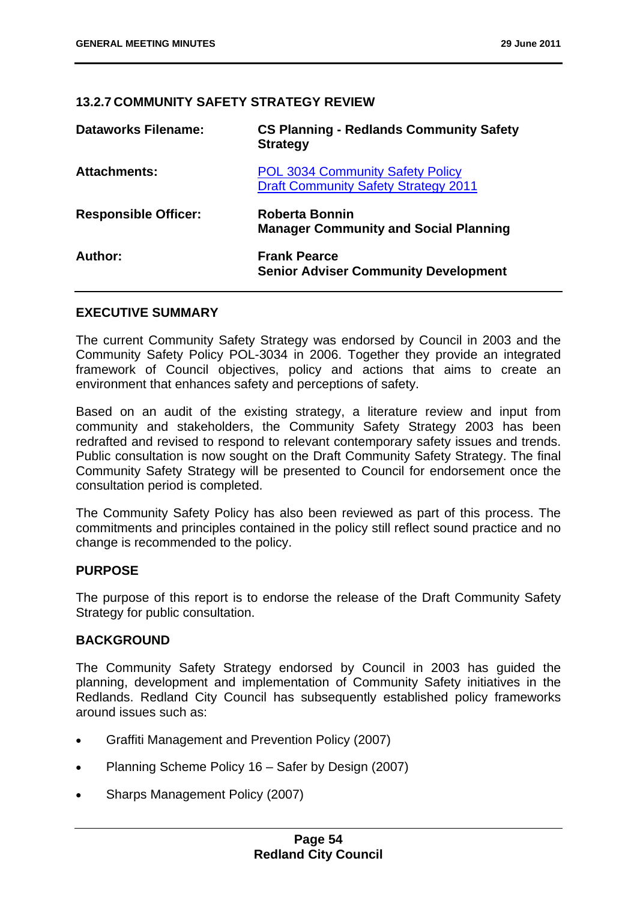### 13.2.7 COMMUNITY SAFETY STRATEGY REVIEW

| | |
|---|---|
| **Dataworks Filename:** | **CS Planning - Redlands Community Safety Strategy** |
| **Attachments:** | POL 3034 Community Safety Policy<br>Draft Community Safety Strategy 2011 |
| **Responsible Officer:** | **Roberta Bonnin**<br>**Manager Community and Social Planning** |
| **Author:** | **Frank Pearce**<br>**Senior Adviser Community Development** |

#### EXECUTIVE SUMMARY

The current Community Safety Strategy was endorsed by Council in 2003 and the Community Safety Policy POL-3034 in 2006. Together they provide an integrated framework of Council objectives, policy and actions that aims to create an environment that enhances safety and perceptions of safety.

Based on an audit of the existing strategy, a literature review and input from community and stakeholders, the Community Safety Strategy 2003 has been redrafted and revised to respond to relevant contemporary safety issues and trends. Public consultation is now sought on the Draft Community Safety Strategy. The final Community Safety Strategy will be presented to Council for endorsement once the consultation period is completed.

The Community Safety Policy has also been reviewed as part of this process. The commitments and principles contained in the policy still reflect sound practice and no change is recommended to the policy.

#### PURPOSE

The purpose of this report is to endorse the release of the Draft Community Safety Strategy for public consultation.

#### BACKGROUND

The Community Safety Strategy endorsed by Council in 2003 has guided the planning, development and implementation of Community Safety initiatives in the Redlands. Redland City Council has subsequently established policy frameworks around issues such as:

- Graffiti Management and Prevention Policy (2007)
- Planning Scheme Policy 16 – Safer by Design (2007)
- Sharps Management Policy (2007)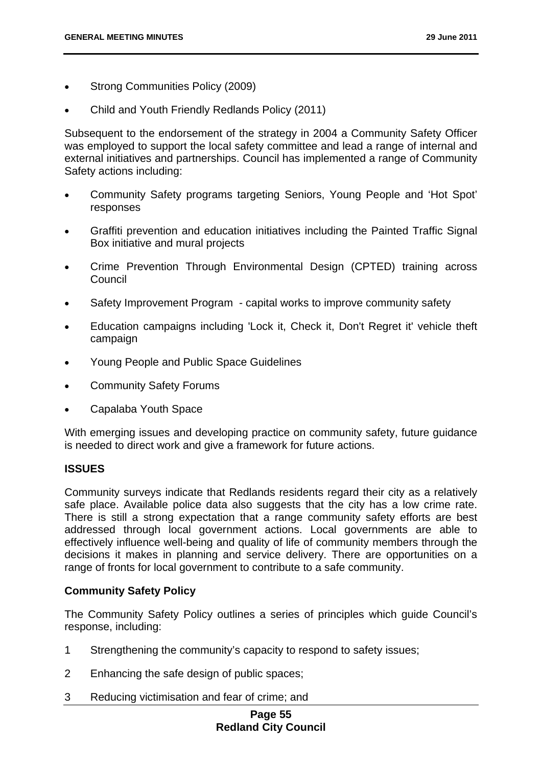- Strong Communities Policy (2009)
- Child and Youth Friendly Redlands Policy (2011)

Subsequent to the endorsement of the strategy in 2004 a Community Safety Officer was employed to support the local safety committee and lead a range of internal and external initiatives and partnerships. Council has implemented a range of Community Safety actions including:

- Community Safety programs targeting Seniors, Young People and 'Hot Spot' responses
- Graffiti prevention and education initiatives including the Painted Traffic Signal Box initiative and mural projects
- Crime Prevention Through Environmental Design (CPTED) training across Council
- Safety Improvement Program - capital works to improve community safety
- Education campaigns including 'Lock it, Check it, Don't Regret it' vehicle theft campaign
- Young People and Public Space Guidelines
- Community Safety Forums
- Capalaba Youth Space

With emerging issues and developing practice on community safety, future guidance is needed to direct work and give a framework for future actions.

## ISSUES

Community surveys indicate that Redlands residents regard their city as a relatively safe place. Available police data also suggests that the city has a low crime rate. There is still a strong expectation that a range community safety efforts are best addressed through local government actions. Local governments are able to effectively influence well-being and quality of life of community members through the decisions it makes in planning and service delivery. There are opportunities on a range of fronts for local government to contribute to a safe community.

### Community Safety Policy

The Community Safety Policy outlines a series of principles which guide Council's response, including:

1 Strengthening the community's capacity to respond to safety issues;

2 Enhancing the safe design of public spaces;

3 Reducing victimisation and fear of crime; and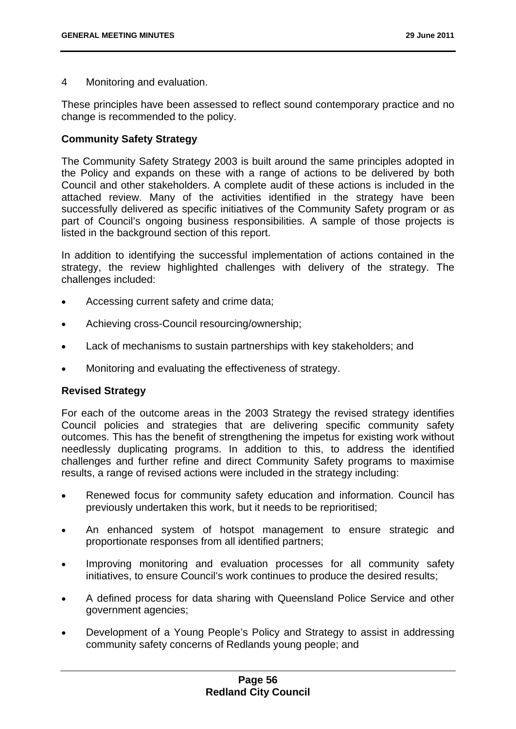4 Monitoring and evaluation.

These principles have been assessed to reflect sound contemporary practice and no change is recommended to the policy.

**Community Safety Strategy**

The Community Safety Strategy 2003 is built around the same principles adopted in the Policy and expands on these with a range of actions to be delivered by both Council and other stakeholders. A complete audit of these actions is included in the attached review. Many of the activities identified in the strategy have been successfully delivered as specific initiatives of the Community Safety program or as part of Council's ongoing business responsibilities. A sample of those projects is listed in the background section of this report.

In addition to identifying the successful implementation of actions contained in the strategy, the review highlighted challenges with delivery of the strategy. The challenges included:

- Accessing current safety and crime data;
- Achieving cross-Council resourcing/ownership;
- Lack of mechanisms to sustain partnerships with key stakeholders; and
- Monitoring and evaluating the effectiveness of strategy.

**Revised Strategy**

For each of the outcome areas in the 2003 Strategy the revised strategy identifies Council policies and strategies that are delivering specific community safety outcomes. This has the benefit of strengthening the impetus for existing work without needlessly duplicating programs. In addition to this, to address the identified challenges and further refine and direct Community Safety programs to maximise results, a range of revised actions were included in the strategy including:

- Renewed focus for community safety education and information. Council has previously undertaken this work, but it needs to be reprioritised;
- An enhanced system of hotspot management to ensure strategic and proportionate responses from all identified partners;
- Improving monitoring and evaluation processes for all community safety initiatives, to ensure Council's work continues to produce the desired results;
- A defined process for data sharing with Queensland Police Service and other government agencies;
- Development of a Young People's Policy and Strategy to assist in addressing community safety concerns of Redlands young people; and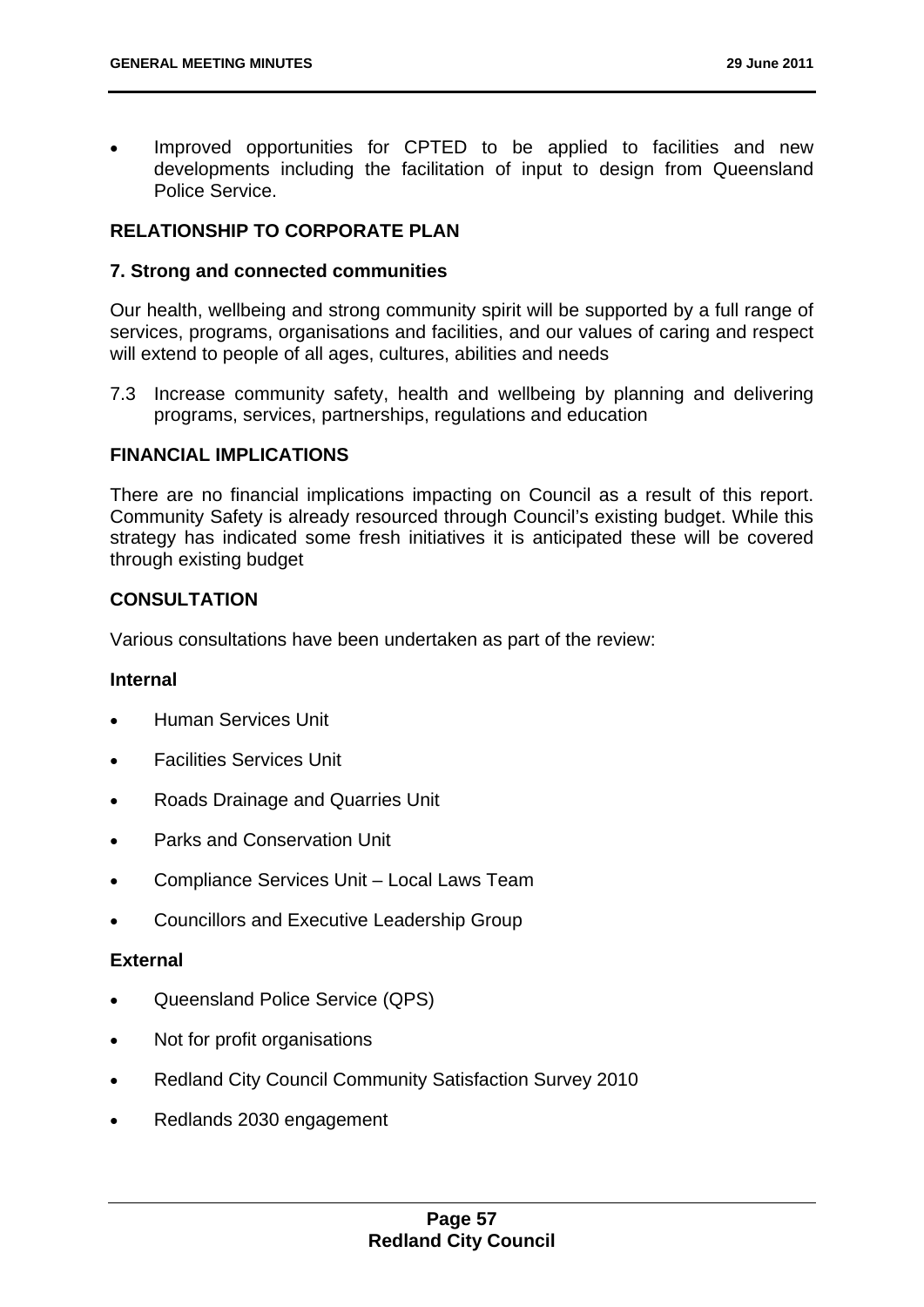- Improved opportunities for CPTED to be applied to facilities and new developments including the facilitation of input to design from Queensland Police Service.

## RELATIONSHIP TO CORPORATE PLAN

### 7. Strong and connected communities

Our health, wellbeing and strong community spirit will be supported by a full range of services, programs, organisations and facilities, and our values of caring and respect will extend to people of all ages, cultures, abilities and needs

7.3 Increase community safety, health and wellbeing by planning and delivering programs, services, partnerships, regulations and education

## FINANCIAL IMPLICATIONS

There are no financial implications impacting on Council as a result of this report. Community Safety is already resourced through Council's existing budget. While this strategy has indicated some fresh initiatives it is anticipated these will be covered through existing budget

## CONSULTATION

Various consultations have been undertaken as part of the review:

### Internal

- Human Services Unit
- Facilities Services Unit
- Roads Drainage and Quarries Unit
- Parks and Conservation Unit
- Compliance Services Unit – Local Laws Team
- Councillors and Executive Leadership Group

### External

- Queensland Police Service (QPS)
- Not for profit organisations
- Redland City Council Community Satisfaction Survey 2010
- Redlands 2030 engagement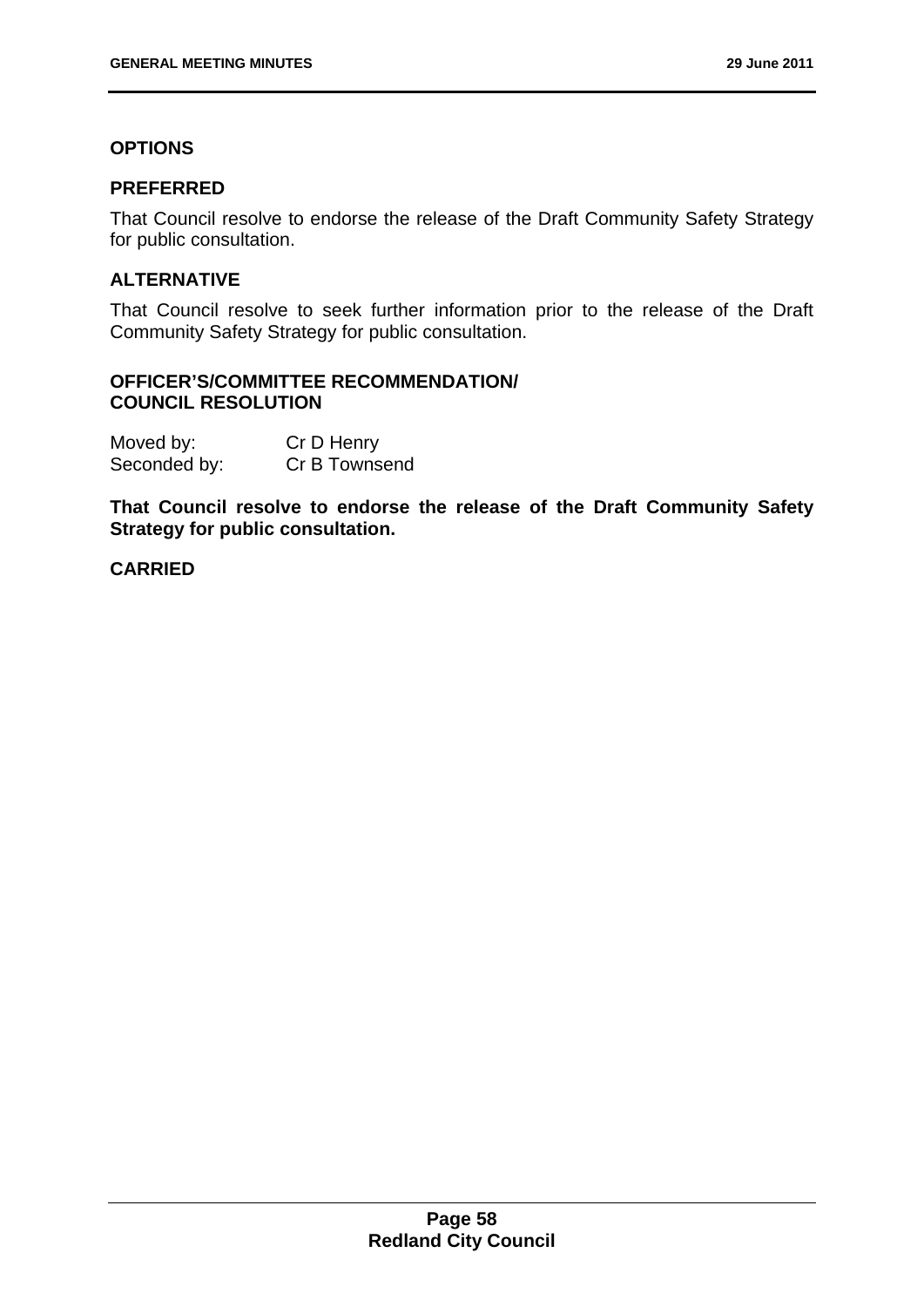## OPTIONS

### PREFERRED

That Council resolve to endorse the release of the Draft Community Safety Strategy for public consultation.

### ALTERNATIVE

That Council resolve to seek further information prior to the release of the Draft Community Safety Strategy for public consultation.

## OFFICER'S/COMMITTEE RECOMMENDATION/ COUNCIL RESOLUTION

Moved by: Cr D Henry
Seconded by: Cr B Townsend

**That Council resolve to endorse the release of the Draft Community Safety Strategy for public consultation.**

**CARRIED**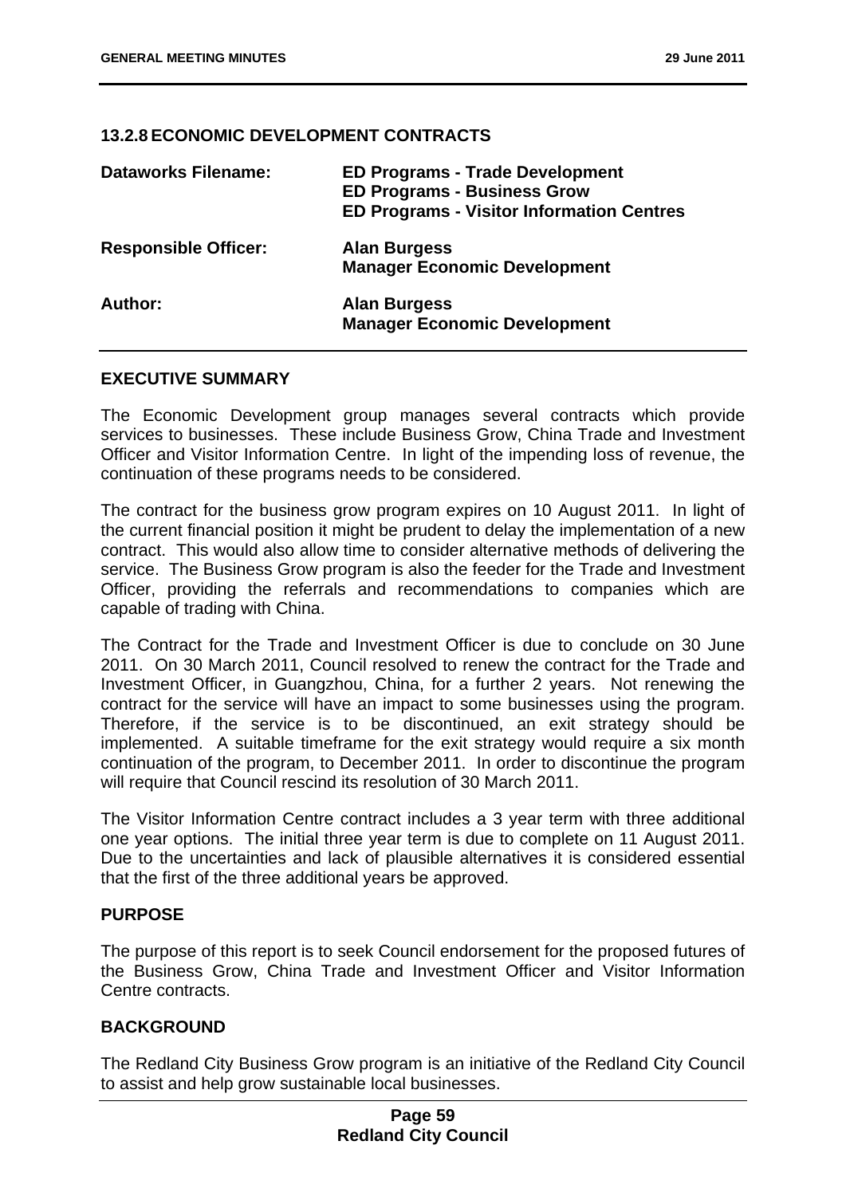### 13.2.8 ECONOMIC DEVELOPMENT CONTRACTS

| | |
|---|---|
| **Dataworks Filename:** | **ED Programs - Trade Development**<br>**ED Programs - Business Grow**<br>**ED Programs - Visitor Information Centres** |
| **Responsible Officer:** | **Alan Burgess**<br>**Manager Economic Development** |
| **Author:** | **Alan Burgess**<br>**Manager Economic Development** |

#### EXECUTIVE SUMMARY

The Economic Development group manages several contracts which provide services to businesses. These include Business Grow, China Trade and Investment Officer and Visitor Information Centre. In light of the impending loss of revenue, the continuation of these programs needs to be considered.

The contract for the business grow program expires on 10 August 2011. In light of the current financial position it might be prudent to delay the implementation of a new contract. This would also allow time to consider alternative methods of delivering the service. The Business Grow program is also the feeder for the Trade and Investment Officer, providing the referrals and recommendations to companies which are capable of trading with China.

The Contract for the Trade and Investment Officer is due to conclude on 30 June 2011. On 30 March 2011, Council resolved to renew the contract for the Trade and Investment Officer, in Guangzhou, China, for a further 2 years. Not renewing the contract for the service will have an impact to some businesses using the program. Therefore, if the service is to be discontinued, an exit strategy should be implemented. A suitable timeframe for the exit strategy would require a six month continuation of the program, to December 2011. In order to discontinue the program will require that Council rescind its resolution of 30 March 2011.

The Visitor Information Centre contract includes a 3 year term with three additional one year options. The initial three year term is due to complete on 11 August 2011. Due to the uncertainties and lack of plausible alternatives it is considered essential that the first of the three additional years be approved.

#### PURPOSE

The purpose of this report is to seek Council endorsement for the proposed futures of the Business Grow, China Trade and Investment Officer and Visitor Information Centre contracts.

#### BACKGROUND

The Redland City Business Grow program is an initiative of the Redland City Council to assist and help grow sustainable local businesses.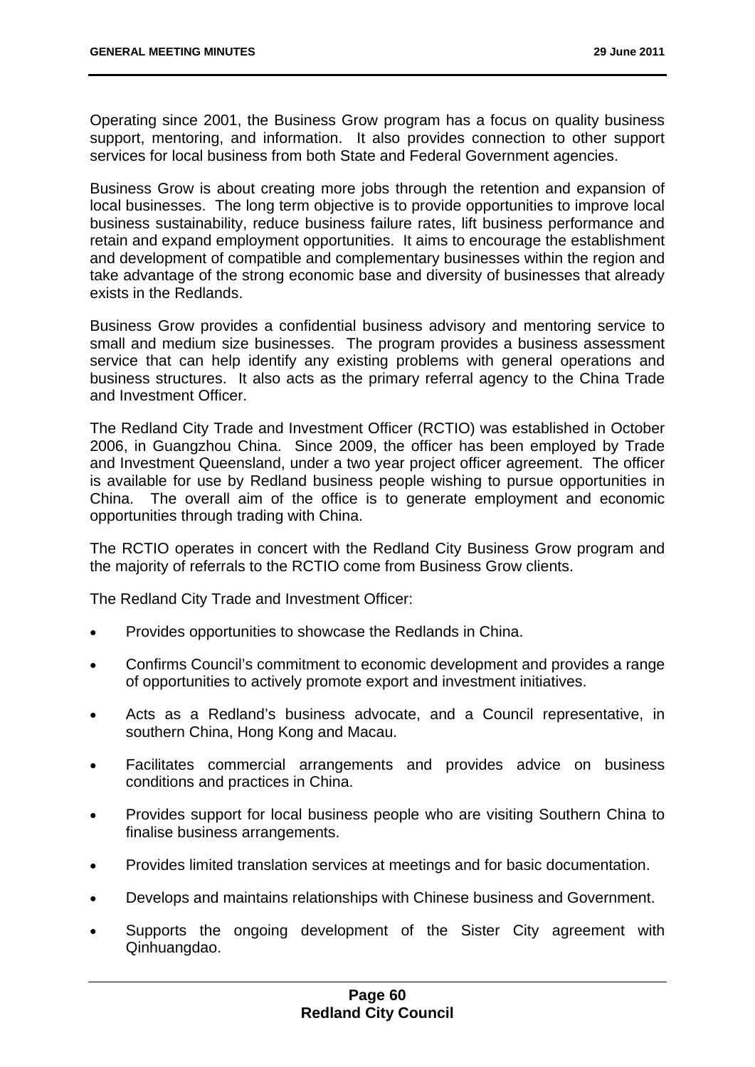Operating since 2001, the Business Grow program has a focus on quality business support, mentoring, and information. It also provides connection to other support services for local business from both State and Federal Government agencies.

Business Grow is about creating more jobs through the retention and expansion of local businesses. The long term objective is to provide opportunities to improve local business sustainability, reduce business failure rates, lift business performance and retain and expand employment opportunities. It aims to encourage the establishment and development of compatible and complementary businesses within the region and take advantage of the strong economic base and diversity of businesses that already exists in the Redlands.

Business Grow provides a confidential business advisory and mentoring service to small and medium size businesses. The program provides a business assessment service that can help identify any existing problems with general operations and business structures. It also acts as the primary referral agency to the China Trade and Investment Officer.

The Redland City Trade and Investment Officer (RCTIO) was established in October 2006, in Guangzhou China. Since 2009, the officer has been employed by Trade and Investment Queensland, under a two year project officer agreement. The officer is available for use by Redland business people wishing to pursue opportunities in China. The overall aim of the office is to generate employment and economic opportunities through trading with China.

The RCTIO operates in concert with the Redland City Business Grow program and the majority of referrals to the RCTIO come from Business Grow clients.

The Redland City Trade and Investment Officer:

- Provides opportunities to showcase the Redlands in China.
- Confirms Council's commitment to economic development and provides a range of opportunities to actively promote export and investment initiatives.
- Acts as a Redland's business advocate, and a Council representative, in southern China, Hong Kong and Macau.
- Facilitates commercial arrangements and provides advice on business conditions and practices in China.
- Provides support for local business people who are visiting Southern China to finalise business arrangements.
- Provides limited translation services at meetings and for basic documentation.
- Develops and maintains relationships with Chinese business and Government.
- Supports the ongoing development of the Sister City agreement with Qinhuangdao.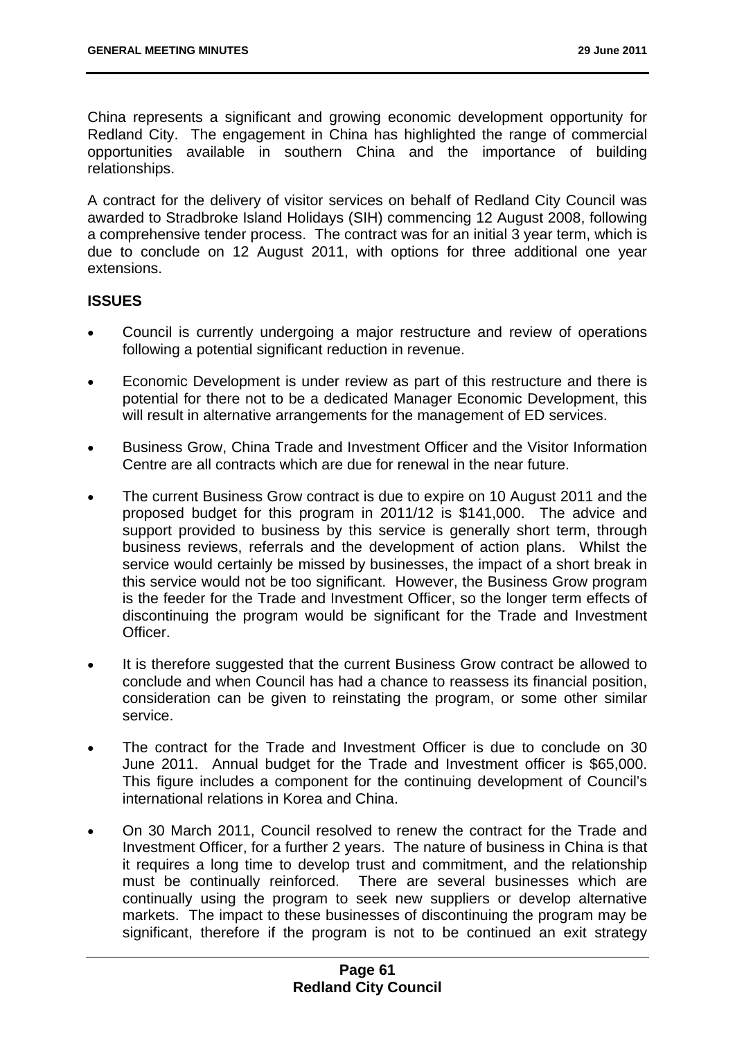China represents a significant and growing economic development opportunity for Redland City. The engagement in China has highlighted the range of commercial opportunities available in southern China and the importance of building relationships.

A contract for the delivery of visitor services on behalf of Redland City Council was awarded to Stradbroke Island Holidays (SIH) commencing 12 August 2008, following a comprehensive tender process. The contract was for an initial 3 year term, which is due to conclude on 12 August 2011, with options for three additional one year extensions.

**ISSUES**

- Council is currently undergoing a major restructure and review of operations following a potential significant reduction in revenue.
- Economic Development is under review as part of this restructure and there is potential for there not to be a dedicated Manager Economic Development, this will result in alternative arrangements for the management of ED services.
- Business Grow, China Trade and Investment Officer and the Visitor Information Centre are all contracts which are due for renewal in the near future.
- The current Business Grow contract is due to expire on 10 August 2011 and the proposed budget for this program in 2011/12 is $141,000. The advice and support provided to business by this service is generally short term, through business reviews, referrals and the development of action plans. Whilst the service would certainly be missed by businesses, the impact of a short break in this service would not be too significant. However, the Business Grow program is the feeder for the Trade and Investment Officer, so the longer term effects of discontinuing the program would be significant for the Trade and Investment Officer.
- It is therefore suggested that the current Business Grow contract be allowed to conclude and when Council has had a chance to reassess its financial position, consideration can be given to reinstating the program, or some other similar service.
- The contract for the Trade and Investment Officer is due to conclude on 30 June 2011. Annual budget for the Trade and Investment officer is $65,000. This figure includes a component for the continuing development of Council's international relations in Korea and China.
- On 30 March 2011, Council resolved to renew the contract for the Trade and Investment Officer, for a further 2 years. The nature of business in China is that it requires a long time to develop trust and commitment, and the relationship must be continually reinforced. There are several businesses which are continually using the program to seek new suppliers or develop alternative markets. The impact to these businesses of discontinuing the program may be significant, therefore if the program is not to be continued an exit strategy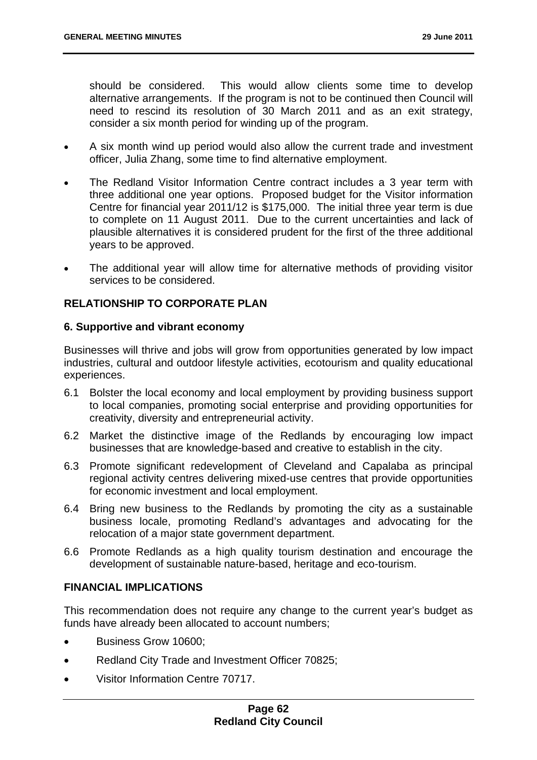should be considered. This would allow clients some time to develop alternative arrangements. If the program is not to be continued then Council will need to rescind its resolution of 30 March 2011 and as an exit strategy, consider a six month period for winding up of the program.

- A six month wind up period would also allow the current trade and investment officer, Julia Zhang, some time to find alternative employment.
- The Redland Visitor Information Centre contract includes a 3 year term with three additional one year options. Proposed budget for the Visitor information Centre for financial year 2011/12 is $175,000. The initial three year term is due to complete on 11 August 2011. Due to the current uncertainties and lack of plausible alternatives it is considered prudent for the first of the three additional years to be approved.
- The additional year will allow time for alternative methods of providing visitor services to be considered.

## RELATIONSHIP TO CORPORATE PLAN

### 6. Supportive and vibrant economy

Businesses will thrive and jobs will grow from opportunities generated by low impact industries, cultural and outdoor lifestyle activities, ecotourism and quality educational experiences.

6.1 Bolster the local economy and local employment by providing business support to local companies, promoting social enterprise and providing opportunities for creativity, diversity and entrepreneurial activity.

6.2 Market the distinctive image of the Redlands by encouraging low impact businesses that are knowledge-based and creative to establish in the city.

6.3 Promote significant redevelopment of Cleveland and Capalaba as principal regional activity centres delivering mixed-use centres that provide opportunities for economic investment and local employment.

6.4 Bring new business to the Redlands by promoting the city as a sustainable business locale, promoting Redland's advantages and advocating for the relocation of a major state government department.

6.6 Promote Redlands as a high quality tourism destination and encourage the development of sustainable nature-based, heritage and eco-tourism.

## FINANCIAL IMPLICATIONS

This recommendation does not require any change to the current year's budget as funds have already been allocated to account numbers;

- Business Grow 10600;
- Redland City Trade and Investment Officer 70825;
- Visitor Information Centre 70717.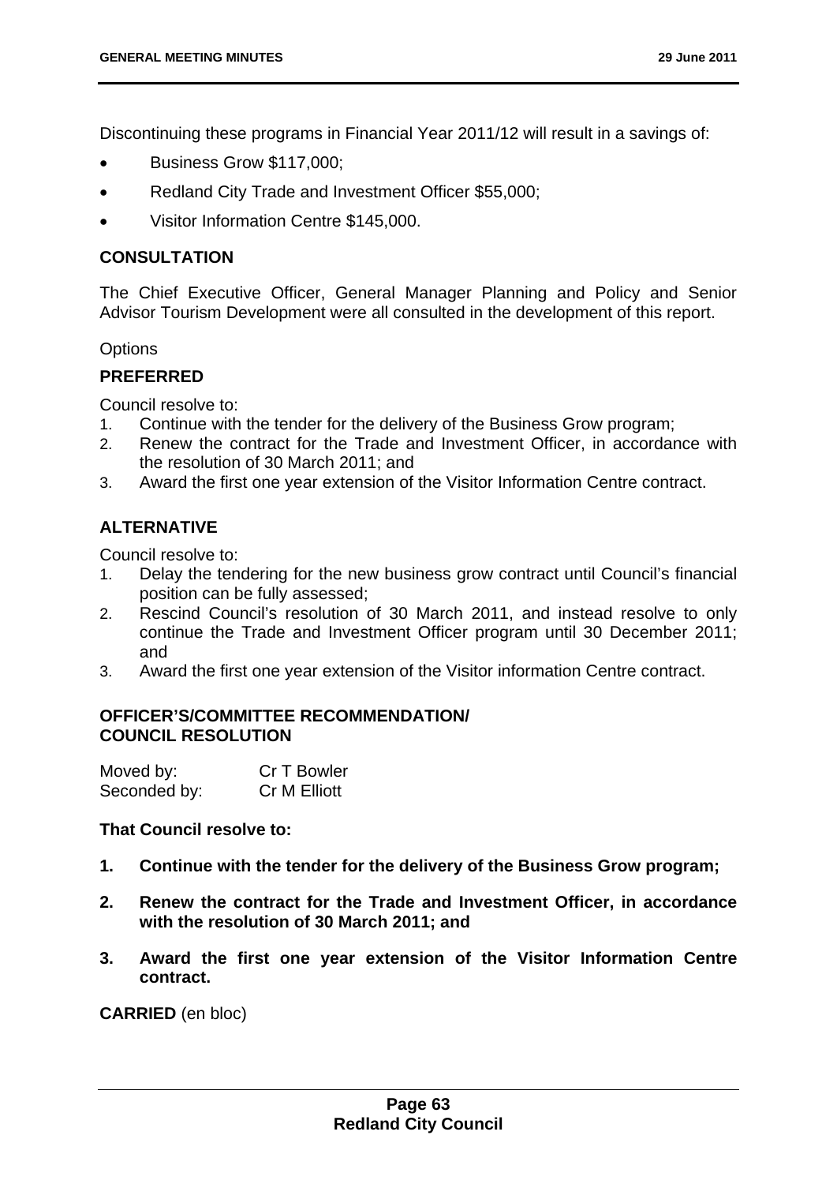Discontinuing these programs in Financial Year 2011/12 will result in a savings of:

- Business Grow $117,000;
- Redland City Trade and Investment Officer $55,000;
- Visitor Information Centre $145,000.

## CONSULTATION

The Chief Executive Officer, General Manager Planning and Policy and Senior Advisor Tourism Development were all consulted in the development of this report.

Options

## PREFERRED

Council resolve to:

1. Continue with the tender for the delivery of the Business Grow program;
2. Renew the contract for the Trade and Investment Officer, in accordance with the resolution of 30 March 2011; and
3. Award the first one year extension of the Visitor Information Centre contract.

## ALTERNATIVE

Council resolve to:

1. Delay the tendering for the new business grow contract until Council's financial position can be fully assessed;
2. Rescind Council's resolution of 30 March 2011, and instead resolve to only continue the Trade and Investment Officer program until 30 December 2011; and
3. Award the first one year extension of the Visitor information Centre contract.

## OFFICER'S/COMMITTEE RECOMMENDATION/ COUNCIL RESOLUTION

| Moved by: | Cr T Bowler |
|---|---|
| Seconded by: | Cr M Elliott |

**That Council resolve to:**

1. **Continue with the tender for the delivery of the Business Grow program;**
2. **Renew the contract for the Trade and Investment Officer, in accordance with the resolution of 30 March 2011; and**
3. **Award the first one year extension of the Visitor Information Centre contract.**

**CARRIED** (en bloc)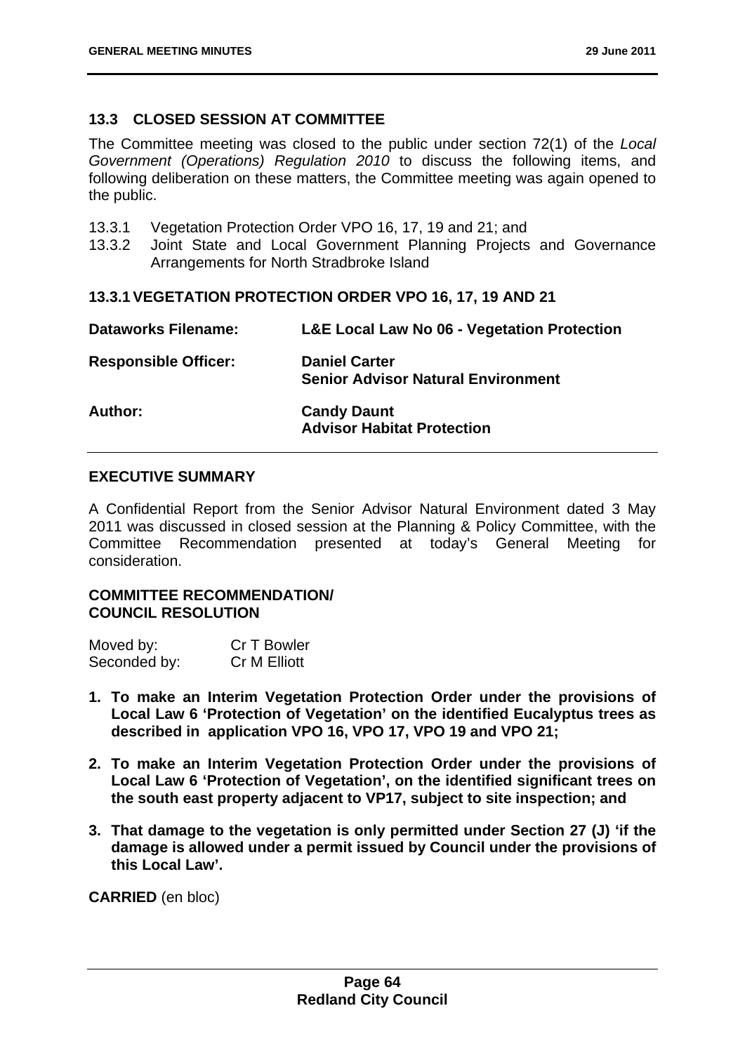## 13.3 CLOSED SESSION AT COMMITTEE

The Committee meeting was closed to the public under section 72(1) of the *Local Government (Operations) Regulation 2010* to discuss the following items, and following deliberation on these matters, the Committee meeting was again opened to the public.

13.3.1 Vegetation Protection Order VPO 16, 17, 19 and 21; and
13.3.2 Joint State and Local Government Planning Projects and Governance Arrangements for North Stradbroke Island

### 13.3.1 VEGETATION PROTECTION ORDER VPO 16, 17, 19 AND 21

| | |
|---|---|
| **Dataworks Filename:** | **L&E Local Law No 06 - Vegetation Protection** |
| **Responsible Officer:** | **Daniel Carter**<br>**Senior Advisor Natural Environment** |
| **Author:** | **Candy Daunt**<br>**Advisor Habitat Protection** |

**EXECUTIVE SUMMARY**

A Confidential Report from the Senior Advisor Natural Environment dated 3 May 2011 was discussed in closed session at the Planning & Policy Committee, with the Committee Recommendation presented at today's General Meeting for consideration.

**COMMITTEE RECOMMENDATION/**
**COUNCIL RESOLUTION**

Moved by: Cr T Bowler
Seconded by: Cr M Elliott

1. **To make an Interim Vegetation Protection Order under the provisions of Local Law 6 'Protection of Vegetation' on the identified Eucalyptus trees as described in application VPO 16, VPO 17, VPO 19 and VPO 21;**
2. **To make an Interim Vegetation Protection Order under the provisions of Local Law 6 'Protection of Vegetation', on the identified significant trees on the south east property adjacent to VP17, subject to site inspection; and**
3. **That damage to the vegetation is only permitted under Section 27 (J) 'if the damage is allowed under a permit issued by Council under the provisions of this Local Law'.**

**CARRIED** (en bloc)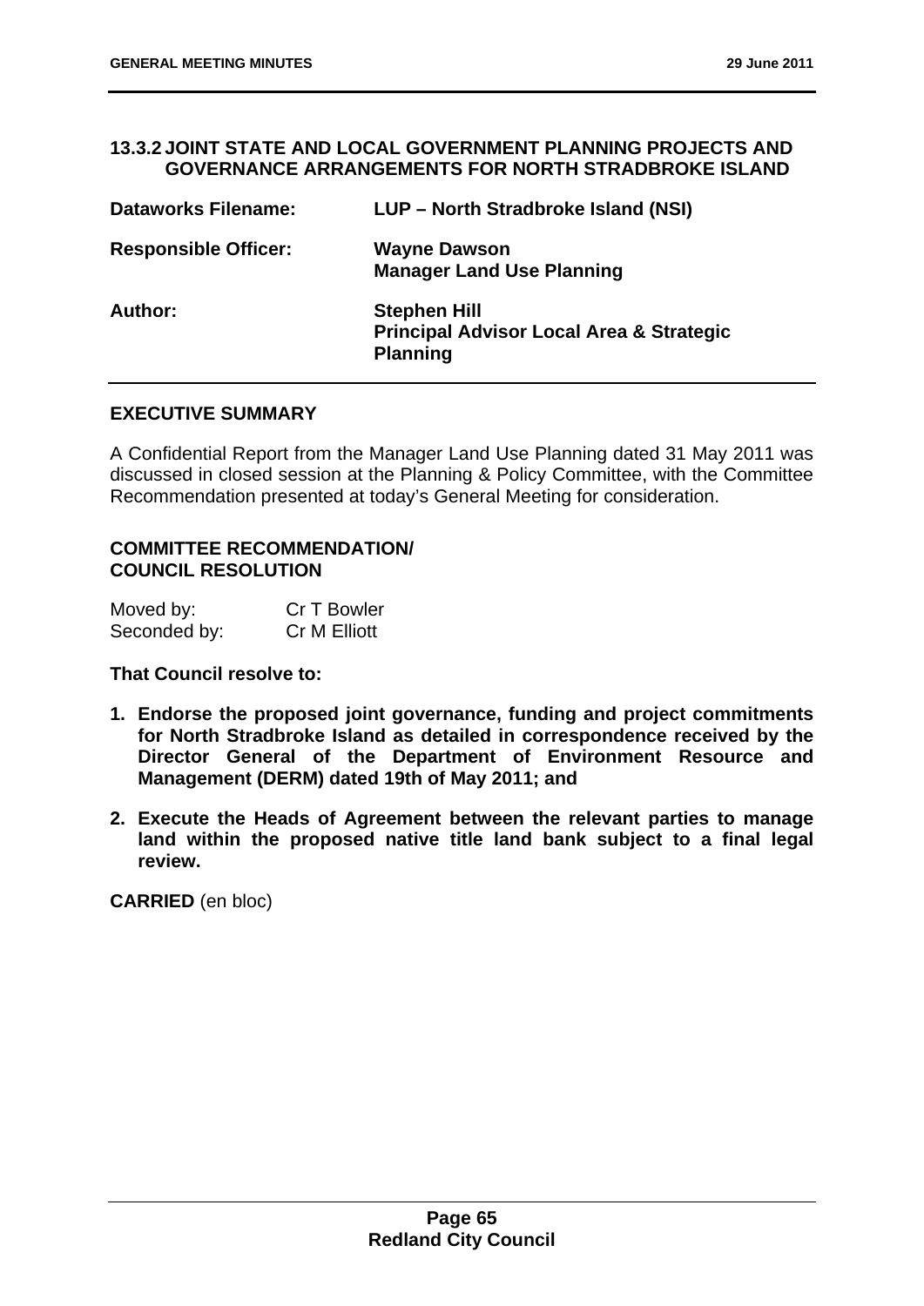## 13.3.2 JOINT STATE AND LOCAL GOVERNMENT PLANNING PROJECTS AND GOVERNANCE ARRANGEMENTS FOR NORTH STRADBROKE ISLAND

| | |
|---|---|
| **Dataworks Filename:** | **LUP – North Stradbroke Island (NSI)** |
| **Responsible Officer:** | **Wayne Dawson**<br>**Manager Land Use Planning** |
| **Author:** | **Stephen Hill**<br>**Principal Advisor Local Area & Strategic Planning** |

### EXECUTIVE SUMMARY

A Confidential Report from the Manager Land Use Planning dated 31 May 2011 was discussed in closed session at the Planning & Policy Committee, with the Committee Recommendation presented at today's General Meeting for consideration.

### COMMITTEE RECOMMENDATION/ COUNCIL RESOLUTION

Moved by: Cr T Bowler
Seconded by: Cr M Elliott

**That Council resolve to:**

1. **Endorse the proposed joint governance, funding and project commitments for North Stradbroke Island as detailed in correspondence received by the Director General of the Department of Environment Resource and Management (DERM) dated 19th of May 2011; and**
2. **Execute the Heads of Agreement between the relevant parties to manage land within the proposed native title land bank subject to a final legal review.**

**CARRIED** (en bloc)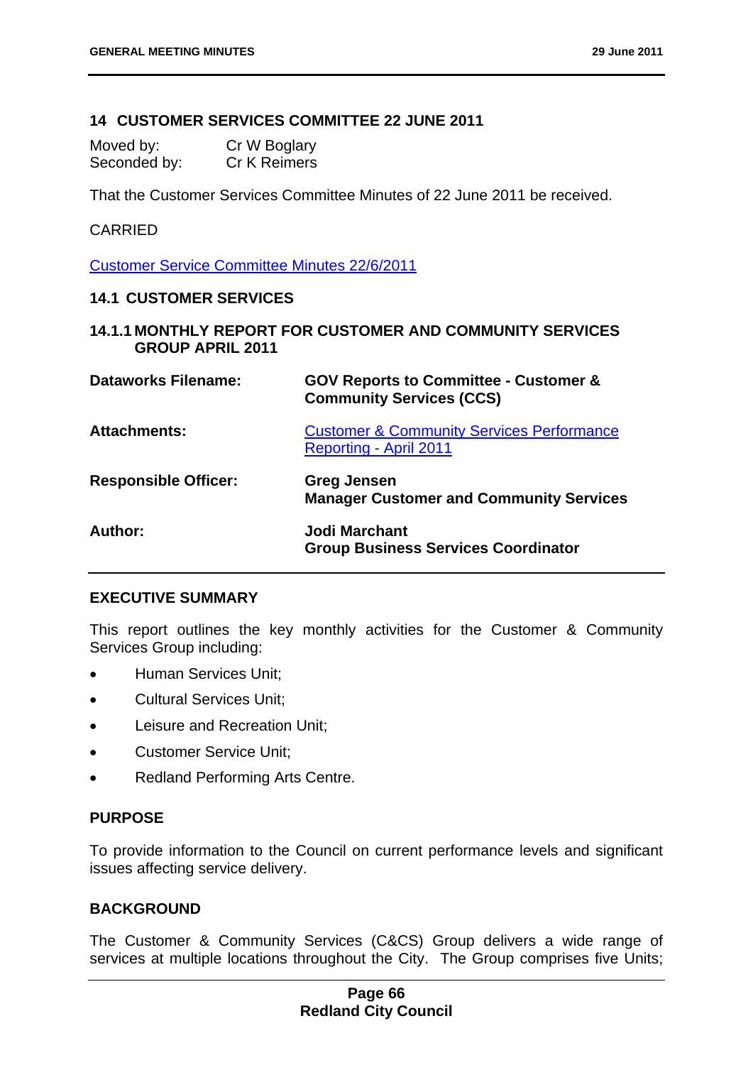## 14 CUSTOMER SERVICES COMMITTEE 22 JUNE 2011

Moved by: Cr W Boglary
Seconded by: Cr K Reimers

That the Customer Services Committee Minutes of 22 June 2011 be received.

CARRIED

Customer Service Committee Minutes 22/6/2011

### 14.1 CUSTOMER SERVICES

#### 14.1.1 MONTHLY REPORT FOR CUSTOMER AND COMMUNITY SERVICES GROUP APRIL 2011

| | |
|---|---|
| **Dataworks Filename:** | **GOV Reports to Committee - Customer & Community Services (CCS)** |
| **Attachments:** | Customer & Community Services Performance Reporting - April 2011 |
| **Responsible Officer:** | **Greg Jensen**<br>**Manager Customer and Community Services** |
| **Author:** | **Jodi Marchant**<br>**Group Business Services Coordinator** |

**EXECUTIVE SUMMARY**

This report outlines the key monthly activities for the Customer & Community Services Group including:

- Human Services Unit;
- Cultural Services Unit;
- Leisure and Recreation Unit;
- Customer Service Unit;
- Redland Performing Arts Centre.

**PURPOSE**

To provide information to the Council on current performance levels and significant issues affecting service delivery.

**BACKGROUND**

The Customer & Community Services (C&CS) Group delivers a wide range of services at multiple locations throughout the City. The Group comprises five Units;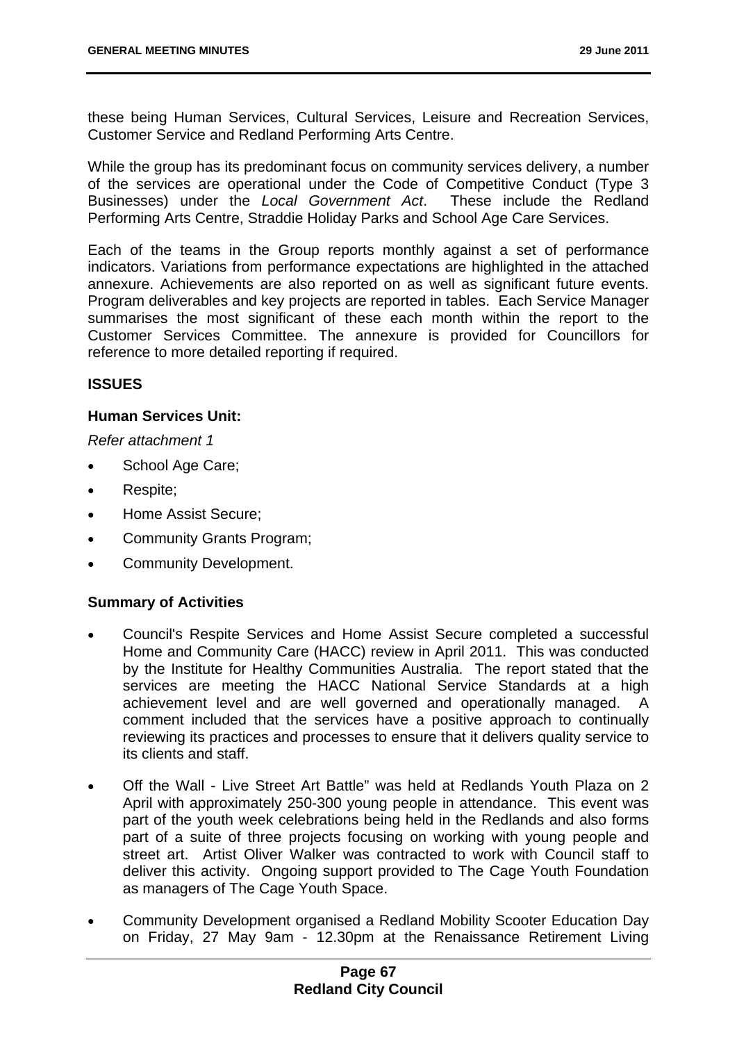these being Human Services, Cultural Services, Leisure and Recreation Services, Customer Service and Redland Performing Arts Centre.

While the group has its predominant focus on community services delivery, a number of the services are operational under the Code of Competitive Conduct (Type 3 Businesses) under the *Local Government Act*. These include the Redland Performing Arts Centre, Straddie Holiday Parks and School Age Care Services.

Each of the teams in the Group reports monthly against a set of performance indicators. Variations from performance expectations are highlighted in the attached annexure. Achievements are also reported on as well as significant future events. Program deliverables and key projects are reported in tables. Each Service Manager summarises the most significant of these each month within the report to the Customer Services Committee. The annexure is provided for Councillors for reference to more detailed reporting if required.

**ISSUES**

**Human Services Unit:**

*Refer attachment 1*

- School Age Care;
- Respite;
- Home Assist Secure;
- Community Grants Program;
- Community Development.

**Summary of Activities**

- Council's Respite Services and Home Assist Secure completed a successful Home and Community Care (HACC) review in April 2011. This was conducted by the Institute for Healthy Communities Australia. The report stated that the services are meeting the HACC National Service Standards at a high achievement level and are well governed and operationally managed. A comment included that the services have a positive approach to continually reviewing its practices and processes to ensure that it delivers quality service to its clients and staff.
- Off the Wall - Live Street Art Battle" was held at Redlands Youth Plaza on 2 April with approximately 250-300 young people in attendance. This event was part of the youth week celebrations being held in the Redlands and also forms part of a suite of three projects focusing on working with young people and street art. Artist Oliver Walker was contracted to work with Council staff to deliver this activity. Ongoing support provided to The Cage Youth Foundation as managers of The Cage Youth Space.
- Community Development organised a Redland Mobility Scooter Education Day on Friday, 27 May 9am - 12.30pm at the Renaissance Retirement Living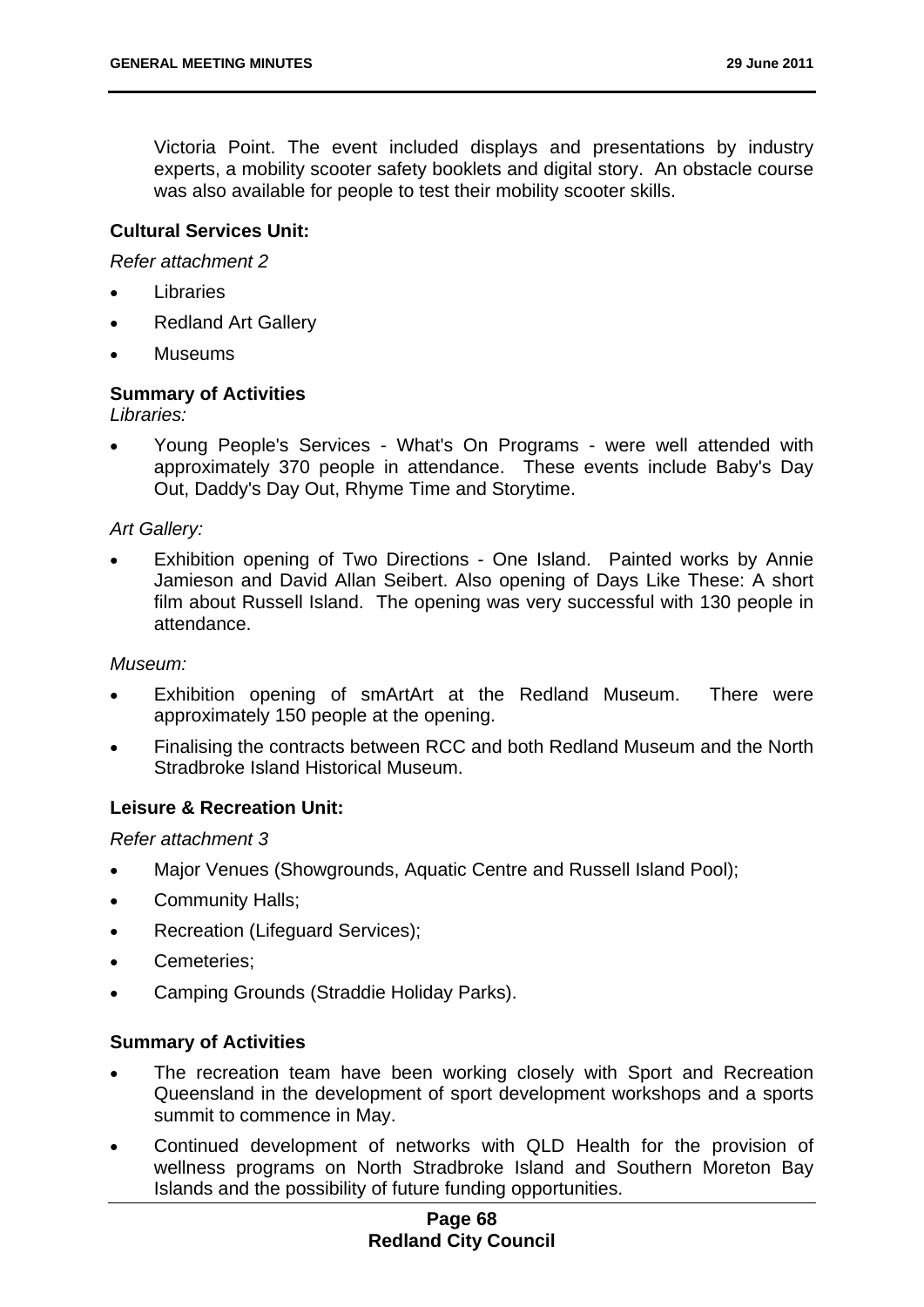Victoria Point. The event included displays and presentations by industry experts, a mobility scooter safety booklets and digital story. An obstacle course was also available for people to test their mobility scooter skills.

**Cultural Services Unit:**

*Refer attachment 2*

- Libraries
- Redland Art Gallery
- Museums

**Summary of Activities**

*Libraries:*

- Young People's Services - What's On Programs - were well attended with approximately 370 people in attendance. These events include Baby's Day Out, Daddy's Day Out, Rhyme Time and Storytime.

*Art Gallery:*

- Exhibition opening of Two Directions - One Island. Painted works by Annie Jamieson and David Allan Seibert. Also opening of Days Like These: A short film about Russell Island. The opening was very successful with 130 people in attendance.

*Museum:*

- Exhibition opening of smArtArt at the Redland Museum. There were approximately 150 people at the opening.
- Finalising the contracts between RCC and both Redland Museum and the North Stradbroke Island Historical Museum.

**Leisure & Recreation Unit:**

*Refer attachment 3*

- Major Venues (Showgrounds, Aquatic Centre and Russell Island Pool);
- Community Halls;
- Recreation (Lifeguard Services);
- Cemeteries;
- Camping Grounds (Straddie Holiday Parks).

**Summary of Activities**

- The recreation team have been working closely with Sport and Recreation Queensland in the development of sport development workshops and a sports summit to commence in May.
- Continued development of networks with QLD Health for the provision of wellness programs on North Stradbroke Island and Southern Moreton Bay Islands and the possibility of future funding opportunities.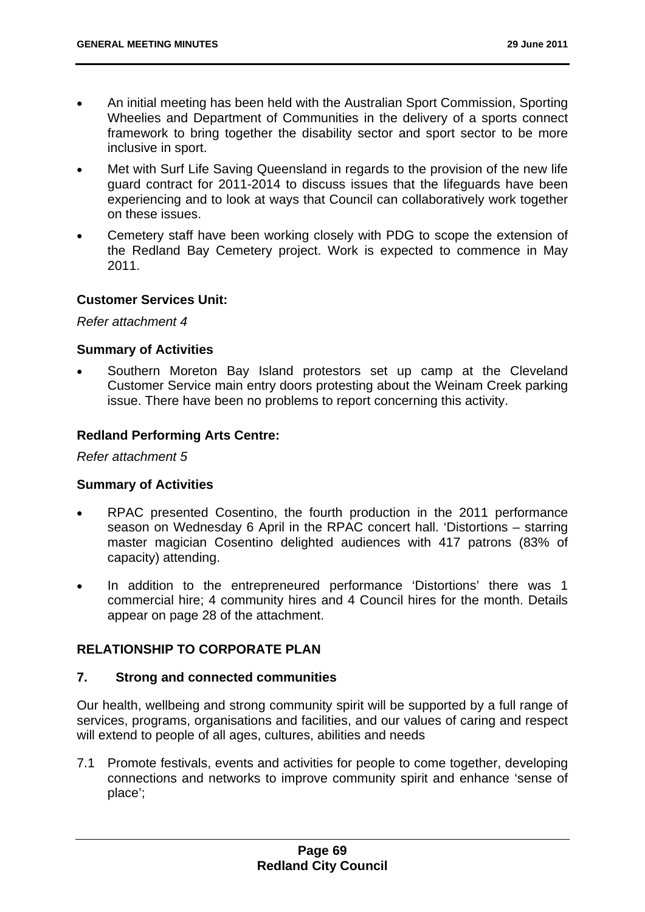- An initial meeting has been held with the Australian Sport Commission, Sporting Wheelies and Department of Communities in the delivery of a sports connect framework to bring together the disability sector and sport sector to be more inclusive in sport.
- Met with Surf Life Saving Queensland in regards to the provision of the new life guard contract for 2011-2014 to discuss issues that the lifeguards have been experiencing and to look at ways that Council can collaboratively work together on these issues.
- Cemetery staff have been working closely with PDG to scope the extension of the Redland Bay Cemetery project. Work is expected to commence in May 2011.

**Customer Services Unit:**

*Refer attachment 4*

**Summary of Activities**

- Southern Moreton Bay Island protestors set up camp at the Cleveland Customer Service main entry doors protesting about the Weinam Creek parking issue. There have been no problems to report concerning this activity.

**Redland Performing Arts Centre:**

*Refer attachment 5*

**Summary of Activities**

- RPAC presented Cosentino, the fourth production in the 2011 performance season on Wednesday 6 April in the RPAC concert hall. 'Distortions – starring master magician Cosentino delighted audiences with 417 patrons (83% of capacity) attending.
- In addition to the entrepreneured performance 'Distortions' there was 1 commercial hire; 4 community hires and 4 Council hires for the month. Details appear on page 28 of the attachment.

## RELATIONSHIP TO CORPORATE PLAN

### 7. Strong and connected communities

Our health, wellbeing and strong community spirit will be supported by a full range of services, programs, organisations and facilities, and our values of caring and respect will extend to people of all ages, cultures, abilities and needs

7.1 Promote festivals, events and activities for people to come together, developing connections and networks to improve community spirit and enhance 'sense of place';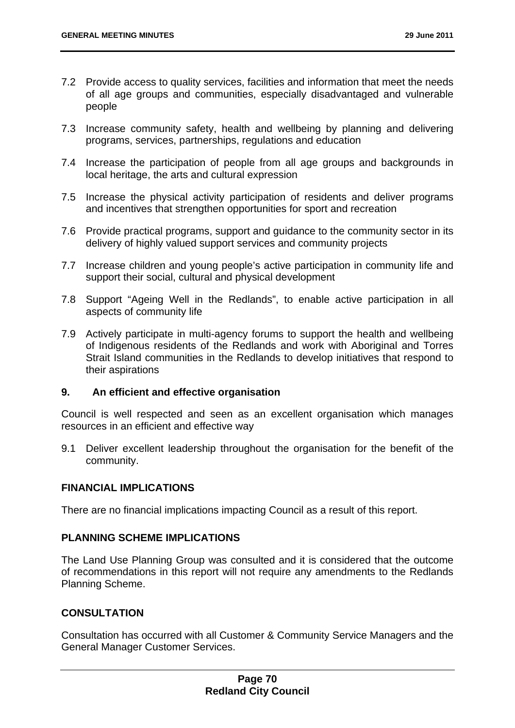7.2 Provide access to quality services, facilities and information that meet the needs of all age groups and communities, especially disadvantaged and vulnerable people

7.3 Increase community safety, health and wellbeing by planning and delivering programs, services, partnerships, regulations and education

7.4 Increase the participation of people from all age groups and backgrounds in local heritage, the arts and cultural expression

7.5 Increase the physical activity participation of residents and deliver programs and incentives that strengthen opportunities for sport and recreation

7.6 Provide practical programs, support and guidance to the community sector in its delivery of highly valued support services and community projects

7.7 Increase children and young people's active participation in community life and support their social, cultural and physical development

7.8 Support "Ageing Well in the Redlands", to enable active participation in all aspects of community life

7.9 Actively participate in multi-agency forums to support the health and wellbeing of Indigenous residents of the Redlands and work with Aboriginal and Torres Strait Island communities in the Redlands to develop initiatives that respond to their aspirations

**9. An efficient and effective organisation**

Council is well respected and seen as an excellent organisation which manages resources in an efficient and effective way

9.1 Deliver excellent leadership throughout the organisation for the benefit of the community.

## FINANCIAL IMPLICATIONS

There are no financial implications impacting Council as a result of this report.

## PLANNING SCHEME IMPLICATIONS

The Land Use Planning Group was consulted and it is considered that the outcome of recommendations in this report will not require any amendments to the Redlands Planning Scheme.

## CONSULTATION

Consultation has occurred with all Customer & Community Service Managers and the General Manager Customer Services.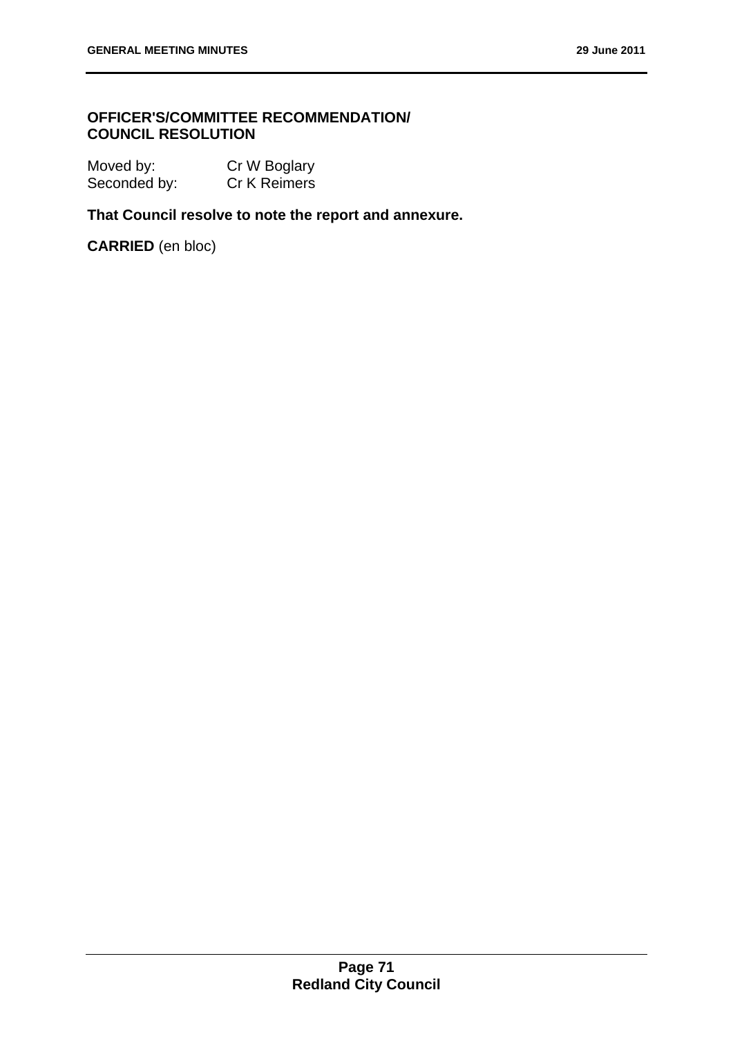**OFFICER'S/COMMITTEE RECOMMENDATION/ COUNCIL RESOLUTION**

Moved by: Cr W Boglary
Seconded by: Cr K Reimers

**That Council resolve to note the report and annexure.**

**CARRIED** (en bloc)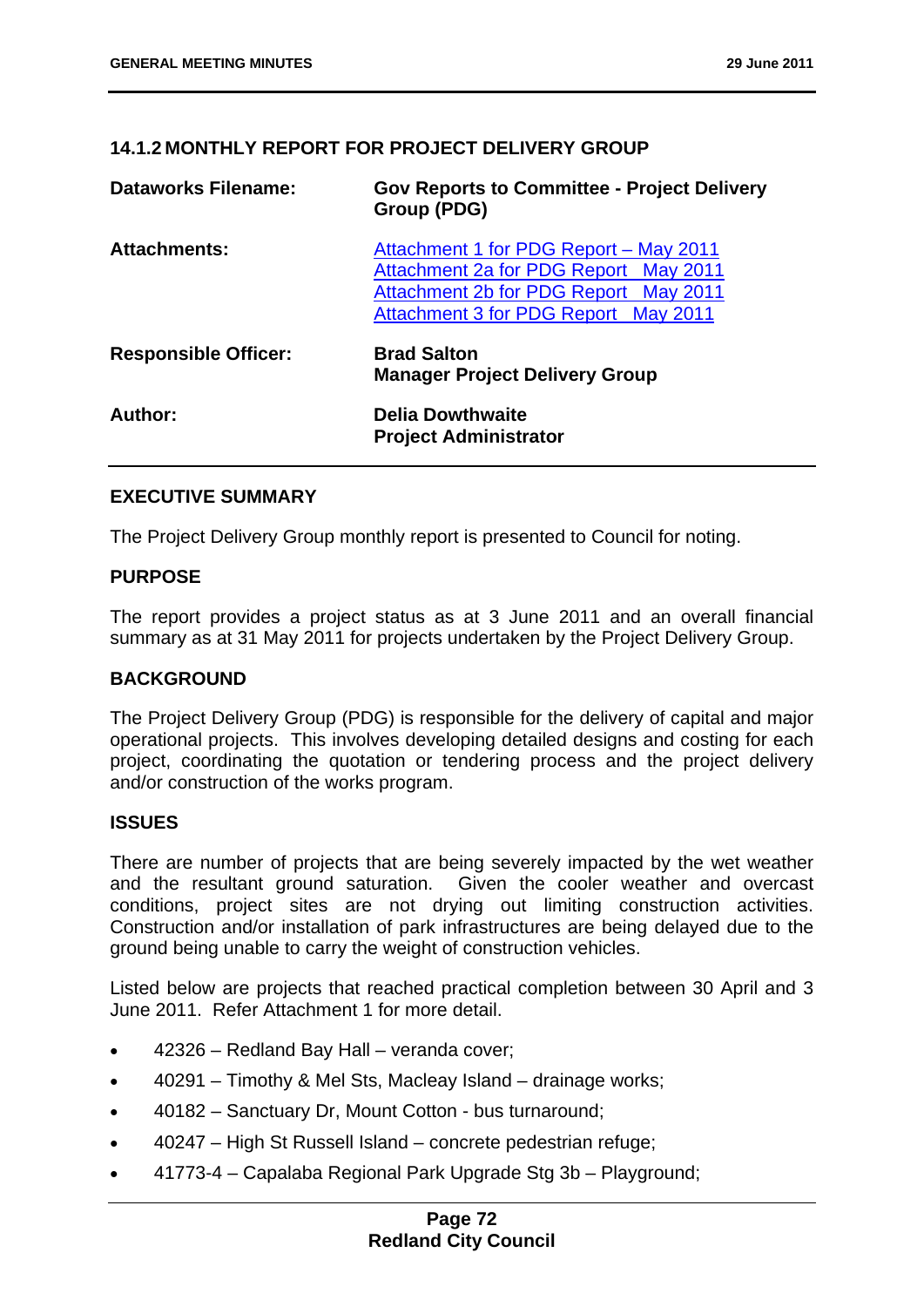### 14.1.2 MONTHLY REPORT FOR PROJECT DELIVERY GROUP

| | |
|---|---|
| **Dataworks Filename:** | **Gov Reports to Committee - Project Delivery Group (PDG)** |
| **Attachments:** | Attachment 1 for PDG Report – May 2011<br>Attachment 2a for PDG Report May 2011<br>Attachment 2b for PDG Report May 2011<br>Attachment 3 for PDG Report May 2011 |
| **Responsible Officer:** | **Brad Salton**<br>**Manager Project Delivery Group** |
| **Author:** | **Delia Dowthwaite**<br>**Project Administrator** |

#### EXECUTIVE SUMMARY

The Project Delivery Group monthly report is presented to Council for noting.

#### PURPOSE

The report provides a project status as at 3 June 2011 and an overall financial summary as at 31 May 2011 for projects undertaken by the Project Delivery Group.

#### BACKGROUND

The Project Delivery Group (PDG) is responsible for the delivery of capital and major operational projects. This involves developing detailed designs and costing for each project, coordinating the quotation or tendering process and the project delivery and/or construction of the works program.

#### ISSUES

There are number of projects that are being severely impacted by the wet weather and the resultant ground saturation. Given the cooler weather and overcast conditions, project sites are not drying out limiting construction activities. Construction and/or installation of park infrastructures are being delayed due to the ground being unable to carry the weight of construction vehicles.

Listed below are projects that reached practical completion between 30 April and 3 June 2011. Refer Attachment 1 for more detail.

- 42326 – Redland Bay Hall – veranda cover;
- 40291 – Timothy & Mel Sts, Macleay Island – drainage works;
- 40182 – Sanctuary Dr, Mount Cotton - bus turnaround;
- 40247 – High St Russell Island – concrete pedestrian refuge;
- 41773-4 – Capalaba Regional Park Upgrade Stg 3b – Playground;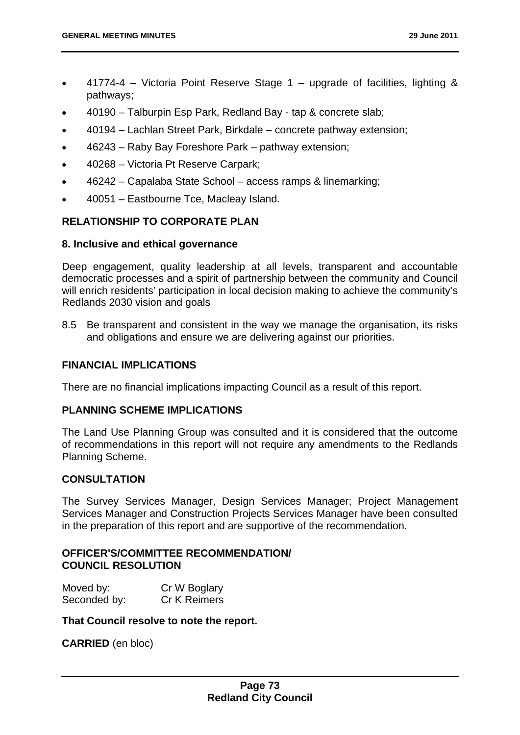- 41774-4 – Victoria Point Reserve Stage 1 – upgrade of facilities, lighting & pathways;
- 40190 – Talburpin Esp Park, Redland Bay - tap & concrete slab;
- 40194 – Lachlan Street Park, Birkdale – concrete pathway extension;
- 46243 – Raby Bay Foreshore Park – pathway extension;
- 40268 – Victoria Pt Reserve Carpark;
- 46242 – Capalaba State School – access ramps & linemarking;
- 40051 – Eastbourne Tce, Macleay Island.

## RELATIONSHIP TO CORPORATE PLAN

### 8. Inclusive and ethical governance

Deep engagement, quality leadership at all levels, transparent and accountable democratic processes and a spirit of partnership between the community and Council will enrich residents' participation in local decision making to achieve the community's Redlands 2030 vision and goals

8.5 Be transparent and consistent in the way we manage the organisation, its risks and obligations and ensure we are delivering against our priorities.

## FINANCIAL IMPLICATIONS

There are no financial implications impacting Council as a result of this report.

## PLANNING SCHEME IMPLICATIONS

The Land Use Planning Group was consulted and it is considered that the outcome of recommendations in this report will not require any amendments to the Redlands Planning Scheme.

## CONSULTATION

The Survey Services Manager, Design Services Manager; Project Management Services Manager and Construction Projects Services Manager have been consulted in the preparation of this report and are supportive of the recommendation.

## OFFICER'S/COMMITTEE RECOMMENDATION/ COUNCIL RESOLUTION

Moved by: Cr W Boglary
Seconded by: Cr K Reimers

**That Council resolve to note the report.**

**CARRIED** (en bloc)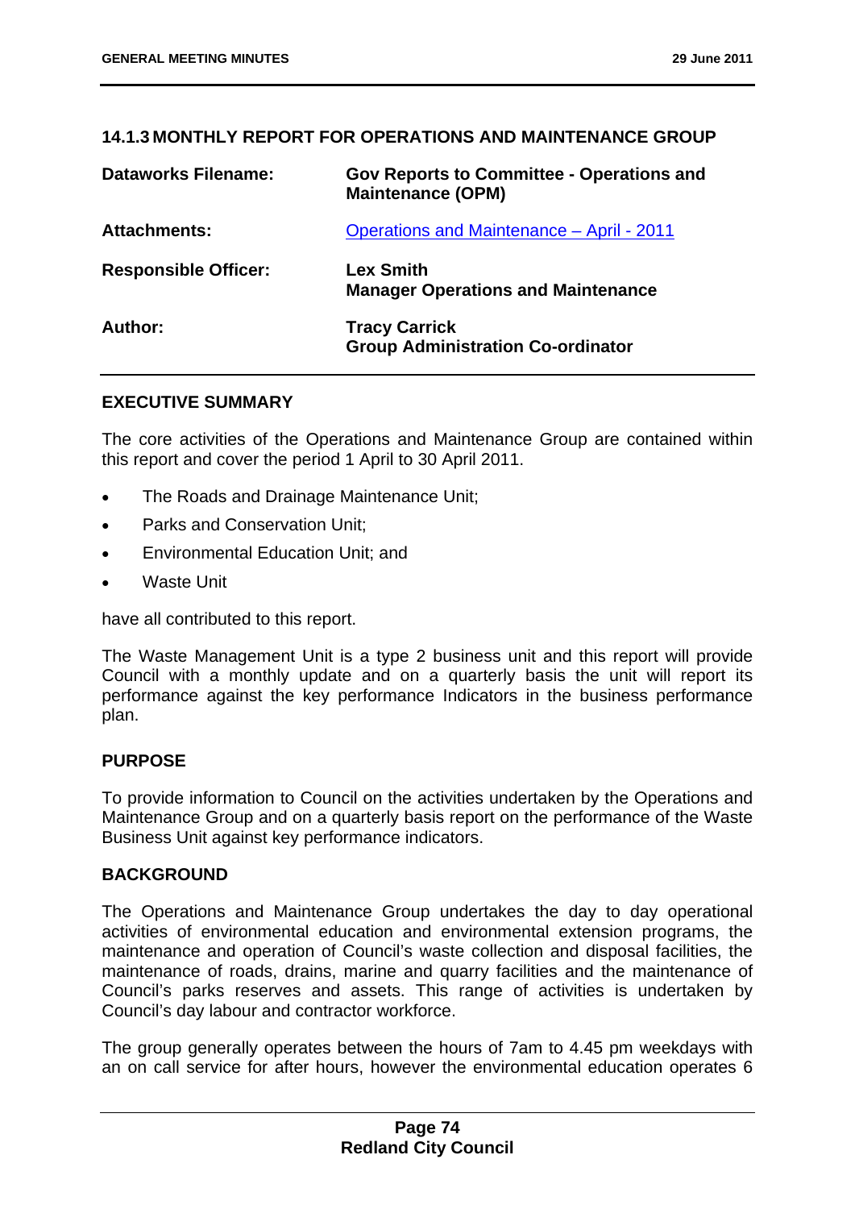## 14.1.3 MONTHLY REPORT FOR OPERATIONS AND MAINTENANCE GROUP

| | |
|---|---|
| **Dataworks Filename:** | **Gov Reports to Committee - Operations and Maintenance (OPM)** |
| **Attachments:** | Operations and Maintenance – April - 2011 |
| **Responsible Officer:** | **Lex Smith**<br>**Manager Operations and Maintenance** |
| **Author:** | **Tracy Carrick**<br>**Group Administration Co-ordinator** |

### EXECUTIVE SUMMARY

The core activities of the Operations and Maintenance Group are contained within this report and cover the period 1 April to 30 April 2011.

- The Roads and Drainage Maintenance Unit;
- Parks and Conservation Unit;
- Environmental Education Unit; and
- Waste Unit

have all contributed to this report.

The Waste Management Unit is a type 2 business unit and this report will provide Council with a monthly update and on a quarterly basis the unit will report its performance against the key performance Indicators in the business performance plan.

### PURPOSE

To provide information to Council on the activities undertaken by the Operations and Maintenance Group and on a quarterly basis report on the performance of the Waste Business Unit against key performance indicators.

### BACKGROUND

The Operations and Maintenance Group undertakes the day to day operational activities of environmental education and environmental extension programs, the maintenance and operation of Council's waste collection and disposal facilities, the maintenance of roads, drains, marine and quarry facilities and the maintenance of Council's parks reserves and assets. This range of activities is undertaken by Council's day labour and contractor workforce.

The group generally operates between the hours of 7am to 4.45 pm weekdays with an on call service for after hours, however the environmental education operates 6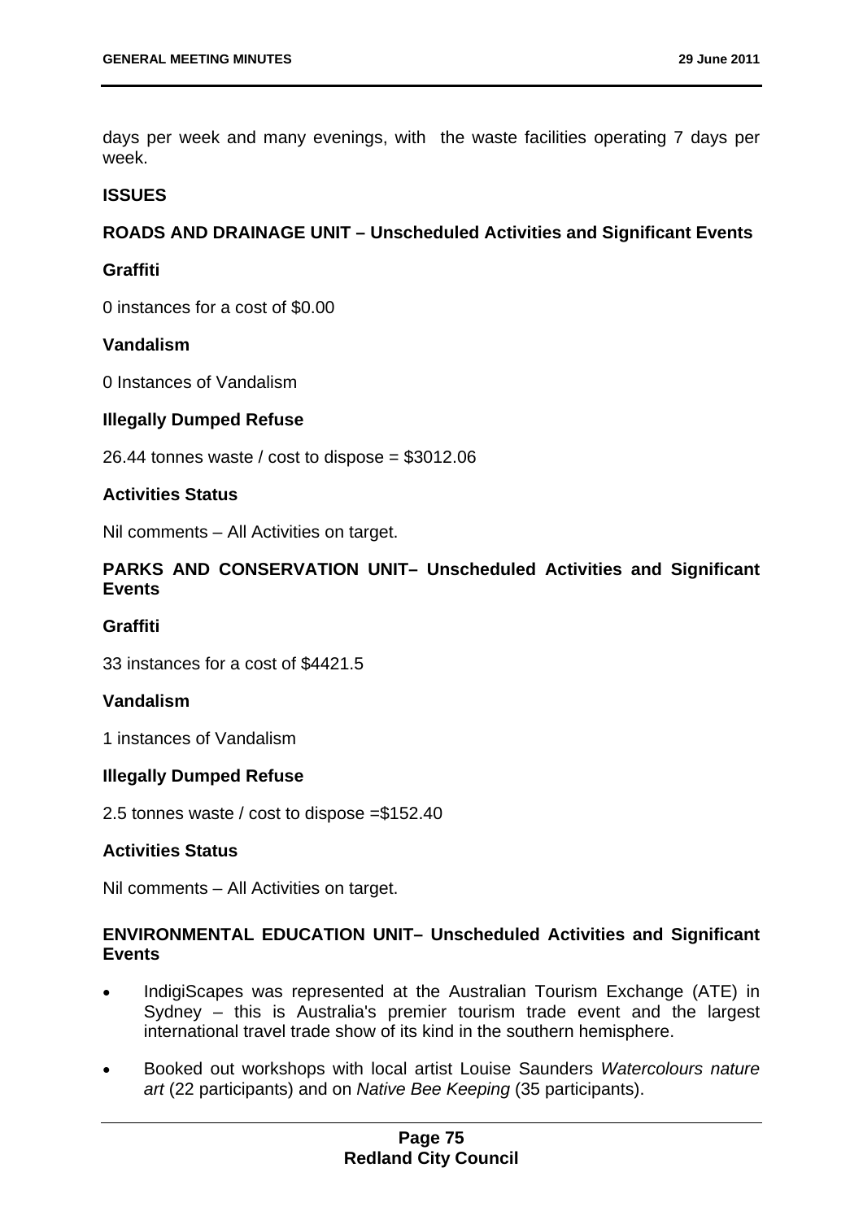days per week and many evenings, with the waste facilities operating 7 days per week.

**ISSUES**

**ROADS AND DRAINAGE UNIT – Unscheduled Activities and Significant Events**

**Graffiti**

0 instances for a cost of $0.00

**Vandalism**

0 Instances of Vandalism

**Illegally Dumped Refuse**

26.44 tonnes waste / cost to dispose = $3012.06

**Activities Status**

Nil comments – All Activities on target.

**PARKS AND CONSERVATION UNIT– Unscheduled Activities and Significant Events**

**Graffiti**

33 instances for a cost of $4421.5

**Vandalism**

1 instances of Vandalism

**Illegally Dumped Refuse**

2.5 tonnes waste / cost to dispose =$152.40

**Activities Status**

Nil comments – All Activities on target.

**ENVIRONMENTAL EDUCATION UNIT– Unscheduled Activities and Significant Events**

- IndigiScapes was represented at the Australian Tourism Exchange (ATE) in Sydney – this is Australia's premier tourism trade event and the largest international travel trade show of its kind in the southern hemisphere.
- Booked out workshops with local artist Louise Saunders *Watercolours nature art* (22 participants) and on *Native Bee Keeping* (35 participants).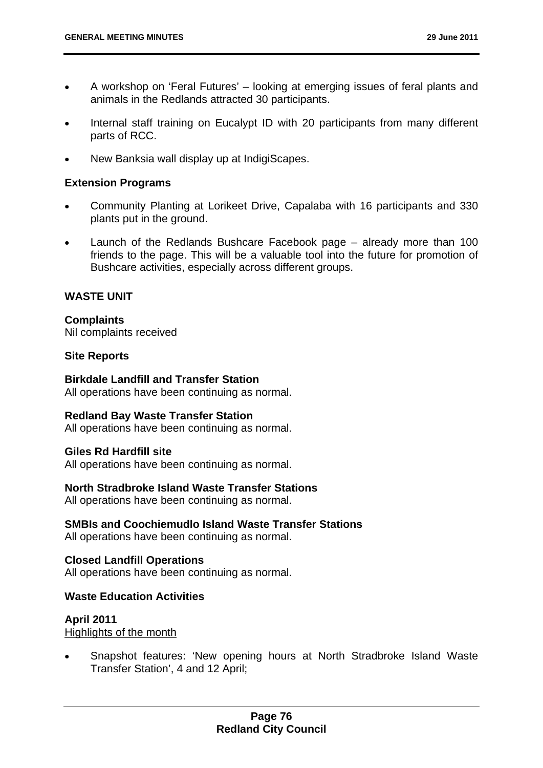- A workshop on 'Feral Futures' – looking at emerging issues of feral plants and animals in the Redlands attracted 30 participants.
- Internal staff training on Eucalypt ID with 20 participants from many different parts of RCC.
- New Banksia wall display up at IndigiScapes.

**Extension Programs**

- Community Planting at Lorikeet Drive, Capalaba with 16 participants and 330 plants put in the ground.
- Launch of the Redlands Bushcare Facebook page – already more than 100 friends to the page. This will be a valuable tool into the future for promotion of Bushcare activities, especially across different groups.

**WASTE UNIT**

**Complaints**
Nil complaints received

**Site Reports**

**Birkdale Landfill and Transfer Station**
All operations have been continuing as normal.

**Redland Bay Waste Transfer Station**
All operations have been continuing as normal.

**Giles Rd Hardfill site**
All operations have been continuing as normal.

**North Stradbroke Island Waste Transfer Stations**
All operations have been continuing as normal.

**SMBIs and Coochiemudlo Island Waste Transfer Stations**
All operations have been continuing as normal.

**Closed Landfill Operations**
All operations have been continuing as normal.

**Waste Education Activities**

**April 2011**
Highlights of the month

- Snapshot features: 'New opening hours at North Stradbroke Island Waste Transfer Station', 4 and 12 April;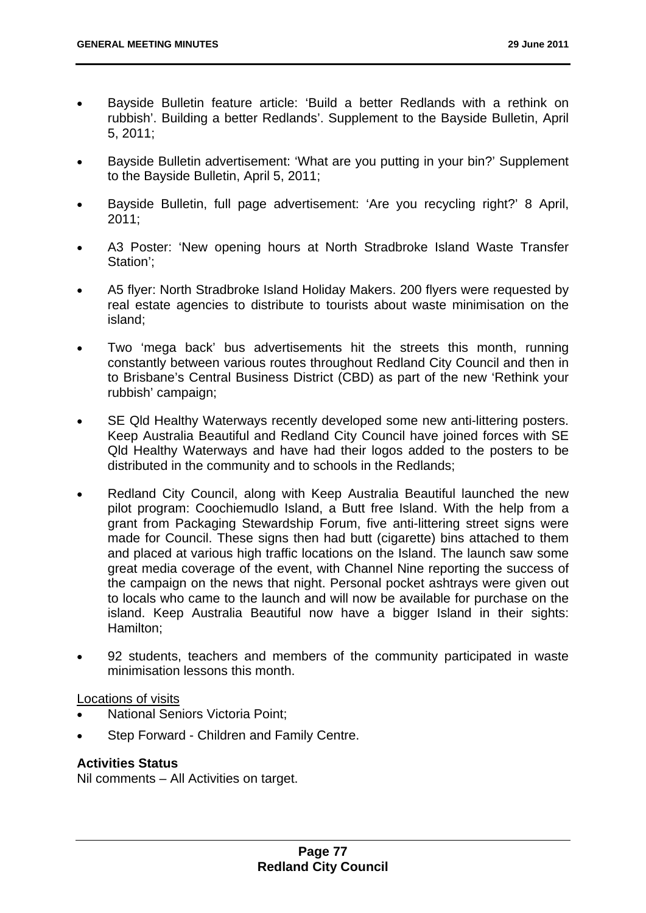- Bayside Bulletin feature article: 'Build a better Redlands with a rethink on rubbish'. Building a better Redlands'. Supplement to the Bayside Bulletin, April 5, 2011;

- Bayside Bulletin advertisement: 'What are you putting in your bin?' Supplement to the Bayside Bulletin, April 5, 2011;

- Bayside Bulletin, full page advertisement: 'Are you recycling right?' 8 April, 2011;

- A3 Poster: 'New opening hours at North Stradbroke Island Waste Transfer Station';

- A5 flyer: North Stradbroke Island Holiday Makers. 200 flyers were requested by real estate agencies to distribute to tourists about waste minimisation on the island;

- Two 'mega back' bus advertisements hit the streets this month, running constantly between various routes throughout Redland City Council and then in to Brisbane's Central Business District (CBD) as part of the new 'Rethink your rubbish' campaign;

- SE Qld Healthy Waterways recently developed some new anti-littering posters. Keep Australia Beautiful and Redland City Council have joined forces with SE Qld Healthy Waterways and have had their logos added to the posters to be distributed in the community and to schools in the Redlands;

- Redland City Council, along with Keep Australia Beautiful launched the new pilot program: Coochiemudlo Island, a Butt free Island. With the help from a grant from Packaging Stewardship Forum, five anti-littering street signs were made for Council. These signs then had butt (cigarette) bins attached to them and placed at various high traffic locations on the Island. The launch saw some great media coverage of the event, with Channel Nine reporting the success of the campaign on the news that night. Personal pocket ashtrays were given out to locals who came to the launch and will now be available for purchase on the island. Keep Australia Beautiful now have a bigger Island in their sights: Hamilton;

- 92 students, teachers and members of the community participated in waste minimisation lessons this month.

<u>Locations of visits</u>

- National Seniors Victoria Point;
- Step Forward - Children and Family Centre.

**Activities Status**

Nil comments – All Activities on target.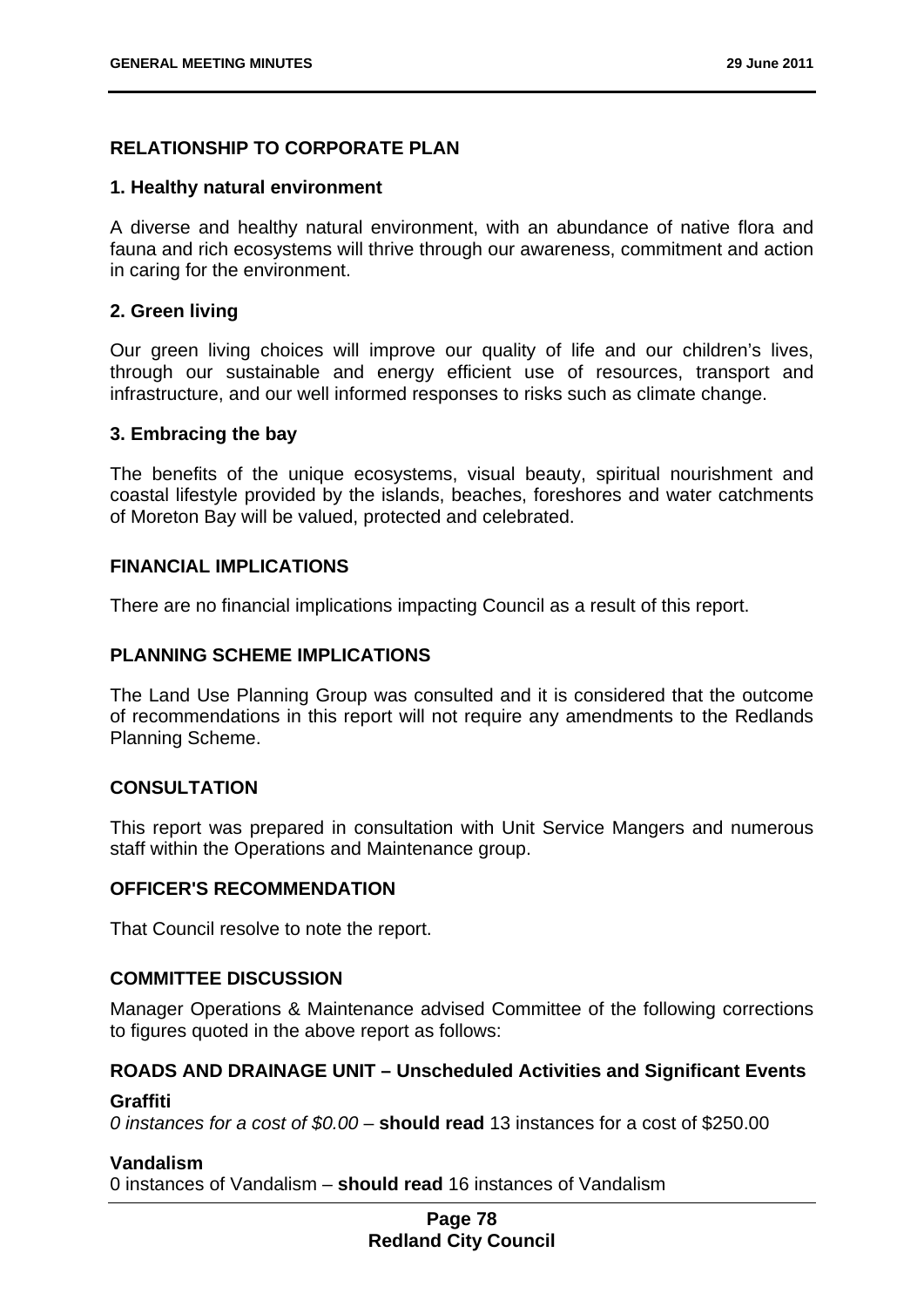## RELATIONSHIP TO CORPORATE PLAN

### 1. Healthy natural environment

A diverse and healthy natural environment, with an abundance of native flora and fauna and rich ecosystems will thrive through our awareness, commitment and action in caring for the environment.

### 2. Green living

Our green living choices will improve our quality of life and our children's lives, through our sustainable and energy efficient use of resources, transport and infrastructure, and our well informed responses to risks such as climate change.

### 3. Embracing the bay

The benefits of the unique ecosystems, visual beauty, spiritual nourishment and coastal lifestyle provided by the islands, beaches, foreshores and water catchments of Moreton Bay will be valued, protected and celebrated.

## FINANCIAL IMPLICATIONS

There are no financial implications impacting Council as a result of this report.

## PLANNING SCHEME IMPLICATIONS

The Land Use Planning Group was consulted and it is considered that the outcome of recommendations in this report will not require any amendments to the Redlands Planning Scheme.

## CONSULTATION

This report was prepared in consultation with Unit Service Mangers and numerous staff within the Operations and Maintenance group.

## OFFICER'S RECOMMENDATION

That Council resolve to note the report.

## COMMITTEE DISCUSSION

Manager Operations & Maintenance advised Committee of the following corrections to figures quoted in the above report as follows:

### ROADS AND DRAINAGE UNIT – Unscheduled Activities and Significant Events

**Graffiti**
*0 instances for a cost of $0.00* – **should read** 13 instances for a cost of $250.00

**Vandalism**
0 instances of Vandalism – **should read** 16 instances of Vandalism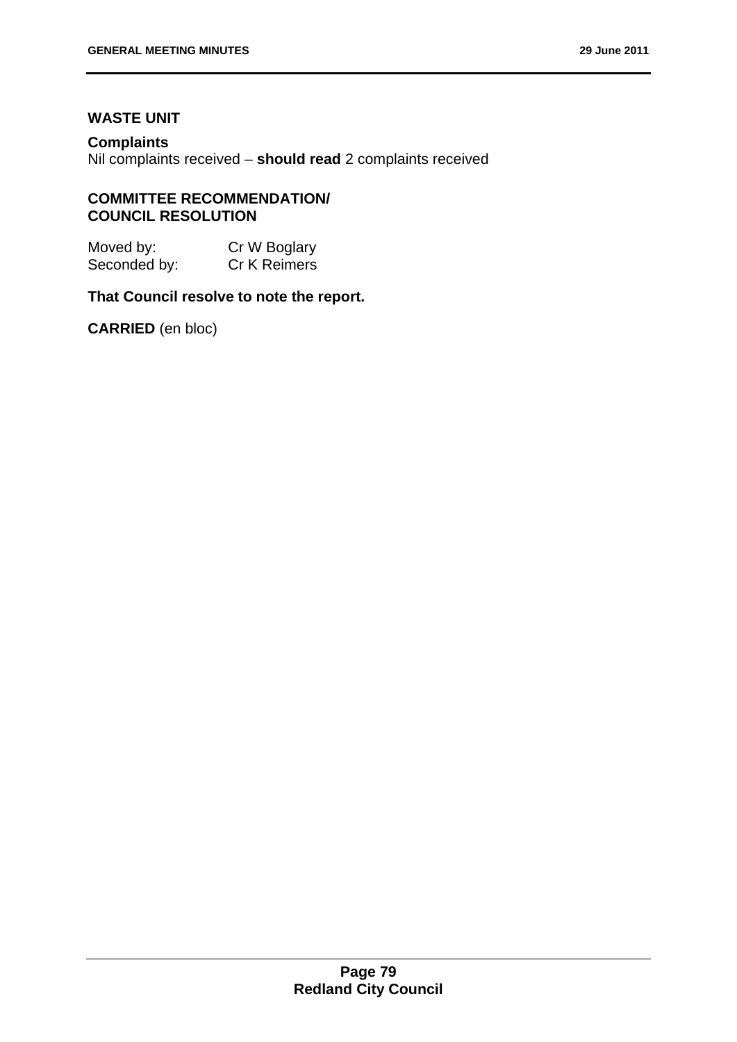**WASTE UNIT**

**Complaints**
Nil complaints received – **should read** 2 complaints received

**COMMITTEE RECOMMENDATION/ COUNCIL RESOLUTION**

Moved by: Cr W Boglary
Seconded by: Cr K Reimers

**That Council resolve to note the report.**

**CARRIED** (en bloc)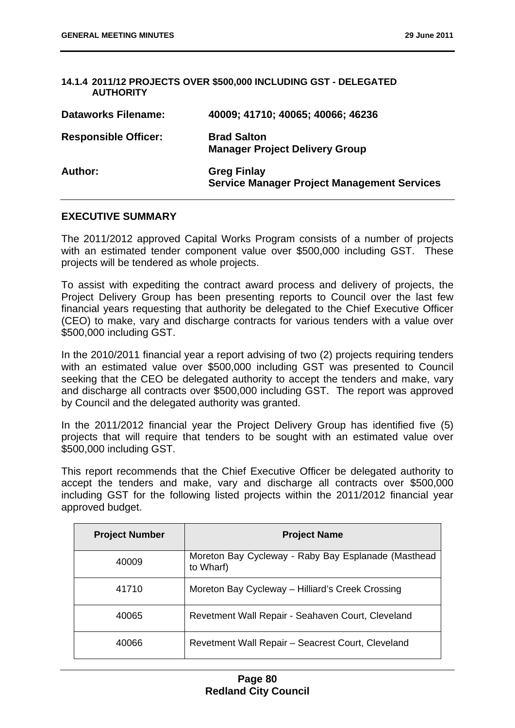### 14.1.4 2011/12 PROJECTS OVER $500,000 INCLUDING GST - DELEGATED AUTHORITY

**Dataworks Filename:** 40009; 41710; 40065; 40066; 46236

**Responsible Officer:** Brad Salton
**Manager Project Delivery Group**

**Author:** Greg Finlay
**Service Manager Project Management Services**

## EXECUTIVE SUMMARY

The 2011/2012 approved Capital Works Program consists of a number of projects with an estimated tender component value over $500,000 including GST. These projects will be tendered as whole projects.

To assist with expediting the contract award process and delivery of projects, the Project Delivery Group has been presenting reports to Council over the last few financial years requesting that authority be delegated to the Chief Executive Officer (CEO) to make, vary and discharge contracts for various tenders with a value over $500,000 including GST.

In the 2010/2011 financial year a report advising of two (2) projects requiring tenders with an estimated value over $500,000 including GST was presented to Council seeking that the CEO be delegated authority to accept the tenders and make, vary and discharge all contracts over $500,000 including GST. The report was approved by Council and the delegated authority was granted.

In the 2011/2012 financial year the Project Delivery Group has identified five (5) projects that will require that tenders to be sought with an estimated value over $500,000 including GST.

This report recommends that the Chief Executive Officer be delegated authority to accept the tenders and make, vary and discharge all contracts over $500,000 including GST for the following listed projects within the 2011/2012 financial year approved budget.

| Project Number | Project Name |
|---|---|
| 40009 | Moreton Bay Cycleway - Raby Bay Esplanade (Masthead to Wharf) |
| 41710 | Moreton Bay Cycleway – Hilliard's Creek Crossing |
| 40065 | Revetment Wall Repair - Seahaven Court, Cleveland |
| 40066 | Revetment Wall Repair – Seacrest Court, Cleveland |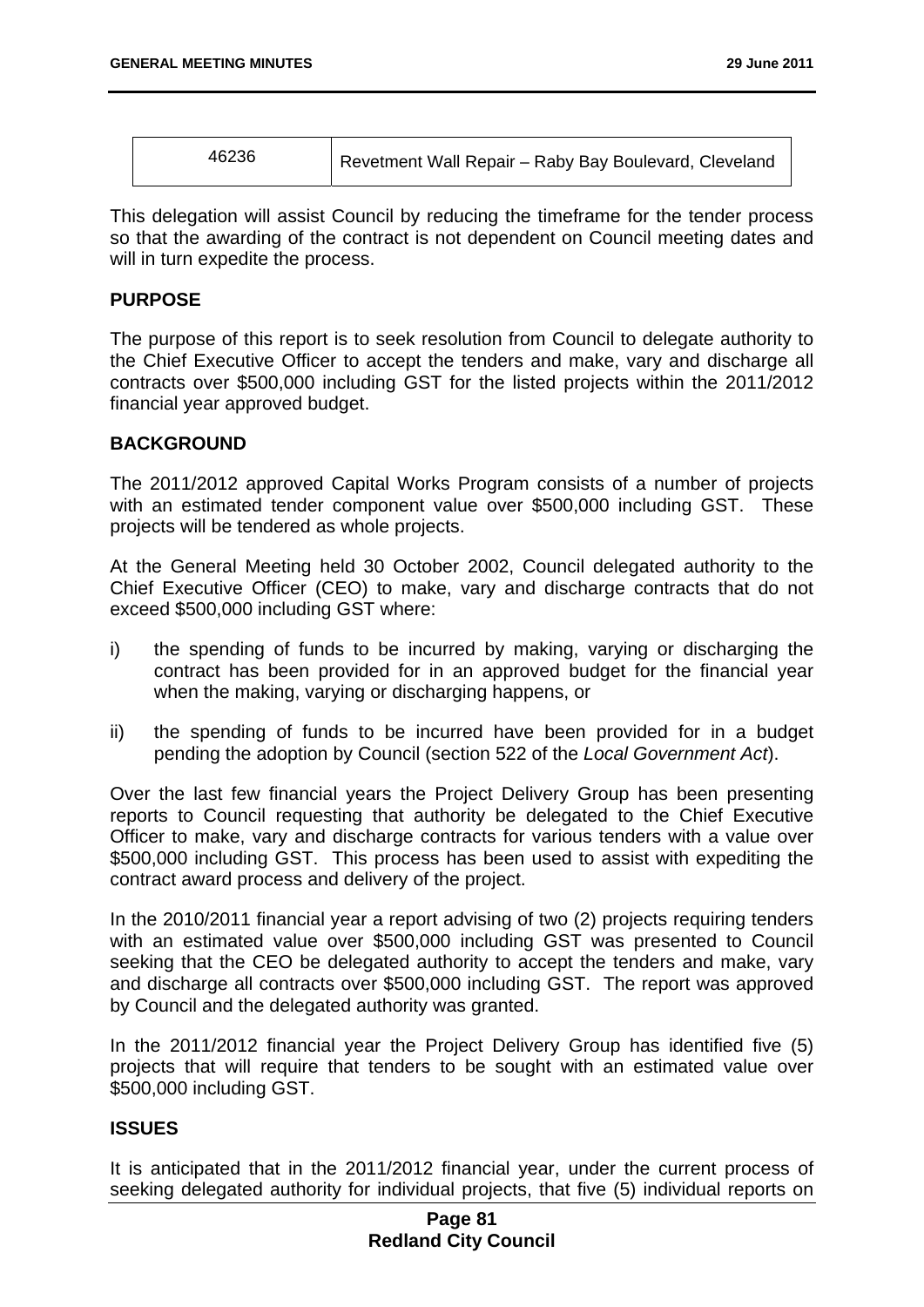| 46236 | Revetment Wall Repair – Raby Bay Boulevard, Cleveland |
|---|---|

This delegation will assist Council by reducing the timeframe for the tender process so that the awarding of the contract is not dependent on Council meeting dates and will in turn expedite the process.

## PURPOSE

The purpose of this report is to seek resolution from Council to delegate authority to the Chief Executive Officer to accept the tenders and make, vary and discharge all contracts over $500,000 including GST for the listed projects within the 2011/2012 financial year approved budget.

## BACKGROUND

The 2011/2012 approved Capital Works Program consists of a number of projects with an estimated tender component value over $500,000 including GST. These projects will be tendered as whole projects.

At the General Meeting held 30 October 2002, Council delegated authority to the Chief Executive Officer (CEO) to make, vary and discharge contracts that do not exceed $500,000 including GST where:

i) the spending of funds to be incurred by making, varying or discharging the contract has been provided for in an approved budget for the financial year when the making, varying or discharging happens, or

ii) the spending of funds to be incurred have been provided for in a budget pending the adoption by Council (section 522 of the *Local Government Act*).

Over the last few financial years the Project Delivery Group has been presenting reports to Council requesting that authority be delegated to the Chief Executive Officer to make, vary and discharge contracts for various tenders with a value over $500,000 including GST. This process has been used to assist with expediting the contract award process and delivery of the project.

In the 2010/2011 financial year a report advising of two (2) projects requiring tenders with an estimated value over $500,000 including GST was presented to Council seeking that the CEO be delegated authority to accept the tenders and make, vary and discharge all contracts over $500,000 including GST. The report was approved by Council and the delegated authority was granted.

In the 2011/2012 financial year the Project Delivery Group has identified five (5) projects that will require that tenders to be sought with an estimated value over $500,000 including GST.

## ISSUES

It is anticipated that in the 2011/2012 financial year, under the current process of seeking delegated authority for individual projects, that five (5) individual reports on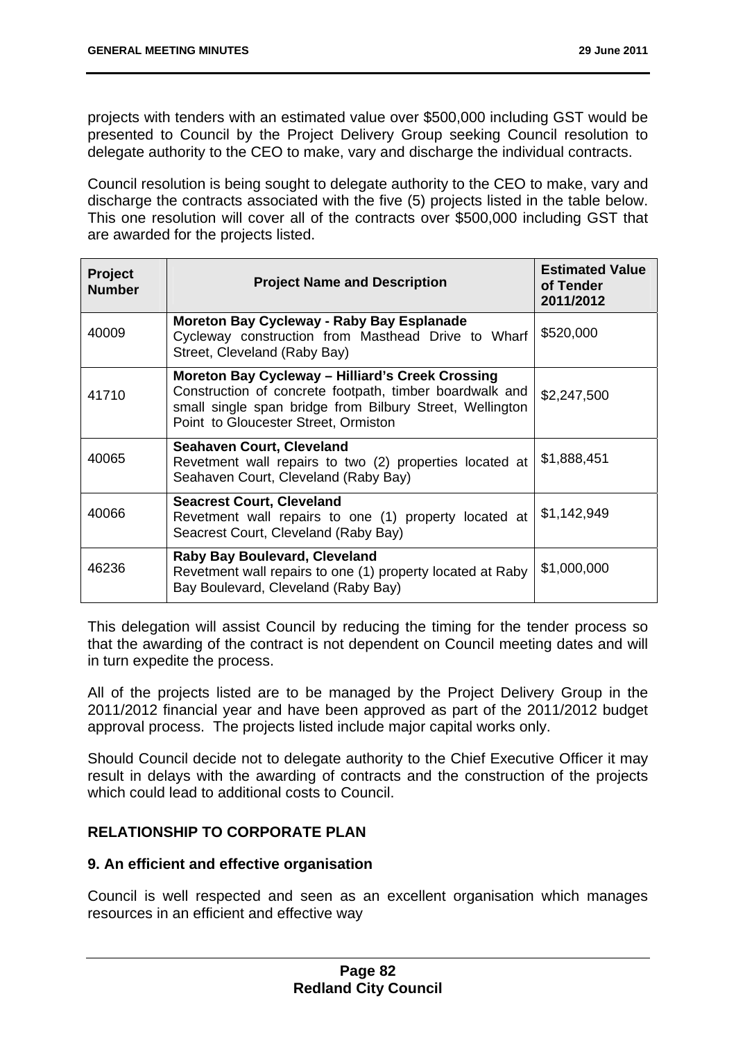projects with tenders with an estimated value over $500,000 including GST would be presented to Council by the Project Delivery Group seeking Council resolution to delegate authority to the CEO to make, vary and discharge the individual contracts.

Council resolution is being sought to delegate authority to the CEO to make, vary and discharge the contracts associated with the five (5) projects listed in the table below. This one resolution will cover all of the contracts over $500,000 including GST that are awarded for the projects listed.

| Project Number | Project Name and Description | Estimated Value of Tender 2011/2012 |
|---|---|---|
| 40009 | **Moreton Bay Cycleway - Raby Bay Esplanade** Cycleway construction from Masthead Drive to Wharf Street, Cleveland (Raby Bay) | $520,000 |
| 41710 | **Moreton Bay Cycleway – Hilliard's Creek Crossing** Construction of concrete footpath, timber boardwalk and small single span bridge from Bilbury Street, Wellington Point to Gloucester Street, Ormiston | $2,247,500 |
| 40065 | **Seahaven Court, Cleveland** Revetment wall repairs to two (2) properties located at Seahaven Court, Cleveland (Raby Bay) | $1,888,451 |
| 40066 | **Seacrest Court, Cleveland** Revetment wall repairs to one (1) property located at Seacrest Court, Cleveland (Raby Bay) | $1,142,949 |
| 46236 | **Raby Bay Boulevard, Cleveland** Revetment wall repairs to one (1) property located at Raby Bay Boulevard, Cleveland (Raby Bay) | $1,000,000 |

This delegation will assist Council by reducing the timing for the tender process so that the awarding of the contract is not dependent on Council meeting dates and will in turn expedite the process.

All of the projects listed are to be managed by the Project Delivery Group in the 2011/2012 financial year and have been approved as part of the 2011/2012 budget approval process. The projects listed include major capital works only.

Should Council decide not to delegate authority to the Chief Executive Officer it may result in delays with the awarding of contracts and the construction of the projects which could lead to additional costs to Council.

## RELATIONSHIP TO CORPORATE PLAN

### 9. An efficient and effective organisation

Council is well respected and seen as an excellent organisation which manages resources in an efficient and effective way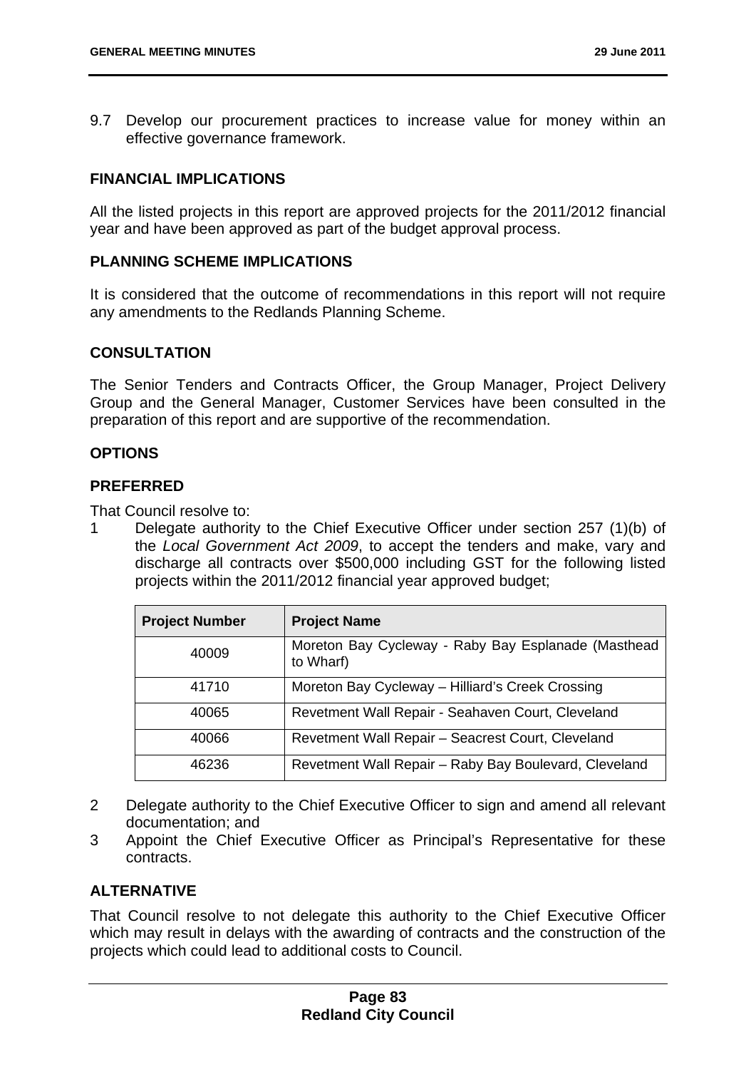9.7 Develop our procurement practices to increase value for money within an effective governance framework.

## FINANCIAL IMPLICATIONS

All the listed projects in this report are approved projects for the 2011/2012 financial year and have been approved as part of the budget approval process.

## PLANNING SCHEME IMPLICATIONS

It is considered that the outcome of recommendations in this report will not require any amendments to the Redlands Planning Scheme.

## CONSULTATION

The Senior Tenders and Contracts Officer, the Group Manager, Project Delivery Group and the General Manager, Customer Services have been consulted in the preparation of this report and are supportive of the recommendation.

## OPTIONS

## PREFERRED

That Council resolve to:

1 Delegate authority to the Chief Executive Officer under section 257 (1)(b) of the *Local Government Act 2009*, to accept the tenders and make, vary and discharge all contracts over $500,000 including GST for the following listed projects within the 2011/2012 financial year approved budget;

| Project Number | Project Name |
|---|---|
| 40009 | Moreton Bay Cycleway - Raby Bay Esplanade (Masthead to Wharf) |
| 41710 | Moreton Bay Cycleway – Hilliard's Creek Crossing |
| 40065 | Revetment Wall Repair - Seahaven Court, Cleveland |
| 40066 | Revetment Wall Repair – Seacrest Court, Cleveland |
| 46236 | Revetment Wall Repair – Raby Bay Boulevard, Cleveland |

2 Delegate authority to the Chief Executive Officer to sign and amend all relevant documentation; and

3 Appoint the Chief Executive Officer as Principal's Representative for these contracts.

## ALTERNATIVE

That Council resolve to not delegate this authority to the Chief Executive Officer which may result in delays with the awarding of contracts and the construction of the projects which could lead to additional costs to Council.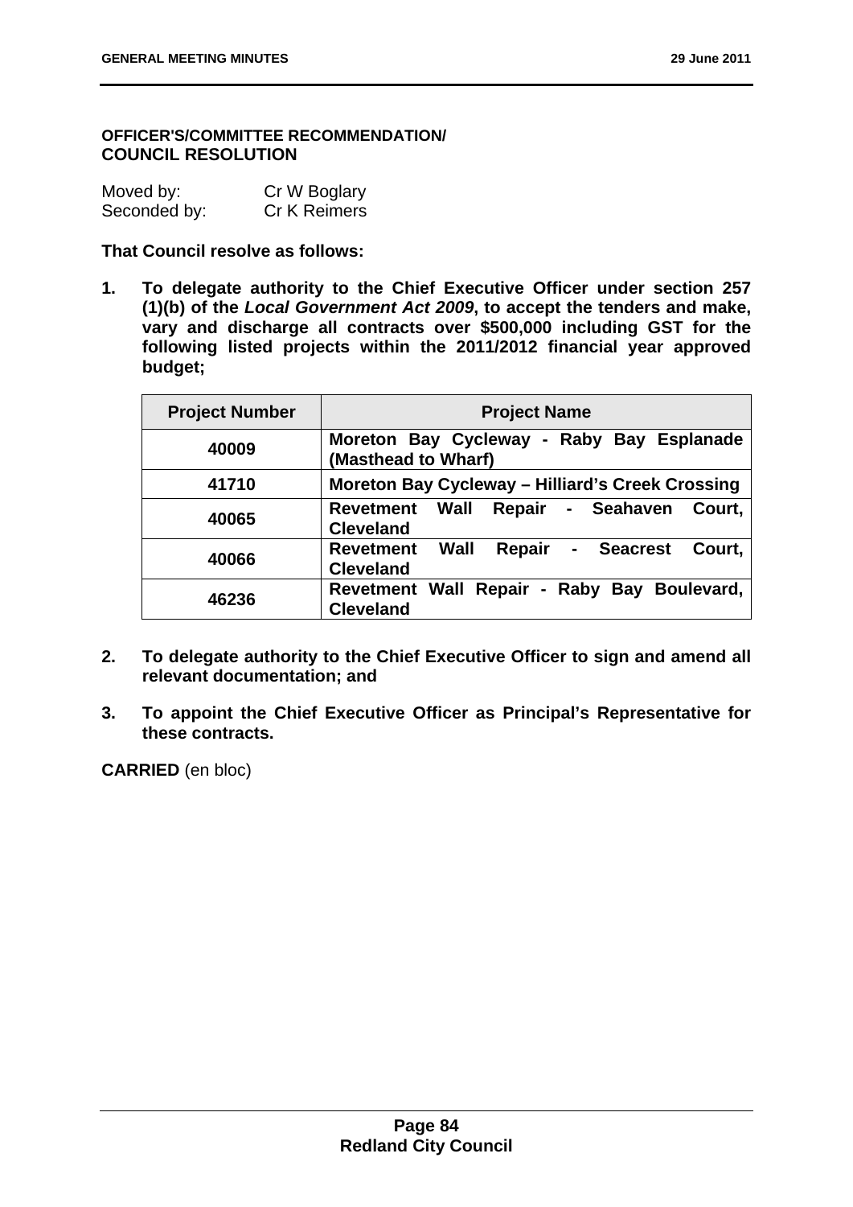**OFFICER'S/COMMITTEE RECOMMENDATION/**
**COUNCIL RESOLUTION**

Moved by: Cr W Boglary
Seconded by: Cr K Reimers

**That Council resolve as follows:**

1. **To delegate authority to the Chief Executive Officer under section 257 (1)(b) of the *Local Government Act 2009*, to accept the tenders and make, vary and discharge all contracts over $500,000 including GST for the following listed projects within the 2011/2012 financial year approved budget;**

| Project Number | Project Name |
|---|---|
| **40009** | **Moreton Bay Cycleway - Raby Bay Esplanade (Masthead to Wharf)** |
| **41710** | **Moreton Bay Cycleway – Hilliard's Creek Crossing** |
| **40065** | **Revetment Wall Repair - Seahaven Court, Cleveland** |
| **40066** | **Revetment Wall Repair - Seacrest Court, Cleveland** |
| **46236** | **Revetment Wall Repair - Raby Bay Boulevard, Cleveland** |

2. **To delegate authority to the Chief Executive Officer to sign and amend all relevant documentation; and**

3. **To appoint the Chief Executive Officer as Principal's Representative for these contracts.**

**CARRIED** (en bloc)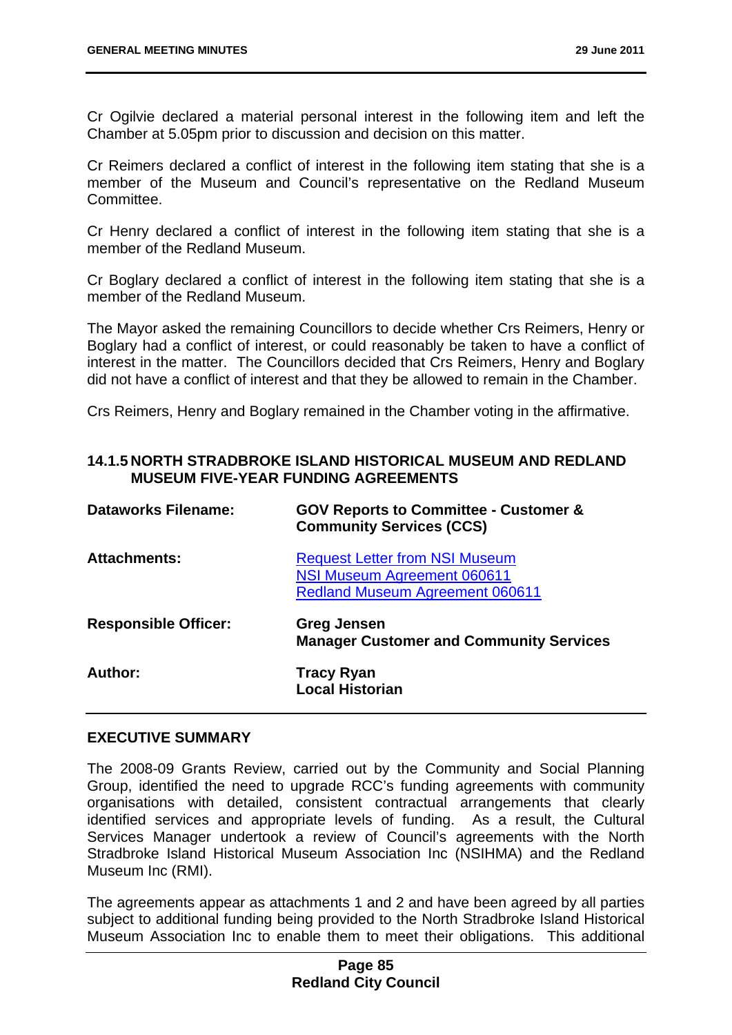Cr Ogilvie declared a material personal interest in the following item and left the Chamber at 5.05pm prior to discussion and decision on this matter.

Cr Reimers declared a conflict of interest in the following item stating that she is a member of the Museum and Council's representative on the Redland Museum Committee.

Cr Henry declared a conflict of interest in the following item stating that she is a member of the Redland Museum.

Cr Boglary declared a conflict of interest in the following item stating that she is a member of the Redland Museum.

The Mayor asked the remaining Councillors to decide whether Crs Reimers, Henry or Boglary had a conflict of interest, or could reasonably be taken to have a conflict of interest in the matter. The Councillors decided that Crs Reimers, Henry and Boglary did not have a conflict of interest and that they be allowed to remain in the Chamber.

Crs Reimers, Henry and Boglary remained in the Chamber voting in the affirmative.

## 14.1.5 NORTH STRADBROKE ISLAND HISTORICAL MUSEUM AND REDLAND MUSEUM FIVE-YEAR FUNDING AGREEMENTS

| | |
|---|---|
| **Dataworks Filename:** | **GOV Reports to Committee - Customer & Community Services (CCS)** |
| **Attachments:** | Request Letter from NSI Museum<br>NSI Museum Agreement 060611<br>Redland Museum Agreement 060611 |
| **Responsible Officer:** | **Greg Jensen**<br>**Manager Customer and Community Services** |
| **Author:** | **Tracy Ryan**<br>**Local Historian** |

### EXECUTIVE SUMMARY

The 2008-09 Grants Review, carried out by the Community and Social Planning Group, identified the need to upgrade RCC's funding agreements with community organisations with detailed, consistent contractual arrangements that clearly identified services and appropriate levels of funding. As a result, the Cultural Services Manager undertook a review of Council's agreements with the North Stradbroke Island Historical Museum Association Inc (NSIHMA) and the Redland Museum Inc (RMI).

The agreements appear as attachments 1 and 2 and have been agreed by all parties subject to additional funding being provided to the North Stradbroke Island Historical Museum Association Inc to enable them to meet their obligations. This additional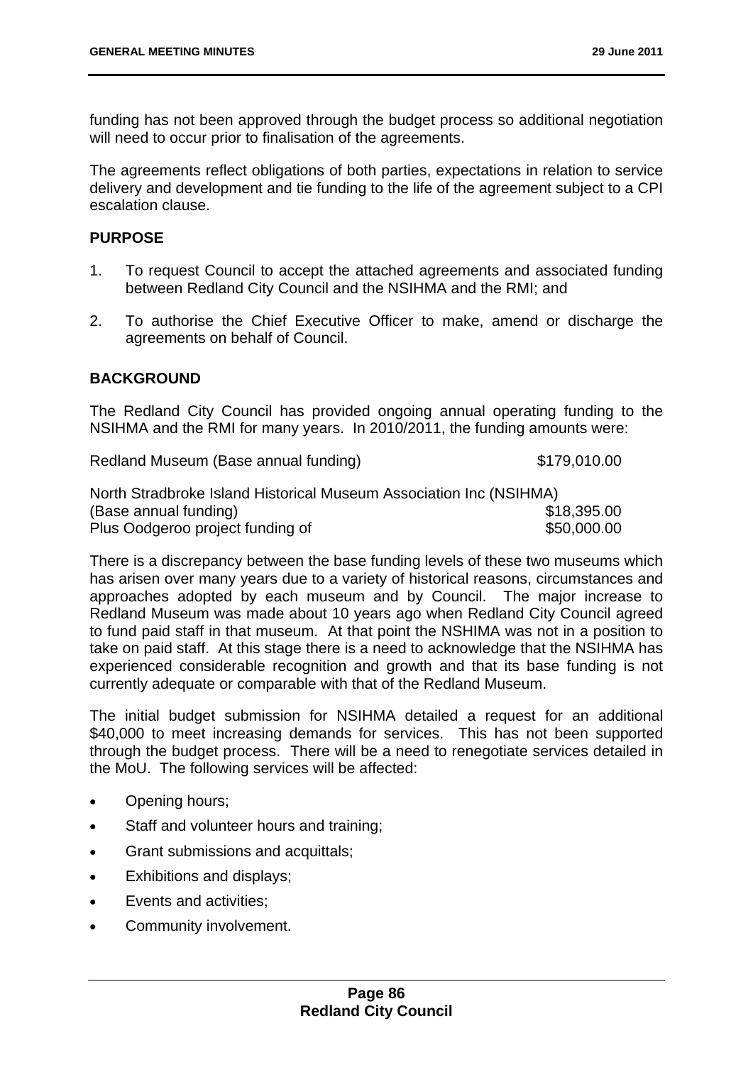funding has not been approved through the budget process so additional negotiation will need to occur prior to finalisation of the agreements.

The agreements reflect obligations of both parties, expectations in relation to service delivery and development and tie funding to the life of the agreement subject to a CPI escalation clause.

## PURPOSE

1. To request Council to accept the attached agreements and associated funding between Redland City Council and the NSIHMA and the RMI; and
2. To authorise the Chief Executive Officer to make, amend or discharge the agreements on behalf of Council.

## BACKGROUND

The Redland City Council has provided ongoing annual operating funding to the NSIHMA and the RMI for many years. In 2010/2011, the funding amounts were:

| | |
|---|---|
| Redland Museum (Base annual funding) | \$179,010.00 |
| North Stradbroke Island Historical Museum Association Inc (NSIHMA) | |
| (Base annual funding) | \$18,395.00 |
| Plus Oodgeroo project funding of | \$50,000.00 |

There is a discrepancy between the base funding levels of these two museums which has arisen over many years due to a variety of historical reasons, circumstances and approaches adopted by each museum and by Council. The major increase to Redland Museum was made about 10 years ago when Redland City Council agreed to fund paid staff in that museum. At that point the NSHIMA was not in a position to take on paid staff. At this stage there is a need to acknowledge that the NSIHMA has experienced considerable recognition and growth and that its base funding is not currently adequate or comparable with that of the Redland Museum.

The initial budget submission for NSIHMA detailed a request for an additional \$40,000 to meet increasing demands for services. This has not been supported through the budget process. There will be a need to renegotiate services detailed in the MoU. The following services will be affected:

- Opening hours;
- Staff and volunteer hours and training;
- Grant submissions and acquittals;
- Exhibitions and displays;
- Events and activities;
- Community involvement.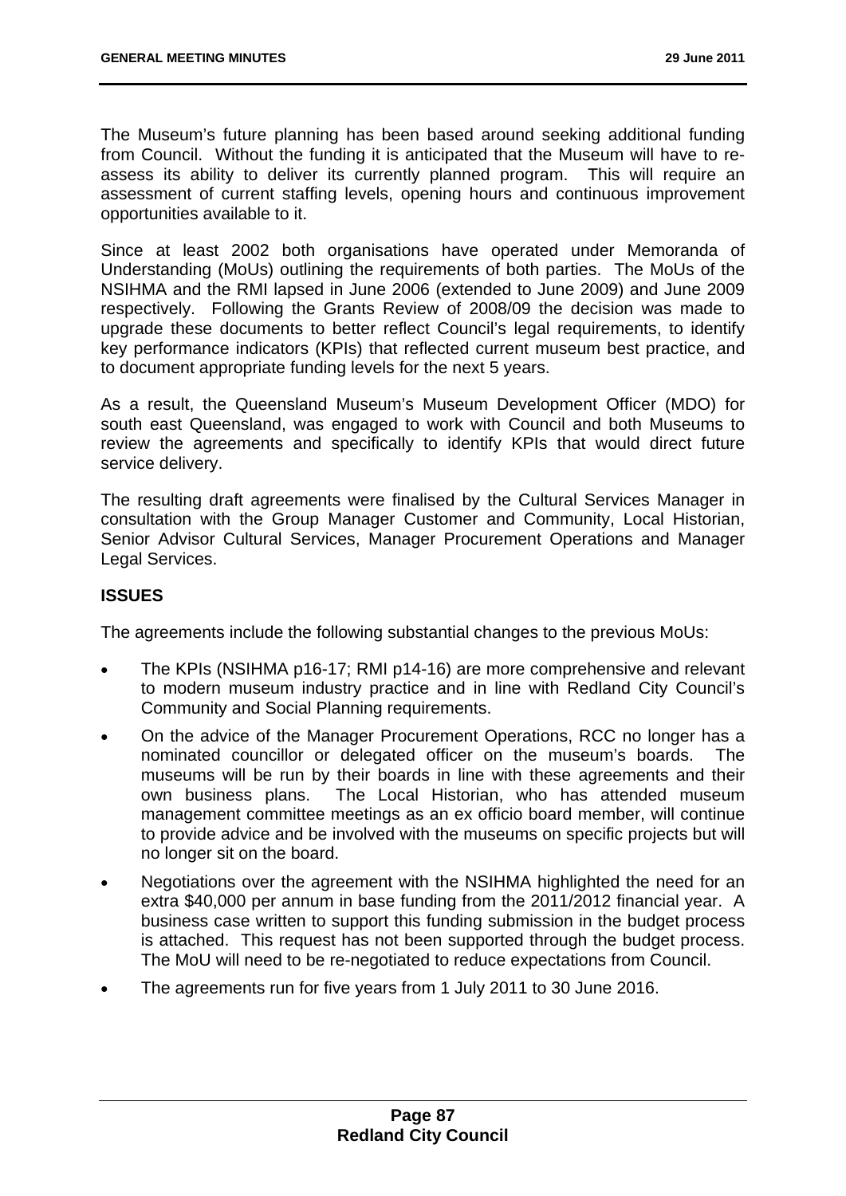The Museum's future planning has been based around seeking additional funding from Council. Without the funding it is anticipated that the Museum will have to re-assess its ability to deliver its currently planned program. This will require an assessment of current staffing levels, opening hours and continuous improvement opportunities available to it.

Since at least 2002 both organisations have operated under Memoranda of Understanding (MoUs) outlining the requirements of both parties. The MoUs of the NSIHMA and the RMI lapsed in June 2006 (extended to June 2009) and June 2009 respectively. Following the Grants Review of 2008/09 the decision was made to upgrade these documents to better reflect Council's legal requirements, to identify key performance indicators (KPIs) that reflected current museum best practice, and to document appropriate funding levels for the next 5 years.

As a result, the Queensland Museum's Museum Development Officer (MDO) for south east Queensland, was engaged to work with Council and both Museums to review the agreements and specifically to identify KPIs that would direct future service delivery.

The resulting draft agreements were finalised by the Cultural Services Manager in consultation with the Group Manager Customer and Community, Local Historian, Senior Advisor Cultural Services, Manager Procurement Operations and Manager Legal Services.

## ISSUES

The agreements include the following substantial changes to the previous MoUs:

- The KPIs (NSIHMA p16-17; RMI p14-16) are more comprehensive and relevant to modern museum industry practice and in line with Redland City Council's Community and Social Planning requirements.
- On the advice of the Manager Procurement Operations, RCC no longer has a nominated councillor or delegated officer on the museum's boards. The museums will be run by their boards in line with these agreements and their own business plans. The Local Historian, who has attended museum management committee meetings as an ex officio board member, will continue to provide advice and be involved with the museums on specific projects but will no longer sit on the board.
- Negotiations over the agreement with the NSIHMA highlighted the need for an extra $40,000 per annum in base funding from the 2011/2012 financial year. A business case written to support this funding submission in the budget process is attached. This request has not been supported through the budget process. The MoU will need to be re-negotiated to reduce expectations from Council.
- The agreements run for five years from 1 July 2011 to 30 June 2016.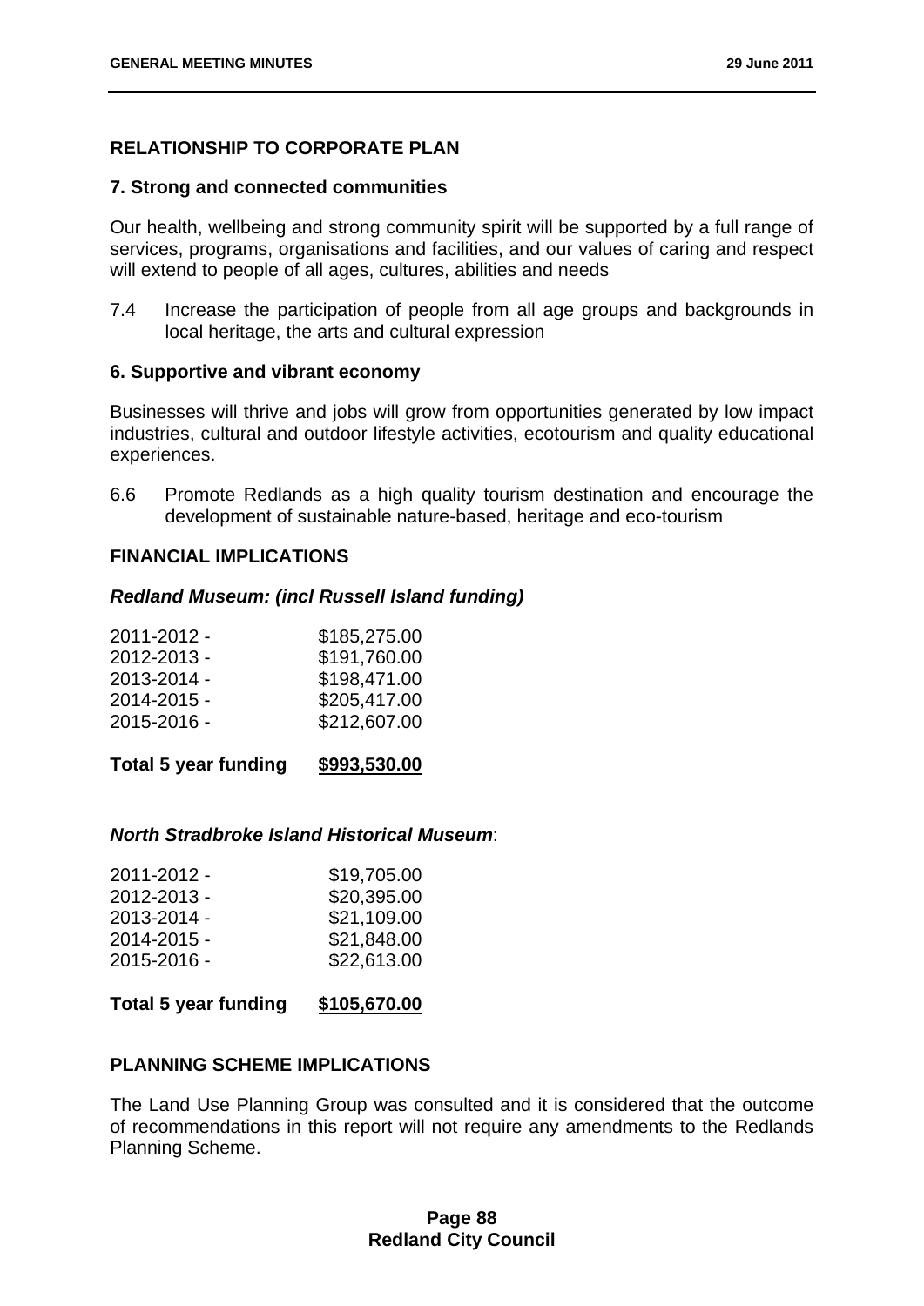## RELATIONSHIP TO CORPORATE PLAN

### 7. Strong and connected communities

Our health, wellbeing and strong community spirit will be supported by a full range of services, programs, organisations and facilities, and our values of caring and respect will extend to people of all ages, cultures, abilities and needs

7.4 Increase the participation of people from all age groups and backgrounds in local heritage, the arts and cultural expression

### 6. Supportive and vibrant economy

Businesses will thrive and jobs will grow from opportunities generated by low impact industries, cultural and outdoor lifestyle activities, ecotourism and quality educational experiences.

6.6 Promote Redlands as a high quality tourism destination and encourage the development of sustainable nature-based, heritage and eco-tourism

## FINANCIAL IMPLICATIONS

***Redland Museum: (incl Russell Island funding)***

| | |
|---|---|
| 2011-2012 - | $185,275.00 |
| 2012-2013 - | $191,760.00 |
| 2013-2014 - | $198,471.00 |
| 2014-2015 - | $205,417.00 |
| 2015-2016 - | $212,607.00 |
| **Total 5 year funding** | **$993,530.00** |

***North Stradbroke Island Historical Museum***:

| | |
|---|---|
| 2011-2012 - | $19,705.00 |
| 2012-2013 - | $20,395.00 |
| 2013-2014 - | $21,109.00 |
| 2014-2015 - | $21,848.00 |
| 2015-2016 - | $22,613.00 |
| **Total 5 year funding** | **$105,670.00** |

## PLANNING SCHEME IMPLICATIONS

The Land Use Planning Group was consulted and it is considered that the outcome of recommendations in this report will not require any amendments to the Redlands Planning Scheme.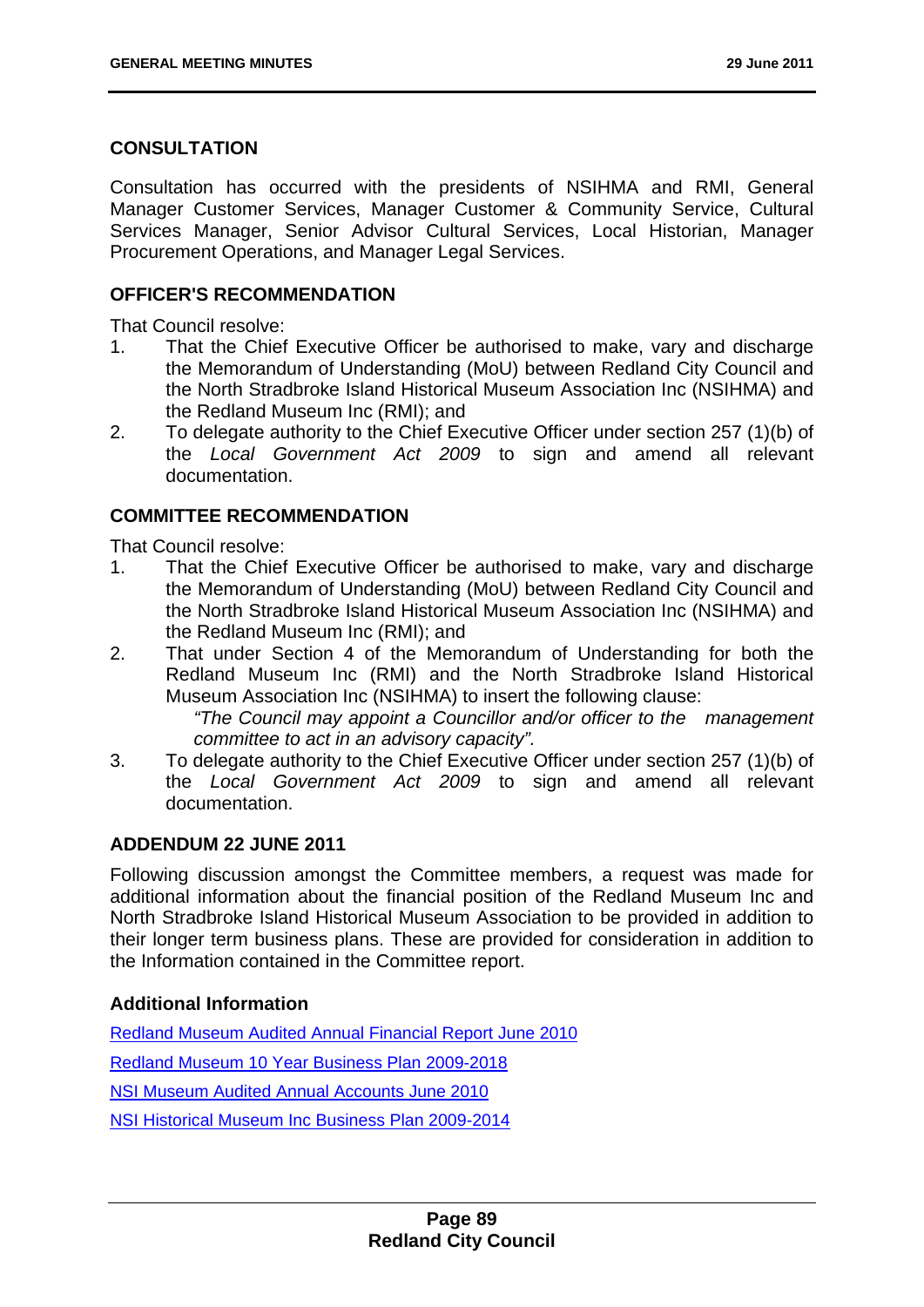## CONSULTATION

Consultation has occurred with the presidents of NSIHMA and RMI, General Manager Customer Services, Manager Customer & Community Service, Cultural Services Manager, Senior Advisor Cultural Services, Local Historian, Manager Procurement Operations, and Manager Legal Services.

## OFFICER'S RECOMMENDATION

That Council resolve:

1. That the Chief Executive Officer be authorised to make, vary and discharge the Memorandum of Understanding (MoU) between Redland City Council and the North Stradbroke Island Historical Museum Association Inc (NSIHMA) and the Redland Museum Inc (RMI); and
2. To delegate authority to the Chief Executive Officer under section 257 (1)(b) of the *Local Government Act 2009* to sign and amend all relevant documentation.

## COMMITTEE RECOMMENDATION

That Council resolve:

1. That the Chief Executive Officer be authorised to make, vary and discharge the Memorandum of Understanding (MoU) between Redland City Council and the North Stradbroke Island Historical Museum Association Inc (NSIHMA) and the Redland Museum Inc (RMI); and
2. That under Section 4 of the Memorandum of Understanding for both the Redland Museum Inc (RMI) and the North Stradbroke Island Historical Museum Association Inc (NSIHMA) to insert the following clause:

   *"The Council may appoint a Councillor and/or officer to the management committee to act in an advisory capacity".*
3. To delegate authority to the Chief Executive Officer under section 257 (1)(b) of the *Local Government Act 2009* to sign and amend all relevant documentation.

## ADDENDUM 22 JUNE 2011

Following discussion amongst the Committee members, a request was made for additional information about the financial position of the Redland Museum Inc and North Stradbroke Island Historical Museum Association to be provided in addition to their longer term business plans. These are provided for consideration in addition to the Information contained in the Committee report.

### Additional Information

Redland Museum Audited Annual Financial Report June 2010

Redland Museum 10 Year Business Plan 2009-2018

NSI Museum Audited Annual Accounts June 2010

NSI Historical Museum Inc Business Plan 2009-2014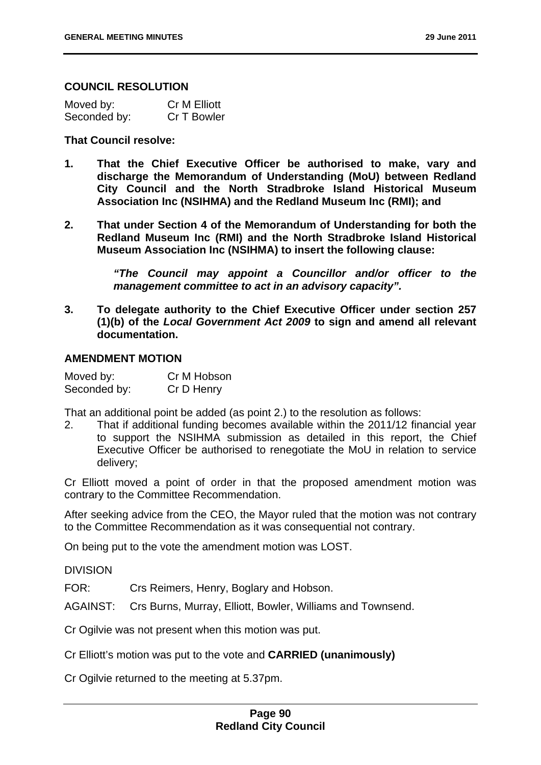### COUNCIL RESOLUTION

| | |
|---|---|
| Moved by: | Cr M Elliott |
| Seconded by: | Cr T Bowler |

**That Council resolve:**

1. **That the Chief Executive Officer be authorised to make, vary and discharge the Memorandum of Understanding (MoU) between Redland City Council and the North Stradbroke Island Historical Museum Association Inc (NSIHMA) and the Redland Museum Inc (RMI); and**

2. **That under Section 4 of the Memorandum of Understanding for both the Redland Museum Inc (RMI) and the North Stradbroke Island Historical Museum Association Inc (NSIHMA) to insert the following clause:**

   ***"The Council may appoint a Councillor and/or officer to the management committee to act in an advisory capacity".***

3. **To delegate authority to the Chief Executive Officer under section 257 (1)(b) of the *Local Government Act 2009* to sign and amend all relevant documentation.**

### AMENDMENT MOTION

| | |
|---|---|
| Moved by: | Cr M Hobson |
| Seconded by: | Cr D Henry |

That an additional point be added (as point 2.) to the resolution as follows:

2. That if additional funding becomes available within the 2011/12 financial year to support the NSIHMA submission as detailed in this report, the Chief Executive Officer be authorised to renegotiate the MoU in relation to service delivery;

Cr Elliott moved a point of order in that the proposed amendment motion was contrary to the Committee Recommendation.

After seeking advice from the CEO, the Mayor ruled that the motion was not contrary to the Committee Recommendation as it was consequential not contrary.

On being put to the vote the amendment motion was LOST.

DIVISION

FOR: Crs Reimers, Henry, Boglary and Hobson.

AGAINST: Crs Burns, Murray, Elliott, Bowler, Williams and Townsend.

Cr Ogilvie was not present when this motion was put.

Cr Elliott's motion was put to the vote and **CARRIED (unanimously)**

Cr Ogilvie returned to the meeting at 5.37pm.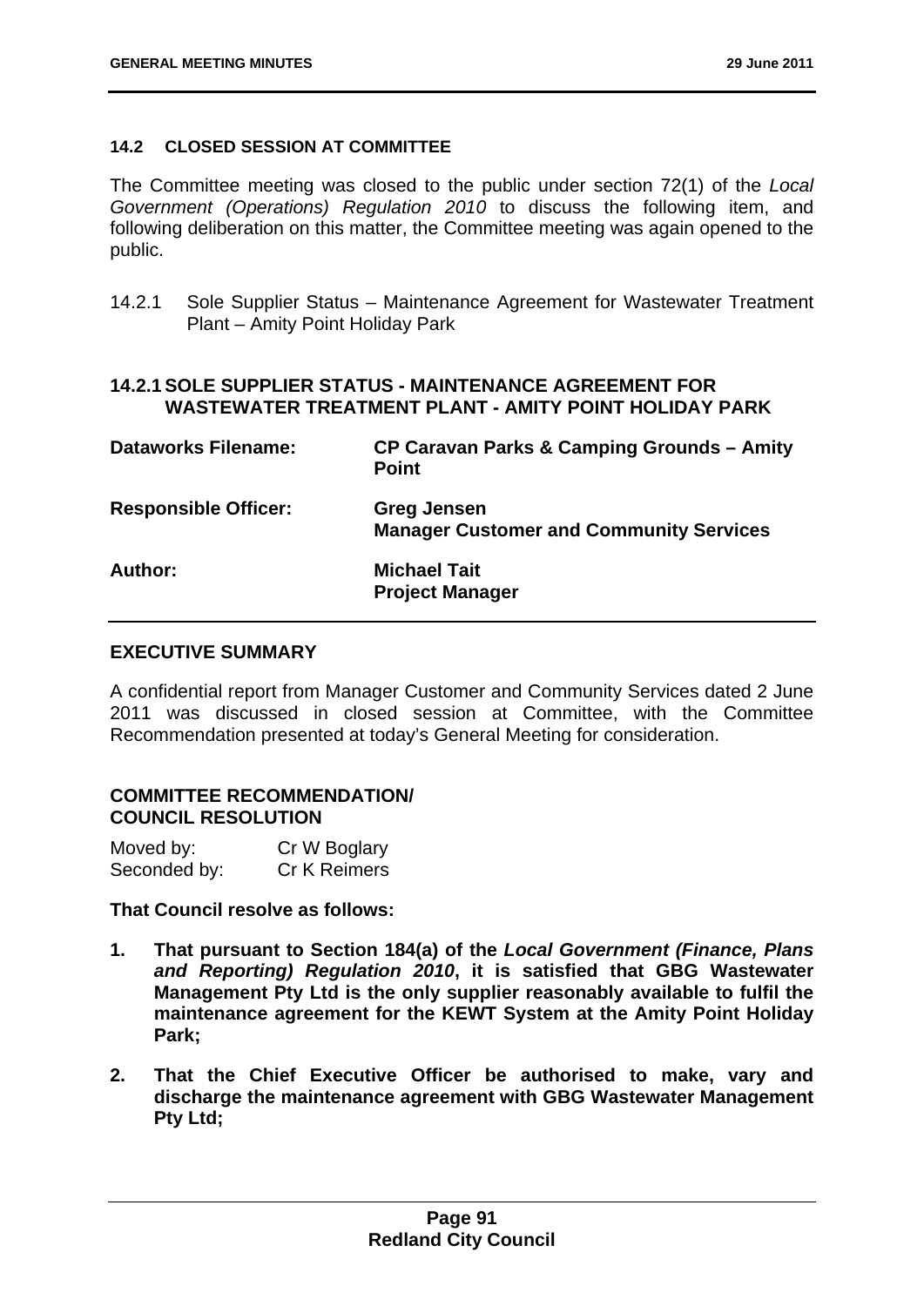### 14.2 CLOSED SESSION AT COMMITTEE

The Committee meeting was closed to the public under section 72(1) of the *Local Government (Operations) Regulation 2010* to discuss the following item, and following deliberation on this matter, the Committee meeting was again opened to the public.

14.2.1 Sole Supplier Status – Maintenance Agreement for Wastewater Treatment Plant – Amity Point Holiday Park

### 14.2.1 SOLE SUPPLIER STATUS - MAINTENANCE AGREEMENT FOR WASTEWATER TREATMENT PLANT - AMITY POINT HOLIDAY PARK

| | |
|---|---|
| **Dataworks Filename:** | **CP Caravan Parks & Camping Grounds – Amity Point** |
| **Responsible Officer:** | **Greg Jensen**<br>**Manager Customer and Community Services** |
| **Author:** | **Michael Tait**<br>**Project Manager** |

### EXECUTIVE SUMMARY

A confidential report from Manager Customer and Community Services dated 2 June 2011 was discussed in closed session at Committee, with the Committee Recommendation presented at today's General Meeting for consideration.

### COMMITTEE RECOMMENDATION/ COUNCIL RESOLUTION

Moved by: Cr W Boglary
Seconded by: Cr K Reimers

**That Council resolve as follows:**

1. **That pursuant to Section 184(a) of the *Local Government (Finance, Plans and Reporting) Regulation 2010*, it is satisfied that GBG Wastewater Management Pty Ltd is the only supplier reasonably available to fulfil the maintenance agreement for the KEWT System at the Amity Point Holiday Park;**

2. **That the Chief Executive Officer be authorised to make, vary and discharge the maintenance agreement with GBG Wastewater Management Pty Ltd;**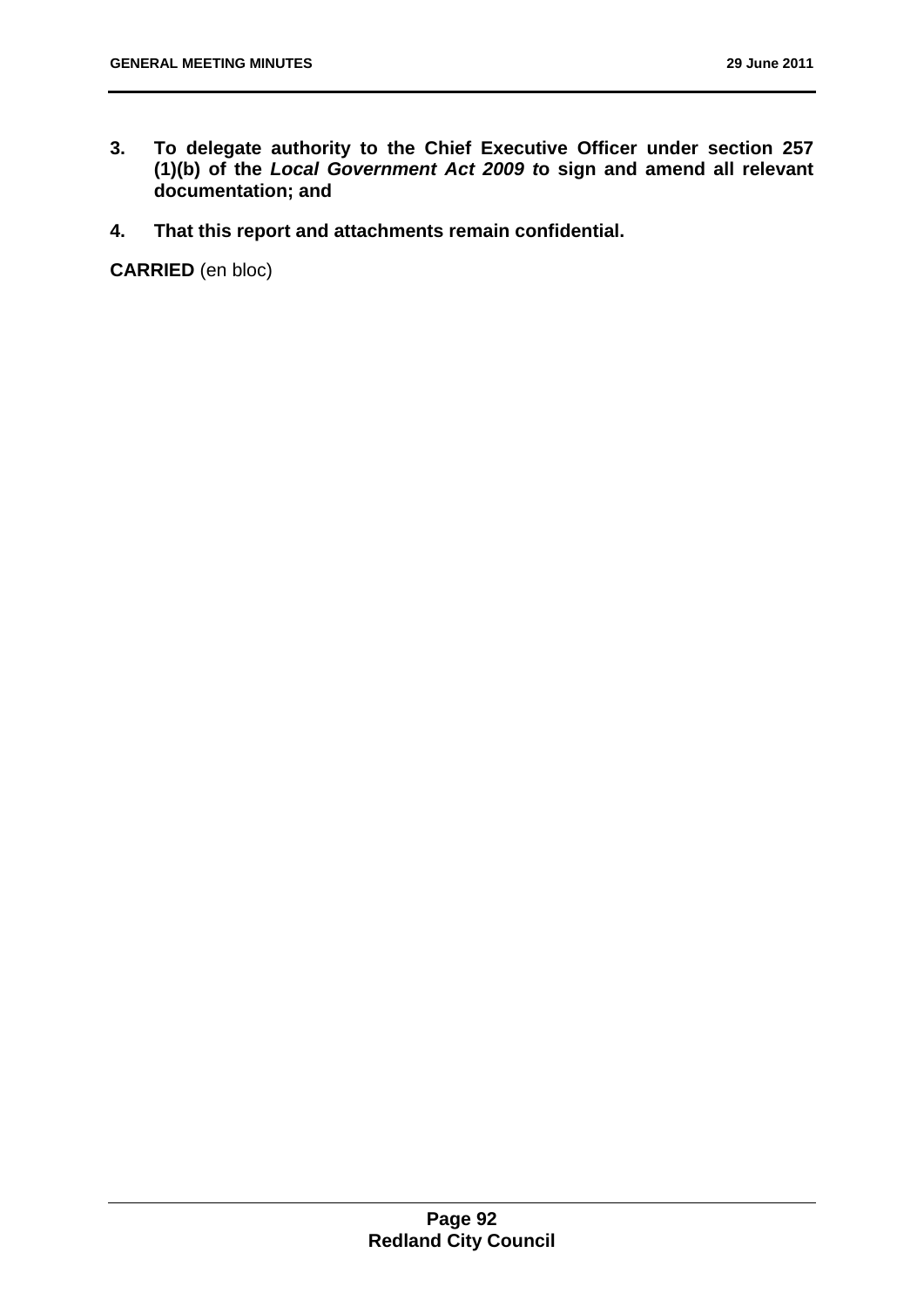**3. To delegate authority to the Chief Executive Officer under section 257 (1)(b) of the *Local Government Act 2009 t*o sign and amend all relevant documentation; and**

**4. That this report and attachments remain confidential.**

**CARRIED** (en bloc)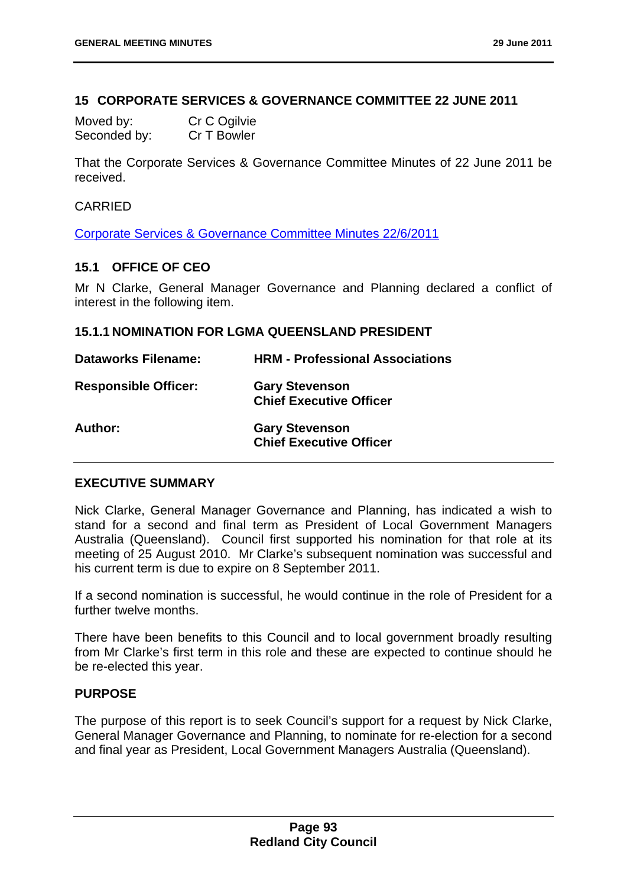## 15 CORPORATE SERVICES & GOVERNANCE COMMITTEE 22 JUNE 2011

| | |
|---|---|
| Moved by: | Cr C Ogilvie |
| Seconded by: | Cr T Bowler |

That the Corporate Services & Governance Committee Minutes of 22 June 2011 be received.

CARRIED

[Corporate Services & Governance Committee Minutes 22/6/2011]

### 15.1 OFFICE OF CEO

Mr N Clarke, General Manager Governance and Planning declared a conflict of interest in the following item.

#### 15.1.1 NOMINATION FOR LGMA QUEENSLAND PRESIDENT

| | |
|---|---|
| **Dataworks Filename:** | **HRM - Professional Associations** |
| **Responsible Officer:** | **Gary Stevenson**<br>**Chief Executive Officer** |
| **Author:** | **Gary Stevenson**<br>**Chief Executive Officer** |

**EXECUTIVE SUMMARY**

Nick Clarke, General Manager Governance and Planning, has indicated a wish to stand for a second and final term as President of Local Government Managers Australia (Queensland). Council first supported his nomination for that role at its meeting of 25 August 2010. Mr Clarke's subsequent nomination was successful and his current term is due to expire on 8 September 2011.

If a second nomination is successful, he would continue in the role of President for a further twelve months.

There have been benefits to this Council and to local government broadly resulting from Mr Clarke's first term in this role and these are expected to continue should he be re-elected this year.

**PURPOSE**

The purpose of this report is to seek Council's support for a request by Nick Clarke, General Manager Governance and Planning, to nominate for re-election for a second and final year as President, Local Government Managers Australia (Queensland).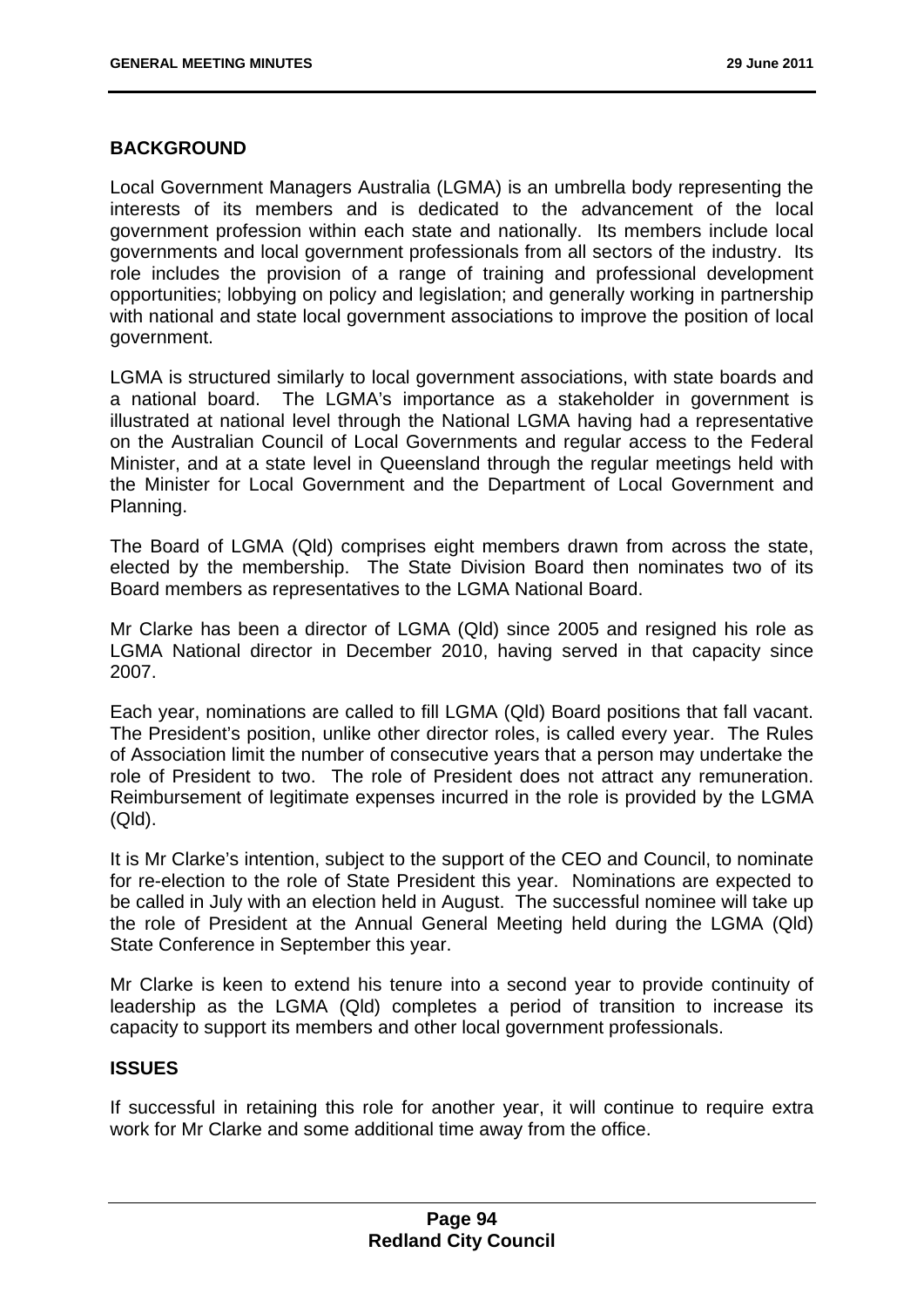## BACKGROUND

Local Government Managers Australia (LGMA) is an umbrella body representing the interests of its members and is dedicated to the advancement of the local government profession within each state and nationally. Its members include local governments and local government professionals from all sectors of the industry. Its role includes the provision of a range of training and professional development opportunities; lobbying on policy and legislation; and generally working in partnership with national and state local government associations to improve the position of local government.

LGMA is structured similarly to local government associations, with state boards and a national board. The LGMA's importance as a stakeholder in government is illustrated at national level through the National LGMA having had a representative on the Australian Council of Local Governments and regular access to the Federal Minister, and at a state level in Queensland through the regular meetings held with the Minister for Local Government and the Department of Local Government and Planning.

The Board of LGMA (Qld) comprises eight members drawn from across the state, elected by the membership. The State Division Board then nominates two of its Board members as representatives to the LGMA National Board.

Mr Clarke has been a director of LGMA (Qld) since 2005 and resigned his role as LGMA National director in December 2010, having served in that capacity since 2007.

Each year, nominations are called to fill LGMA (Qld) Board positions that fall vacant. The President's position, unlike other director roles, is called every year. The Rules of Association limit the number of consecutive years that a person may undertake the role of President to two. The role of President does not attract any remuneration. Reimbursement of legitimate expenses incurred in the role is provided by the LGMA (Qld).

It is Mr Clarke's intention, subject to the support of the CEO and Council, to nominate for re-election to the role of State President this year. Nominations are expected to be called in July with an election held in August. The successful nominee will take up the role of President at the Annual General Meeting held during the LGMA (Qld) State Conference in September this year.

Mr Clarke is keen to extend his tenure into a second year to provide continuity of leadership as the LGMA (Qld) completes a period of transition to increase its capacity to support its members and other local government professionals.

## ISSUES

If successful in retaining this role for another year, it will continue to require extra work for Mr Clarke and some additional time away from the office.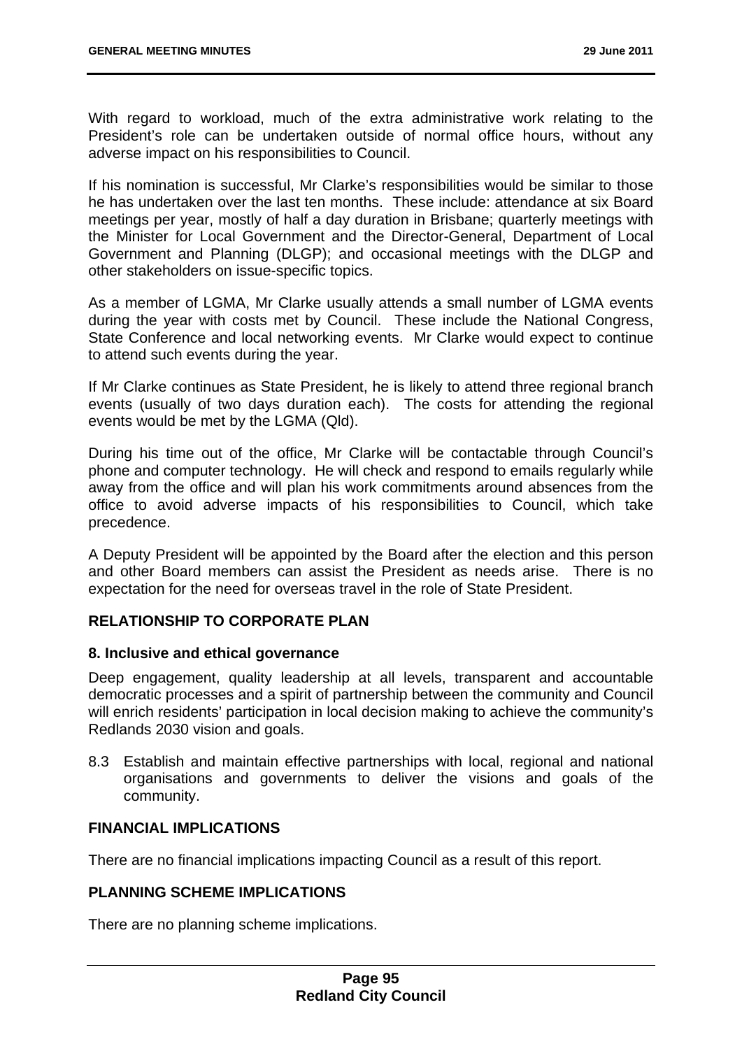With regard to workload, much of the extra administrative work relating to the President's role can be undertaken outside of normal office hours, without any adverse impact on his responsibilities to Council.

If his nomination is successful, Mr Clarke's responsibilities would be similar to those he has undertaken over the last ten months. These include: attendance at six Board meetings per year, mostly of half a day duration in Brisbane; quarterly meetings with the Minister for Local Government and the Director-General, Department of Local Government and Planning (DLGP); and occasional meetings with the DLGP and other stakeholders on issue-specific topics.

As a member of LGMA, Mr Clarke usually attends a small number of LGMA events during the year with costs met by Council. These include the National Congress, State Conference and local networking events. Mr Clarke would expect to continue to attend such events during the year.

If Mr Clarke continues as State President, he is likely to attend three regional branch events (usually of two days duration each). The costs for attending the regional events would be met by the LGMA (Qld).

During his time out of the office, Mr Clarke will be contactable through Council's phone and computer technology. He will check and respond to emails regularly while away from the office and will plan his work commitments around absences from the office to avoid adverse impacts of his responsibilities to Council, which take precedence.

A Deputy President will be appointed by the Board after the election and this person and other Board members can assist the President as needs arise. There is no expectation for the need for overseas travel in the role of State President.

## RELATIONSHIP TO CORPORATE PLAN

### 8. Inclusive and ethical governance

Deep engagement, quality leadership at all levels, transparent and accountable democratic processes and a spirit of partnership between the community and Council will enrich residents' participation in local decision making to achieve the community's Redlands 2030 vision and goals.

8.3 Establish and maintain effective partnerships with local, regional and national organisations and governments to deliver the visions and goals of the community.

## FINANCIAL IMPLICATIONS

There are no financial implications impacting Council as a result of this report.

## PLANNING SCHEME IMPLICATIONS

There are no planning scheme implications.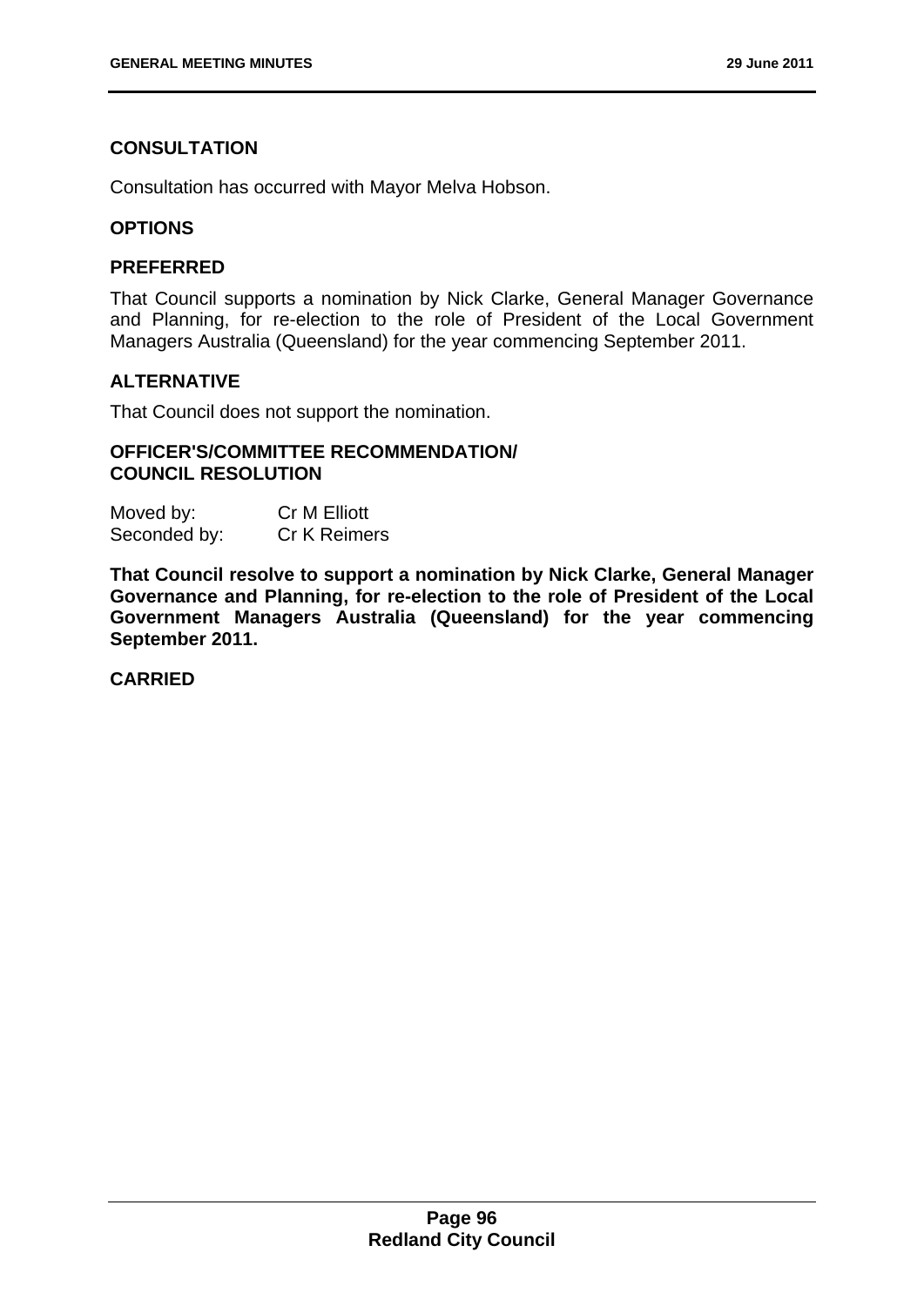### CONSULTATION

Consultation has occurred with Mayor Melva Hobson.

### OPTIONS

### PREFERRED

That Council supports a nomination by Nick Clarke, General Manager Governance and Planning, for re-election to the role of President of the Local Government Managers Australia (Queensland) for the year commencing September 2011.

### ALTERNATIVE

That Council does not support the nomination.

### OFFICER'S/COMMITTEE RECOMMENDATION/ COUNCIL RESOLUTION

Moved by: Cr M Elliott
Seconded by: Cr K Reimers

**That Council resolve to support a nomination by Nick Clarke, General Manager Governance and Planning, for re-election to the role of President of the Local Government Managers Australia (Queensland) for the year commencing September 2011.**

**CARRIED**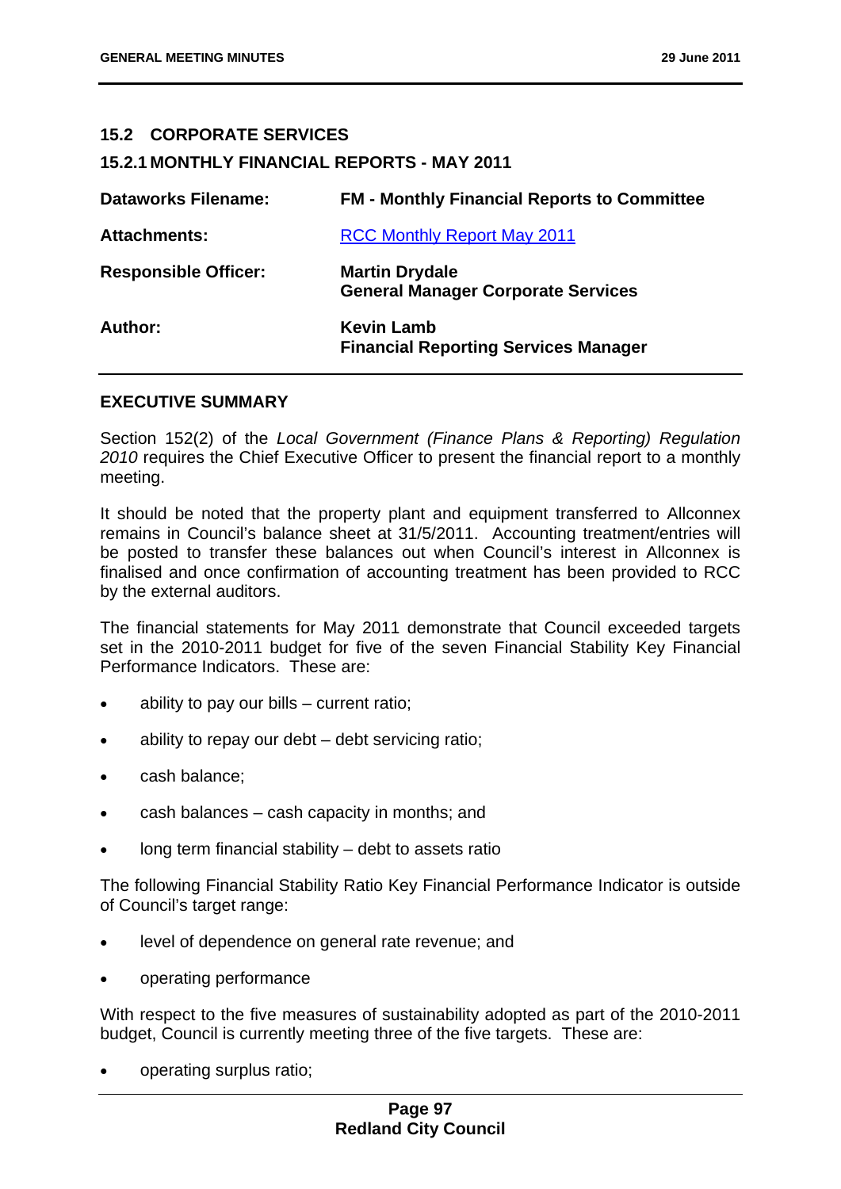## 15.2 CORPORATE SERVICES

### 15.2.1 MONTHLY FINANCIAL REPORTS - MAY 2011

| | |
|---|---|
| **Dataworks Filename:** | **FM - Monthly Financial Reports to Committee** |
| **Attachments:** | RCC Monthly Report May 2011 |
| **Responsible Officer:** | **Martin Drydale**<br>**General Manager Corporate Services** |
| **Author:** | **Kevin Lamb**<br>**Financial Reporting Services Manager** |

#### EXECUTIVE SUMMARY

Section 152(2) of the *Local Government (Finance Plans & Reporting) Regulation 2010* requires the Chief Executive Officer to present the financial report to a monthly meeting.

It should be noted that the property plant and equipment transferred to Allconnex remains in Council's balance sheet at 31/5/2011. Accounting treatment/entries will be posted to transfer these balances out when Council's interest in Allconnex is finalised and once confirmation of accounting treatment has been provided to RCC by the external auditors.

The financial statements for May 2011 demonstrate that Council exceeded targets set in the 2010-2011 budget for five of the seven Financial Stability Key Financial Performance Indicators. These are:

- ability to pay our bills – current ratio;
- ability to repay our debt – debt servicing ratio;
- cash balance;
- cash balances – cash capacity in months; and
- long term financial stability – debt to assets ratio

The following Financial Stability Ratio Key Financial Performance Indicator is outside of Council's target range:

- level of dependence on general rate revenue; and
- operating performance

With respect to the five measures of sustainability adopted as part of the 2010-2011 budget, Council is currently meeting three of the five targets. These are:

- operating surplus ratio;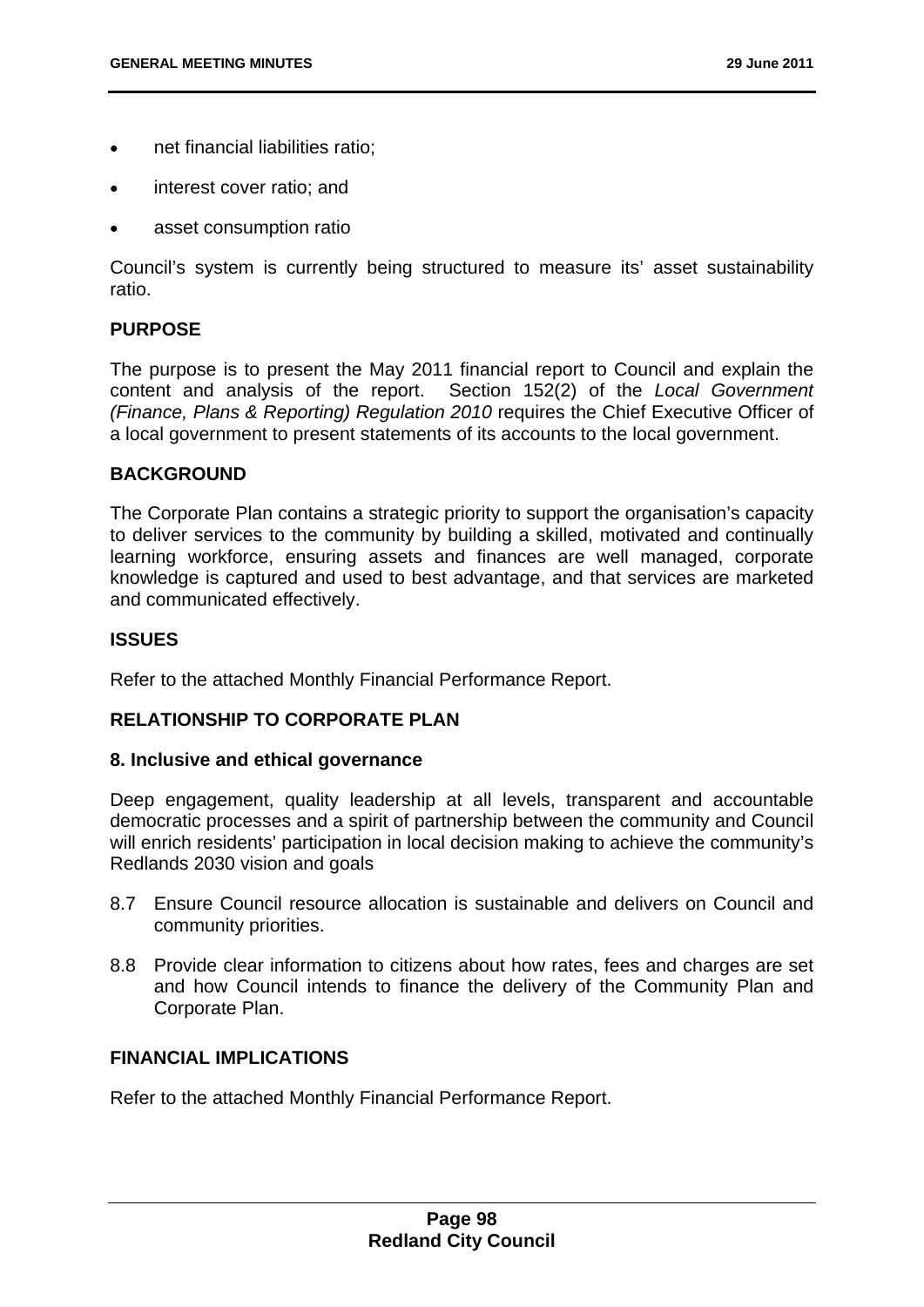- net financial liabilities ratio;
- interest cover ratio; and
- asset consumption ratio

Council's system is currently being structured to measure its' asset sustainability ratio.

## PURPOSE

The purpose is to present the May 2011 financial report to Council and explain the content and analysis of the report. Section 152(2) of the *Local Government (Finance, Plans & Reporting) Regulation 2010* requires the Chief Executive Officer of a local government to present statements of its accounts to the local government.

## BACKGROUND

The Corporate Plan contains a strategic priority to support the organisation's capacity to deliver services to the community by building a skilled, motivated and continually learning workforce, ensuring assets and finances are well managed, corporate knowledge is captured and used to best advantage, and that services are marketed and communicated effectively.

## ISSUES

Refer to the attached Monthly Financial Performance Report.

## RELATIONSHIP TO CORPORATE PLAN

### 8. Inclusive and ethical governance

Deep engagement, quality leadership at all levels, transparent and accountable democratic processes and a spirit of partnership between the community and Council will enrich residents' participation in local decision making to achieve the community's Redlands 2030 vision and goals

8.7 Ensure Council resource allocation is sustainable and delivers on Council and community priorities.

8.8 Provide clear information to citizens about how rates, fees and charges are set and how Council intends to finance the delivery of the Community Plan and Corporate Plan.

## FINANCIAL IMPLICATIONS

Refer to the attached Monthly Financial Performance Report.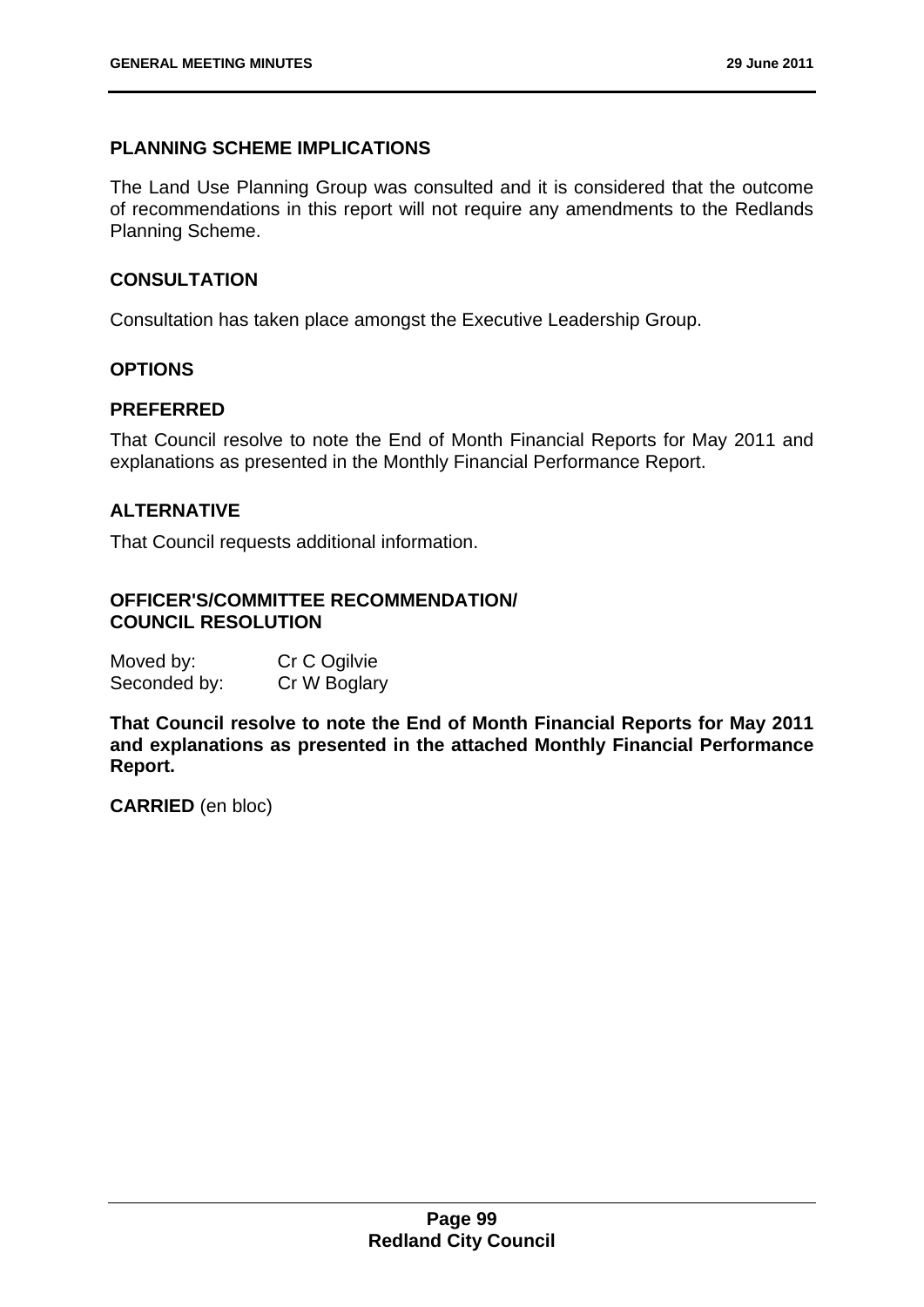## PLANNING SCHEME IMPLICATIONS

The Land Use Planning Group was consulted and it is considered that the outcome of recommendations in this report will not require any amendments to the Redlands Planning Scheme.

## CONSULTATION

Consultation has taken place amongst the Executive Leadership Group.

## OPTIONS

### PREFERRED

That Council resolve to note the End of Month Financial Reports for May 2011 and explanations as presented in the Monthly Financial Performance Report.

### ALTERNATIVE

That Council requests additional information.

## OFFICER'S/COMMITTEE RECOMMENDATION/ COUNCIL RESOLUTION

Moved by: Cr C Ogilvie
Seconded by: Cr W Boglary

**That Council resolve to note the End of Month Financial Reports for May 2011 and explanations as presented in the attached Monthly Financial Performance Report.**

**CARRIED** (en bloc)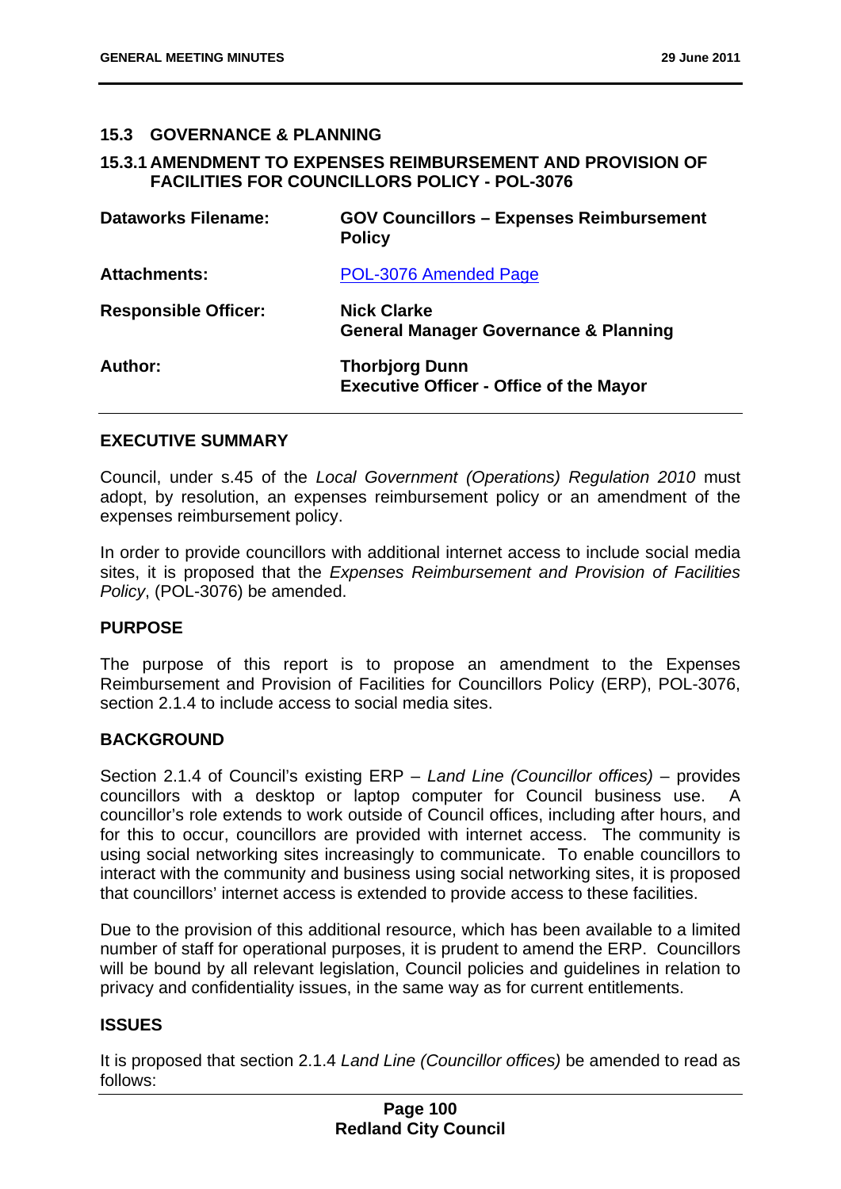## 15.3 GOVERNANCE & PLANNING

### 15.3.1 AMENDMENT TO EXPENSES REIMBURSEMENT AND PROVISION OF FACILITIES FOR COUNCILLORS POLICY - POL-3076

| | |
|---|---|
| **Dataworks Filename:** | **GOV Councillors – Expenses Reimbursement Policy** |
| **Attachments:** | POL-3076 Amended Page |
| **Responsible Officer:** | **Nick Clarke**<br>**General Manager Governance & Planning** |
| **Author:** | **Thorbjorg Dunn**<br>**Executive Officer - Office of the Mayor** |

**EXECUTIVE SUMMARY**

Council, under s.45 of the *Local Government (Operations) Regulation 2010* must adopt, by resolution, an expenses reimbursement policy or an amendment of the expenses reimbursement policy.

In order to provide councillors with additional internet access to include social media sites, it is proposed that the *Expenses Reimbursement and Provision of Facilities Policy*, (POL-3076) be amended.

**PURPOSE**

The purpose of this report is to propose an amendment to the Expenses Reimbursement and Provision of Facilities for Councillors Policy (ERP), POL-3076, section 2.1.4 to include access to social media sites.

**BACKGROUND**

Section 2.1.4 of Council's existing ERP – *Land Line (Councillor offices)* – provides councillors with a desktop or laptop computer for Council business use. A councillor's role extends to work outside of Council offices, including after hours, and for this to occur, councillors are provided with internet access. The community is using social networking sites increasingly to communicate. To enable councillors to interact with the community and business using social networking sites, it is proposed that councillors' internet access is extended to provide access to these facilities.

Due to the provision of this additional resource, which has been available to a limited number of staff for operational purposes, it is prudent to amend the ERP. Councillors will be bound by all relevant legislation, Council policies and guidelines in relation to privacy and confidentiality issues, in the same way as for current entitlements.

**ISSUES**

It is proposed that section 2.1.4 *Land Line (Councillor offices)* be amended to read as follows: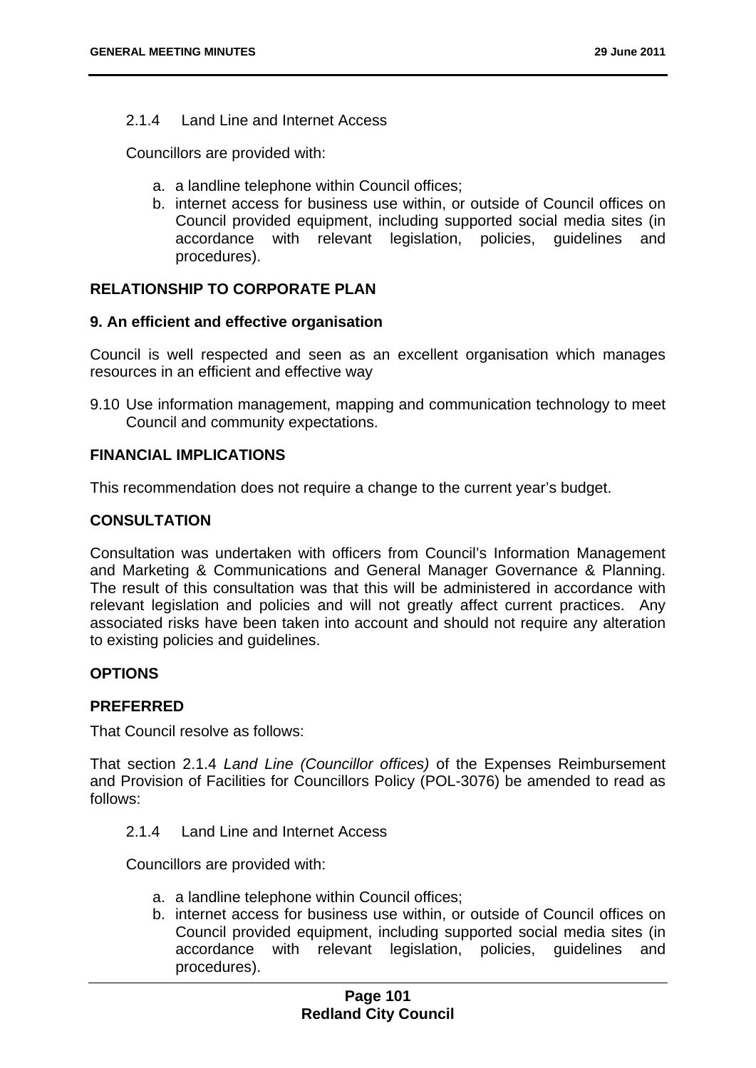2.1.4 Land Line and Internet Access

Councillors are provided with:

a. a landline telephone within Council offices;
b. internet access for business use within, or outside of Council offices on Council provided equipment, including supported social media sites (in accordance with relevant legislation, policies, guidelines and procedures).

## RELATIONSHIP TO CORPORATE PLAN

### 9. An efficient and effective organisation

Council is well respected and seen as an excellent organisation which manages resources in an efficient and effective way

9.10 Use information management, mapping and communication technology to meet Council and community expectations.

## FINANCIAL IMPLICATIONS

This recommendation does not require a change to the current year's budget.

## CONSULTATION

Consultation was undertaken with officers from Council's Information Management and Marketing & Communications and General Manager Governance & Planning. The result of this consultation was that this will be administered in accordance with relevant legislation and policies and will not greatly affect current practices. Any associated risks have been taken into account and should not require any alteration to existing policies and guidelines.

## OPTIONS

### PREFERRED

That Council resolve as follows:

That section 2.1.4 *Land Line (Councillor offices)* of the Expenses Reimbursement and Provision of Facilities for Councillors Policy (POL-3076) be amended to read as follows:

2.1.4 Land Line and Internet Access

Councillors are provided with:

a. a landline telephone within Council offices;
b. internet access for business use within, or outside of Council offices on Council provided equipment, including supported social media sites (in accordance with relevant legislation, policies, guidelines and procedures).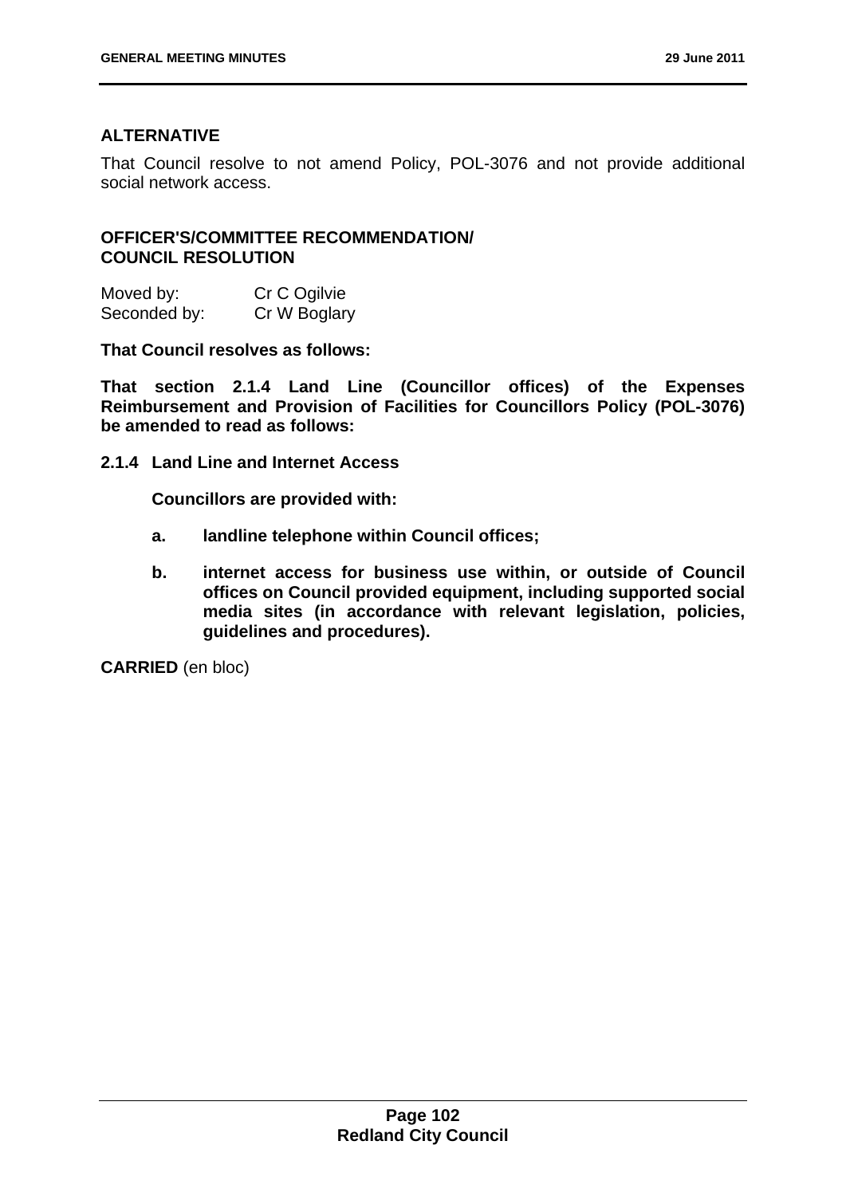### ALTERNATIVE

That Council resolve to not amend Policy, POL-3076 and not provide additional social network access.

### OFFICER'S/COMMITTEE RECOMMENDATION/ COUNCIL RESOLUTION

| Moved by: | Cr C Ogilvie |
| --- | --- |
| Seconded by: | Cr W Boglary |

**That Council resolves as follows:**

**That section 2.1.4 Land Line (Councillor offices) of the Expenses Reimbursement and Provision of Facilities for Councillors Policy (POL-3076) be amended to read as follows:**

**2.1.4 Land Line and Internet Access**

**Councillors are provided with:**

- **a. landline telephone within Council offices;**
- **b. internet access for business use within, or outside of Council offices on Council provided equipment, including supported social media sites (in accordance with relevant legislation, policies, guidelines and procedures).**

**CARRIED** (en bloc)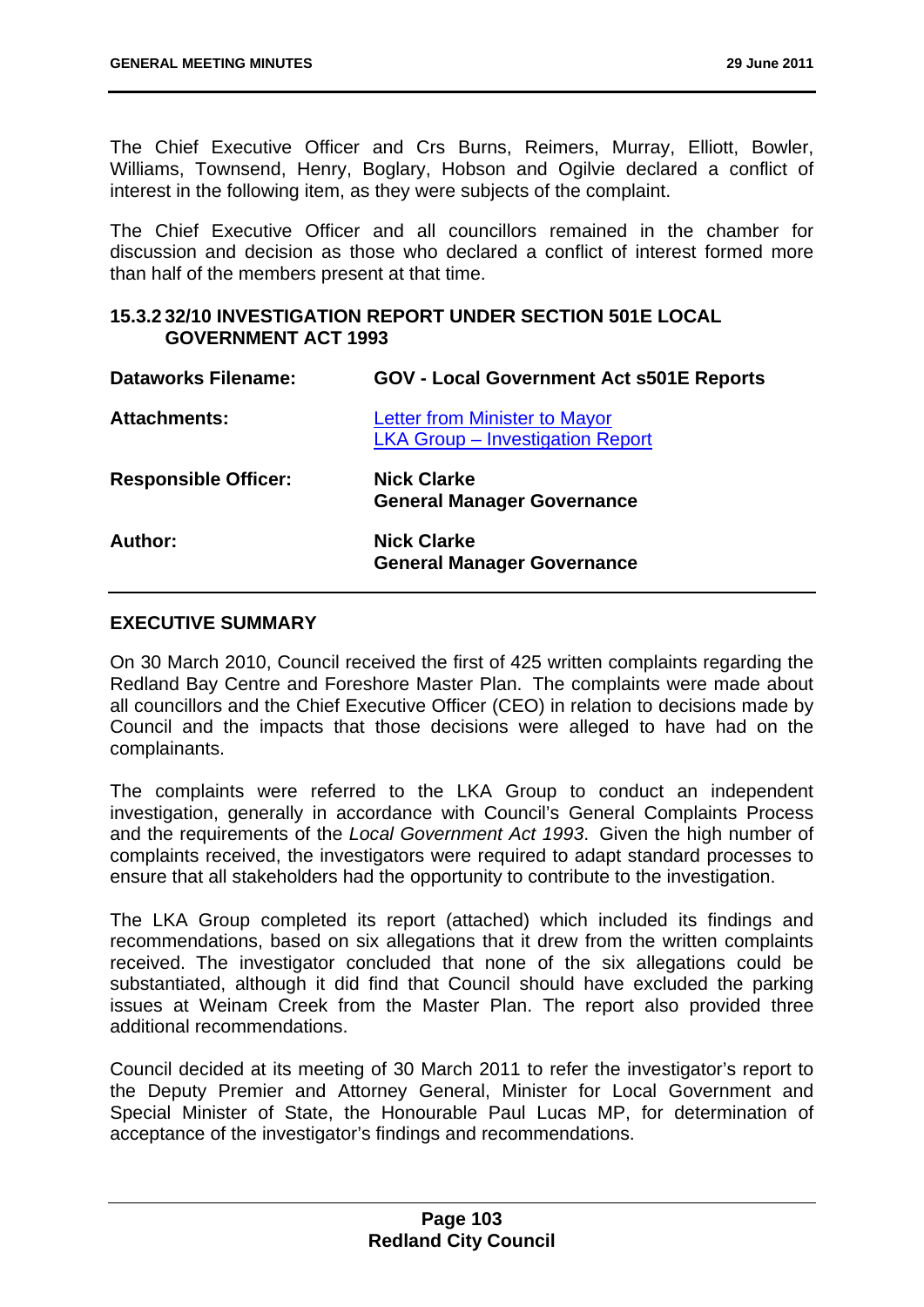The Chief Executive Officer and Crs Burns, Reimers, Murray, Elliott, Bowler, Williams, Townsend, Henry, Boglary, Hobson and Ogilvie declared a conflict of interest in the following item, as they were subjects of the complaint.

The Chief Executive Officer and all councillors remained in the chamber for discussion and decision as those who declared a conflict of interest formed more than half of the members present at that time.

### 15.3.2 32/10 INVESTIGATION REPORT UNDER SECTION 501E LOCAL GOVERNMENT ACT 1993

| | |
|---|---|
| **Dataworks Filename:** | **GOV - Local Government Act s501E Reports** |
| **Attachments:** | Letter from Minister to Mayor<br>LKA Group – Investigation Report |
| **Responsible Officer:** | **Nick Clarke**<br>**General Manager Governance** |
| **Author:** | **Nick Clarke**<br>**General Manager Governance** |

### EXECUTIVE SUMMARY

On 30 March 2010, Council received the first of 425 written complaints regarding the Redland Bay Centre and Foreshore Master Plan. The complaints were made about all councillors and the Chief Executive Officer (CEO) in relation to decisions made by Council and the impacts that those decisions were alleged to have had on the complainants.

The complaints were referred to the LKA Group to conduct an independent investigation, generally in accordance with Council's General Complaints Process and the requirements of the *Local Government Act 1993*. Given the high number of complaints received, the investigators were required to adapt standard processes to ensure that all stakeholders had the opportunity to contribute to the investigation.

The LKA Group completed its report (attached) which included its findings and recommendations, based on six allegations that it drew from the written complaints received. The investigator concluded that none of the six allegations could be substantiated, although it did find that Council should have excluded the parking issues at Weinam Creek from the Master Plan. The report also provided three additional recommendations.

Council decided at its meeting of 30 March 2011 to refer the investigator's report to the Deputy Premier and Attorney General, Minister for Local Government and Special Minister of State, the Honourable Paul Lucas MP, for determination of acceptance of the investigator's findings and recommendations.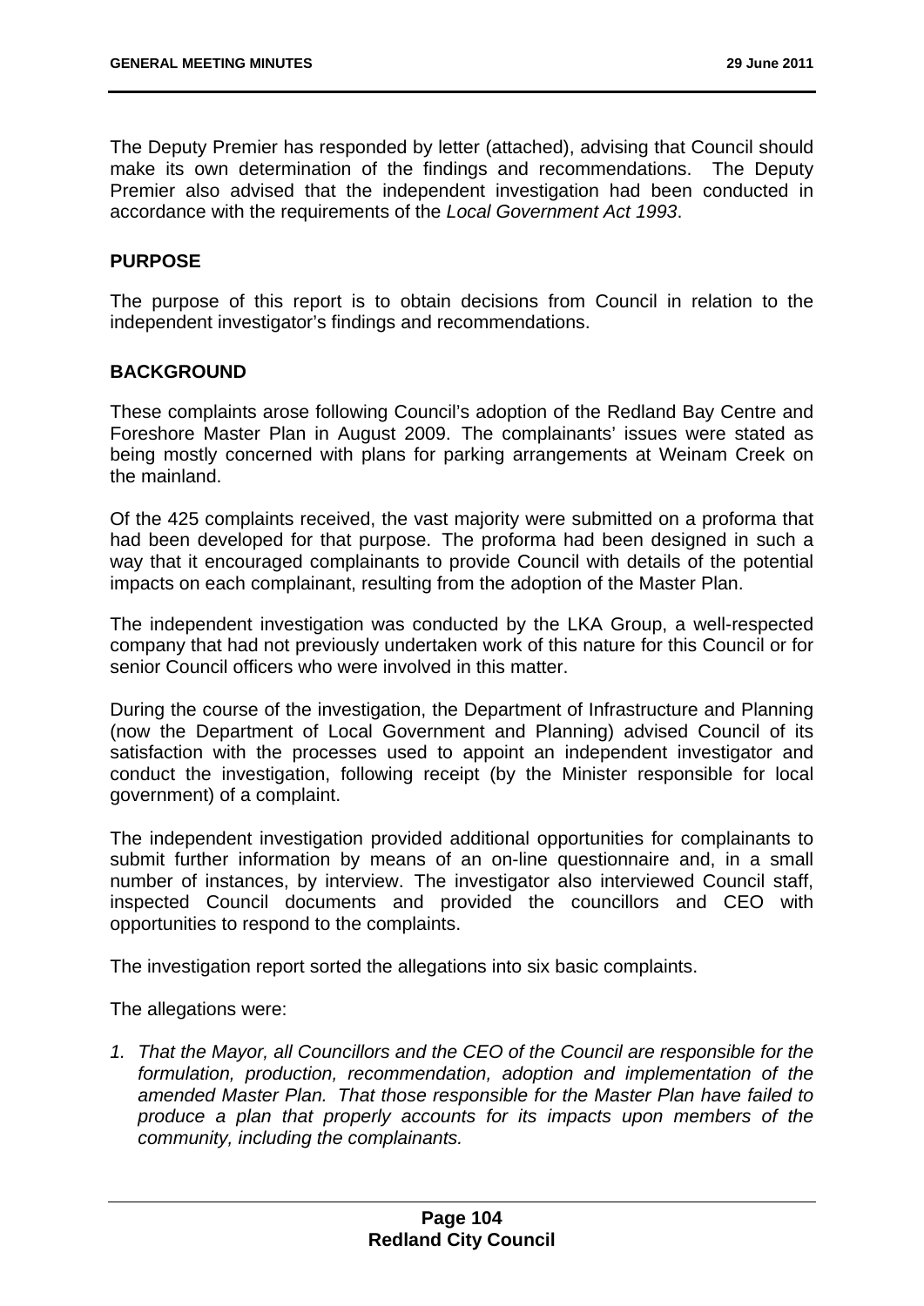The Deputy Premier has responded by letter (attached), advising that Council should make its own determination of the findings and recommendations. The Deputy Premier also advised that the independent investigation had been conducted in accordance with the requirements of the *Local Government Act 1993*.

## PURPOSE

The purpose of this report is to obtain decisions from Council in relation to the independent investigator's findings and recommendations.

## BACKGROUND

These complaints arose following Council's adoption of the Redland Bay Centre and Foreshore Master Plan in August 2009. The complainants' issues were stated as being mostly concerned with plans for parking arrangements at Weinam Creek on the mainland.

Of the 425 complaints received, the vast majority were submitted on a proforma that had been developed for that purpose. The proforma had been designed in such a way that it encouraged complainants to provide Council with details of the potential impacts on each complainant, resulting from the adoption of the Master Plan.

The independent investigation was conducted by the LKA Group, a well-respected company that had not previously undertaken work of this nature for this Council or for senior Council officers who were involved in this matter.

During the course of the investigation, the Department of Infrastructure and Planning (now the Department of Local Government and Planning) advised Council of its satisfaction with the processes used to appoint an independent investigator and conduct the investigation, following receipt (by the Minister responsible for local government) of a complaint.

The independent investigation provided additional opportunities for complainants to submit further information by means of an on-line questionnaire and, in a small number of instances, by interview. The investigator also interviewed Council staff, inspected Council documents and provided the councillors and CEO with opportunities to respond to the complaints.

The investigation report sorted the allegations into six basic complaints.

The allegations were:

1. *That the Mayor, all Councillors and the CEO of the Council are responsible for the formulation, production, recommendation, adoption and implementation of the amended Master Plan. That those responsible for the Master Plan have failed to produce a plan that properly accounts for its impacts upon members of the community, including the complainants.*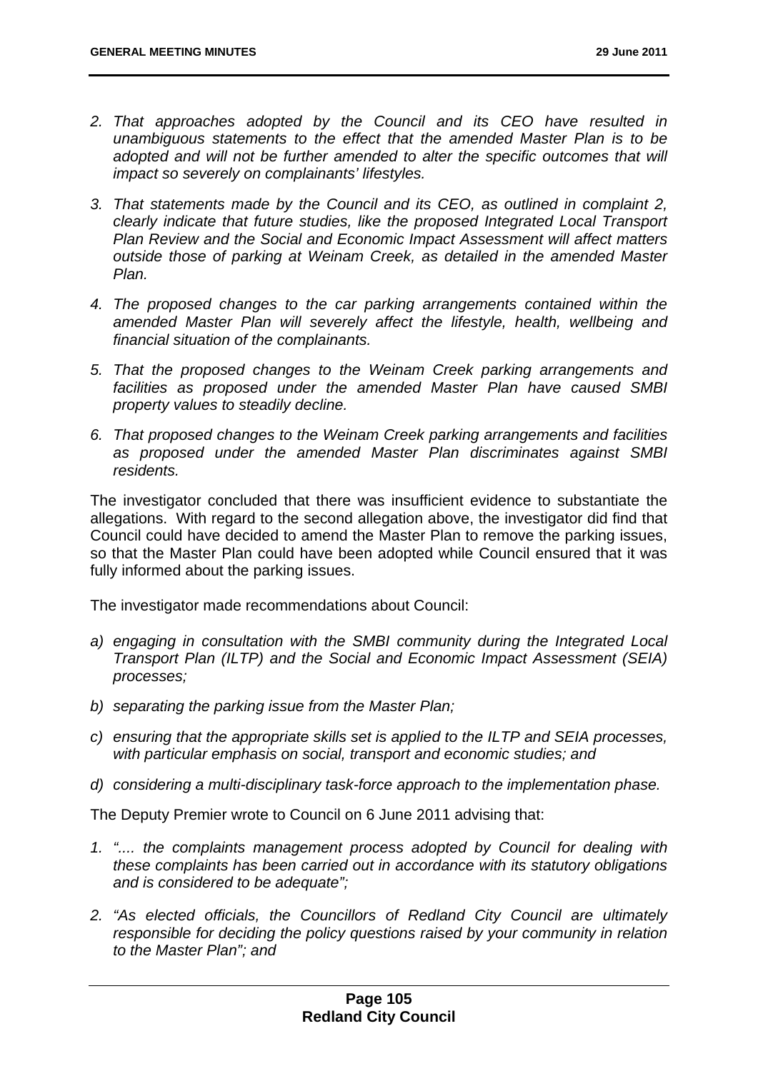2. *That approaches adopted by the Council and its CEO have resulted in unambiguous statements to the effect that the amended Master Plan is to be adopted and will not be further amended to alter the specific outcomes that will impact so severely on complainants' lifestyles.*

3. *That statements made by the Council and its CEO, as outlined in complaint 2, clearly indicate that future studies, like the proposed Integrated Local Transport Plan Review and the Social and Economic Impact Assessment will affect matters outside those of parking at Weinam Creek, as detailed in the amended Master Plan.*

4. *The proposed changes to the car parking arrangements contained within the amended Master Plan will severely affect the lifestyle, health, wellbeing and financial situation of the complainants.*

5. *That the proposed changes to the Weinam Creek parking arrangements and facilities as proposed under the amended Master Plan have caused SMBI property values to steadily decline.*

6. *That proposed changes to the Weinam Creek parking arrangements and facilities as proposed under the amended Master Plan discriminates against SMBI residents.*

The investigator concluded that there was insufficient evidence to substantiate the allegations. With regard to the second allegation above, the investigator did find that Council could have decided to amend the Master Plan to remove the parking issues, so that the Master Plan could have been adopted while Council ensured that it was fully informed about the parking issues.

The investigator made recommendations about Council:

a) *engaging in consultation with the SMBI community during the Integrated Local Transport Plan (ILTP) and the Social and Economic Impact Assessment (SEIA) processes;*

b) *separating the parking issue from the Master Plan;*

c) *ensuring that the appropriate skills set is applied to the ILTP and SEIA processes, with particular emphasis on social, transport and economic studies; and*

d) *considering a multi-disciplinary task-force approach to the implementation phase.*

The Deputy Premier wrote to Council on 6 June 2011 advising that:

1. *".... the complaints management process adopted by Council for dealing with these complaints has been carried out in accordance with its statutory obligations and is considered to be adequate";*

2. *"As elected officials, the Councillors of Redland City Council are ultimately responsible for deciding the policy questions raised by your community in relation to the Master Plan"; and*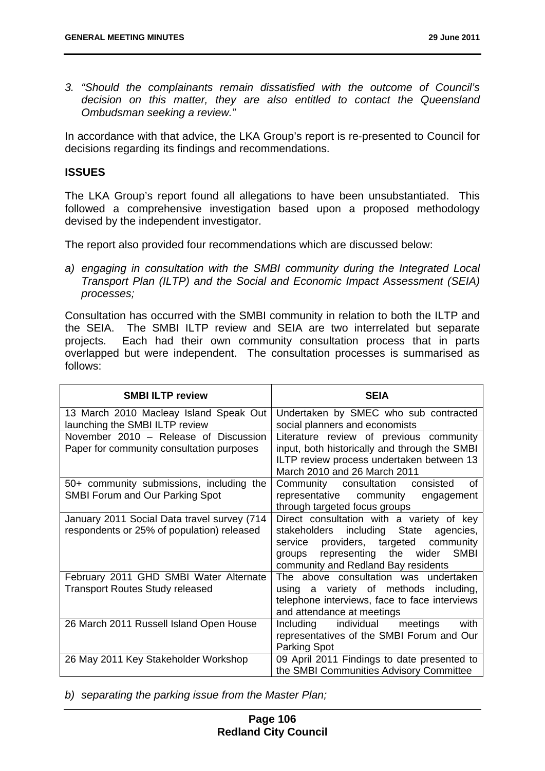3. *"Should the complainants remain dissatisfied with the outcome of Council's decision on this matter, they are also entitled to contact the Queensland Ombudsman seeking a review."*

In accordance with that advice, the LKA Group's report is re-presented to Council for decisions regarding its findings and recommendations.

**ISSUES**

The LKA Group's report found all allegations to have been unsubstantiated. This followed a comprehensive investigation based upon a proposed methodology devised by the independent investigator.

The report also provided four recommendations which are discussed below:

a) *engaging in consultation with the SMBI community during the Integrated Local Transport Plan (ILTP) and the Social and Economic Impact Assessment (SEIA) processes;*

Consultation has occurred with the SMBI community in relation to both the ILTP and the SEIA. The SMBI ILTP review and SEIA are two interrelated but separate projects. Each had their own community consultation process that in parts overlapped but were independent. The consultation processes is summarised as follows:

| SMBI ILTP review | SEIA |
| --- | --- |
| 13 March 2010 Macleay Island Speak Out launching the SMBI ILTP review | Undertaken by SMEC who sub contracted social planners and economists |
| November 2010 – Release of Discussion Paper for community consultation purposes | Literature review of previous community input, both historically and through the SMBI ILTP review process undertaken between 13 March 2010 and 26 March 2011 |
| 50+ community submissions, including the SMBI Forum and Our Parking Spot | Community consultation consisted of representative community engagement through targeted focus groups |
| January 2011 Social Data travel survey (714 respondents or 25% of population) released | Direct consultation with a variety of key stakeholders including State agencies, service providers, targeted community groups representing the wider SMBI community and Redland Bay residents |
| February 2011 GHD SMBI Water Alternate Transport Routes Study released | The above consultation was undertaken using a variety of methods including, telephone interviews, face to face interviews and attendance at meetings |
| 26 March 2011 Russell Island Open House | Including individual meetings with representatives of the SMBI Forum and Our Parking Spot |
| 26 May 2011 Key Stakeholder Workshop | 09 April 2011 Findings to date presented to the SMBI Communities Advisory Committee |

b) *separating the parking issue from the Master Plan;*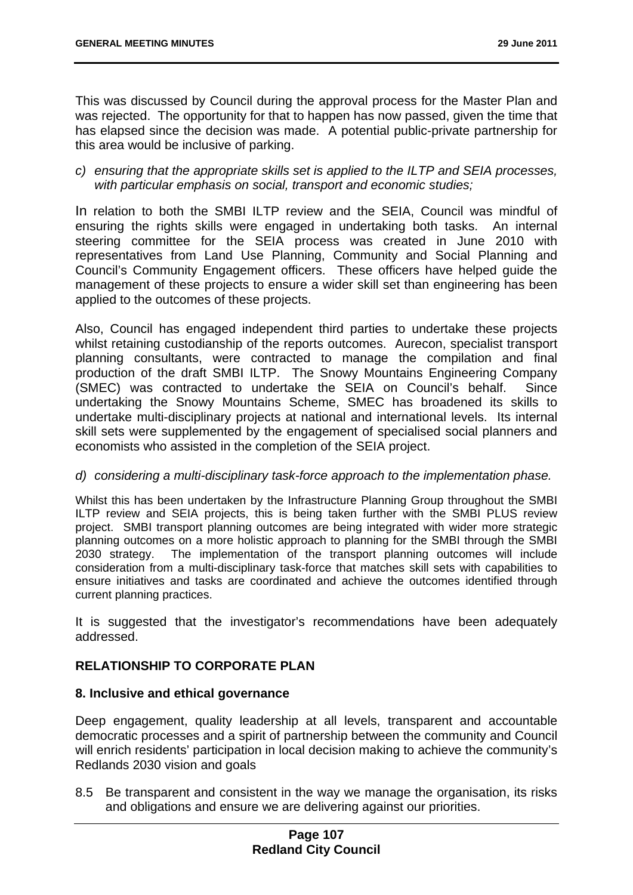This was discussed by Council during the approval process for the Master Plan and was rejected. The opportunity for that to happen has now passed, given the time that has elapsed since the decision was made. A potential public-private partnership for this area would be inclusive of parking.

*c) ensuring that the appropriate skills set is applied to the ILTP and SEIA processes, with particular emphasis on social, transport and economic studies;*

In relation to both the SMBI ILTP review and the SEIA, Council was mindful of ensuring the rights skills were engaged in undertaking both tasks. An internal steering committee for the SEIA process was created in June 2010 with representatives from Land Use Planning, Community and Social Planning and Council's Community Engagement officers. These officers have helped guide the management of these projects to ensure a wider skill set than engineering has been applied to the outcomes of these projects.

Also, Council has engaged independent third parties to undertake these projects whilst retaining custodianship of the reports outcomes. Aurecon, specialist transport planning consultants, were contracted to manage the compilation and final production of the draft SMBI ILTP. The Snowy Mountains Engineering Company (SMEC) was contracted to undertake the SEIA on Council's behalf. Since undertaking the Snowy Mountains Scheme, SMEC has broadened its skills to undertake multi-disciplinary projects at national and international levels. Its internal skill sets were supplemented by the engagement of specialised social planners and economists who assisted in the completion of the SEIA project.

*d) considering a multi-disciplinary task-force approach to the implementation phase.*

Whilst this has been undertaken by the Infrastructure Planning Group throughout the SMBI ILTP review and SEIA projects, this is being taken further with the SMBI PLUS review project. SMBI transport planning outcomes are being integrated with wider more strategic planning outcomes on a more holistic approach to planning for the SMBI through the SMBI 2030 strategy. The implementation of the transport planning outcomes will include consideration from a multi-disciplinary task-force that matches skill sets with capabilities to ensure initiatives and tasks are coordinated and achieve the outcomes identified through current planning practices.

It is suggested that the investigator's recommendations have been adequately addressed.

## RELATIONSHIP TO CORPORATE PLAN

### 8. Inclusive and ethical governance

Deep engagement, quality leadership at all levels, transparent and accountable democratic processes and a spirit of partnership between the community and Council will enrich residents' participation in local decision making to achieve the community's Redlands 2030 vision and goals

8.5 Be transparent and consistent in the way we manage the organisation, its risks and obligations and ensure we are delivering against our priorities.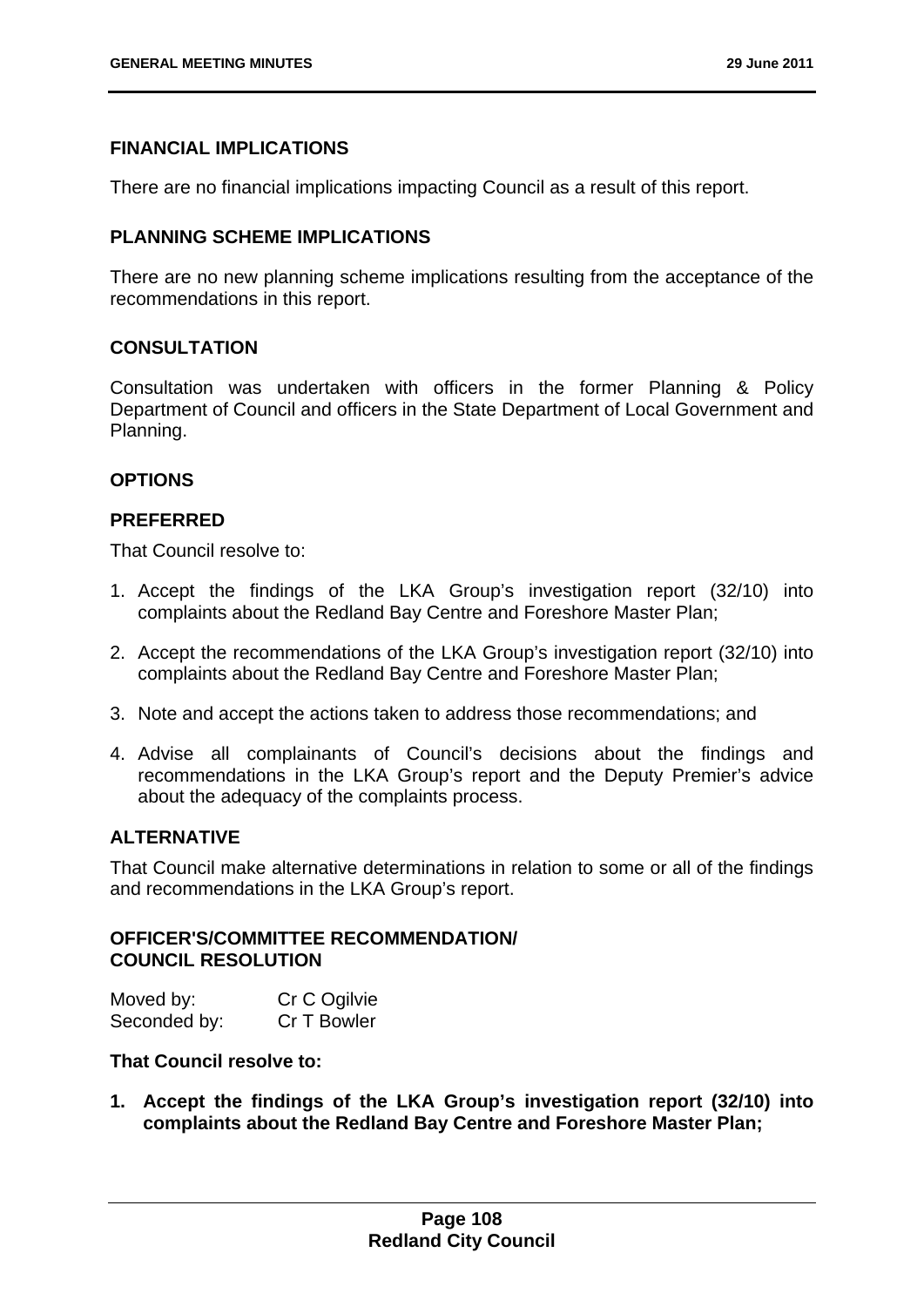## FINANCIAL IMPLICATIONS

There are no financial implications impacting Council as a result of this report.

## PLANNING SCHEME IMPLICATIONS

There are no new planning scheme implications resulting from the acceptance of the recommendations in this report.

## CONSULTATION

Consultation was undertaken with officers in the former Planning & Policy Department of Council and officers in the State Department of Local Government and Planning.

## OPTIONS

### PREFERRED

That Council resolve to:

1. Accept the findings of the LKA Group's investigation report (32/10) into complaints about the Redland Bay Centre and Foreshore Master Plan;
2. Accept the recommendations of the LKA Group's investigation report (32/10) into complaints about the Redland Bay Centre and Foreshore Master Plan;
3. Note and accept the actions taken to address those recommendations; and
4. Advise all complainants of Council's decisions about the findings and recommendations in the LKA Group's report and the Deputy Premier's advice about the adequacy of the complaints process.

### ALTERNATIVE

That Council make alternative determinations in relation to some or all of the findings and recommendations in the LKA Group's report.

## OFFICER'S/COMMITTEE RECOMMENDATION/ COUNCIL RESOLUTION

Moved by: Cr C Ogilvie
Seconded by: Cr T Bowler

**That Council resolve to:**

1. **Accept the findings of the LKA Group's investigation report (32/10) into complaints about the Redland Bay Centre and Foreshore Master Plan;**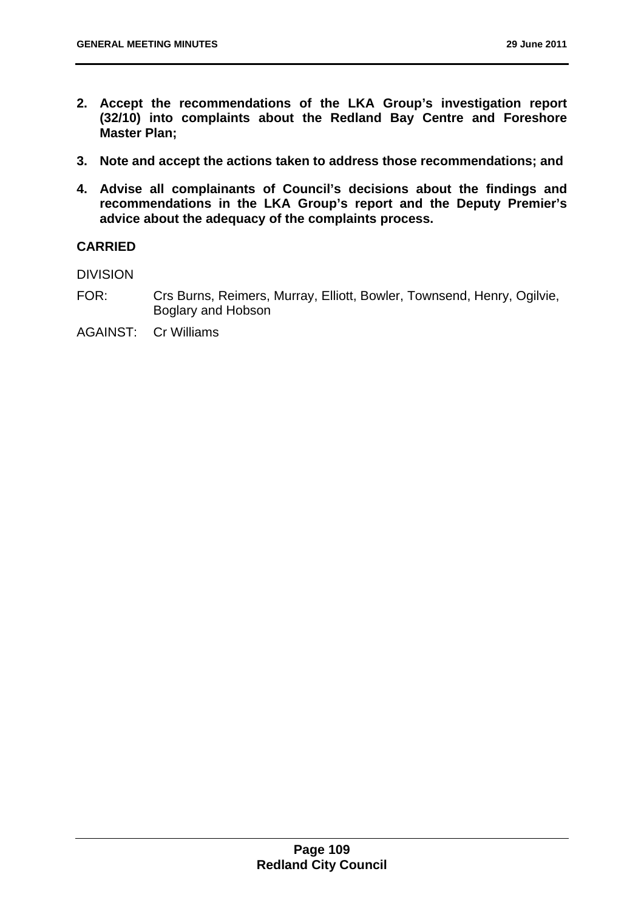2. **Accept the recommendations of the LKA Group's investigation report (32/10) into complaints about the Redland Bay Centre and Foreshore Master Plan;**

3. **Note and accept the actions taken to address those recommendations; and**

4. **Advise all complainants of Council's decisions about the findings and recommendations in the LKA Group's report and the Deputy Premier's advice about the adequacy of the complaints process.**

**CARRIED**

DIVISION

FOR: Crs Burns, Reimers, Murray, Elliott, Bowler, Townsend, Henry, Ogilvie, Boglary and Hobson

AGAINST: Cr Williams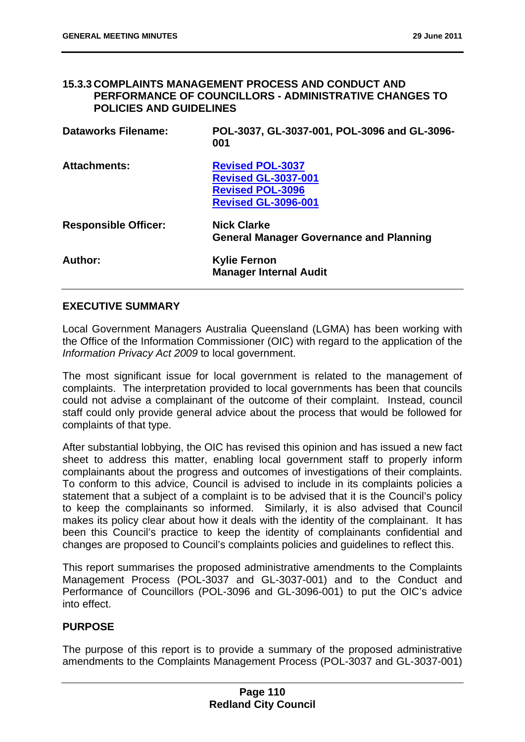### 15.3.3 COMPLAINTS MANAGEMENT PROCESS AND CONDUCT AND PERFORMANCE OF COUNCILLORS - ADMINISTRATIVE CHANGES TO POLICIES AND GUIDELINES

| | |
|---|---|
| **Dataworks Filename:** | **POL-3037, GL-3037-001, POL-3096 and GL-3096-001** |
| **Attachments:** | **Revised POL-3037**<br>**Revised GL-3037-001**<br>**Revised POL-3096**<br>**Revised GL-3096-001** |
| **Responsible Officer:** | **Nick Clarke**<br>**General Manager Governance and Planning** |
| **Author:** | **Kylie Fernon**<br>**Manager Internal Audit** |

#### EXECUTIVE SUMMARY

Local Government Managers Australia Queensland (LGMA) has been working with the Office of the Information Commissioner (OIC) with regard to the application of the *Information Privacy Act 2009* to local government.

The most significant issue for local government is related to the management of complaints. The interpretation provided to local governments has been that councils could not advise a complainant of the outcome of their complaint. Instead, council staff could only provide general advice about the process that would be followed for complaints of that type.

After substantial lobbying, the OIC has revised this opinion and has issued a new fact sheet to address this matter, enabling local government staff to properly inform complainants about the progress and outcomes of investigations of their complaints. To conform to this advice, Council is advised to include in its complaints policies a statement that a subject of a complaint is to be advised that it is the Council's policy to keep the complainants so informed. Similarly, it is also advised that Council makes its policy clear about how it deals with the identity of the complainant. It has been this Council's practice to keep the identity of complainants confidential and changes are proposed to Council's complaints policies and guidelines to reflect this.

This report summarises the proposed administrative amendments to the Complaints Management Process (POL-3037 and GL-3037-001) and to the Conduct and Performance of Councillors (POL-3096 and GL-3096-001) to put the OIC's advice into effect.

#### PURPOSE

The purpose of this report is to provide a summary of the proposed administrative amendments to the Complaints Management Process (POL-3037 and GL-3037-001)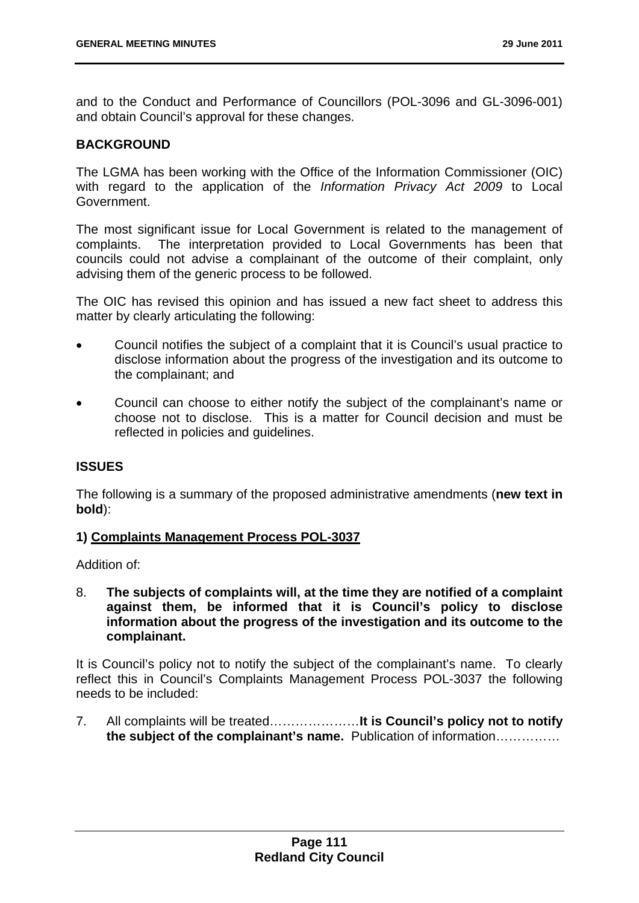and to the Conduct and Performance of Councillors (POL-3096 and GL-3096-001) and obtain Council's approval for these changes.

## BACKGROUND

The LGMA has been working with the Office of the Information Commissioner (OIC) with regard to the application of the *Information Privacy Act 2009* to Local Government.

The most significant issue for Local Government is related to the management of complaints. The interpretation provided to Local Governments has been that councils could not advise a complainant of the outcome of their complaint, only advising them of the generic process to be followed.

The OIC has revised this opinion and has issued a new fact sheet to address this matter by clearly articulating the following:

- Council notifies the subject of a complaint that it is Council's usual practice to disclose information about the progress of the investigation and its outcome to the complainant; and
- Council can choose to either notify the subject of the complainant's name or choose not to disclose. This is a matter for Council decision and must be reflected in policies and guidelines.

## ISSUES

The following is a summary of the proposed administrative amendments (**new text in bold**):

### 1) Complaints Management Process POL-3037

Addition of:

8. **The subjects of complaints will, at the time they are notified of a complaint against them, be informed that it is Council's policy to disclose information about the progress of the investigation and its outcome to the complainant.**

It is Council's policy not to notify the subject of the complainant's name. To clearly reflect this in Council's Complaints Management Process POL-3037 the following needs to be included:

7. All complaints will be treated…………………**It is Council's policy not to notify the subject of the complainant's name.** Publication of information……………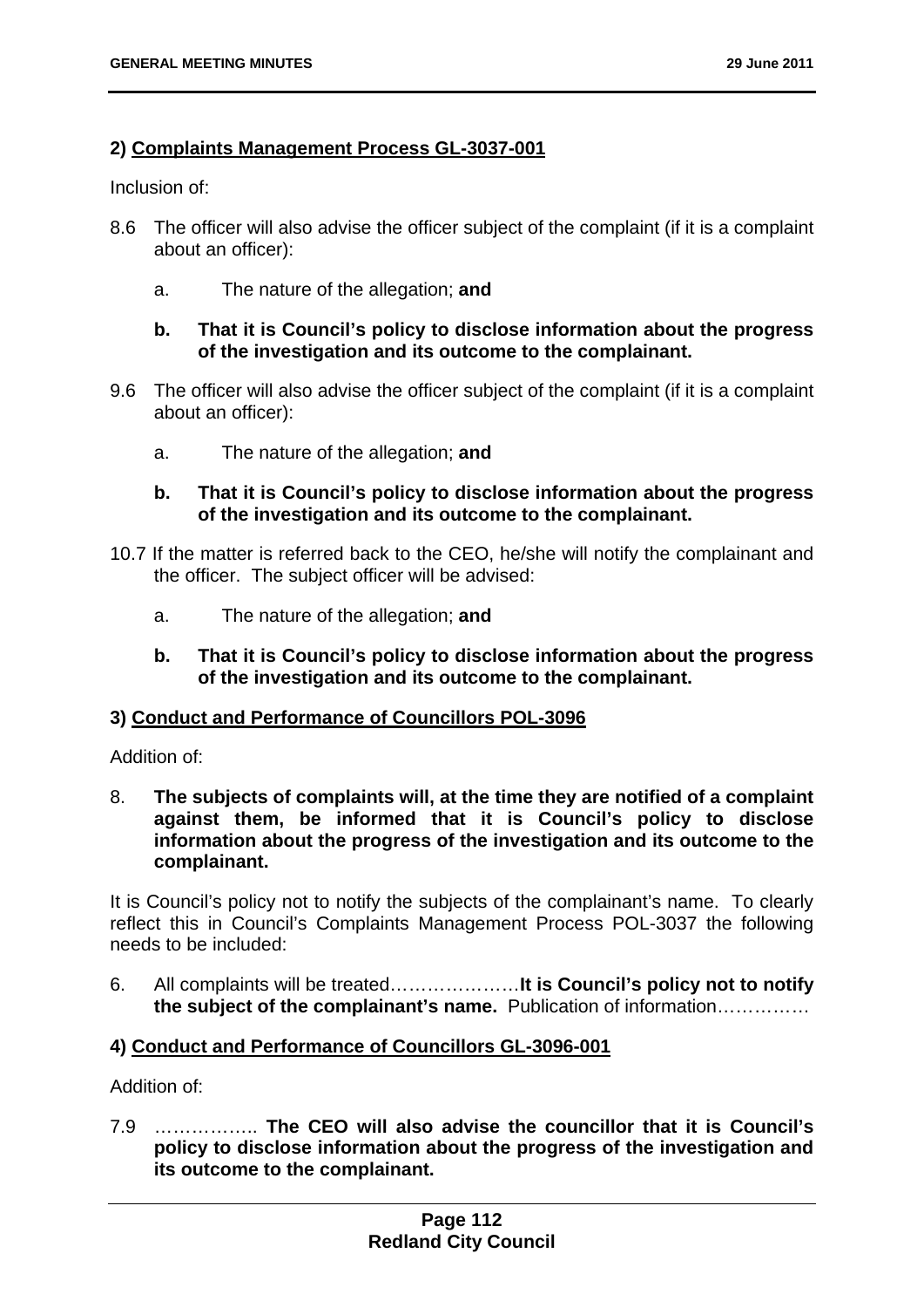**2) <u>Complaints Management Process GL-3037-001</u>**

Inclusion of:

8.6 The officer will also advise the officer subject of the complaint (if it is a complaint about an officer):

   a. The nature of the allegation; **and**

   **b. That it is Council's policy to disclose information about the progress of the investigation and its outcome to the complainant.**

9.6 The officer will also advise the officer subject of the complaint (if it is a complaint about an officer):

   a. The nature of the allegation; **and**

   **b. That it is Council's policy to disclose information about the progress of the investigation and its outcome to the complainant.**

10.7 If the matter is referred back to the CEO, he/she will notify the complainant and the officer. The subject officer will be advised:

   a. The nature of the allegation; **and**

   **b. That it is Council's policy to disclose information about the progress of the investigation and its outcome to the complainant.**

**3) <u>Conduct and Performance of Councillors POL-3096</u>**

Addition of:

8. **The subjects of complaints will, at the time they are notified of a complaint against them, be informed that it is Council's policy to disclose information about the progress of the investigation and its outcome to the complainant.**

It is Council's policy not to notify the subjects of the complainant's name. To clearly reflect this in Council's Complaints Management Process POL-3037 the following needs to be included:

6. All complaints will be treated…………………**It is Council's policy not to notify the subject of the complainant's name.** Publication of information……………

**4) <u>Conduct and Performance of Councillors GL-3096-001</u>**

Addition of:

7.9 …………….. **The CEO will also advise the councillor that it is Council's policy to disclose information about the progress of the investigation and its outcome to the complainant.**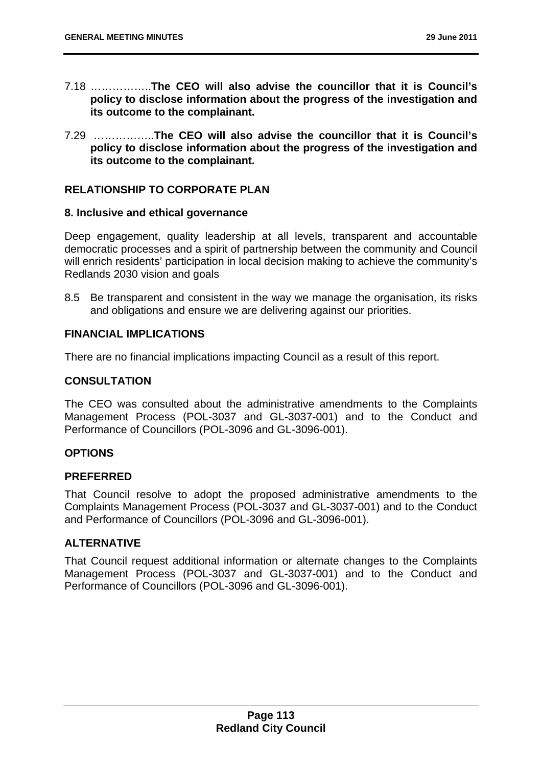7.18 ……………..**The CEO will also advise the councillor that it is Council's policy to disclose information about the progress of the investigation and its outcome to the complainant.**

7.29 ……………..**The CEO will also advise the councillor that it is Council's policy to disclose information about the progress of the investigation and its outcome to the complainant.**

## RELATIONSHIP TO CORPORATE PLAN

### 8. Inclusive and ethical governance

Deep engagement, quality leadership at all levels, transparent and accountable democratic processes and a spirit of partnership between the community and Council will enrich residents' participation in local decision making to achieve the community's Redlands 2030 vision and goals

8.5 Be transparent and consistent in the way we manage the organisation, its risks and obligations and ensure we are delivering against our priorities.

## FINANCIAL IMPLICATIONS

There are no financial implications impacting Council as a result of this report.

## CONSULTATION

The CEO was consulted about the administrative amendments to the Complaints Management Process (POL-3037 and GL-3037-001) and to the Conduct and Performance of Councillors (POL-3096 and GL-3096-001).

## OPTIONS

### PREFERRED

That Council resolve to adopt the proposed administrative amendments to the Complaints Management Process (POL-3037 and GL-3037-001) and to the Conduct and Performance of Councillors (POL-3096 and GL-3096-001).

### ALTERNATIVE

That Council request additional information or alternate changes to the Complaints Management Process (POL-3037 and GL-3037-001) and to the Conduct and Performance of Councillors (POL-3096 and GL-3096-001).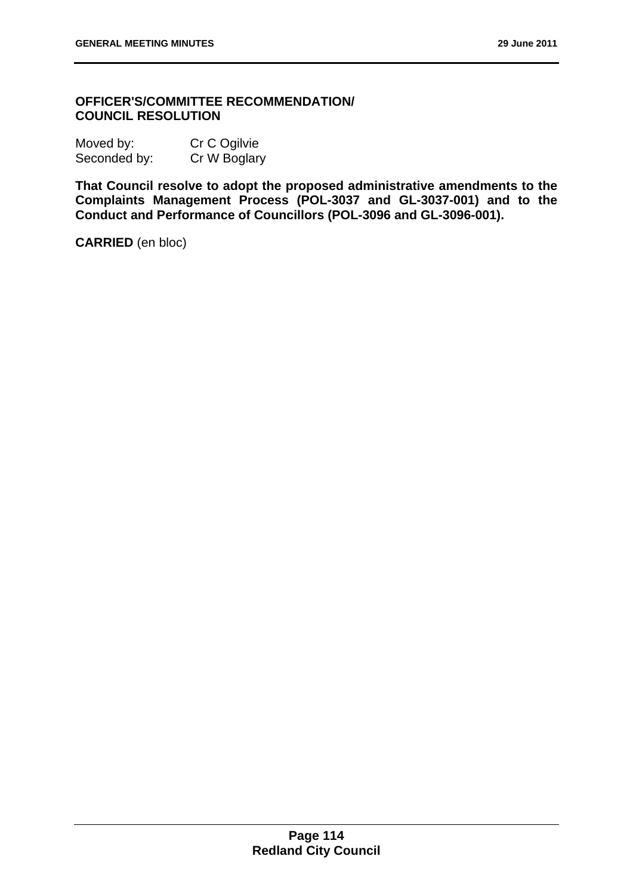**OFFICER'S/COMMITTEE RECOMMENDATION/
COUNCIL RESOLUTION**

Moved by: Cr C Ogilvie
Seconded by: Cr W Boglary

**That Council resolve to adopt the proposed administrative amendments to the Complaints Management Process (POL-3037 and GL-3037-001) and to the Conduct and Performance of Councillors (POL-3096 and GL-3096-001).**

**CARRIED** (en bloc)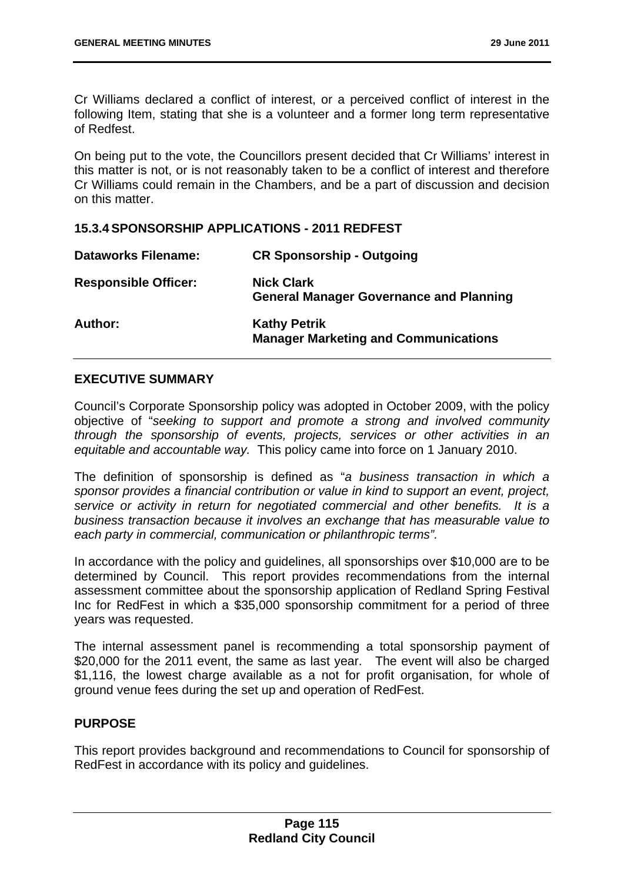Cr Williams declared a conflict of interest, or a perceived conflict of interest in the following Item, stating that she is a volunteer and a former long term representative of Redfest.

On being put to the vote, the Councillors present decided that Cr Williams' interest in this matter is not, or is not reasonably taken to be a conflict of interest and therefore Cr Williams could remain in the Chambers, and be a part of discussion and decision on this matter.

### 15.3.4 SPONSORSHIP APPLICATIONS - 2011 REDFEST

| | |
|---|---|
| **Dataworks Filename:** | **CR Sponsorship - Outgoing** |
| **Responsible Officer:** | **Nick Clark**<br>**General Manager Governance and Planning** |
| **Author:** | **Kathy Petrik**<br>**Manager Marketing and Communications** |

#### EXECUTIVE SUMMARY

Council's Corporate Sponsorship policy was adopted in October 2009, with the policy objective of "*seeking to support and promote a strong and involved community through the sponsorship of events, projects, services or other activities in an equitable and accountable way.* This policy came into force on 1 January 2010.

The definition of sponsorship is defined as "*a business transaction in which a sponsor provides a financial contribution or value in kind to support an event, project, service or activity in return for negotiated commercial and other benefits. It is a business transaction because it involves an exchange that has measurable value to each party in commercial, communication or philanthropic terms".*

In accordance with the policy and guidelines, all sponsorships over $10,000 are to be determined by Council. This report provides recommendations from the internal assessment committee about the sponsorship application of Redland Spring Festival Inc for RedFest in which a $35,000 sponsorship commitment for a period of three years was requested.

The internal assessment panel is recommending a total sponsorship payment of $20,000 for the 2011 event, the same as last year. The event will also be charged $1,116, the lowest charge available as a not for profit organisation, for whole of ground venue fees during the set up and operation of RedFest.

#### PURPOSE

This report provides background and recommendations to Council for sponsorship of RedFest in accordance with its policy and guidelines.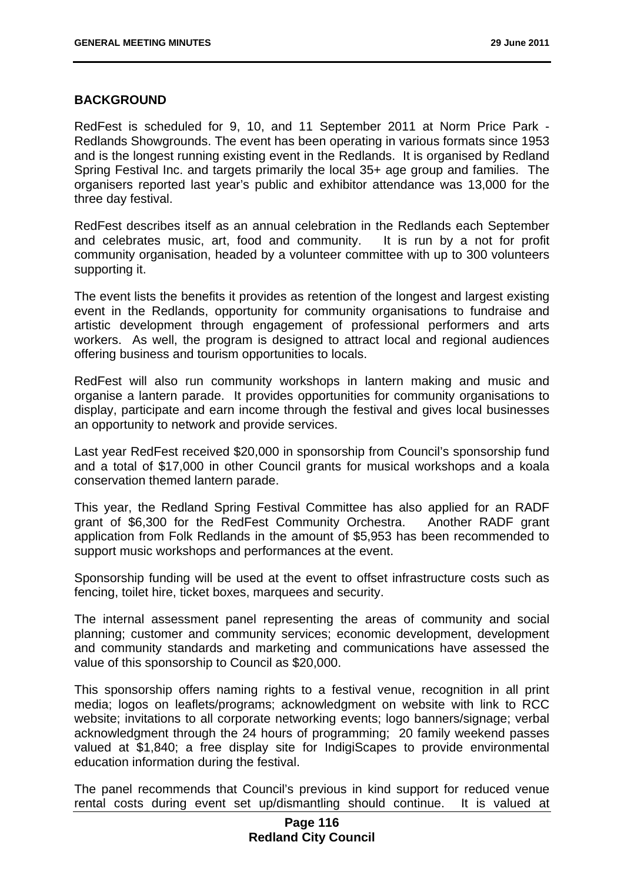## BACKGROUND

RedFest is scheduled for 9, 10, and 11 September 2011 at Norm Price Park - Redlands Showgrounds. The event has been operating in various formats since 1953 and is the longest running existing event in the Redlands. It is organised by Redland Spring Festival Inc. and targets primarily the local 35+ age group and families. The organisers reported last year's public and exhibitor attendance was 13,000 for the three day festival.

RedFest describes itself as an annual celebration in the Redlands each September and celebrates music, art, food and community. It is run by a not for profit community organisation, headed by a volunteer committee with up to 300 volunteers supporting it.

The event lists the benefits it provides as retention of the longest and largest existing event in the Redlands, opportunity for community organisations to fundraise and artistic development through engagement of professional performers and arts workers. As well, the program is designed to attract local and regional audiences offering business and tourism opportunities to locals.

RedFest will also run community workshops in lantern making and music and organise a lantern parade. It provides opportunities for community organisations to display, participate and earn income through the festival and gives local businesses an opportunity to network and provide services.

Last year RedFest received $20,000 in sponsorship from Council's sponsorship fund and a total of $17,000 in other Council grants for musical workshops and a koala conservation themed lantern parade.

This year, the Redland Spring Festival Committee has also applied for an RADF grant of $6,300 for the RedFest Community Orchestra. Another RADF grant application from Folk Redlands in the amount of $5,953 has been recommended to support music workshops and performances at the event.

Sponsorship funding will be used at the event to offset infrastructure costs such as fencing, toilet hire, ticket boxes, marquees and security.

The internal assessment panel representing the areas of community and social planning; customer and community services; economic development, development and community standards and marketing and communications have assessed the value of this sponsorship to Council as $20,000.

This sponsorship offers naming rights to a festival venue, recognition in all print media; logos on leaflets/programs; acknowledgment on website with link to RCC website; invitations to all corporate networking events; logo banners/signage; verbal acknowledgment through the 24 hours of programming; 20 family weekend passes valued at $1,840; a free display site for IndigiScapes to provide environmental education information during the festival.

The panel recommends that Council's previous in kind support for reduced venue rental costs during event set up/dismantling should continue. It is valued at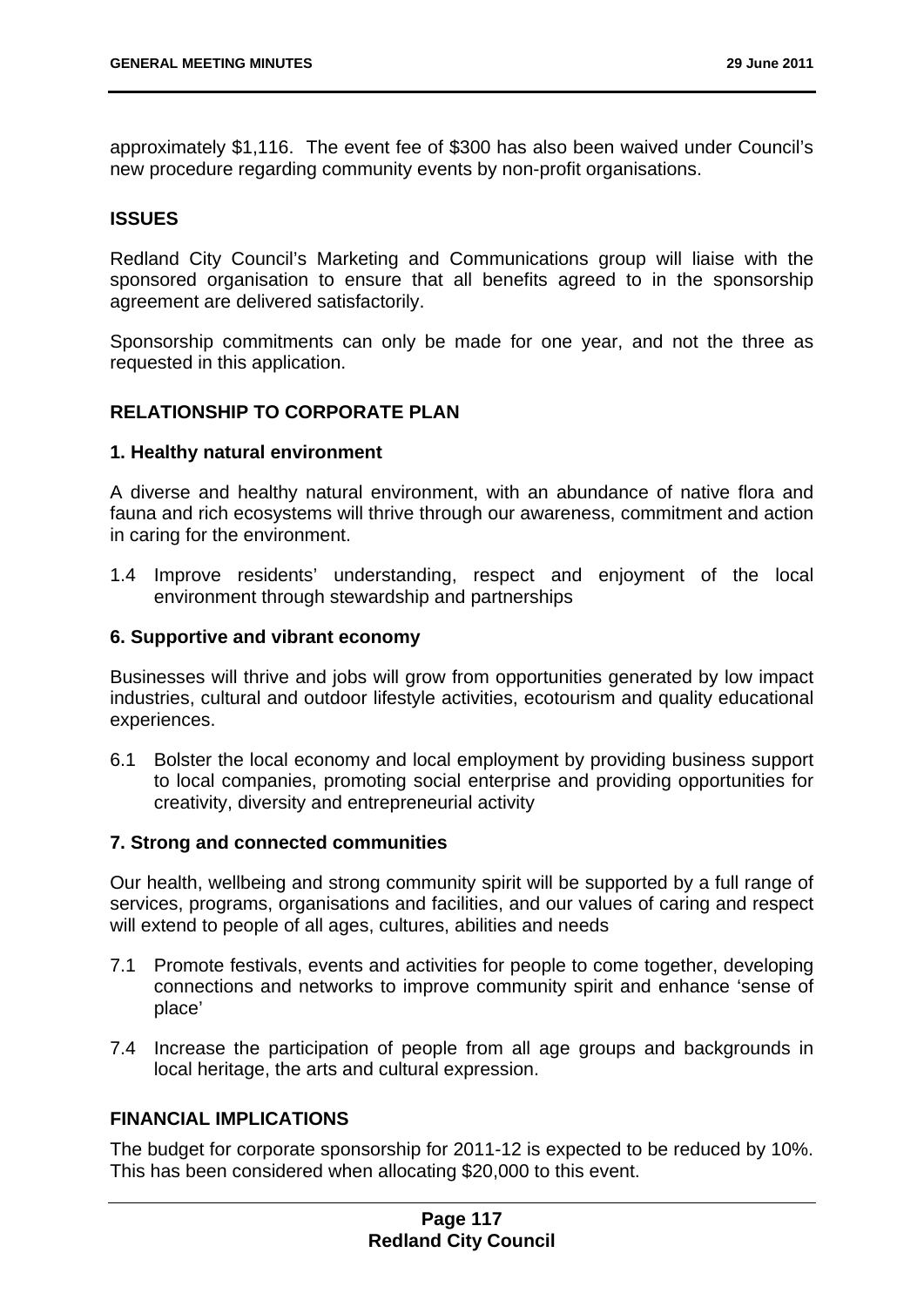approximately $1,116. The event fee of $300 has also been waived under Council's new procedure regarding community events by non-profit organisations.

## ISSUES

Redland City Council's Marketing and Communications group will liaise with the sponsored organisation to ensure that all benefits agreed to in the sponsorship agreement are delivered satisfactorily.

Sponsorship commitments can only be made for one year, and not the three as requested in this application.

## RELATIONSHIP TO CORPORATE PLAN

### 1. Healthy natural environment

A diverse and healthy natural environment, with an abundance of native flora and fauna and rich ecosystems will thrive through our awareness, commitment and action in caring for the environment.

1.4 Improve residents' understanding, respect and enjoyment of the local environment through stewardship and partnerships

### 6. Supportive and vibrant economy

Businesses will thrive and jobs will grow from opportunities generated by low impact industries, cultural and outdoor lifestyle activities, ecotourism and quality educational experiences.

6.1 Bolster the local economy and local employment by providing business support to local companies, promoting social enterprise and providing opportunities for creativity, diversity and entrepreneurial activity

### 7. Strong and connected communities

Our health, wellbeing and strong community spirit will be supported by a full range of services, programs, organisations and facilities, and our values of caring and respect will extend to people of all ages, cultures, abilities and needs

7.1 Promote festivals, events and activities for people to come together, developing connections and networks to improve community spirit and enhance 'sense of place'

7.4 Increase the participation of people from all age groups and backgrounds in local heritage, the arts and cultural expression.

## FINANCIAL IMPLICATIONS

The budget for corporate sponsorship for 2011-12 is expected to be reduced by 10%. This has been considered when allocating $20,000 to this event.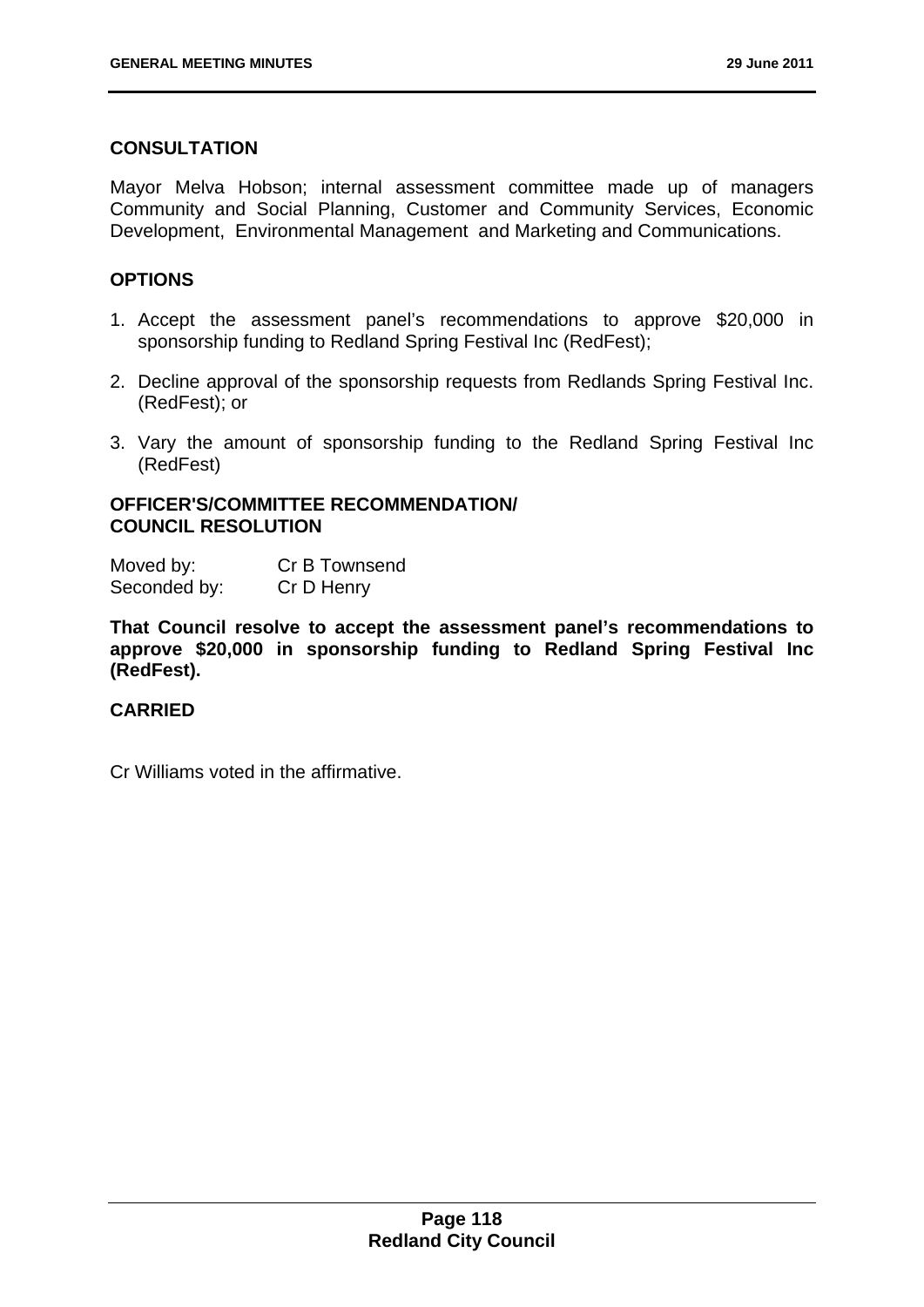**CONSULTATION**

Mayor Melva Hobson; internal assessment committee made up of managers Community and Social Planning, Customer and Community Services, Economic Development, Environmental Management and Marketing and Communications.

**OPTIONS**

1. Accept the assessment panel's recommendations to approve $20,000 in sponsorship funding to Redland Spring Festival Inc (RedFest);
2. Decline approval of the sponsorship requests from Redlands Spring Festival Inc. (RedFest); or
3. Vary the amount of sponsorship funding to the Redland Spring Festival Inc (RedFest)

**OFFICER'S/COMMITTEE RECOMMENDATION/
COUNCIL RESOLUTION**

Moved by: Cr B Townsend
Seconded by: Cr D Henry

**That Council resolve to accept the assessment panel's recommendations to approve $20,000 in sponsorship funding to Redland Spring Festival Inc (RedFest).**

**CARRIED**

Cr Williams voted in the affirmative.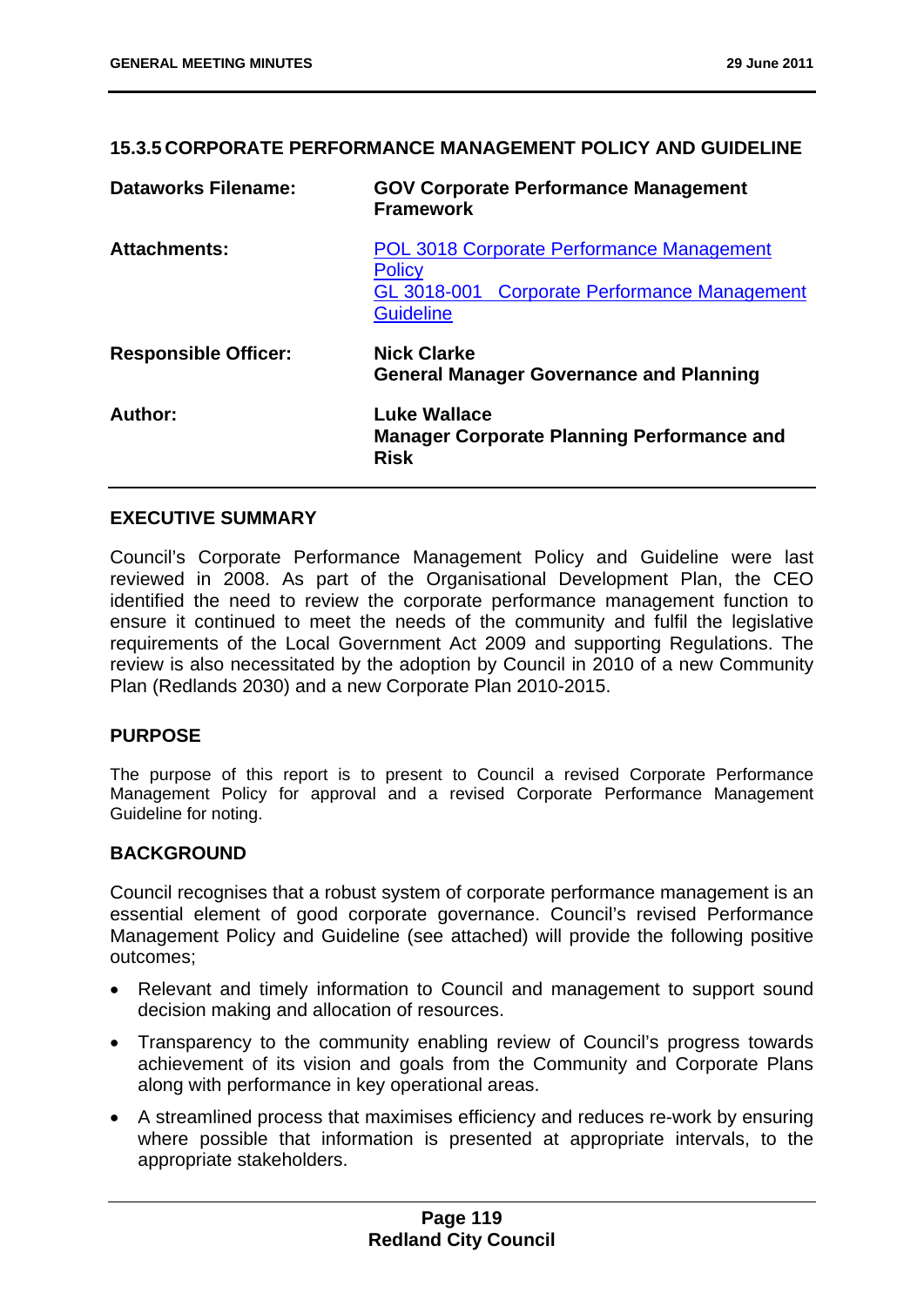### 15.3.5 CORPORATE PERFORMANCE MANAGEMENT POLICY AND GUIDELINE

| | |
|---|---|
| **Dataworks Filename:** | **GOV Corporate Performance Management Framework** |
| **Attachments:** | POL 3018 Corporate Performance Management Policy<br>GL 3018-001 Corporate Performance Management Guideline |
| **Responsible Officer:** | **Nick Clarke**<br>**General Manager Governance and Planning** |
| **Author:** | **Luke Wallace**<br>**Manager Corporate Planning Performance and Risk** |

#### EXECUTIVE SUMMARY

Council's Corporate Performance Management Policy and Guideline were last reviewed in 2008. As part of the Organisational Development Plan, the CEO identified the need to review the corporate performance management function to ensure it continued to meet the needs of the community and fulfil the legislative requirements of the Local Government Act 2009 and supporting Regulations. The review is also necessitated by the adoption by Council in 2010 of a new Community Plan (Redlands 2030) and a new Corporate Plan 2010-2015.

#### PURPOSE

The purpose of this report is to present to Council a revised Corporate Performance Management Policy for approval and a revised Corporate Performance Management Guideline for noting.

#### BACKGROUND

Council recognises that a robust system of corporate performance management is an essential element of good corporate governance. Council's revised Performance Management Policy and Guideline (see attached) will provide the following positive outcomes;

- Relevant and timely information to Council and management to support sound decision making and allocation of resources.
- Transparency to the community enabling review of Council's progress towards achievement of its vision and goals from the Community and Corporate Plans along with performance in key operational areas.
- A streamlined process that maximises efficiency and reduces re-work by ensuring where possible that information is presented at appropriate intervals, to the appropriate stakeholders.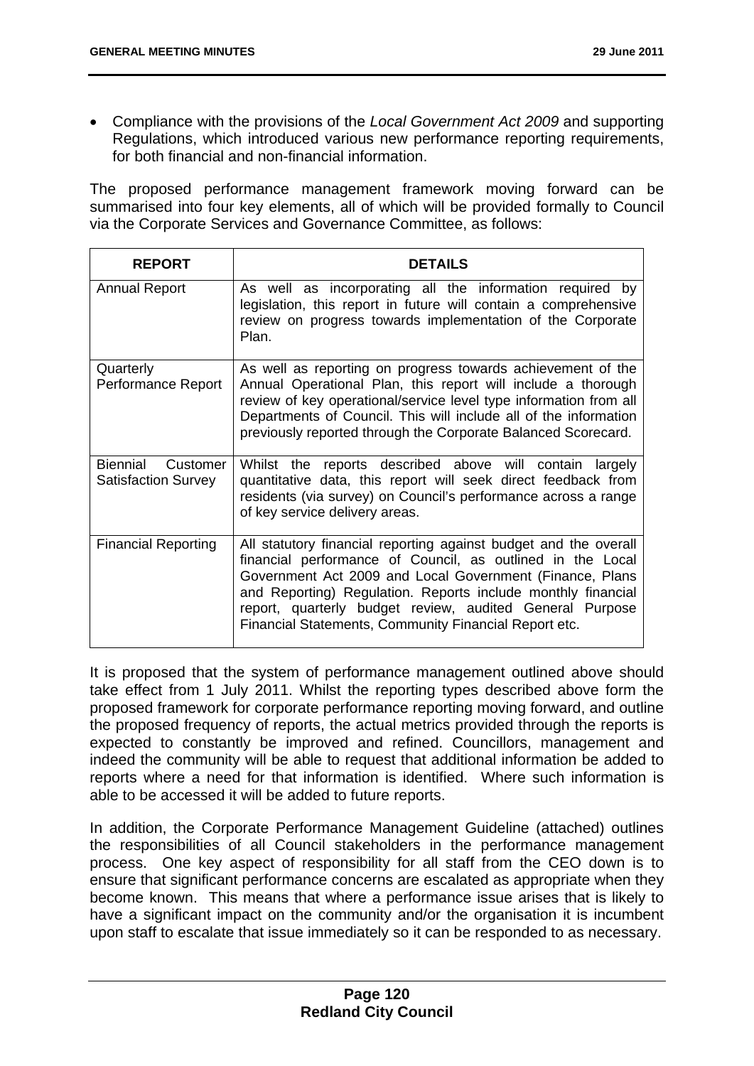- Compliance with the provisions of the *Local Government Act 2009* and supporting Regulations, which introduced various new performance reporting requirements, for both financial and non-financial information.

The proposed performance management framework moving forward can be summarised into four key elements, all of which will be provided formally to Council via the Corporate Services and Governance Committee, as follows:

| REPORT | DETAILS |
|---|---|
| Annual Report | As well as incorporating all the information required by legislation, this report in future will contain a comprehensive review on progress towards implementation of the Corporate Plan. |
| Quarterly Performance Report | As well as reporting on progress towards achievement of the Annual Operational Plan, this report will include a thorough review of key operational/service level type information from all Departments of Council. This will include all of the information previously reported through the Corporate Balanced Scorecard. |
| Biennial Customer Satisfaction Survey | Whilst the reports described above will contain largely quantitative data, this report will seek direct feedback from residents (via survey) on Council's performance across a range of key service delivery areas. |
| Financial Reporting | All statutory financial reporting against budget and the overall financial performance of Council, as outlined in the Local Government Act 2009 and Local Government (Finance, Plans and Reporting) Regulation. Reports include monthly financial report, quarterly budget review, audited General Purpose Financial Statements, Community Financial Report etc. |

It is proposed that the system of performance management outlined above should take effect from 1 July 2011. Whilst the reporting types described above form the proposed framework for corporate performance reporting moving forward, and outline the proposed frequency of reports, the actual metrics provided through the reports is expected to constantly be improved and refined. Councillors, management and indeed the community will be able to request that additional information be added to reports where a need for that information is identified. Where such information is able to be accessed it will be added to future reports.

In addition, the Corporate Performance Management Guideline (attached) outlines the responsibilities of all Council stakeholders in the performance management process. One key aspect of responsibility for all staff from the CEO down is to ensure that significant performance concerns are escalated as appropriate when they become known. This means that where a performance issue arises that is likely to have a significant impact on the community and/or the organisation it is incumbent upon staff to escalate that issue immediately so it can be responded to as necessary.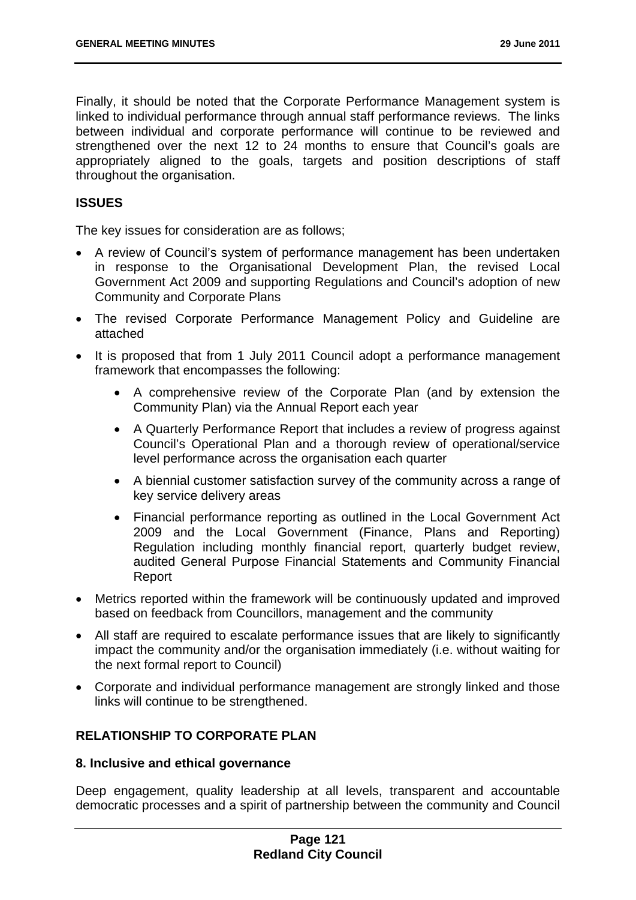Finally, it should be noted that the Corporate Performance Management system is linked to individual performance through annual staff performance reviews. The links between individual and corporate performance will continue to be reviewed and strengthened over the next 12 to 24 months to ensure that Council's goals are appropriately aligned to the goals, targets and position descriptions of staff throughout the organisation.

## ISSUES

The key issues for consideration are as follows;

- A review of Council's system of performance management has been undertaken in response to the Organisational Development Plan, the revised Local Government Act 2009 and supporting Regulations and Council's adoption of new Community and Corporate Plans
- The revised Corporate Performance Management Policy and Guideline are attached
- It is proposed that from 1 July 2011 Council adopt a performance management framework that encompasses the following:
  - A comprehensive review of the Corporate Plan (and by extension the Community Plan) via the Annual Report each year
  - A Quarterly Performance Report that includes a review of progress against Council's Operational Plan and a thorough review of operational/service level performance across the organisation each quarter
  - A biennial customer satisfaction survey of the community across a range of key service delivery areas
  - Financial performance reporting as outlined in the Local Government Act 2009 and the Local Government (Finance, Plans and Reporting) Regulation including monthly financial report, quarterly budget review, audited General Purpose Financial Statements and Community Financial Report
- Metrics reported within the framework will be continuously updated and improved based on feedback from Councillors, management and the community
- All staff are required to escalate performance issues that are likely to significantly impact the community and/or the organisation immediately (i.e. without waiting for the next formal report to Council)
- Corporate and individual performance management are strongly linked and those links will continue to be strengthened.

## RELATIONSHIP TO CORPORATE PLAN

### 8. Inclusive and ethical governance

Deep engagement, quality leadership at all levels, transparent and accountable democratic processes and a spirit of partnership between the community and Council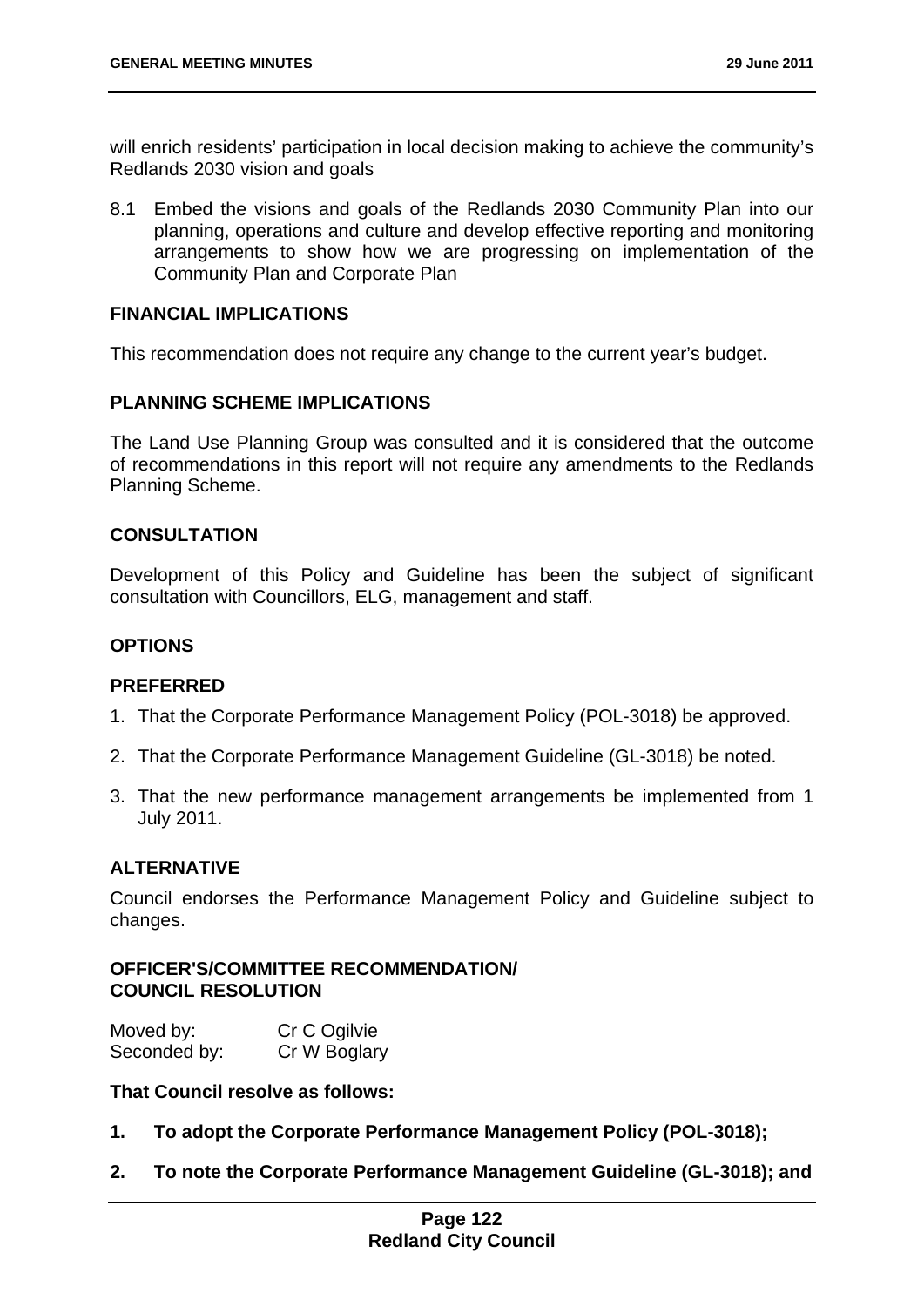will enrich residents' participation in local decision making to achieve the community's Redlands 2030 vision and goals

8.1 Embed the visions and goals of the Redlands 2030 Community Plan into our planning, operations and culture and develop effective reporting and monitoring arrangements to show how we are progressing on implementation of the Community Plan and Corporate Plan

**FINANCIAL IMPLICATIONS**

This recommendation does not require any change to the current year's budget.

**PLANNING SCHEME IMPLICATIONS**

The Land Use Planning Group was consulted and it is considered that the outcome of recommendations in this report will not require any amendments to the Redlands Planning Scheme.

**CONSULTATION**

Development of this Policy and Guideline has been the subject of significant consultation with Councillors, ELG, management and staff.

**OPTIONS**

**PREFERRED**

1. That the Corporate Performance Management Policy (POL-3018) be approved.
2. That the Corporate Performance Management Guideline (GL-3018) be noted.
3. That the new performance management arrangements be implemented from 1 July 2011.

**ALTERNATIVE**

Council endorses the Performance Management Policy and Guideline subject to changes.

**OFFICER'S/COMMITTEE RECOMMENDATION/**
**COUNCIL RESOLUTION**

Moved by: Cr C Ogilvie
Seconded by: Cr W Boglary

**That Council resolve as follows:**

1. **To adopt the Corporate Performance Management Policy (POL-3018);**
2. **To note the Corporate Performance Management Guideline (GL-3018); and**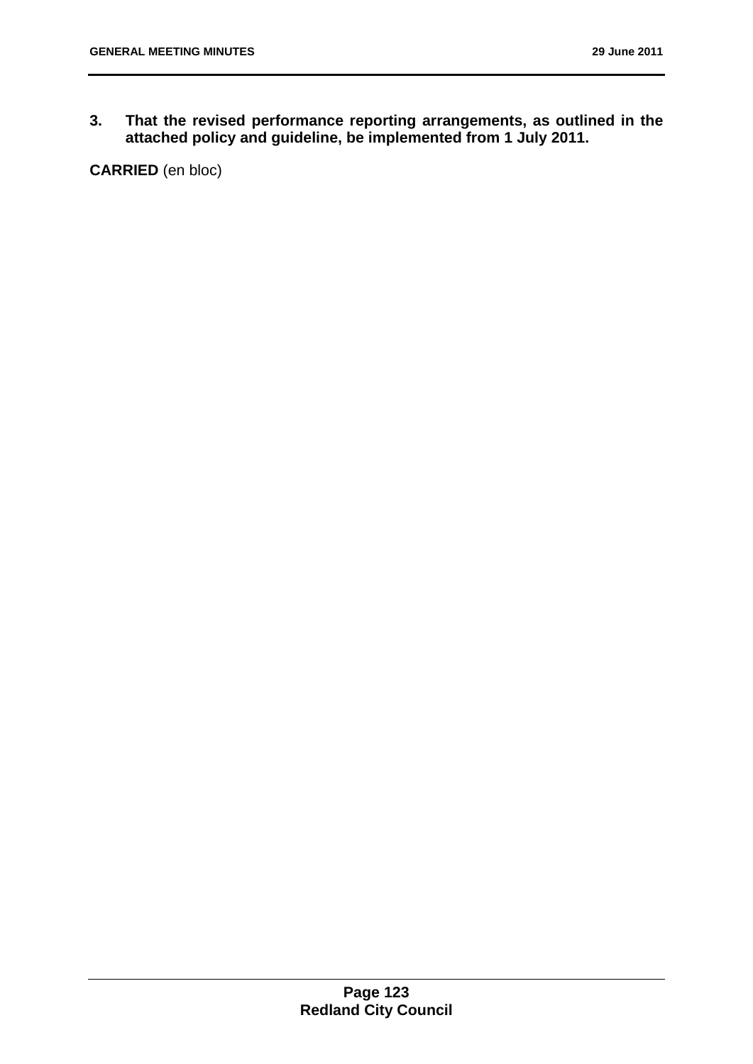**3. That the revised performance reporting arrangements, as outlined in the attached policy and guideline, be implemented from 1 July 2011.**

**CARRIED** (en bloc)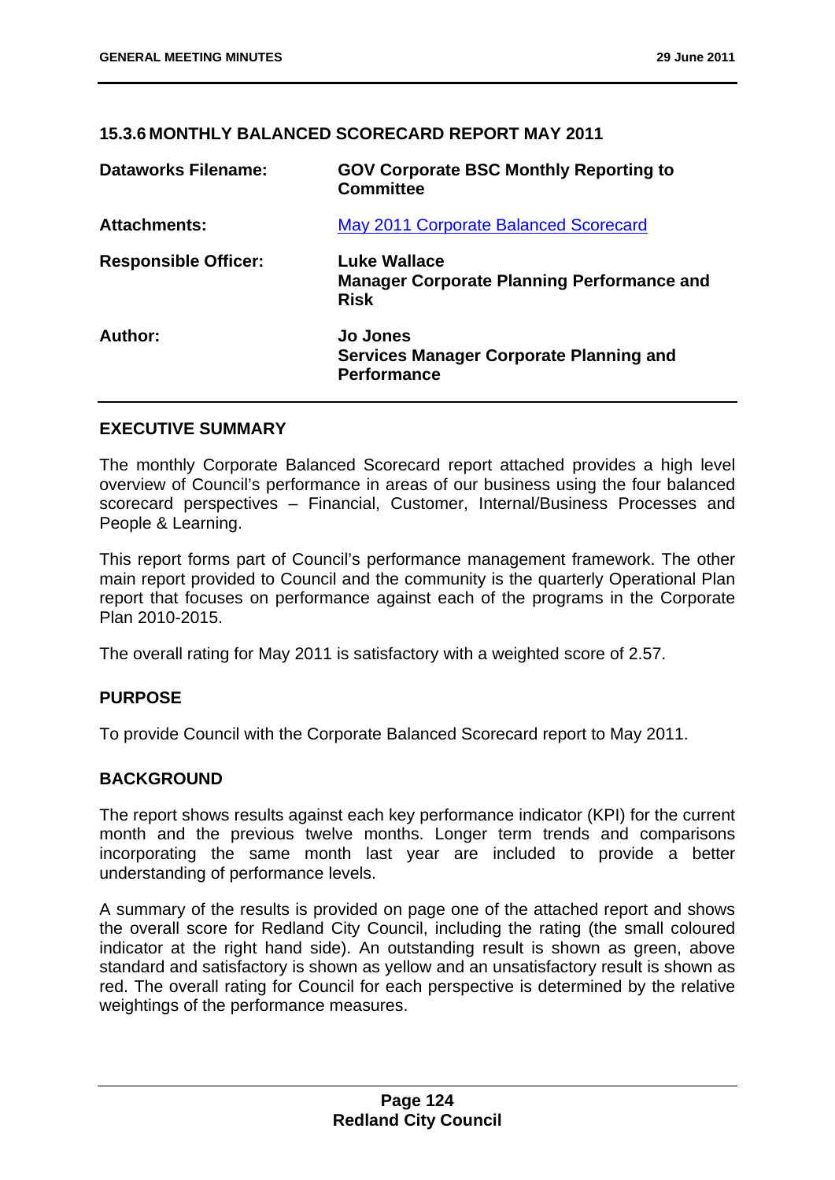## 15.3.6 MONTHLY BALANCED SCORECARD REPORT MAY 2011

| | |
|---|---|
| **Dataworks Filename:** | **GOV Corporate BSC Monthly Reporting to Committee** |
| **Attachments:** | May 2011 Corporate Balanced Scorecard |
| **Responsible Officer:** | **Luke Wallace**<br>**Manager Corporate Planning Performance and Risk** |
| **Author:** | **Jo Jones**<br>**Services Manager Corporate Planning and Performance** |

### EXECUTIVE SUMMARY

The monthly Corporate Balanced Scorecard report attached provides a high level overview of Council's performance in areas of our business using the four balanced scorecard perspectives – Financial, Customer, Internal/Business Processes and People & Learning.

This report forms part of Council's performance management framework. The other main report provided to Council and the community is the quarterly Operational Plan report that focuses on performance against each of the programs in the Corporate Plan 2010-2015.

The overall rating for May 2011 is satisfactory with a weighted score of 2.57.

### PURPOSE

To provide Council with the Corporate Balanced Scorecard report to May 2011.

### BACKGROUND

The report shows results against each key performance indicator (KPI) for the current month and the previous twelve months. Longer term trends and comparisons incorporating the same month last year are included to provide a better understanding of performance levels.

A summary of the results is provided on page one of the attached report and shows the overall score for Redland City Council, including the rating (the small coloured indicator at the right hand side). An outstanding result is shown as green, above standard and satisfactory is shown as yellow and an unsatisfactory result is shown as red. The overall rating for Council for each perspective is determined by the relative weightings of the performance measures.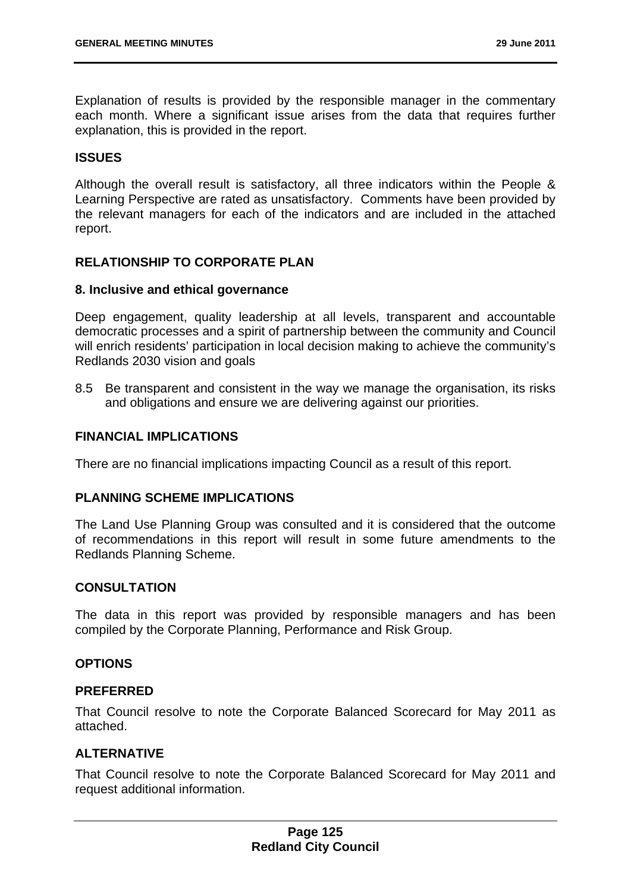Explanation of results is provided by the responsible manager in the commentary each month. Where a significant issue arises from the data that requires further explanation, this is provided in the report.

## ISSUES

Although the overall result is satisfactory, all three indicators within the People & Learning Perspective are rated as unsatisfactory. Comments have been provided by the relevant managers for each of the indicators and are included in the attached report.

## RELATIONSHIP TO CORPORATE PLAN

### 8. Inclusive and ethical governance

Deep engagement, quality leadership at all levels, transparent and accountable democratic processes and a spirit of partnership between the community and Council will enrich residents' participation in local decision making to achieve the community's Redlands 2030 vision and goals

8.5 Be transparent and consistent in the way we manage the organisation, its risks and obligations and ensure we are delivering against our priorities.

## FINANCIAL IMPLICATIONS

There are no financial implications impacting Council as a result of this report.

## PLANNING SCHEME IMPLICATIONS

The Land Use Planning Group was consulted and it is considered that the outcome of recommendations in this report will result in some future amendments to the Redlands Planning Scheme.

## CONSULTATION

The data in this report was provided by responsible managers and has been compiled by the Corporate Planning, Performance and Risk Group.

## OPTIONS

### PREFERRED

That Council resolve to note the Corporate Balanced Scorecard for May 2011 as attached.

### ALTERNATIVE

That Council resolve to note the Corporate Balanced Scorecard for May 2011 and request additional information.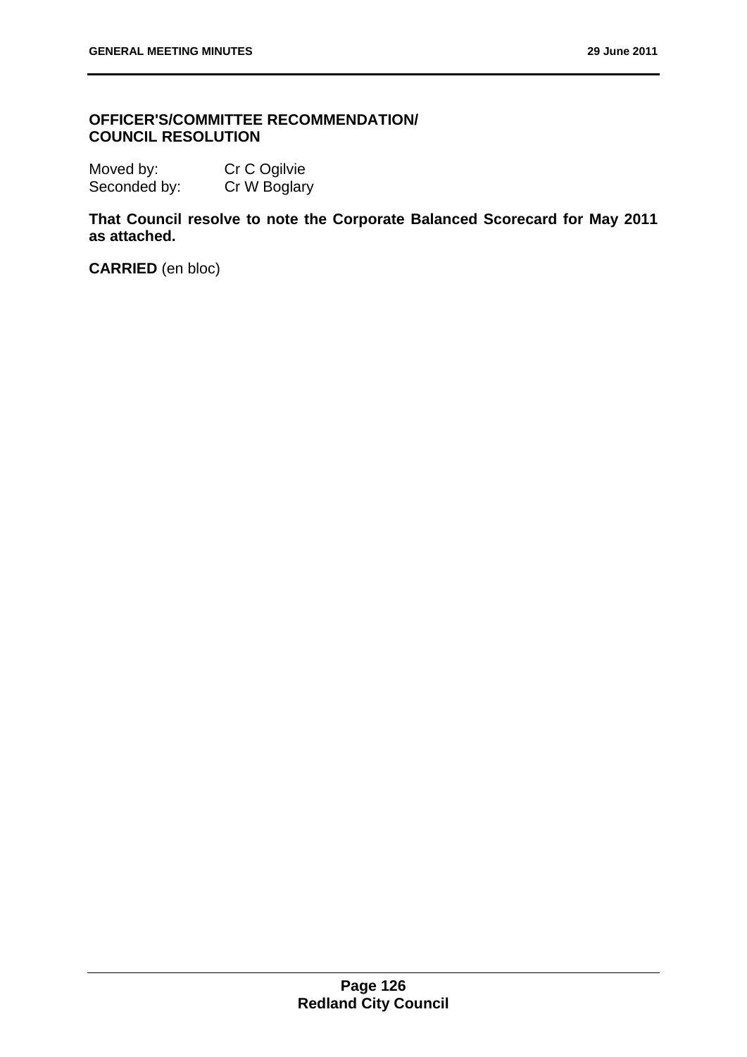**OFFICER'S/COMMITTEE RECOMMENDATION/ COUNCIL RESOLUTION**

Moved by: Cr C Ogilvie
Seconded by: Cr W Boglary

**That Council resolve to note the Corporate Balanced Scorecard for May 2011 as attached.**

**CARRIED** (en bloc)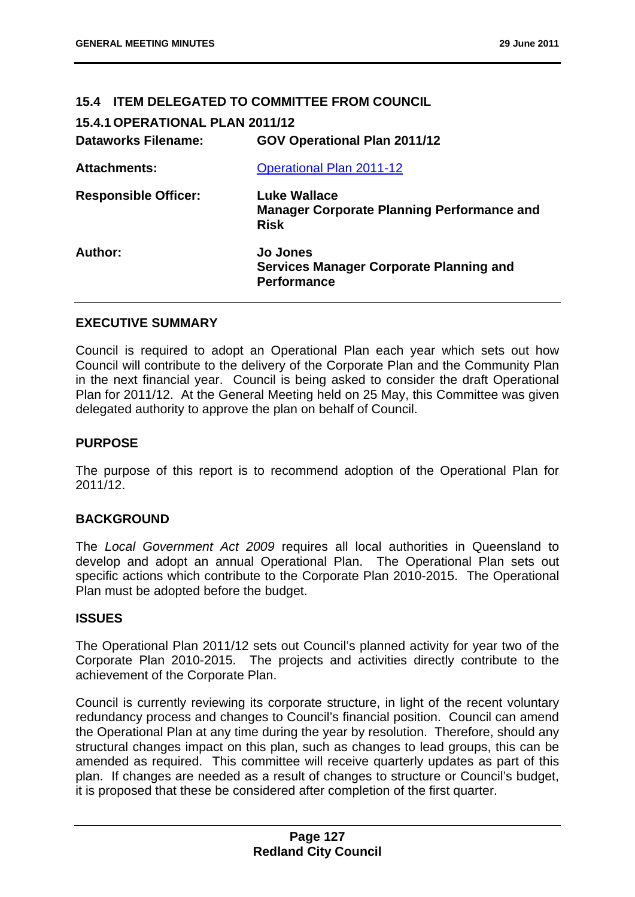## 15.4 ITEM DELEGATED TO COMMITTEE FROM COUNCIL

### 15.4.1 OPERATIONAL PLAN 2011/12

| | |
|---|---|
| **Dataworks Filename:** | **GOV Operational Plan 2011/12** |
| **Attachments:** | Operational Plan 2011-12 |
| **Responsible Officer:** | **Luke Wallace**<br>**Manager Corporate Planning Performance and Risk** |
| **Author:** | **Jo Jones**<br>**Services Manager Corporate Planning and Performance** |

### EXECUTIVE SUMMARY

Council is required to adopt an Operational Plan each year which sets out how Council will contribute to the delivery of the Corporate Plan and the Community Plan in the next financial year. Council is being asked to consider the draft Operational Plan for 2011/12. At the General Meeting held on 25 May, this Committee was given delegated authority to approve the plan on behalf of Council.

### PURPOSE

The purpose of this report is to recommend adoption of the Operational Plan for 2011/12.

### BACKGROUND

The *Local Government Act 2009* requires all local authorities in Queensland to develop and adopt an annual Operational Plan. The Operational Plan sets out specific actions which contribute to the Corporate Plan 2010-2015. The Operational Plan must be adopted before the budget.

### ISSUES

The Operational Plan 2011/12 sets out Council's planned activity for year two of the Corporate Plan 2010-2015. The projects and activities directly contribute to the achievement of the Corporate Plan.

Council is currently reviewing its corporate structure, in light of the recent voluntary redundancy process and changes to Council's financial position. Council can amend the Operational Plan at any time during the year by resolution. Therefore, should any structural changes impact on this plan, such as changes to lead groups, this can be amended as required. This committee will receive quarterly updates as part of this plan. If changes are needed as a result of changes to structure or Council's budget, it is proposed that these be considered after completion of the first quarter.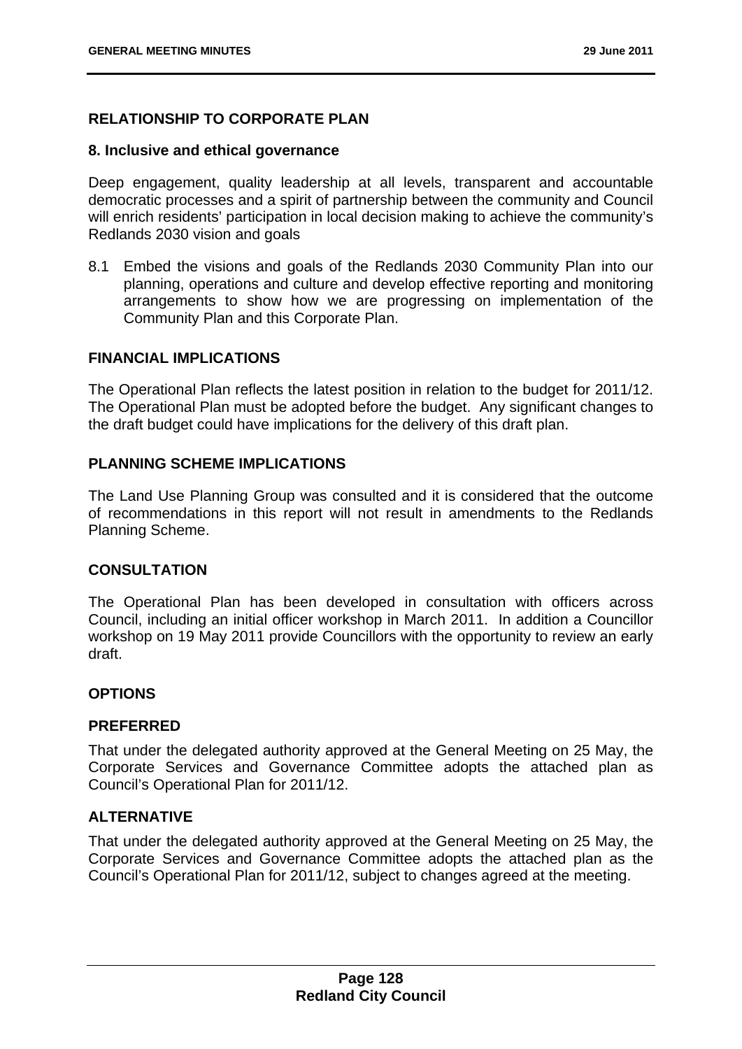## RELATIONSHIP TO CORPORATE PLAN

### 8. Inclusive and ethical governance

Deep engagement, quality leadership at all levels, transparent and accountable democratic processes and a spirit of partnership between the community and Council will enrich residents' participation in local decision making to achieve the community's Redlands 2030 vision and goals

8.1 Embed the visions and goals of the Redlands 2030 Community Plan into our planning, operations and culture and develop effective reporting and monitoring arrangements to show how we are progressing on implementation of the Community Plan and this Corporate Plan.

## FINANCIAL IMPLICATIONS

The Operational Plan reflects the latest position in relation to the budget for 2011/12. The Operational Plan must be adopted before the budget. Any significant changes to the draft budget could have implications for the delivery of this draft plan.

## PLANNING SCHEME IMPLICATIONS

The Land Use Planning Group was consulted and it is considered that the outcome of recommendations in this report will not result in amendments to the Redlands Planning Scheme.

## CONSULTATION

The Operational Plan has been developed in consultation with officers across Council, including an initial officer workshop in March 2011. In addition a Councillor workshop on 19 May 2011 provide Councillors with the opportunity to review an early draft.

## OPTIONS

### PREFERRED

That under the delegated authority approved at the General Meeting on 25 May, the Corporate Services and Governance Committee adopts the attached plan as Council's Operational Plan for 2011/12.

### ALTERNATIVE

That under the delegated authority approved at the General Meeting on 25 May, the Corporate Services and Governance Committee adopts the attached plan as the Council's Operational Plan for 2011/12, subject to changes agreed at the meeting.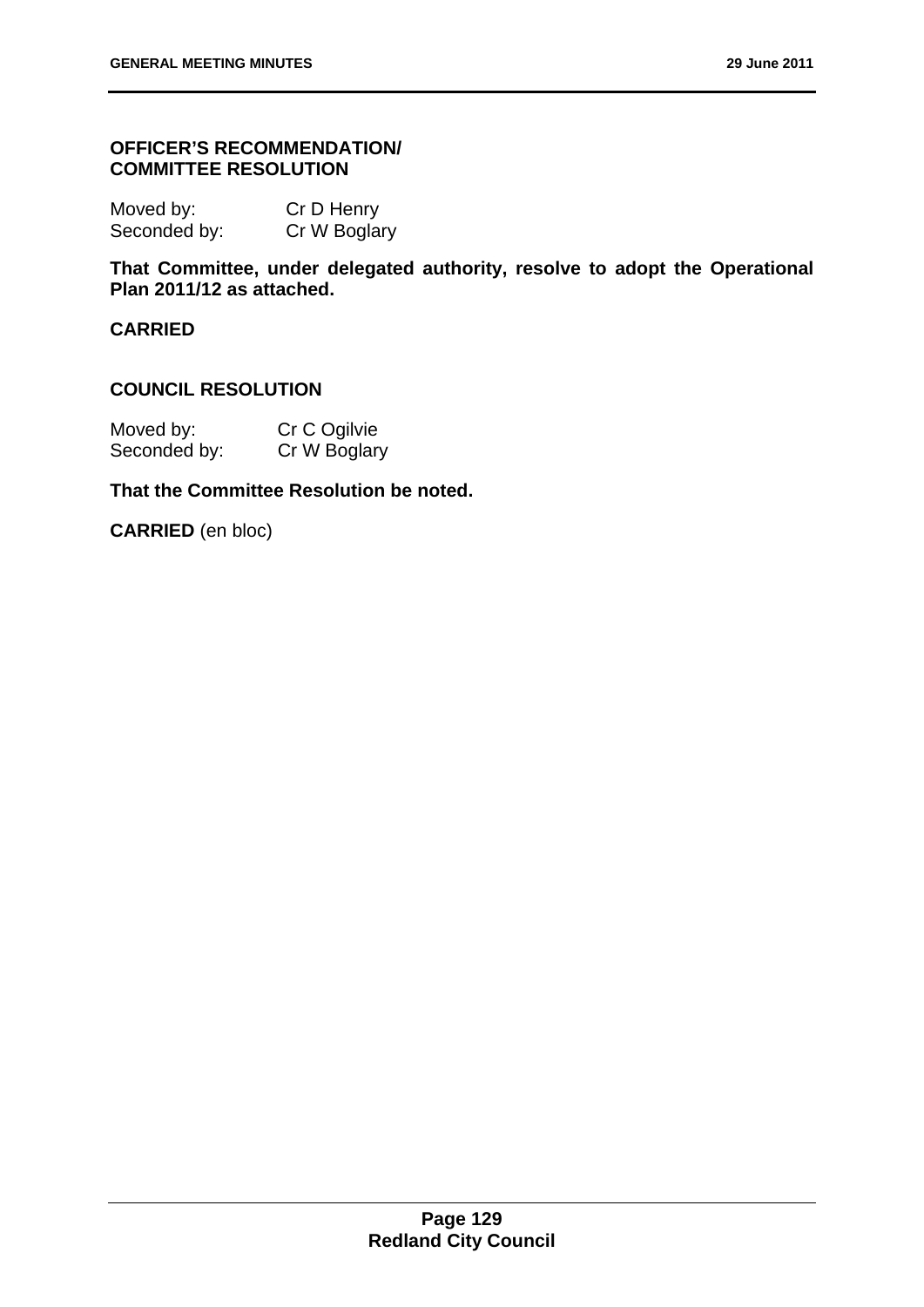**OFFICER'S RECOMMENDATION/**
**COMMITTEE RESOLUTION**

Moved by: Cr D Henry
Seconded by: Cr W Boglary

**That Committee, under delegated authority, resolve to adopt the Operational Plan 2011/12 as attached.**

**CARRIED**

**COUNCIL RESOLUTION**

Moved by: Cr C Ogilvie
Seconded by: Cr W Boglary

**That the Committee Resolution be noted.**

**CARRIED** (en bloc)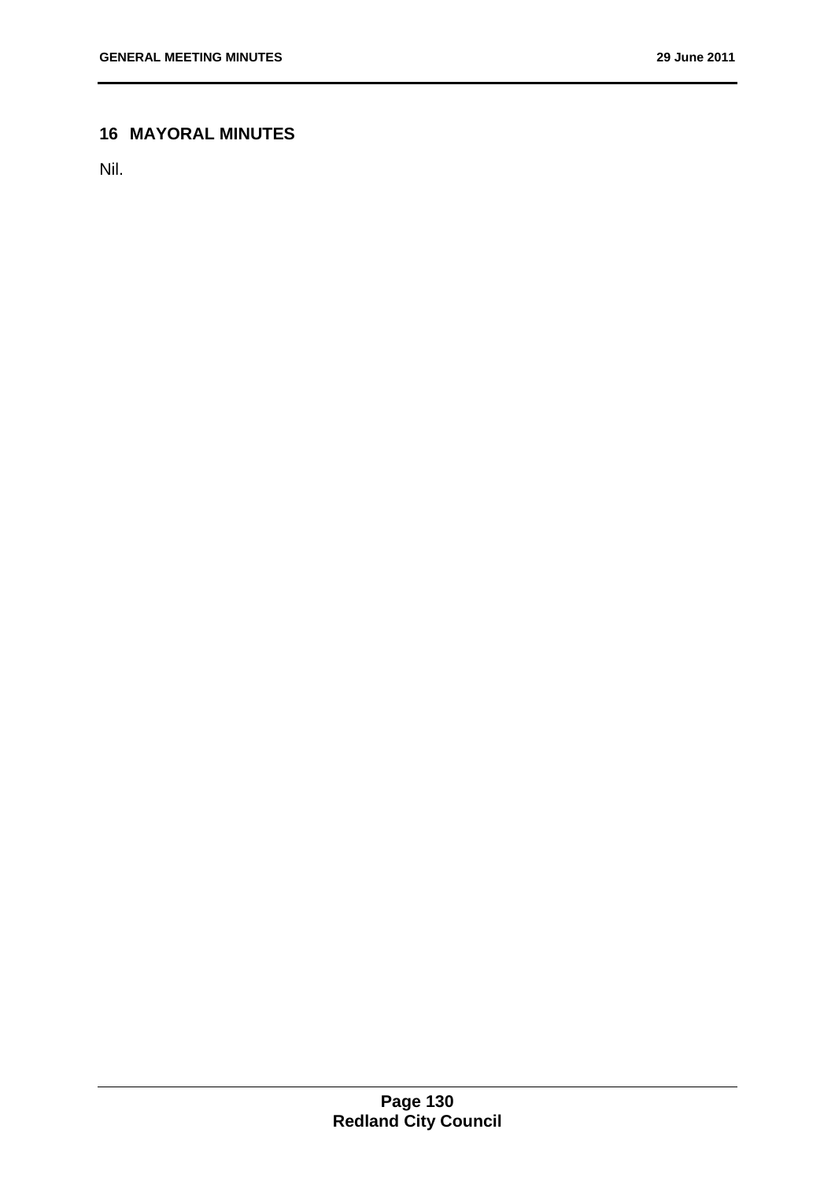## 16 MAYORAL MINUTES

Nil.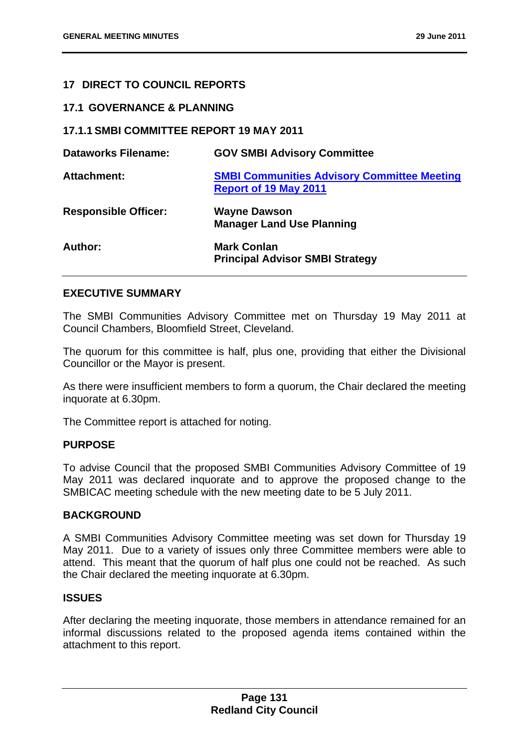## 17 DIRECT TO COUNCIL REPORTS

### 17.1 GOVERNANCE & PLANNING

#### 17.1.1 SMBI COMMITTEE REPORT 19 MAY 2011

| | |
|---|---|
| **Dataworks Filename:** | **GOV SMBI Advisory Committee** |
| **Attachment:** | **SMBI Communities Advisory Committee Meeting Report of 19 May 2011** |
| **Responsible Officer:** | **Wayne Dawson**<br>**Manager Land Use Planning** |
| **Author:** | **Mark Conlan**<br>**Principal Advisor SMBI Strategy** |

### EXECUTIVE SUMMARY

The SMBI Communities Advisory Committee met on Thursday 19 May 2011 at Council Chambers, Bloomfield Street, Cleveland.

The quorum for this committee is half, plus one, providing that either the Divisional Councillor or the Mayor is present.

As there were insufficient members to form a quorum, the Chair declared the meeting inquorate at 6.30pm.

The Committee report is attached for noting.

### PURPOSE

To advise Council that the proposed SMBI Communities Advisory Committee of 19 May 2011 was declared inquorate and to approve the proposed change to the SMBICAC meeting schedule with the new meeting date to be 5 July 2011.

### BACKGROUND

A SMBI Communities Advisory Committee meeting was set down for Thursday 19 May 2011. Due to a variety of issues only three Committee members were able to attend. This meant that the quorum of half plus one could not be reached. As such the Chair declared the meeting inquorate at 6.30pm.

### ISSUES

After declaring the meeting inquorate, those members in attendance remained for an informal discussions related to the proposed agenda items contained within the attachment to this report.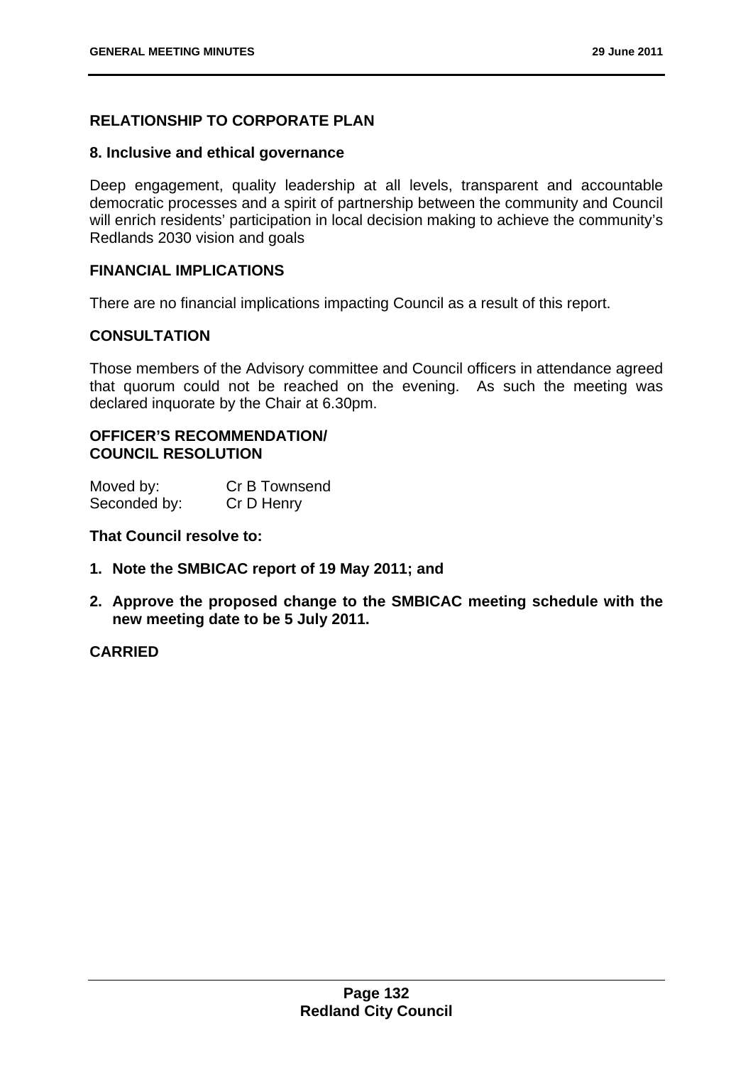## RELATIONSHIP TO CORPORATE PLAN

### 8. Inclusive and ethical governance

Deep engagement, quality leadership at all levels, transparent and accountable democratic processes and a spirit of partnership between the community and Council will enrich residents' participation in local decision making to achieve the community's Redlands 2030 vision and goals

## FINANCIAL IMPLICATIONS

There are no financial implications impacting Council as a result of this report.

## CONSULTATION

Those members of the Advisory committee and Council officers in attendance agreed that quorum could not be reached on the evening. As such the meeting was declared inquorate by the Chair at 6.30pm.

## OFFICER'S RECOMMENDATION/ COUNCIL RESOLUTION

Moved by: Cr B Townsend
Seconded by: Cr D Henry

**That Council resolve to:**

1. **Note the SMBICAC report of 19 May 2011; and**
2. **Approve the proposed change to the SMBICAC meeting schedule with the new meeting date to be 5 July 2011.**

**CARRIED**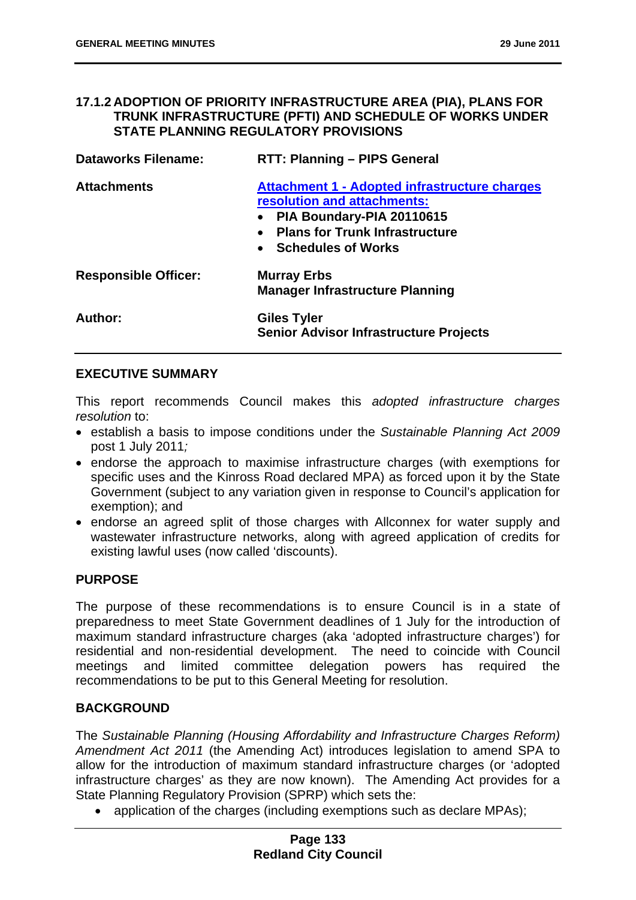### 17.1.2 ADOPTION OF PRIORITY INFRASTRUCTURE AREA (PIA), PLANS FOR TRUNK INFRASTRUCTURE (PFTI) AND SCHEDULE OF WORKS UNDER STATE PLANNING REGULATORY PROVISIONS

| | |
|---|---|
| **Dataworks Filename:** | **RTT: Planning – PIPS General** |
| **Attachments** | **Attachment 1 - Adopted infrastructure charges resolution and attachments:**<br>• **PIA Boundary-PIA 20110615**<br>• **Plans for Trunk Infrastructure**<br>• **Schedules of Works** |
| **Responsible Officer:** | **Murray Erbs**<br>**Manager Infrastructure Planning** |
| **Author:** | **Giles Tyler**<br>**Senior Advisor Infrastructure Projects** |

## EXECUTIVE SUMMARY

This report recommends Council makes this *adopted infrastructure charges resolution* to:

- establish a basis to impose conditions under the *Sustainable Planning Act 2009* post 1 July 2011*;*
- endorse the approach to maximise infrastructure charges (with exemptions for specific uses and the Kinross Road declared MPA) as forced upon it by the State Government (subject to any variation given in response to Council's application for exemption); and
- endorse an agreed split of those charges with Allconnex for water supply and wastewater infrastructure networks, along with agreed application of credits for existing lawful uses (now called 'discounts).

## PURPOSE

The purpose of these recommendations is to ensure Council is in a state of preparedness to meet State Government deadlines of 1 July for the introduction of maximum standard infrastructure charges (aka 'adopted infrastructure charges') for residential and non-residential development. The need to coincide with Council meetings and limited committee delegation powers has required the recommendations to be put to this General Meeting for resolution.

## BACKGROUND

The *Sustainable Planning (Housing Affordability and Infrastructure Charges Reform) Amendment Act 2011* (the Amending Act) introduces legislation to amend SPA to allow for the introduction of maximum standard infrastructure charges (or 'adopted infrastructure charges' as they are now known). The Amending Act provides for a State Planning Regulatory Provision (SPRP) which sets the:

- application of the charges (including exemptions such as declare MPAs);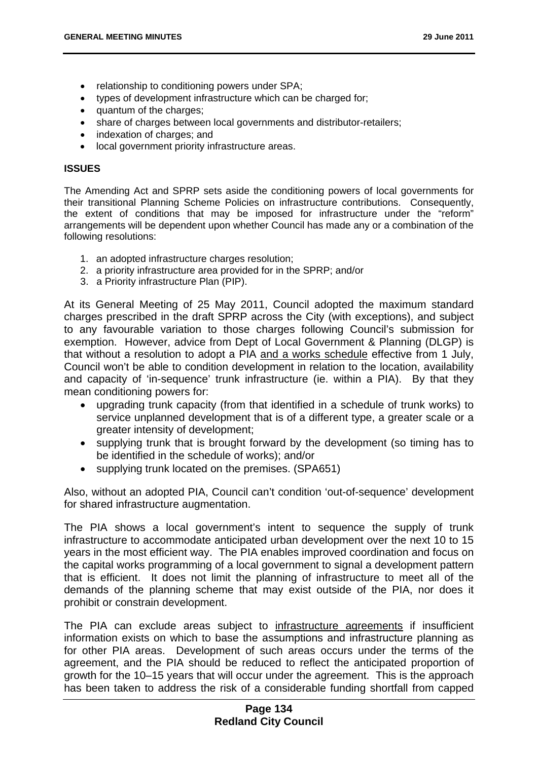- relationship to conditioning powers under SPA;
- types of development infrastructure which can be charged for;
- quantum of the charges;
- share of charges between local governments and distributor-retailers;
- indexation of charges; and
- local government priority infrastructure areas.

**ISSUES**

The Amending Act and SPRP sets aside the conditioning powers of local governments for their transitional Planning Scheme Policies on infrastructure contributions. Consequently, the extent of conditions that may be imposed for infrastructure under the "reform" arrangements will be dependent upon whether Council has made any or a combination of the following resolutions:

1. an adopted infrastructure charges resolution;
2. a priority infrastructure area provided for in the SPRP; and/or
3. a Priority infrastructure Plan (PIP).

At its General Meeting of 25 May 2011, Council adopted the maximum standard charges prescribed in the draft SPRP across the City (with exceptions), and subject to any favourable variation to those charges following Council's submission for exemption. However, advice from Dept of Local Government & Planning (DLGP) is that without a resolution to adopt a PIA <u>and a works schedule</u> effective from 1 July, Council won't be able to condition development in relation to the location, availability and capacity of 'in-sequence' trunk infrastructure (ie. within a PIA). By that they mean conditioning powers for:

- upgrading trunk capacity (from that identified in a schedule of trunk works) to service unplanned development that is of a different type, a greater scale or a greater intensity of development;
- supplying trunk that is brought forward by the development (so timing has to be identified in the schedule of works); and/or
- supplying trunk located on the premises. (SPA651)

Also, without an adopted PIA, Council can't condition 'out-of-sequence' development for shared infrastructure augmentation.

The PIA shows a local government's intent to sequence the supply of trunk infrastructure to accommodate anticipated urban development over the next 10 to 15 years in the most efficient way. The PIA enables improved coordination and focus on the capital works programming of a local government to signal a development pattern that is efficient. It does not limit the planning of infrastructure to meet all of the demands of the planning scheme that may exist outside of the PIA, nor does it prohibit or constrain development.

The PIA can exclude areas subject to <u>infrastructure agreements</u> if insufficient information exists on which to base the assumptions and infrastructure planning as for other PIA areas. Development of such areas occurs under the terms of the agreement, and the PIA should be reduced to reflect the anticipated proportion of growth for the 10–15 years that will occur under the agreement. This is the approach has been taken to address the risk of a considerable funding shortfall from capped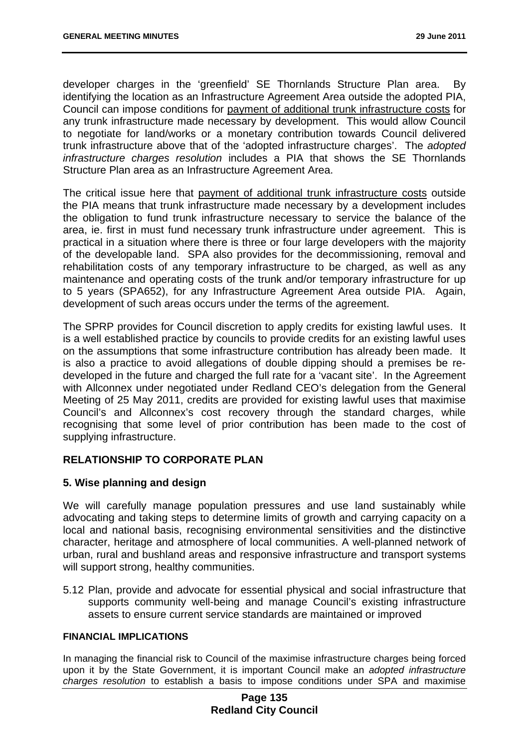developer charges in the 'greenfield' SE Thornlands Structure Plan area. By identifying the location as an Infrastructure Agreement Area outside the adopted PIA, Council can impose conditions for payment of additional trunk infrastructure costs for any trunk infrastructure made necessary by development. This would allow Council to negotiate for land/works or a monetary contribution towards Council delivered trunk infrastructure above that of the 'adopted infrastructure charges'. The *adopted infrastructure charges resolution* includes a PIA that shows the SE Thornlands Structure Plan area as an Infrastructure Agreement Area.

The critical issue here that payment of additional trunk infrastructure costs outside the PIA means that trunk infrastructure made necessary by a development includes the obligation to fund trunk infrastructure necessary to service the balance of the area, ie. first in must fund necessary trunk infrastructure under agreement. This is practical in a situation where there is three or four large developers with the majority of the developable land. SPA also provides for the decommissioning, removal and rehabilitation costs of any temporary infrastructure to be charged, as well as any maintenance and operating costs of the trunk and/or temporary infrastructure for up to 5 years (SPA652), for any Infrastructure Agreement Area outside PIA. Again, development of such areas occurs under the terms of the agreement.

The SPRP provides for Council discretion to apply credits for existing lawful uses. It is a well established practice by councils to provide credits for an existing lawful uses on the assumptions that some infrastructure contribution has already been made. It is also a practice to avoid allegations of double dipping should a premises be re-developed in the future and charged the full rate for a 'vacant site'. In the Agreement with Allconnex under negotiated under Redland CEO's delegation from the General Meeting of 25 May 2011, credits are provided for existing lawful uses that maximise Council's and Allconnex's cost recovery through the standard charges, while recognising that some level of prior contribution has been made to the cost of supplying infrastructure.

## RELATIONSHIP TO CORPORATE PLAN

### 5. Wise planning and design

We will carefully manage population pressures and use land sustainably while advocating and taking steps to determine limits of growth and carrying capacity on a local and national basis, recognising environmental sensitivities and the distinctive character, heritage and atmosphere of local communities. A well-planned network of urban, rural and bushland areas and responsive infrastructure and transport systems will support strong, healthy communities.

5.12 Plan, provide and advocate for essential physical and social infrastructure that supports community well-being and manage Council's existing infrastructure assets to ensure current service standards are maintained or improved

### FINANCIAL IMPLICATIONS

In managing the financial risk to Council of the maximise infrastructure charges being forced upon it by the State Government, it is important Council make an *adopted infrastructure charges resolution* to establish a basis to impose conditions under SPA and maximise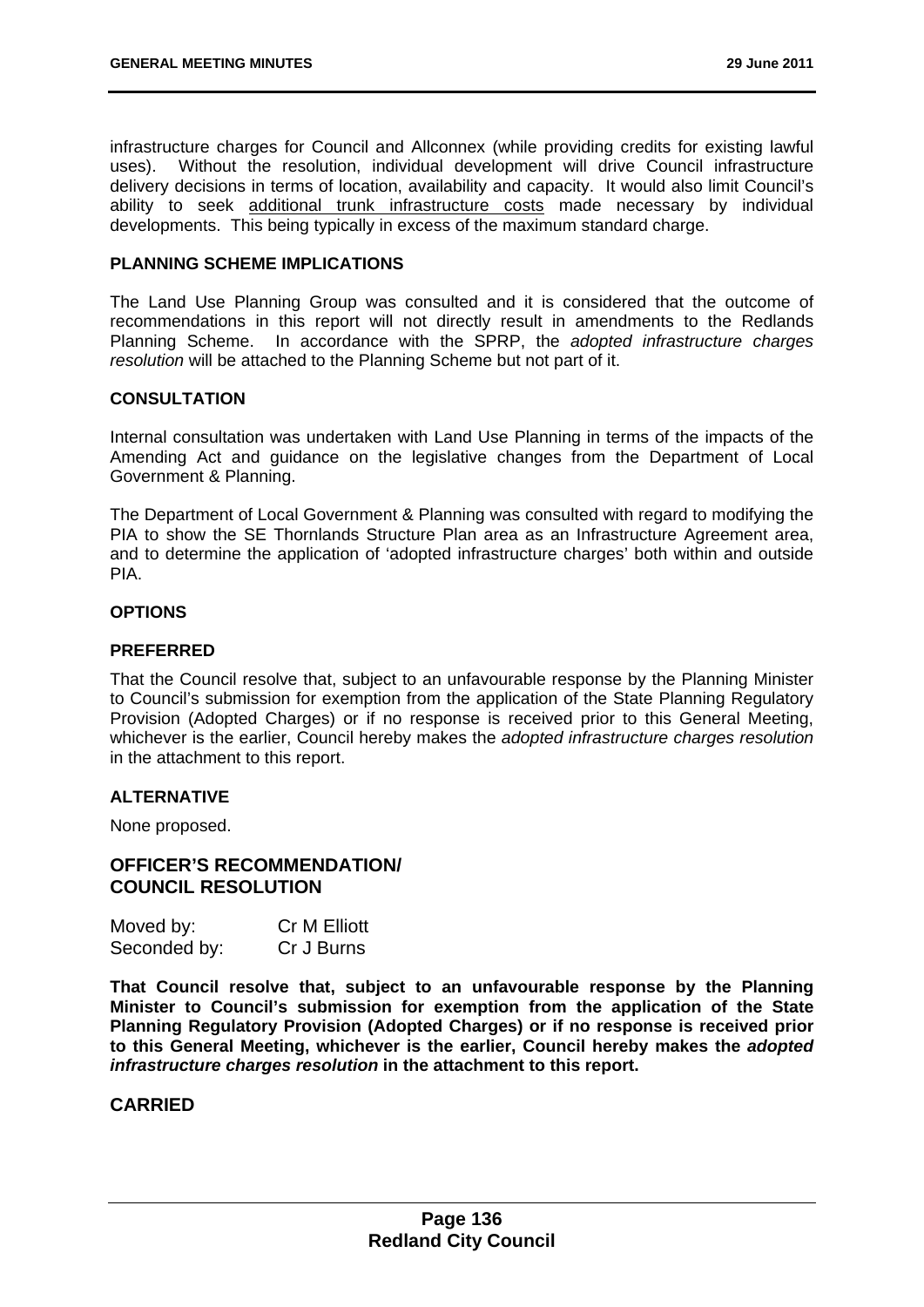infrastructure charges for Council and Allconnex (while providing credits for existing lawful uses). Without the resolution, individual development will drive Council infrastructure delivery decisions in terms of location, availability and capacity. It would also limit Council's ability to seek additional trunk infrastructure costs made necessary by individual developments. This being typically in excess of the maximum standard charge.

### PLANNING SCHEME IMPLICATIONS

The Land Use Planning Group was consulted and it is considered that the outcome of recommendations in this report will not directly result in amendments to the Redlands Planning Scheme. In accordance with the SPRP, the *adopted infrastructure charges resolution* will be attached to the Planning Scheme but not part of it.

### CONSULTATION

Internal consultation was undertaken with Land Use Planning in terms of the impacts of the Amending Act and guidance on the legislative changes from the Department of Local Government & Planning.

The Department of Local Government & Planning was consulted with regard to modifying the PIA to show the SE Thornlands Structure Plan area as an Infrastructure Agreement area, and to determine the application of 'adopted infrastructure charges' both within and outside PIA.

### OPTIONS

### PREFERRED

That the Council resolve that, subject to an unfavourable response by the Planning Minister to Council's submission for exemption from the application of the State Planning Regulatory Provision (Adopted Charges) or if no response is received prior to this General Meeting, whichever is the earlier, Council hereby makes the *adopted infrastructure charges resolution* in the attachment to this report.

### ALTERNATIVE

None proposed.

## OFFICER'S RECOMMENDATION/ COUNCIL RESOLUTION

| | |
|---|---|
| Moved by: | Cr M Elliott |
| Seconded by: | Cr J Burns |

**That Council resolve that, subject to an unfavourable response by the Planning Minister to Council's submission for exemption from the application of the State Planning Regulatory Provision (Adopted Charges) or if no response is received prior to this General Meeting, whichever is the earlier, Council hereby makes the *adopted infrastructure charges resolution* in the attachment to this report.**

## CARRIED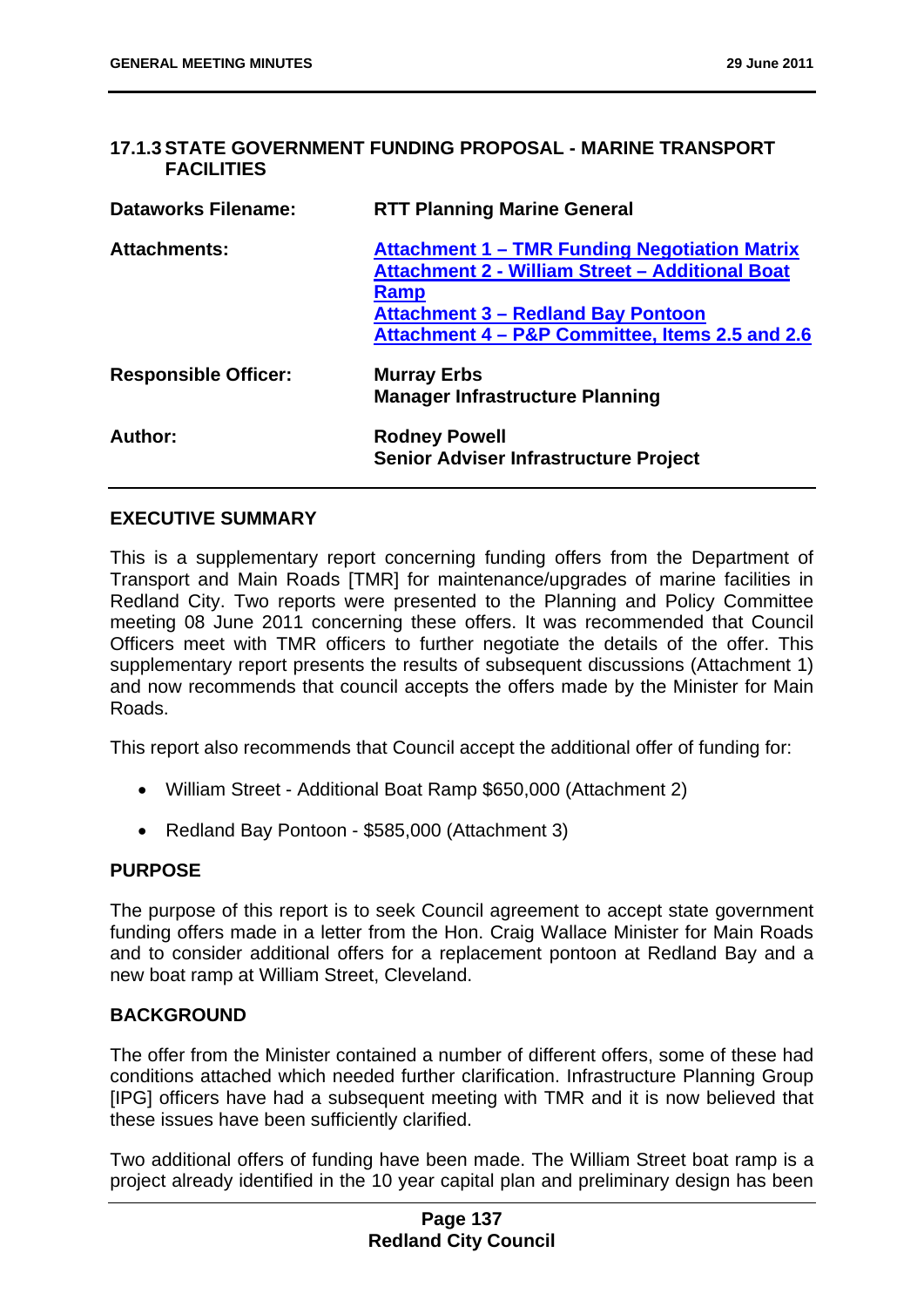## 17.1.3 STATE GOVERNMENT FUNDING PROPOSAL - MARINE TRANSPORT FACILITIES

| | |
|---|---|
| **Dataworks Filename:** | **RTT Planning Marine General** |
| **Attachments:** | **Attachment 1 – TMR Funding Negotiation Matrix**<br>**Attachment 2 - William Street – Additional Boat Ramp**<br>**Attachment 3 – Redland Bay Pontoon**<br>**Attachment 4 – P&P Committee, Items 2.5 and 2.6** |
| **Responsible Officer:** | **Murray Erbs**<br>**Manager Infrastructure Planning** |
| **Author:** | **Rodney Powell**<br>**Senior Adviser Infrastructure Project** |

### EXECUTIVE SUMMARY

This is a supplementary report concerning funding offers from the Department of Transport and Main Roads [TMR] for maintenance/upgrades of marine facilities in Redland City. Two reports were presented to the Planning and Policy Committee meeting 08 June 2011 concerning these offers. It was recommended that Council Officers meet with TMR officers to further negotiate the details of the offer. This supplementary report presents the results of subsequent discussions (Attachment 1) and now recommends that council accepts the offers made by the Minister for Main Roads.

This report also recommends that Council accept the additional offer of funding for:

- William Street - Additional Boat Ramp $650,000 (Attachment 2)
- Redland Bay Pontoon - $585,000 (Attachment 3)

### PURPOSE

The purpose of this report is to seek Council agreement to accept state government funding offers made in a letter from the Hon. Craig Wallace Minister for Main Roads and to consider additional offers for a replacement pontoon at Redland Bay and a new boat ramp at William Street, Cleveland.

### BACKGROUND

The offer from the Minister contained a number of different offers, some of these had conditions attached which needed further clarification. Infrastructure Planning Group [IPG] officers have had a subsequent meeting with TMR and it is now believed that these issues have been sufficiently clarified.

Two additional offers of funding have been made. The William Street boat ramp is a project already identified in the 10 year capital plan and preliminary design has been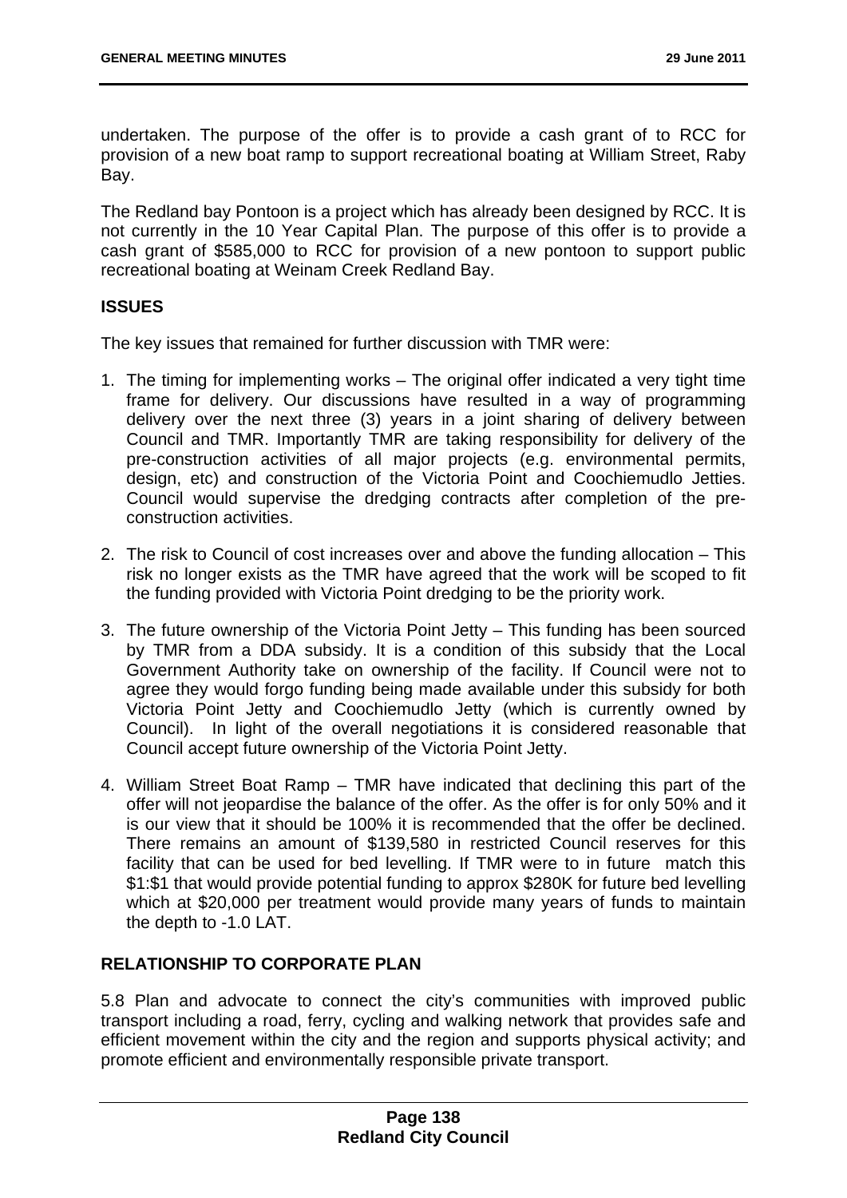undertaken. The purpose of the offer is to provide a cash grant of to RCC for provision of a new boat ramp to support recreational boating at William Street, Raby Bay.

The Redland bay Pontoon is a project which has already been designed by RCC. It is not currently in the 10 Year Capital Plan. The purpose of this offer is to provide a cash grant of $585,000 to RCC for provision of a new pontoon to support public recreational boating at Weinam Creek Redland Bay.

## ISSUES

The key issues that remained for further discussion with TMR were:

1. The timing for implementing works – The original offer indicated a very tight time frame for delivery. Our discussions have resulted in a way of programming delivery over the next three (3) years in a joint sharing of delivery between Council and TMR. Importantly TMR are taking responsibility for delivery of the pre-construction activities of all major projects (e.g. environmental permits, design, etc) and construction of the Victoria Point and Coochiemudlo Jetties. Council would supervise the dredging contracts after completion of the pre-construction activities.

2. The risk to Council of cost increases over and above the funding allocation – This risk no longer exists as the TMR have agreed that the work will be scoped to fit the funding provided with Victoria Point dredging to be the priority work.

3. The future ownership of the Victoria Point Jetty – This funding has been sourced by TMR from a DDA subsidy. It is a condition of this subsidy that the Local Government Authority take on ownership of the facility. If Council were not to agree they would forgo funding being made available under this subsidy for both Victoria Point Jetty and Coochiemudlo Jetty (which is currently owned by Council). In light of the overall negotiations it is considered reasonable that Council accept future ownership of the Victoria Point Jetty.

4. William Street Boat Ramp – TMR have indicated that declining this part of the offer will not jeopardise the balance of the offer. As the offer is for only 50% and it is our view that it should be 100% it is recommended that the offer be declined. There remains an amount of $139,580 in restricted Council reserves for this facility that can be used for bed levelling. If TMR were to in future match this $1:$1 that would provide potential funding to approx $280K for future bed levelling which at $20,000 per treatment would provide many years of funds to maintain the depth to -1.0 LAT.

## RELATIONSHIP TO CORPORATE PLAN

5.8 Plan and advocate to connect the city's communities with improved public transport including a road, ferry, cycling and walking network that provides safe and efficient movement within the city and the region and supports physical activity; and promote efficient and environmentally responsible private transport.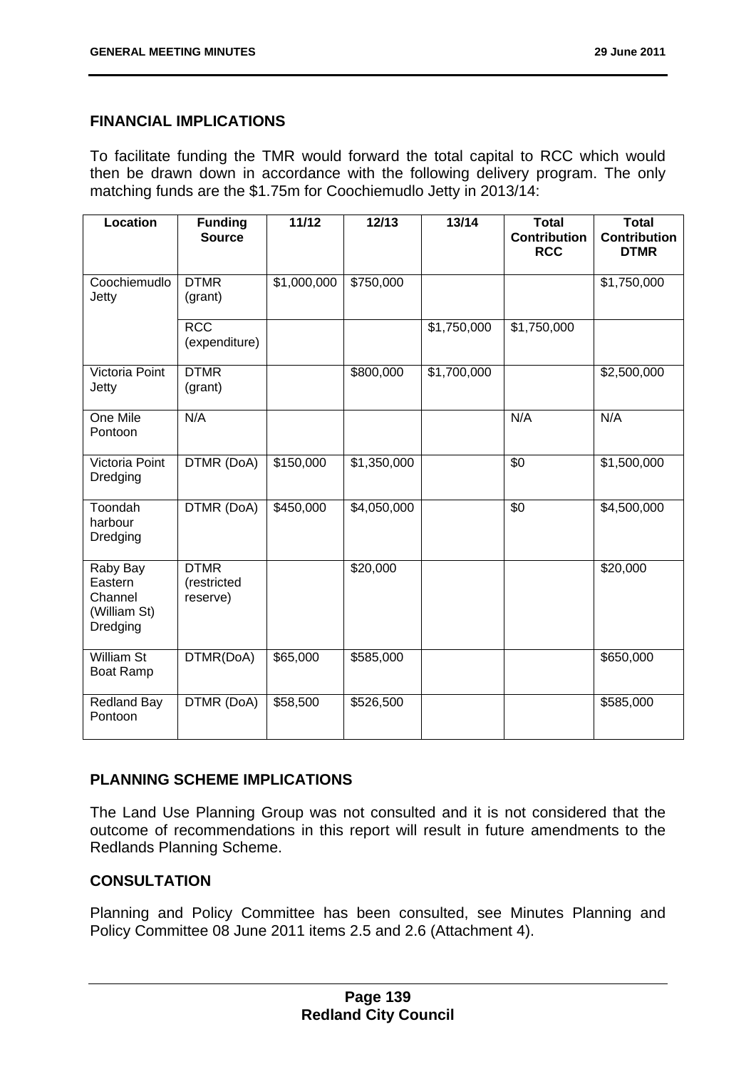## FINANCIAL IMPLICATIONS

To facilitate funding the TMR would forward the total capital to RCC which would then be drawn down in accordance with the following delivery program. The only matching funds are the $1.75m for Coochiemudlo Jetty in 2013/14:

| Location | Funding Source | 11/12 | 12/13 | 13/14 | Total Contribution RCC | Total Contribution DTMR |
|---|---|---|---|---|---|---|
| Coochiemudlo Jetty | DTMR (grant) | $1,000,000 | $750,000 | | | $1,750,000 |
| | RCC (expenditure) | | | $1,750,000 | $1,750,000 | |
| Victoria Point Jetty | DTMR (grant) | | $800,000 | $1,700,000 | | $2,500,000 |
| One Mile Pontoon | N/A | | | | N/A | N/A |
| Victoria Point Dredging | DTMR (DoA) | $150,000 | $1,350,000 | | $0 | $1,500,000 |
| Toondah harbour Dredging | DTMR (DoA) | $450,000 | $4,050,000 | | $0 | $4,500,000 |
| Raby Bay Eastern Channel (William St) Dredging | DTMR (restricted reserve) | | $20,000 | | | $20,000 |
| William St Boat Ramp | DTMR(DoA) | $65,000 | $585,000 | | | $650,000 |
| Redland Bay Pontoon | DTMR (DoA) | $58,500 | $526,500 | | | $585,000 |

## PLANNING SCHEME IMPLICATIONS

The Land Use Planning Group was not consulted and it is not considered that the outcome of recommendations in this report will result in future amendments to the Redlands Planning Scheme.

## CONSULTATION

Planning and Policy Committee has been consulted, see Minutes Planning and Policy Committee 08 June 2011 items 2.5 and 2.6 (Attachment 4).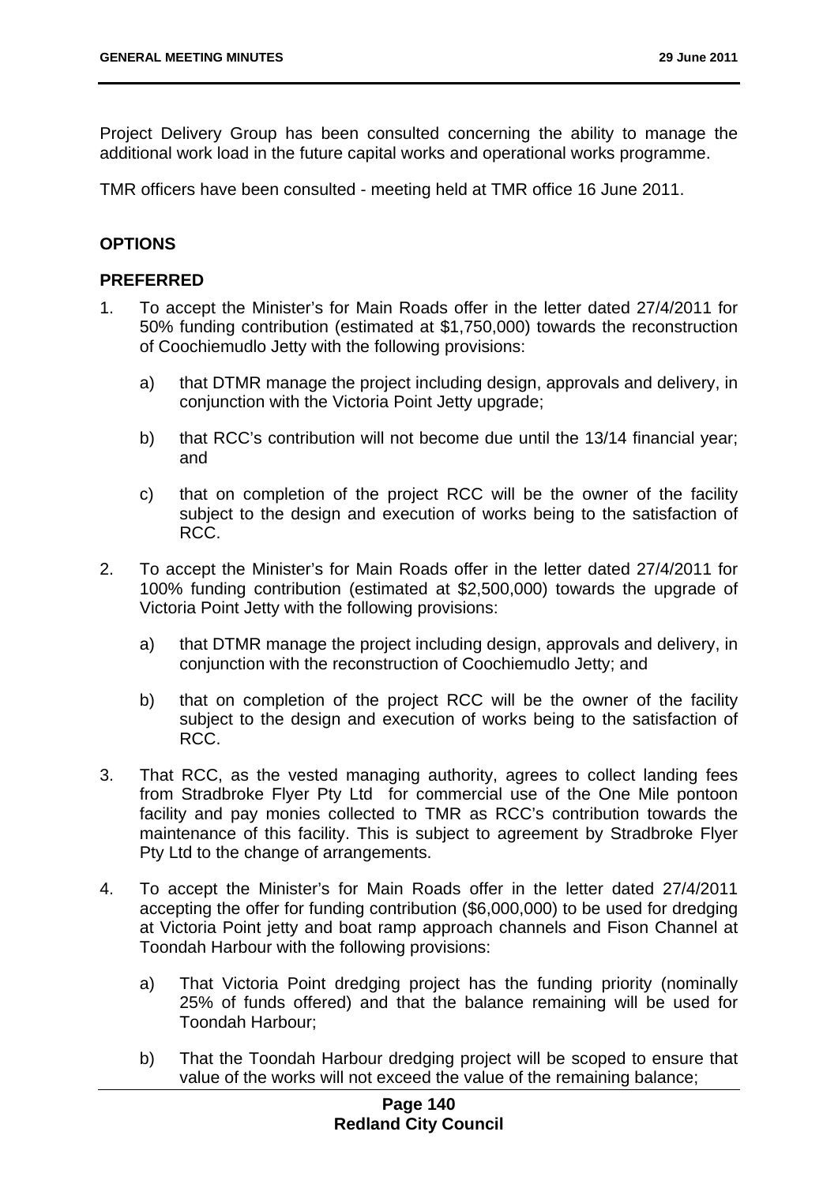Project Delivery Group has been consulted concerning the ability to manage the additional work load in the future capital works and operational works programme.

TMR officers have been consulted - meeting held at TMR office 16 June 2011.

## OPTIONS

### PREFERRED

1. To accept the Minister's for Main Roads offer in the letter dated 27/4/2011 for 50% funding contribution (estimated at $1,750,000) towards the reconstruction of Coochiemudlo Jetty with the following provisions:

   a) that DTMR manage the project including design, approvals and delivery, in conjunction with the Victoria Point Jetty upgrade;

   b) that RCC's contribution will not become due until the 13/14 financial year; and

   c) that on completion of the project RCC will be the owner of the facility subject to the design and execution of works being to the satisfaction of RCC.

2. To accept the Minister's for Main Roads offer in the letter dated 27/4/2011 for 100% funding contribution (estimated at $2,500,000) towards the upgrade of Victoria Point Jetty with the following provisions:

   a) that DTMR manage the project including design, approvals and delivery, in conjunction with the reconstruction of Coochiemudlo Jetty; and

   b) that on completion of the project RCC will be the owner of the facility subject to the design and execution of works being to the satisfaction of RCC.

3. That RCC, as the vested managing authority, agrees to collect landing fees from Stradbroke Flyer Pty Ltd for commercial use of the One Mile pontoon facility and pay monies collected to TMR as RCC's contribution towards the maintenance of this facility. This is subject to agreement by Stradbroke Flyer Pty Ltd to the change of arrangements.

4. To accept the Minister's for Main Roads offer in the letter dated 27/4/2011 accepting the offer for funding contribution ($6,000,000) to be used for dredging at Victoria Point jetty and boat ramp approach channels and Fison Channel at Toondah Harbour with the following provisions:

   a) That Victoria Point dredging project has the funding priority (nominally 25% of funds offered) and that the balance remaining will be used for Toondah Harbour;

   b) That the Toondah Harbour dredging project will be scoped to ensure that value of the works will not exceed the value of the remaining balance;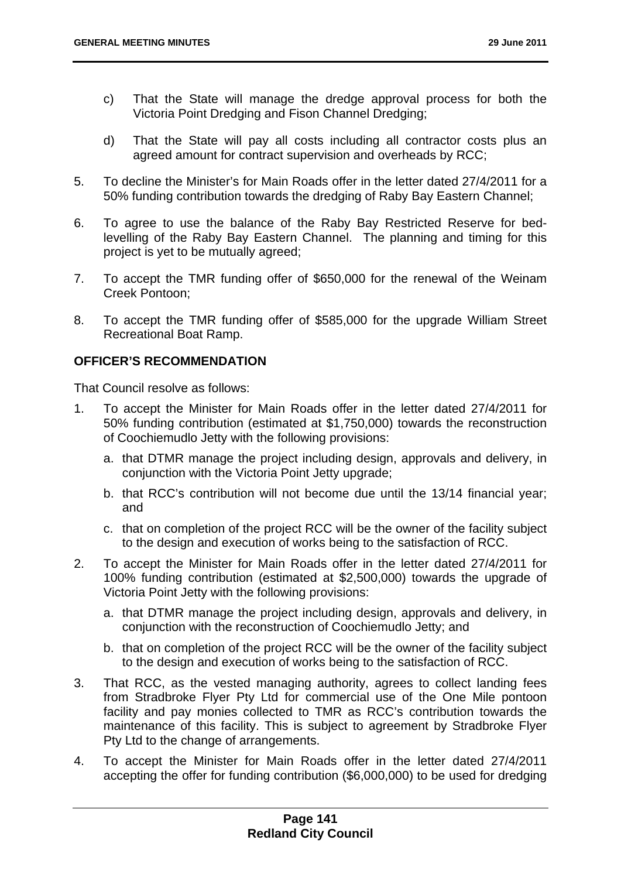c) That the State will manage the dredge approval process for both the Victoria Point Dredging and Fison Channel Dredging;

d) That the State will pay all costs including all contractor costs plus an agreed amount for contract supervision and overheads by RCC;

5. To decline the Minister's for Main Roads offer in the letter dated 27/4/2011 for a 50% funding contribution towards the dredging of Raby Bay Eastern Channel;

6. To agree to use the balance of the Raby Bay Restricted Reserve for bed-levelling of the Raby Bay Eastern Channel. The planning and timing for this project is yet to be mutually agreed;

7. To accept the TMR funding offer of $650,000 for the renewal of the Weinam Creek Pontoon;

8. To accept the TMR funding offer of $585,000 for the upgrade William Street Recreational Boat Ramp.

**OFFICER'S RECOMMENDATION**

That Council resolve as follows:

1. To accept the Minister for Main Roads offer in the letter dated 27/4/2011 for 50% funding contribution (estimated at $1,750,000) towards the reconstruction of Coochiemudlo Jetty with the following provisions:
   a. that DTMR manage the project including design, approvals and delivery, in conjunction with the Victoria Point Jetty upgrade;
   b. that RCC's contribution will not become due until the 13/14 financial year; and
   c. that on completion of the project RCC will be the owner of the facility subject to the design and execution of works being to the satisfaction of RCC.

2. To accept the Minister for Main Roads offer in the letter dated 27/4/2011 for 100% funding contribution (estimated at $2,500,000) towards the upgrade of Victoria Point Jetty with the following provisions:
   a. that DTMR manage the project including design, approvals and delivery, in conjunction with the reconstruction of Coochiemudlo Jetty; and
   b. that on completion of the project RCC will be the owner of the facility subject to the design and execution of works being to the satisfaction of RCC.

3. That RCC, as the vested managing authority, agrees to collect landing fees from Stradbroke Flyer Pty Ltd for commercial use of the One Mile pontoon facility and pay monies collected to TMR as RCC's contribution towards the maintenance of this facility. This is subject to agreement by Stradbroke Flyer Pty Ltd to the change of arrangements.

4. To accept the Minister for Main Roads offer in the letter dated 27/4/2011 accepting the offer for funding contribution ($6,000,000) to be used for dredging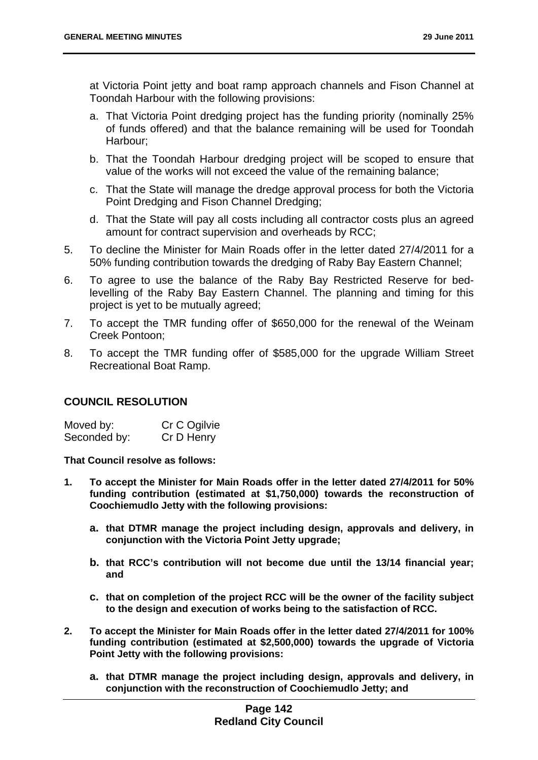at Victoria Point jetty and boat ramp approach channels and Fison Channel at Toondah Harbour with the following provisions:

   a. That Victoria Point dredging project has the funding priority (nominally 25% of funds offered) and that the balance remaining will be used for Toondah Harbour;

   b. That the Toondah Harbour dredging project will be scoped to ensure that value of the works will not exceed the value of the remaining balance;

   c. That the State will manage the dredge approval process for both the Victoria Point Dredging and Fison Channel Dredging;

   d. That the State will pay all costs including all contractor costs plus an agreed amount for contract supervision and overheads by RCC;

5. To decline the Minister for Main Roads offer in the letter dated 27/4/2011 for a 50% funding contribution towards the dredging of Raby Bay Eastern Channel;

6. To agree to use the balance of the Raby Bay Restricted Reserve for bed-levelling of the Raby Bay Eastern Channel. The planning and timing for this project is yet to be mutually agreed;

7. To accept the TMR funding offer of $650,000 for the renewal of the Weinam Creek Pontoon;

8. To accept the TMR funding offer of $585,000 for the upgrade William Street Recreational Boat Ramp.

## COUNCIL RESOLUTION

Moved by: Cr C Ogilvie
Seconded by: Cr D Henry

**That Council resolve as follows:**

**1. To accept the Minister for Main Roads offer in the letter dated 27/4/2011 for 50% funding contribution (estimated at $1,750,000) towards the reconstruction of Coochiemudlo Jetty with the following provisions:**

   **a. that DTMR manage the project including design, approvals and delivery, in conjunction with the Victoria Point Jetty upgrade;**

   **b. that RCC's contribution will not become due until the 13/14 financial year; and**

   **c. that on completion of the project RCC will be the owner of the facility subject to the design and execution of works being to the satisfaction of RCC.**

**2. To accept the Minister for Main Roads offer in the letter dated 27/4/2011 for 100% funding contribution (estimated at $2,500,000) towards the upgrade of Victoria Point Jetty with the following provisions:**

   **a. that DTMR manage the project including design, approvals and delivery, in conjunction with the reconstruction of Coochiemudlo Jetty; and**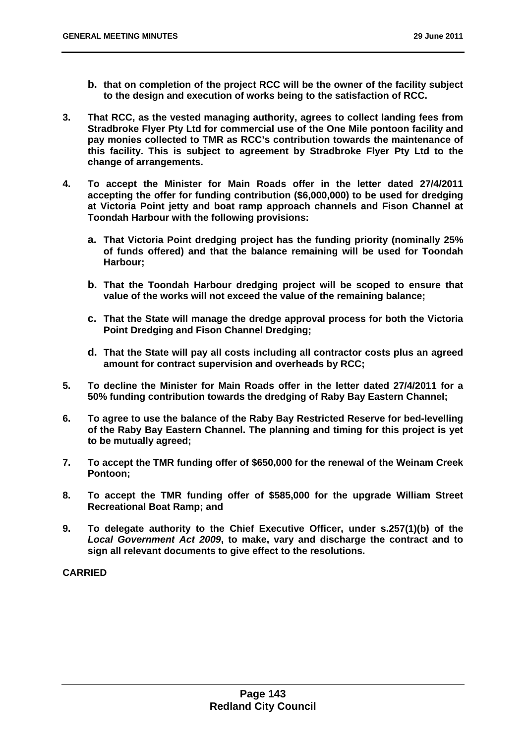**b. that on completion of the project RCC will be the owner of the facility subject to the design and execution of works being to the satisfaction of RCC.**

**3. That RCC, as the vested managing authority, agrees to collect landing fees from Stradbroke Flyer Pty Ltd for commercial use of the One Mile pontoon facility and pay monies collected to TMR as RCC's contribution towards the maintenance of this facility. This is subject to agreement by Stradbroke Flyer Pty Ltd to the change of arrangements.**

**4. To accept the Minister for Main Roads offer in the letter dated 27/4/2011 accepting the offer for funding contribution ($6,000,000) to be used for dredging at Victoria Point jetty and boat ramp approach channels and Fison Channel at Toondah Harbour with the following provisions:**

**a. That Victoria Point dredging project has the funding priority (nominally 25% of funds offered) and that the balance remaining will be used for Toondah Harbour;**

**b. That the Toondah Harbour dredging project will be scoped to ensure that value of the works will not exceed the value of the remaining balance;**

**c. That the State will manage the dredge approval process for both the Victoria Point Dredging and Fison Channel Dredging;**

**d. That the State will pay all costs including all contractor costs plus an agreed amount for contract supervision and overheads by RCC;**

**5. To decline the Minister for Main Roads offer in the letter dated 27/4/2011 for a 50% funding contribution towards the dredging of Raby Bay Eastern Channel;**

**6. To agree to use the balance of the Raby Bay Restricted Reserve for bed-levelling of the Raby Bay Eastern Channel. The planning and timing for this project is yet to be mutually agreed;**

**7. To accept the TMR funding offer of $650,000 for the renewal of the Weinam Creek Pontoon;**

**8. To accept the TMR funding offer of $585,000 for the upgrade William Street Recreational Boat Ramp; and**

**9. To delegate authority to the Chief Executive Officer, under s.257(1)(b) of the *Local Government Act 2009*, to make, vary and discharge the contract and to sign all relevant documents to give effect to the resolutions.**

**CARRIED**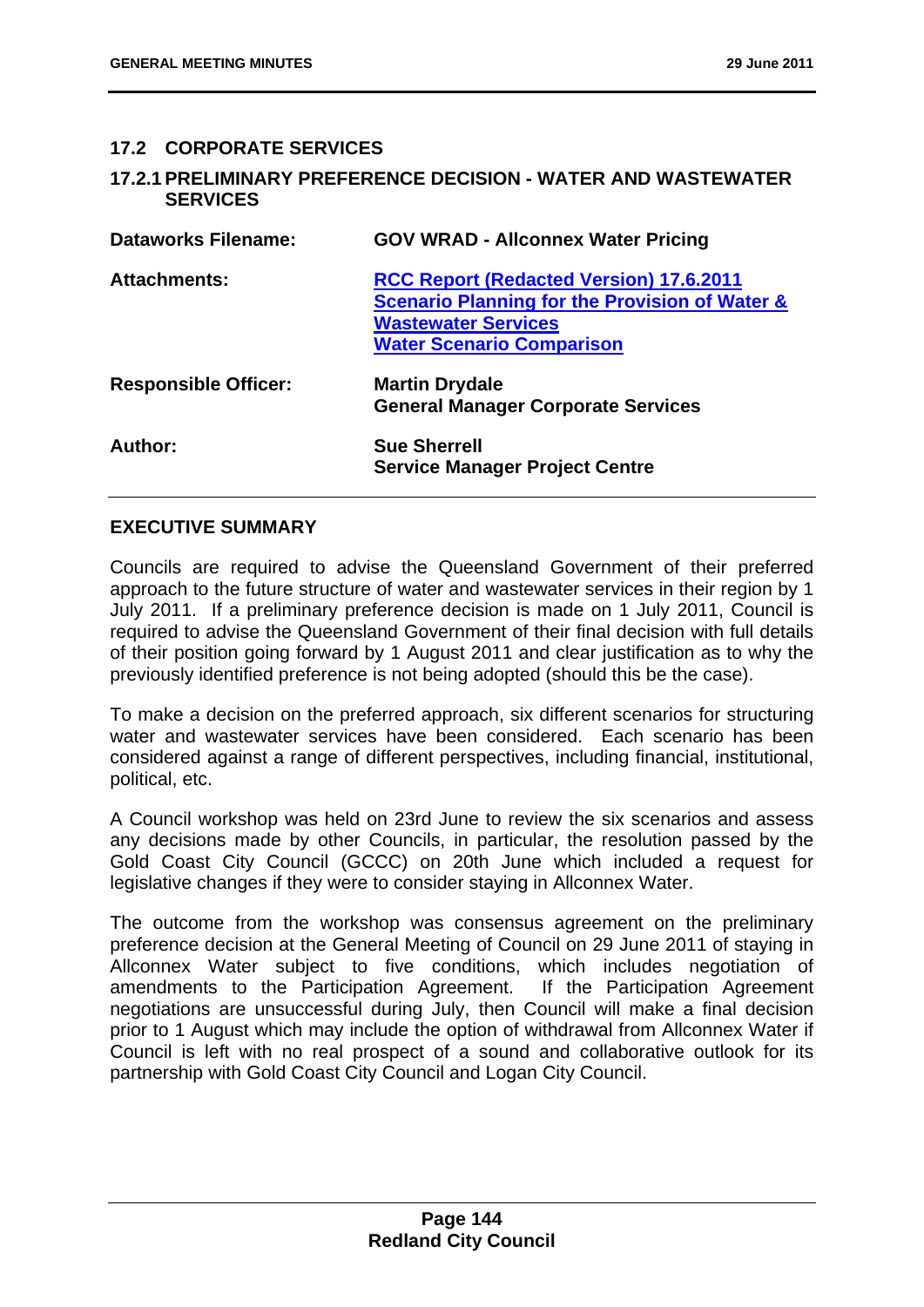## 17.2 CORPORATE SERVICES

### 17.2.1 PRELIMINARY PREFERENCE DECISION - WATER AND WASTEWATER SERVICES

| | |
|---|---|
| **Dataworks Filename:** | **GOV WRAD - Allconnex Water Pricing** |
| **Attachments:** | **RCC Report (Redacted Version) 17.6.2011**<br>**Scenario Planning for the Provision of Water & Wastewater Services**<br>**Water Scenario Comparison** |
| **Responsible Officer:** | **Martin Drydale**<br>**General Manager Corporate Services** |
| **Author:** | **Sue Sherrell**<br>**Service Manager Project Centre** |

#### EXECUTIVE SUMMARY

Councils are required to advise the Queensland Government of their preferred approach to the future structure of water and wastewater services in their region by 1 July 2011. If a preliminary preference decision is made on 1 July 2011, Council is required to advise the Queensland Government of their final decision with full details of their position going forward by 1 August 2011 and clear justification as to why the previously identified preference is not being adopted (should this be the case).

To make a decision on the preferred approach, six different scenarios for structuring water and wastewater services have been considered. Each scenario has been considered against a range of different perspectives, including financial, institutional, political, etc.

A Council workshop was held on 23rd June to review the six scenarios and assess any decisions made by other Councils, in particular, the resolution passed by the Gold Coast City Council (GCCC) on 20th June which included a request for legislative changes if they were to consider staying in Allconnex Water.

The outcome from the workshop was consensus agreement on the preliminary preference decision at the General Meeting of Council on 29 June 2011 of staying in Allconnex Water subject to five conditions, which includes negotiation of amendments to the Participation Agreement. If the Participation Agreement negotiations are unsuccessful during July, then Council will make a final decision prior to 1 August which may include the option of withdrawal from Allconnex Water if Council is left with no real prospect of a sound and collaborative outlook for its partnership with Gold Coast City Council and Logan City Council.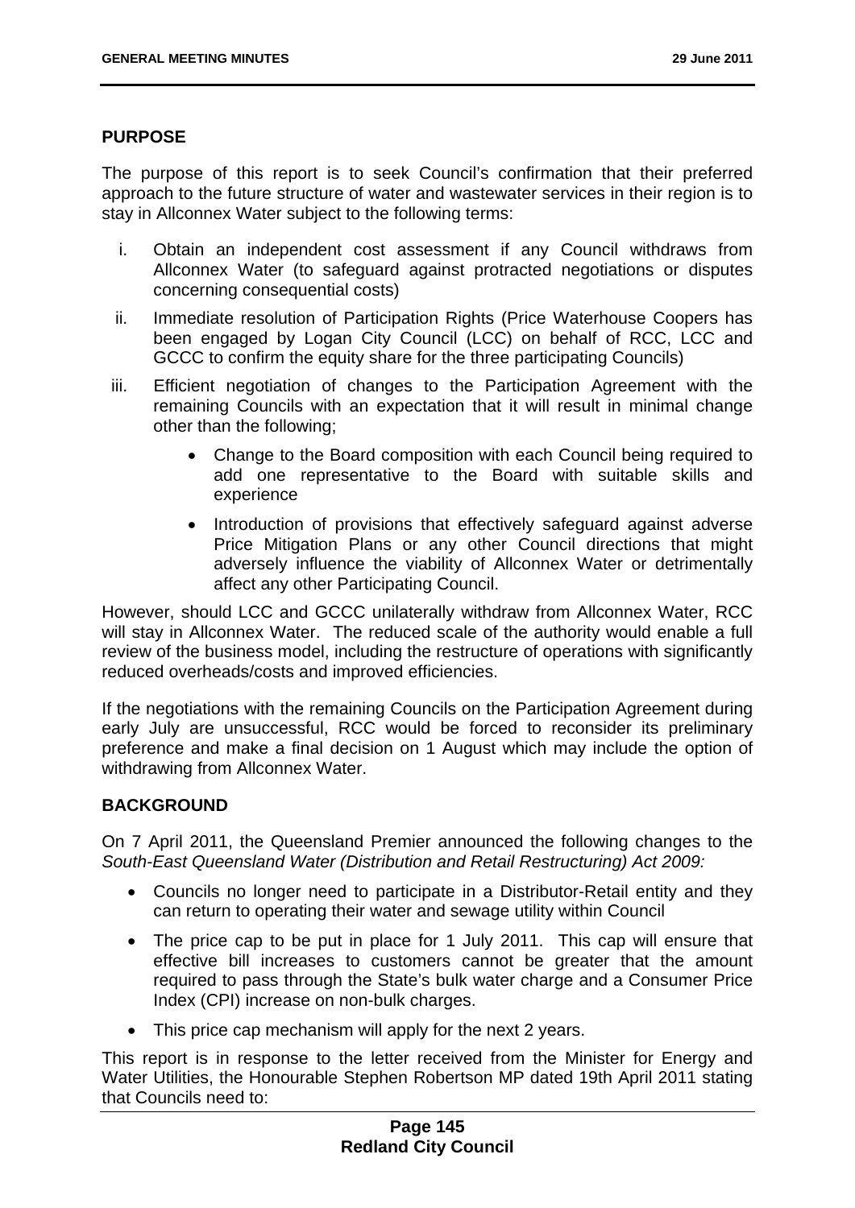## PURPOSE

The purpose of this report is to seek Council's confirmation that their preferred approach to the future structure of water and wastewater services in their region is to stay in Allconnex Water subject to the following terms:

i. Obtain an independent cost assessment if any Council withdraws from Allconnex Water (to safeguard against protracted negotiations or disputes concerning consequential costs)

ii. Immediate resolution of Participation Rights (Price Waterhouse Coopers has been engaged by Logan City Council (LCC) on behalf of RCC, LCC and GCCC to confirm the equity share for the three participating Councils)

iii. Efficient negotiation of changes to the Participation Agreement with the remaining Councils with an expectation that it will result in minimal change other than the following;

   - Change to the Board composition with each Council being required to add one representative to the Board with suitable skills and experience
   - Introduction of provisions that effectively safeguard against adverse Price Mitigation Plans or any other Council directions that might adversely influence the viability of Allconnex Water or detrimentally affect any other Participating Council.

However, should LCC and GCCC unilaterally withdraw from Allconnex Water, RCC will stay in Allconnex Water. The reduced scale of the authority would enable a full review of the business model, including the restructure of operations with significantly reduced overheads/costs and improved efficiencies.

If the negotiations with the remaining Councils on the Participation Agreement during early July are unsuccessful, RCC would be forced to reconsider its preliminary preference and make a final decision on 1 August which may include the option of withdrawing from Allconnex Water.

## BACKGROUND

On 7 April 2011, the Queensland Premier announced the following changes to the *South-East Queensland Water (Distribution and Retail Restructuring) Act 2009:*

- Councils no longer need to participate in a Distributor-Retail entity and they can return to operating their water and sewage utility within Council
- The price cap to be put in place for 1 July 2011. This cap will ensure that effective bill increases to customers cannot be greater that the amount required to pass through the State's bulk water charge and a Consumer Price Index (CPI) increase on non-bulk charges.
- This price cap mechanism will apply for the next 2 years.

This report is in response to the letter received from the Minister for Energy and Water Utilities, the Honourable Stephen Robertson MP dated 19th April 2011 stating that Councils need to: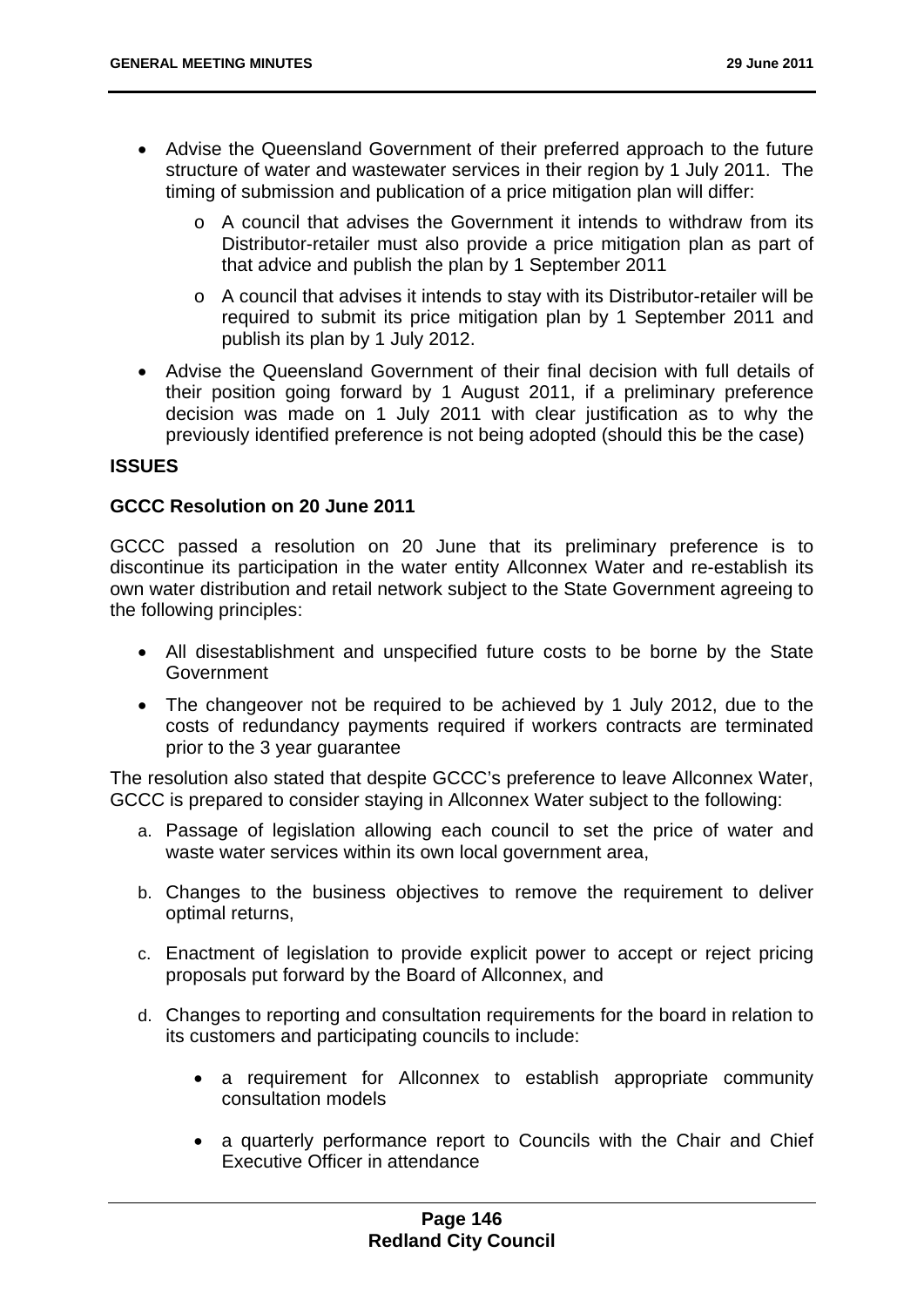- Advise the Queensland Government of their preferred approach to the future structure of water and wastewater services in their region by 1 July 2011. The timing of submission and publication of a price mitigation plan will differ:
    - A council that advises the Government it intends to withdraw from its Distributor-retailer must also provide a price mitigation plan as part of that advice and publish the plan by 1 September 2011
    - A council that advises it intends to stay with its Distributor-retailer will be required to submit its price mitigation plan by 1 September 2011 and publish its plan by 1 July 2012.
- Advise the Queensland Government of their final decision with full details of their position going forward by 1 August 2011, if a preliminary preference decision was made on 1 July 2011 with clear justification as to why the previously identified preference is not being adopted (should this be the case)

**ISSUES**

**GCCC Resolution on 20 June 2011**

GCCC passed a resolution on 20 June that its preliminary preference is to discontinue its participation in the water entity Allconnex Water and re-establish its own water distribution and retail network subject to the State Government agreeing to the following principles:

- All disestablishment and unspecified future costs to be borne by the State Government
- The changeover not be required to be achieved by 1 July 2012, due to the costs of redundancy payments required if workers contracts are terminated prior to the 3 year guarantee

The resolution also stated that despite GCCC's preference to leave Allconnex Water, GCCC is prepared to consider staying in Allconnex Water subject to the following:

a. Passage of legislation allowing each council to set the price of water and waste water services within its own local government area,

b. Changes to the business objectives to remove the requirement to deliver optimal returns,

c. Enactment of legislation to provide explicit power to accept or reject pricing proposals put forward by the Board of Allconnex, and

d. Changes to reporting and consultation requirements for the board in relation to its customers and participating councils to include:

    - a requirement for Allconnex to establish appropriate community consultation models
    - a quarterly performance report to Councils with the Chair and Chief Executive Officer in attendance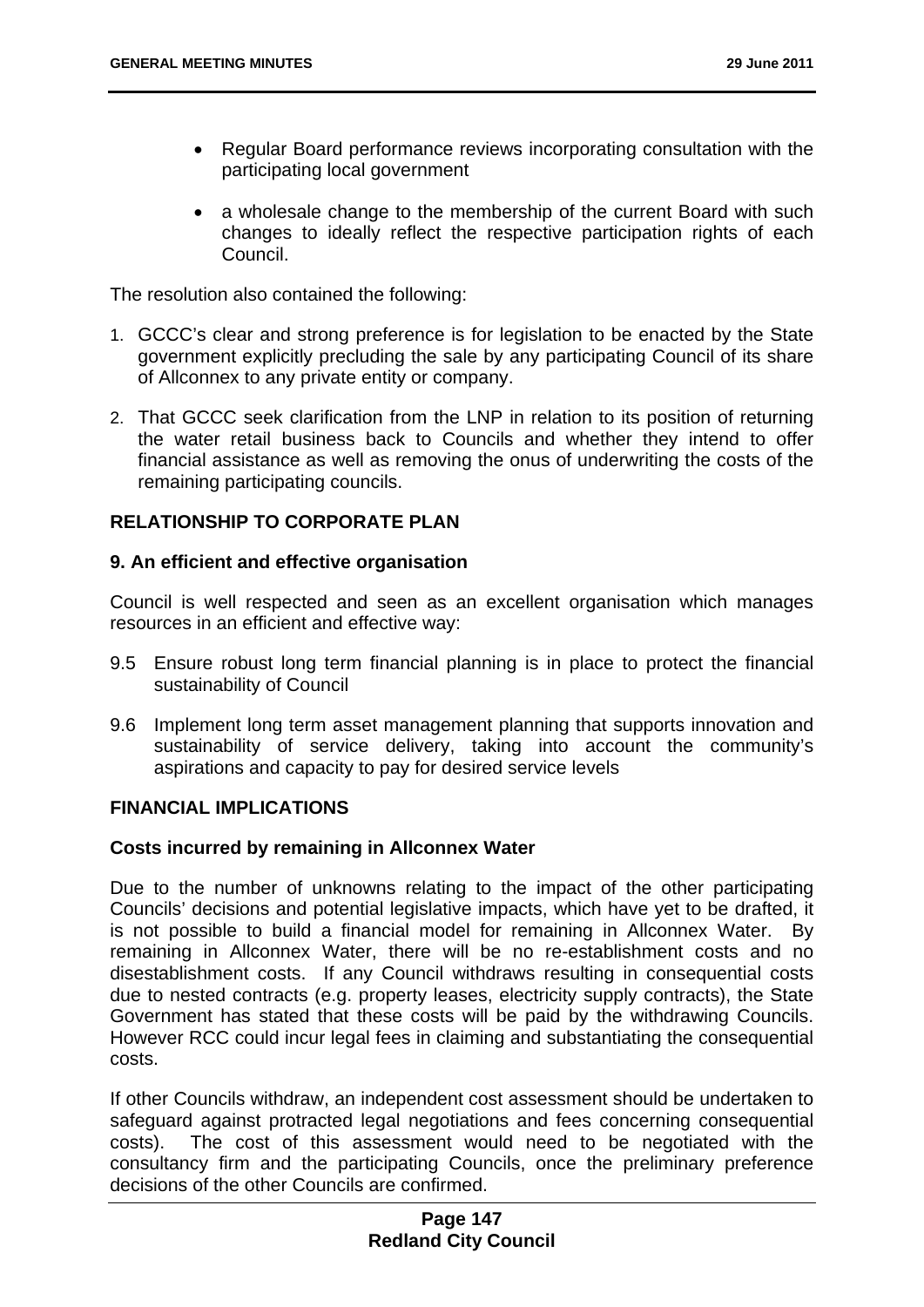- Regular Board performance reviews incorporating consultation with the participating local government
- a wholesale change to the membership of the current Board with such changes to ideally reflect the respective participation rights of each Council.

The resolution also contained the following:

1. GCCC's clear and strong preference is for legislation to be enacted by the State government explicitly precluding the sale by any participating Council of its share of Allconnex to any private entity or company.
2. That GCCC seek clarification from the LNP in relation to its position of returning the water retail business back to Councils and whether they intend to offer financial assistance as well as removing the onus of underwriting the costs of the remaining participating councils.

## RELATIONSHIP TO CORPORATE PLAN

### 9. An efficient and effective organisation

Council is well respected and seen as an excellent organisation which manages resources in an efficient and effective way:

9.5 Ensure robust long term financial planning is in place to protect the financial sustainability of Council

9.6 Implement long term asset management planning that supports innovation and sustainability of service delivery, taking into account the community's aspirations and capacity to pay for desired service levels

## FINANCIAL IMPLICATIONS

### Costs incurred by remaining in Allconnex Water

Due to the number of unknowns relating to the impact of the other participating Councils' decisions and potential legislative impacts, which have yet to be drafted, it is not possible to build a financial model for remaining in Allconnex Water. By remaining in Allconnex Water, there will be no re-establishment costs and no disestablishment costs. If any Council withdraws resulting in consequential costs due to nested contracts (e.g. property leases, electricity supply contracts), the State Government has stated that these costs will be paid by the withdrawing Councils. However RCC could incur legal fees in claiming and substantiating the consequential costs.

If other Councils withdraw, an independent cost assessment should be undertaken to safeguard against protracted legal negotiations and fees concerning consequential costs). The cost of this assessment would need to be negotiated with the consultancy firm and the participating Councils, once the preliminary preference decisions of the other Councils are confirmed.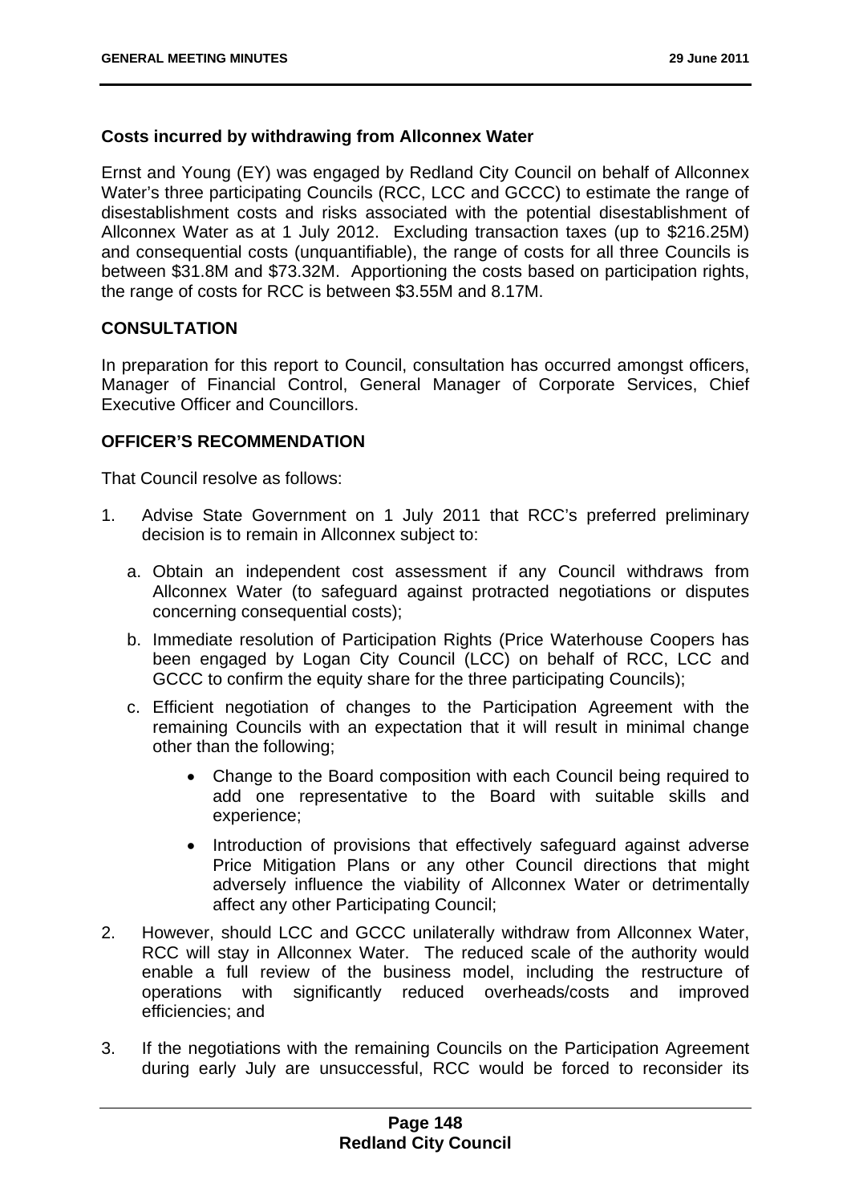**Costs incurred by withdrawing from Allconnex Water**

Ernst and Young (EY) was engaged by Redland City Council on behalf of Allconnex Water's three participating Councils (RCC, LCC and GCCC) to estimate the range of disestablishment costs and risks associated with the potential disestablishment of Allconnex Water as at 1 July 2012. Excluding transaction taxes (up to $216.25M) and consequential costs (unquantifiable), the range of costs for all three Councils is between $31.8M and $73.32M. Apportioning the costs based on participation rights, the range of costs for RCC is between $3.55M and 8.17M.

**CONSULTATION**

In preparation for this report to Council, consultation has occurred amongst officers, Manager of Financial Control, General Manager of Corporate Services, Chief Executive Officer and Councillors.

**OFFICER'S RECOMMENDATION**

That Council resolve as follows:

1. Advise State Government on 1 July 2011 that RCC's preferred preliminary decision is to remain in Allconnex subject to:
   a. Obtain an independent cost assessment if any Council withdraws from Allconnex Water (to safeguard against protracted negotiations or disputes concerning consequential costs);
   b. Immediate resolution of Participation Rights (Price Waterhouse Coopers has been engaged by Logan City Council (LCC) on behalf of RCC, LCC and GCCC to confirm the equity share for the three participating Councils);
   c. Efficient negotiation of changes to the Participation Agreement with the remaining Councils with an expectation that it will result in minimal change other than the following;
      - Change to the Board composition with each Council being required to add one representative to the Board with suitable skills and experience;
      - Introduction of provisions that effectively safeguard against adverse Price Mitigation Plans or any other Council directions that might adversely influence the viability of Allconnex Water or detrimentally affect any other Participating Council;
2. However, should LCC and GCCC unilaterally withdraw from Allconnex Water, RCC will stay in Allconnex Water. The reduced scale of the authority would enable a full review of the business model, including the restructure of operations with significantly reduced overheads/costs and improved efficiencies; and
3. If the negotiations with the remaining Councils on the Participation Agreement during early July are unsuccessful, RCC would be forced to reconsider its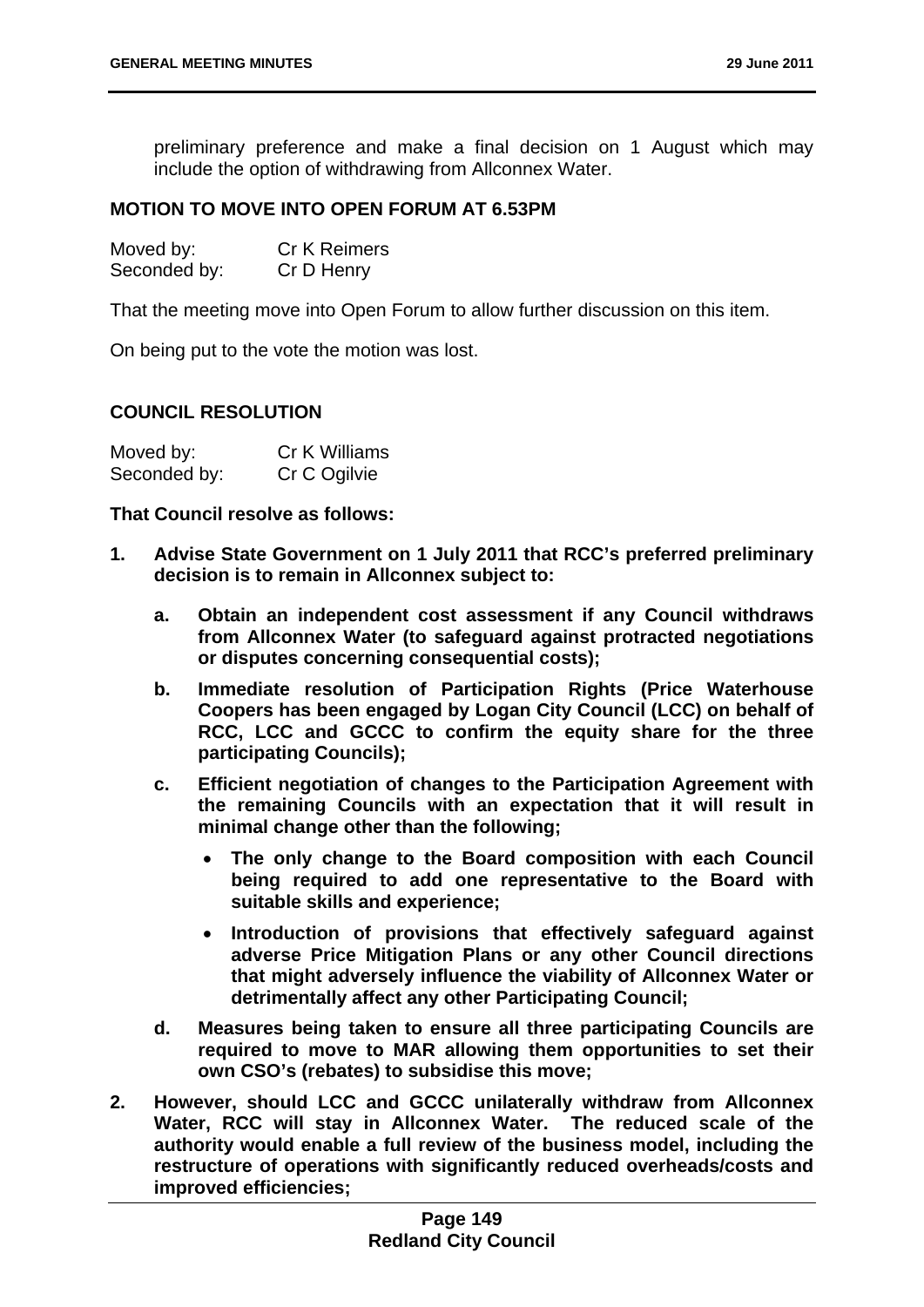preliminary preference and make a final decision on 1 August which may include the option of withdrawing from Allconnex Water.

**MOTION TO MOVE INTO OPEN FORUM AT 6.53PM**

Moved by: Cr K Reimers
Seconded by: Cr D Henry

That the meeting move into Open Forum to allow further discussion on this item.

On being put to the vote the motion was lost.

**COUNCIL RESOLUTION**

Moved by: Cr K Williams
Seconded by: Cr C Ogilvie

**That Council resolve as follows:**

1. **Advise State Government on 1 July 2011 that RCC's preferred preliminary decision is to remain in Allconnex subject to:**
   a. **Obtain an independent cost assessment if any Council withdraws from Allconnex Water (to safeguard against protracted negotiations or disputes concerning consequential costs);**
   b. **Immediate resolution of Participation Rights (Price Waterhouse Coopers has been engaged by Logan City Council (LCC) on behalf of RCC, LCC and GCCC to confirm the equity share for the three participating Councils);**
   c. **Efficient negotiation of changes to the Participation Agreement with the remaining Councils with an expectation that it will result in minimal change other than the following;**
      - **The only change to the Board composition with each Council being required to add one representative to the Board with suitable skills and experience;**
      - **Introduction of provisions that effectively safeguard against adverse Price Mitigation Plans or any other Council directions that might adversely influence the viability of Allconnex Water or detrimentally affect any other Participating Council;**
   d. **Measures being taken to ensure all three participating Councils are required to move to MAR allowing them opportunities to set their own CSO's (rebates) to subsidise this move;**
2. **However, should LCC and GCCC unilaterally withdraw from Allconnex Water, RCC will stay in Allconnex Water. The reduced scale of the authority would enable a full review of the business model, including the restructure of operations with significantly reduced overheads/costs and improved efficiencies;**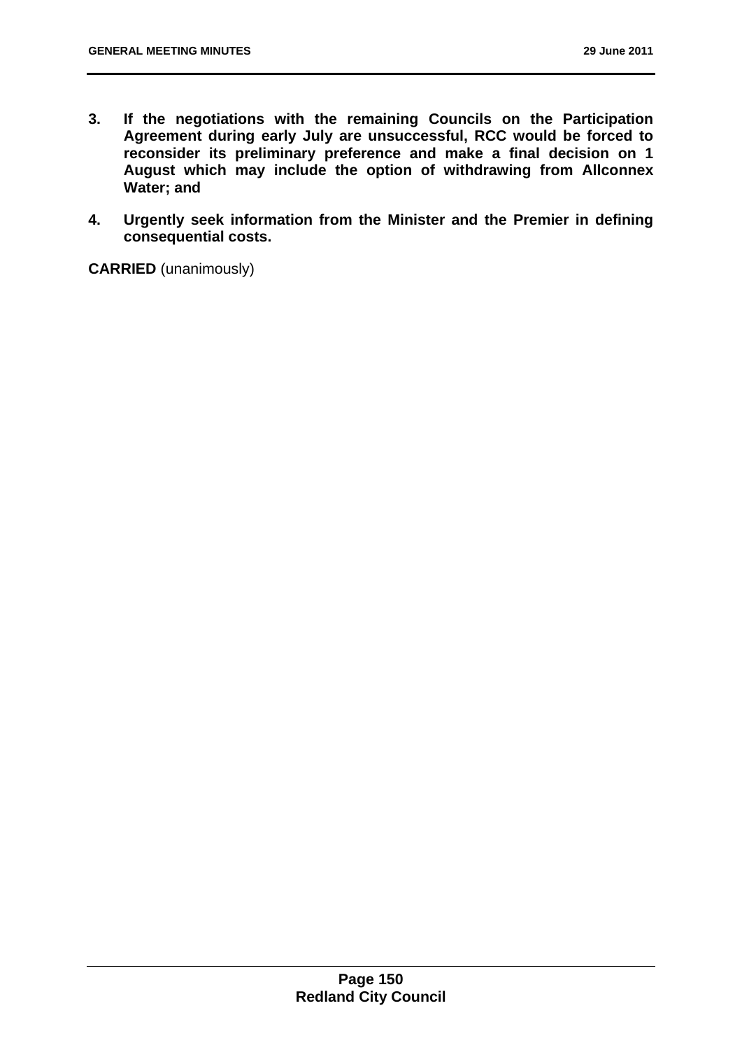3. **If the negotiations with the remaining Councils on the Participation Agreement during early July are unsuccessful, RCC would be forced to reconsider its preliminary preference and make a final decision on 1 August which may include the option of withdrawing from Allconnex Water; and**

4. **Urgently seek information from the Minister and the Premier in defining consequential costs.**

**CARRIED** (unanimously)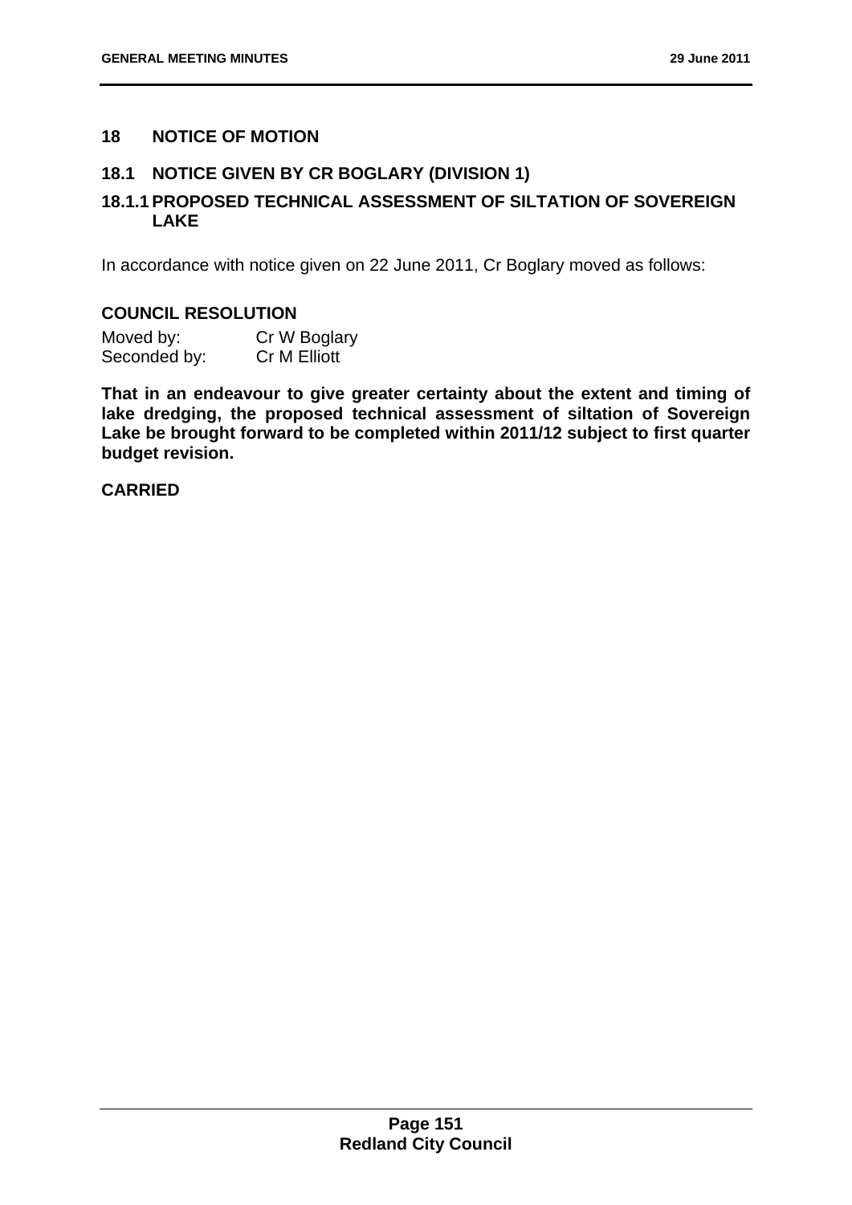## 18 NOTICE OF MOTION

### 18.1 NOTICE GIVEN BY CR BOGLARY (DIVISION 1)

### 18.1.1 PROPOSED TECHNICAL ASSESSMENT OF SILTATION OF SOVEREIGN LAKE

In accordance with notice given on 22 June 2011, Cr Boglary moved as follows:

**COUNCIL RESOLUTION**

Moved by: Cr W Boglary
Seconded by: Cr M Elliott

**That in an endeavour to give greater certainty about the extent and timing of lake dredging, the proposed technical assessment of siltation of Sovereign Lake be brought forward to be completed within 2011/12 subject to first quarter budget revision.**

**CARRIED**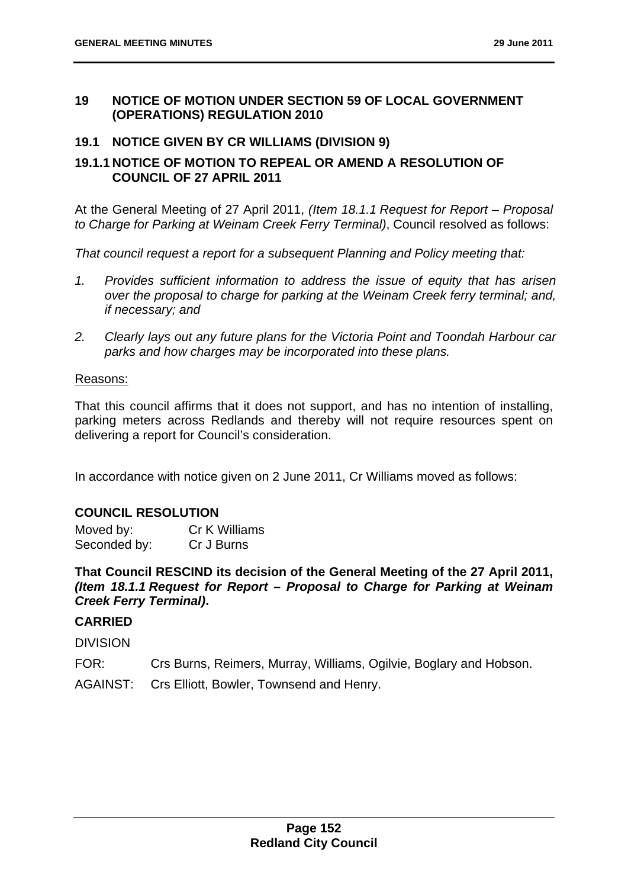## 19 NOTICE OF MOTION UNDER SECTION 59 OF LOCAL GOVERNMENT (OPERATIONS) REGULATION 2010

### 19.1 NOTICE GIVEN BY CR WILLIAMS (DIVISION 9)

### 19.1.1 NOTICE OF MOTION TO REPEAL OR AMEND A RESOLUTION OF COUNCIL OF 27 APRIL 2011

At the General Meeting of 27 April 2011, *(Item 18.1.1 Request for Report – Proposal to Charge for Parking at Weinam Creek Ferry Terminal)*, Council resolved as follows:

*That council request a report for a subsequent Planning and Policy meeting that:*

1. *Provides sufficient information to address the issue of equity that has arisen over the proposal to charge for parking at the Weinam Creek ferry terminal; and, if necessary; and*
2. *Clearly lays out any future plans for the Victoria Point and Toondah Harbour car parks and how charges may be incorporated into these plans.*

Reasons:

That this council affirms that it does not support, and has no intention of installing, parking meters across Redlands and thereby will not require resources spent on delivering a report for Council's consideration.

In accordance with notice given on 2 June 2011, Cr Williams moved as follows:

**COUNCIL RESOLUTION**

Moved by: Cr K Williams
Seconded by: Cr J Burns

**That Council RESCIND its decision of the General Meeting of the 27 April 2011, *(Item 18.1.1 Request for Report – Proposal to Charge for Parking at Weinam Creek Ferry Terminal)*.**

**CARRIED**

DIVISION

FOR: Crs Burns, Reimers, Murray, Williams, Ogilvie, Boglary and Hobson.

AGAINST: Crs Elliott, Bowler, Townsend and Henry.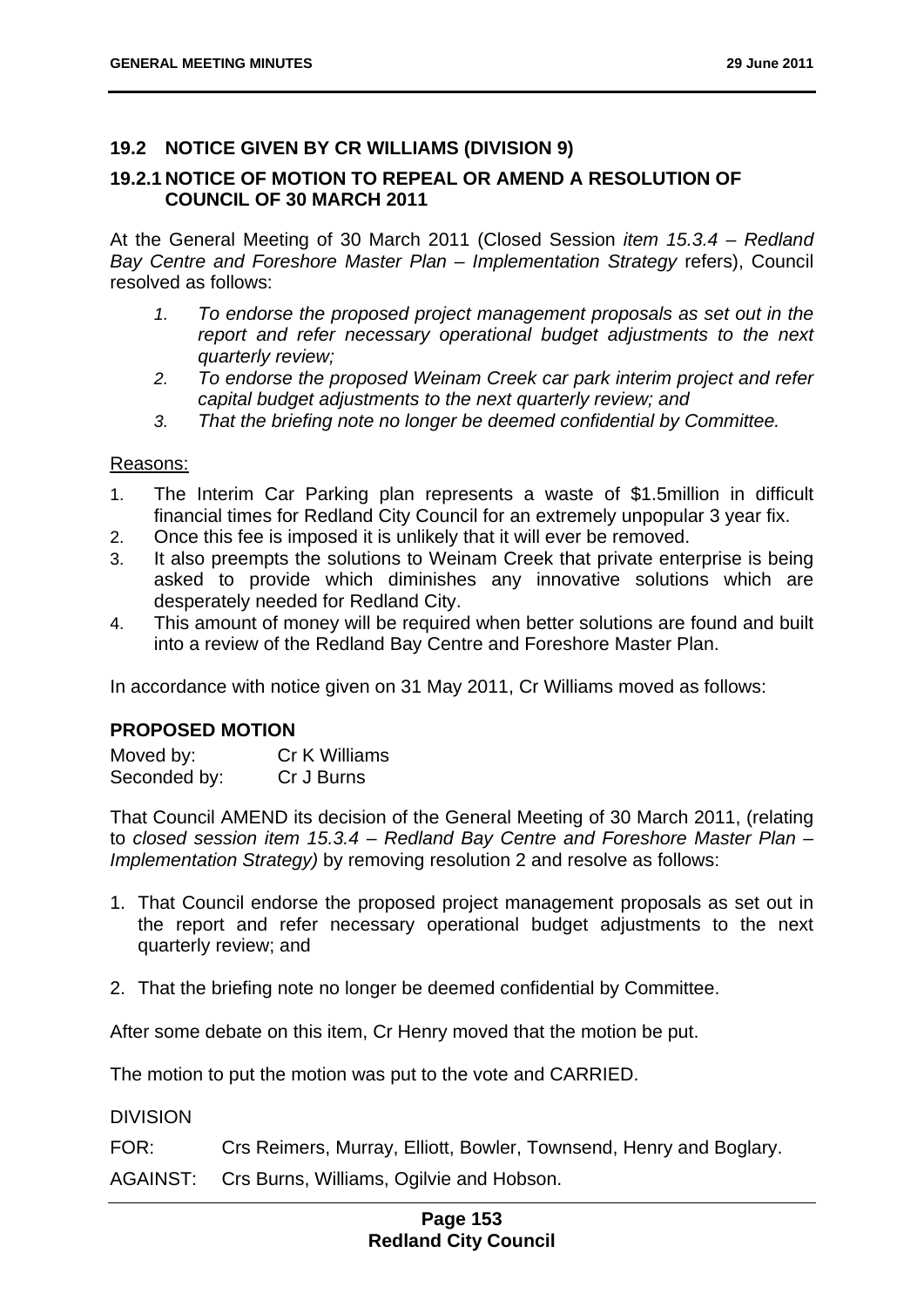## 19.2 NOTICE GIVEN BY CR WILLIAMS (DIVISION 9)

### 19.2.1 NOTICE OF MOTION TO REPEAL OR AMEND A RESOLUTION OF COUNCIL OF 30 MARCH 2011

At the General Meeting of 30 March 2011 (Closed Session *item 15.3.4 – Redland Bay Centre and Foreshore Master Plan – Implementation Strategy* refers), Council resolved as follows:

1. *To endorse the proposed project management proposals as set out in the report and refer necessary operational budget adjustments to the next quarterly review;*
2. *To endorse the proposed Weinam Creek car park interim project and refer capital budget adjustments to the next quarterly review; and*
3. *That the briefing note no longer be deemed confidential by Committee.*

Reasons:

1. The Interim Car Parking plan represents a waste of $1.5million in difficult financial times for Redland City Council for an extremely unpopular 3 year fix.
2. Once this fee is imposed it is unlikely that it will ever be removed.
3. It also preempts the solutions to Weinam Creek that private enterprise is being asked to provide which diminishes any innovative solutions which are desperately needed for Redland City.
4. This amount of money will be required when better solutions are found and built into a review of the Redland Bay Centre and Foreshore Master Plan.

In accordance with notice given on 31 May 2011, Cr Williams moved as follows:

**PROPOSED MOTION**

Moved by: Cr K Williams
Seconded by: Cr J Burns

That Council AMEND its decision of the General Meeting of 30 March 2011, (relating to *closed session item 15.3.4 – Redland Bay Centre and Foreshore Master Plan – Implementation Strategy)* by removing resolution 2 and resolve as follows:

1. That Council endorse the proposed project management proposals as set out in the report and refer necessary operational budget adjustments to the next quarterly review; and

2. That the briefing note no longer be deemed confidential by Committee.

After some debate on this item, Cr Henry moved that the motion be put.

The motion to put the motion was put to the vote and CARRIED.

DIVISION

FOR: Crs Reimers, Murray, Elliott, Bowler, Townsend, Henry and Boglary.

AGAINST: Crs Burns, Williams, Ogilvie and Hobson.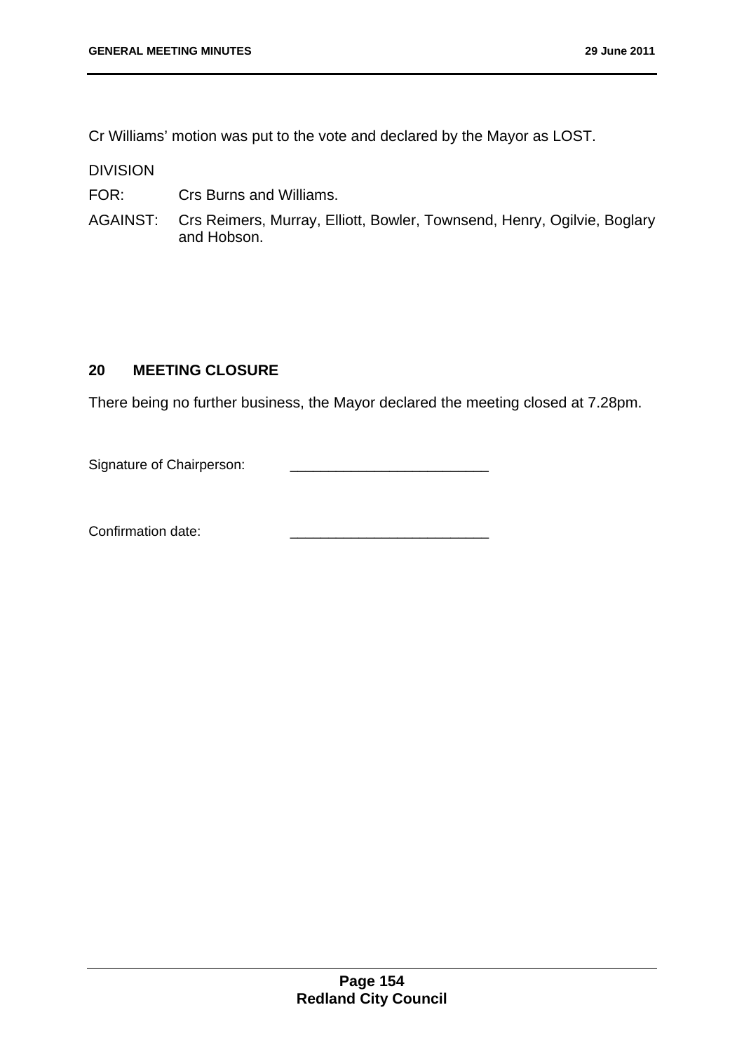Cr Williams' motion was put to the vote and declared by the Mayor as LOST.

DIVISION

FOR: Crs Burns and Williams.

AGAINST: Crs Reimers, Murray, Elliott, Bowler, Townsend, Henry, Ogilvie, Boglary and Hobson.

## 20 MEETING CLOSURE

There being no further business, the Mayor declared the meeting closed at 7.28pm.

Signature of Chairperson: __________________________

Confirmation date: __________________________